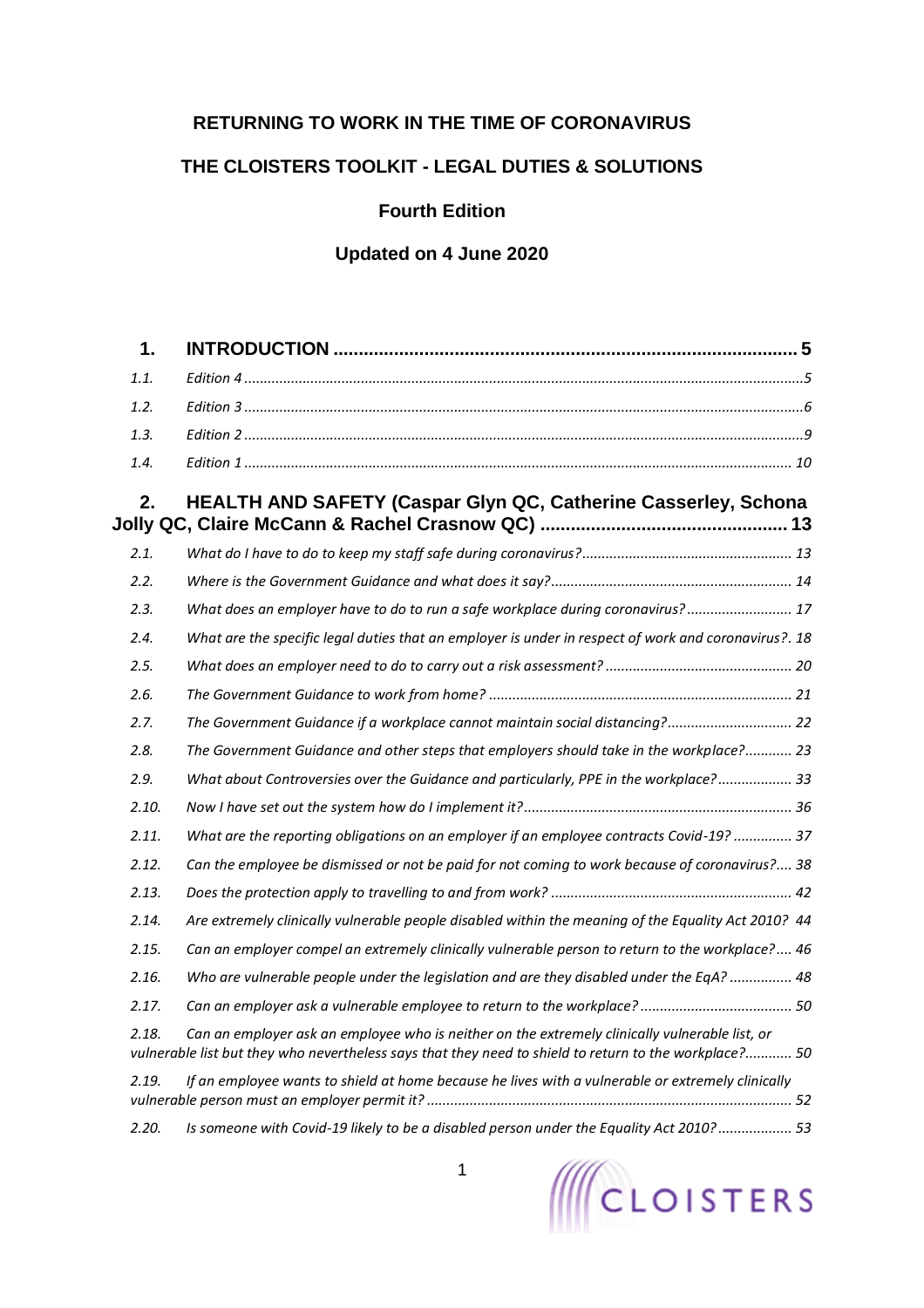# RETURNING TO WORK IN THE TIME OF CORONAVIRUS

## THE CLOISTERS TOOLKIT - LEGAL DUTIES & SOLUTIONS

### Fourth Edition

### Updated on 4 June 2020

**1. INTRODUCTION ........................................................................................... 5**

*1.1. Edition 4 ........................................................................................................................................... 5*

*1.2. Edition 3 ........................................................................................................................................... 6*

*1.3. Edition 2 ........................................................................................................................................... 9*

*1.4. Edition 1 ........................................................................................................................................... 10*

**2. HEALTH AND SAFETY (Caspar Glyn QC, Catherine Casserley, Schona Jolly QC, Claire McCann & Rachel Crasnow QC) ................................................ 13**

*2.1. What do I have to do to keep my staff safe during coronavirus? ..................................................... 13*

*2.2. Where is the Government Guidance and what does it say? ............................................................. 14*

*2.3. What does an employer have to do to run a safe workplace during coronavirus? ........................... 17*

*2.4. What are the specific legal duties that an employer is under in respect of work and coronavirus?. 18*

*2.5. What does an employer need to do to carry out a risk assessment? ............................................... 20*

*2.6. The Government Guidance to work from home? ............................................................................ 21*

*2.7. The Government Guidance if a workplace cannot maintain social distancing? ................................ 22*

*2.8. The Government Guidance and other steps that employers should take in the workplace? ............ 23*

*2.9. What about Controversies over the Guidance and particularly, PPE in the workplace? ................... 33*

*2.10. Now I have set out the system how do I implement it? .................................................................... 36*

*2.11. What are the reporting obligations on an employer if an employee contracts Covid-19? ............... 37*

*2.12. Can the employee be dismissed or not be paid for not coming to work because of coronavirus?.... 38*

*2.13. Does the protection apply to travelling to and from work? ............................................................. 42*

*2.14. Are extremely clinically vulnerable people disabled within the meaning of the Equality Act 2010? 44*

*2.15. Can an employer compel an extremely clinically vulnerable person to return to the workplace? .... 46*

*2.16. Who are vulnerable people under the legislation and are they disabled under the EqA? ................ 48*

*2.17. Can an employer ask a vulnerable employee to return to the workplace? ....................................... 50*

*2.18. Can an employer ask an employee who is neither on the extremely clinically vulnerable list, or vulnerable list but they who nevertheless says that they need to shield to return to the workplace? ............ 50*

*2.19. If an employee wants to shield at home because he lives with a vulnerable or extremely clinically vulnerable person must an employer permit it? ............................................................................................ 52*

*2.20. Is someone with Covid-19 likely to be a disabled person under the Equality Act 2010? ................... 53*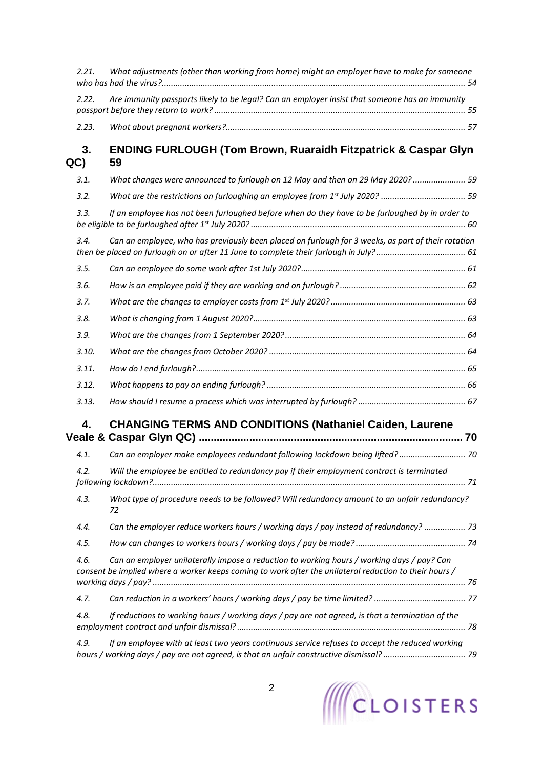*2.21. What adjustments (other than working from home) might an employer have to make for someone who has had the virus? ........ 54*

*2.22. Are immunity passports likely to be legal? Can an employer insist that someone has an immunity passport before they return to work? ........ 55*

*2.23. What about pregnant workers? ........ 57*

**3. ENDING FURLOUGH (Tom Brown, Ruaraidh Fitzpatrick & Caspar Glyn QC) 59**

*3.1. What changes were announced to furlough on 12 May and then on 29 May 2020? ........ 59*

*3.2. What are the restrictions on furloughing an employee from 1st July 2020? ........ 59*

*3.3. If an employee has not been furloughed before when do they have to be furloughed by in order to be eligible to be furloughed after 1st July 2020? ........ 60*

*3.4. Can an employee, who has previously been placed on furlough for 3 weeks, as part of their rotation then be placed on furlough on or after 11 June to complete their furlough in July? ........ 61*

*3.5. Can an employee do some work after 1st July 2020? ........ 61*

*3.6. How is an employee paid if they are working and on furlough? ........ 62*

*3.7. What are the changes to employer costs from 1st July 2020? ........ 63*

*3.8. What is changing from 1 August 2020? ........ 63*

*3.9. What are the changes from 1 September 2020? ........ 64*

*3.10. What are the changes from October 2020? ........ 64*

*3.11. How do I end furlough? ........ 65*

*3.12. What happens to pay on ending furlough? ........ 66*

*3.13. How should I resume a process which was interrupted by furlough? ........ 67*

**4. CHANGING TERMS AND CONDITIONS (Nathaniel Caiden, Laurene Veale & Caspar Glyn QC) ........ 70**

*4.1. Can an employer make employees redundant following lockdown being lifted? ........ 70*

*4.2. Will the employee be entitled to redundancy pay if their employment contract is terminated following lockdown? ........ 71*

*4.3. What type of procedure needs to be followed? Will redundancy amount to an unfair redundancy? 72*

*4.4. Can the employer reduce workers hours / working days / pay instead of redundancy? ........ 73*

*4.5. How can changes to workers hours / working days / pay be made? ........ 74*

*4.6. Can an employer unilaterally impose a reduction to working hours / working days / pay? Can consent be implied where a worker keeps coming to work after the unilateral reduction to their hours / working days / pay? ........ 76*

*4.7. Can reduction in a workers' hours / working days / pay be time limited? ........ 77*

*4.8. If reductions to working hours / working days / pay are not agreed, is that a termination of the employment contract and unfair dismissal? ........ 78*

*4.9. If an employee with at least two years continuous service refuses to accept the reduced working hours / working days / pay are not agreed, is that an unfair constructive dismissal? ........ 79*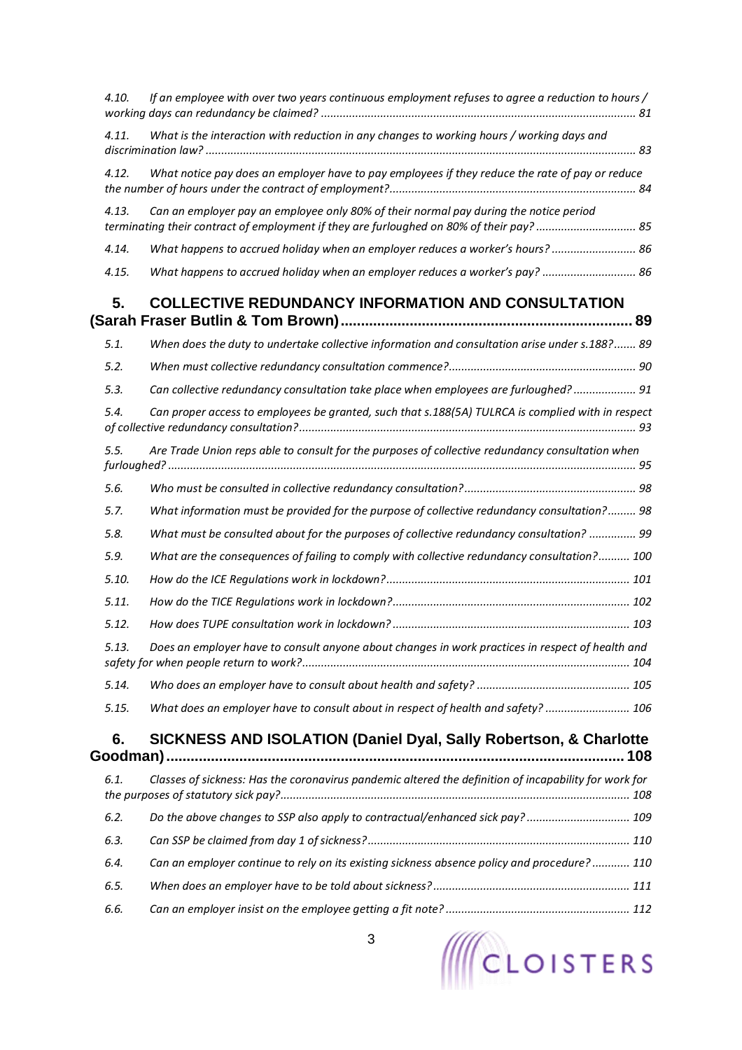*4.10. If an employee with over two years continuous employment refuses to agree a reduction to hours / working days can redundancy be claimed? .... 81*

*4.11. What is the interaction with reduction in any changes to working hours / working days and discrimination law? .... 83*

*4.12. What notice pay does an employer have to pay employees if they reduce the rate of pay or reduce the number of hours under the contract of employment? .... 84*

*4.13. Can an employer pay an employee only 80% of their normal pay during the notice period terminating their contract of employment if they are furloughed on 80% of their pay? .... 85*

*4.14. What happens to accrued holiday when an employer reduces a worker's hours? .... 86*

*4.15. What happens to accrued holiday when an employer reduces a worker's pay? .... 86*

## 5. COLLECTIVE REDUNDANCY INFORMATION AND CONSULTATION (Sarah Fraser Butlin & Tom Brown) .... 89

*5.1. When does the duty to undertake collective information and consultation arise under s.188? .... 89*

*5.2. When must collective redundancy consultation commence? .... 90*

*5.3. Can collective redundancy consultation take place when employees are furloughed? .... 91*

*5.4. Can proper access to employees be granted, such that s.188(5A) TULRCA is complied with in respect of collective redundancy consultation? .... 93*

*5.5. Are Trade Union reps able to consult for the purposes of collective redundancy consultation when furloughed? .... 95*

*5.6. Who must be consulted in collective redundancy consultation? .... 98*

*5.7. What information must be provided for the purpose of collective redundancy consultation? .... 98*

*5.8. What must be consulted about for the purposes of collective redundancy consultation? .... 99*

*5.9. What are the consequences of failing to comply with collective redundancy consultation? .... 100*

*5.10. How do the ICE Regulations work in lockdown? .... 101*

*5.11. How do the TICE Regulations work in lockdown? .... 102*

*5.12. How does TUPE consultation work in lockdown? .... 103*

*5.13. Does an employer have to consult anyone about changes in work practices in respect of health and safety for when people return to work? .... 104*

*5.14. Who does an employer have to consult about health and safety? .... 105*

*5.15. What does an employer have to consult about in respect of health and safety? .... 106*

## 6. SICKNESS AND ISOLATION (Daniel Dyal, Sally Robertson, & Charlotte Goodman) .... 108

*6.1. Classes of sickness: Has the coronavirus pandemic altered the definition of incapability for work for the purposes of statutory sick pay? .... 108*

*6.2. Do the above changes to SSP also apply to contractual/enhanced sick pay? .... 109*

*6.3. Can SSP be claimed from day 1 of sickness? .... 110*

*6.4. Can an employer continue to rely on its existing sickness absence policy and procedure? .... 110*

*6.5. When does an employer have to be told about sickness? .... 111*

*6.6. Can an employer insist on the employee getting a fit note? .... 112*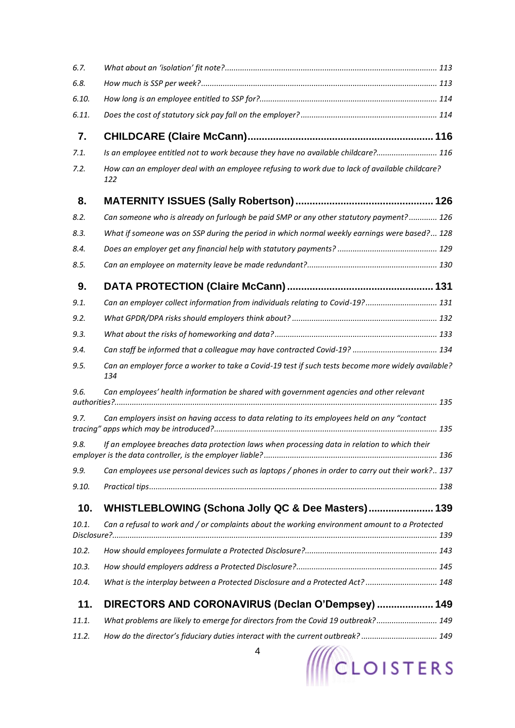6.7. *What about an 'isolation' fit note?* ........ 113

6.8. *How much is SSP per week?* ........ 113

6.10. *How long is an employee entitled to SSP for?* ........ 114

6.11. *Does the cost of statutory sick pay fall on the employer?* ........ 114

**7. CHILDCARE (Claire McCann)** ........ **116**

7.1. *Is an employee entitled not to work because they have no available childcare?* ........ 116

7.2. *How can an employer deal with an employee refusing to work due to lack of available childcare?* 122

**8. MATERNITY ISSUES (Sally Robertson)** ........ **126**

8.2. *Can someone who is already on furlough be paid SMP or any other statutory payment?* ........ 126

8.3. *What if someone was on SSP during the period in which normal weekly earnings were based?* ... 128

8.4. *Does an employer get any financial help with statutory payments?* ........ 129

8.5. *Can an employee on maternity leave be made redundant?* ........ 130

**9. DATA PROTECTION (Claire McCann)** ........ **131**

9.1. *Can an employer collect information from individuals relating to Covid-19?* ........ 131

9.2. *What GPDR/DPA risks should employers think about?* ........ 132

9.3. *What about the risks of homeworking and data?* ........ 133

9.4. *Can staff be informed that a colleague may have contracted Covid-19?* ........ 134

9.5. *Can an employer force a worker to take a Covid-19 test if such tests become more widely available?* 134

9.6. *Can employees' health information be shared with government agencies and other relevant authorities?* ........ 135

9.7. *Can employers insist on having access to data relating to its employees held on any "contact tracing" apps which may be introduced?* ........ 135

9.8. *If an employee breaches data protection laws when processing data in relation to which their employer is the data controller, is the employer liable?* ........ 136

9.9. *Can employees use personal devices such as laptops / phones in order to carry out their work?* .. 137

9.10. *Practical tips* ........ 138

**10. WHISTLEBLOWING (Schona Jolly QC & Dee Masters)** ........ **139**

10.1. *Can a refusal to work and / or complaints about the working environment amount to a Protected Disclosure?* ........ 139

10.2. *How should employees formulate a Protected Disclosure?* ........ 143

10.3. *How should employers address a Protected Disclosure?* ........ 145

10.4. *What is the interplay between a Protected Disclosure and a Protected Act?* ........ 148

**11. DIRECTORS AND CORONAVIRUS (Declan O'Dempsey)** ........ **149**

11.1. *What problems are likely to emerge for directors from the Covid 19 outbreak?* ........ 149

11.2. *How do the director's fiduciary duties interact with the current outbreak?* ........ 149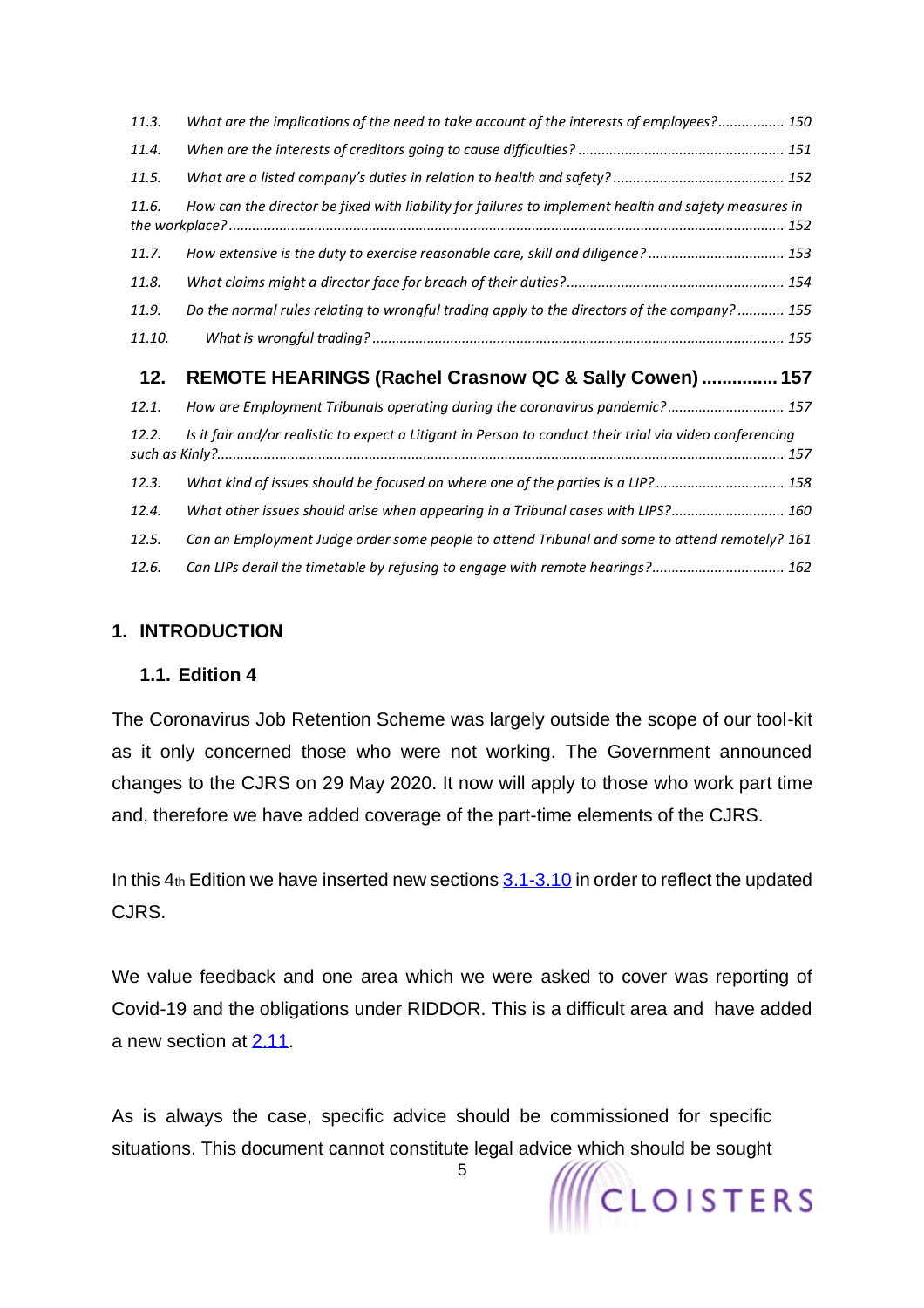| | | |
|---|---|---|
| 11.3. | *What are the implications of the need to take account of the interests of employees?* | 150 |
| 11.4. | *When are the interests of creditors going to cause difficulties?* | 151 |
| 11.5. | *What are a listed company's duties in relation to health and safety?* | 152 |
| 11.6. | *How can the director be fixed with liability for failures to implement health and safety measures in the workplace?* | 152 |
| 11.7. | *How extensive is the duty to exercise reasonable care, skill and diligence?* | 153 |
| 11.8. | *What claims might a director face for breach of their duties?* | 154 |
| 11.9. | *Do the normal rules relating to wrongful trading apply to the directors of the company?* | 155 |
| 11.10. | *What is wrongful trading?* | 155 |
| **12.** | **REMOTE HEARINGS (Rachel Crasnow QC & Sally Cowen)** | **157** |
| 12.1. | *How are Employment Tribunals operating during the coronavirus pandemic?* | 157 |
| 12.2. | *Is it fair and/or realistic to expect a Litigant in Person to conduct their trial via video conferencing such as Kinly?* | 157 |
| 12.3. | *What kind of issues should be focused on where one of the parties is a LIP?* | 158 |
| 12.4. | *What other issues should arise when appearing in a Tribunal cases with LIPS?* | 160 |
| 12.5. | *Can an Employment Judge order some people to attend Tribunal and some to attend remotely?* | 161 |
| 12.6. | *Can LIPs derail the timetable by refusing to engage with remote hearings?* | 162 |

## 1. INTRODUCTION

### 1.1. Edition 4

The Coronavirus Job Retention Scheme was largely outside the scope of our tool-kit as it only concerned those who were not working. The Government announced changes to the CJRS on 29 May 2020. It now will apply to those who work part time and, therefore we have added coverage of the part-time elements of the CJRS.

In this 4th Edition we have inserted new sections 3.1-3.10 in order to reflect the updated CJRS.

We value feedback and one area which we were asked to cover was reporting of Covid-19 and the obligations under RIDDOR. This is a difficult area and have added a new section at 2.11.

As is always the case, specific advice should be commissioned for specific situations. This document cannot constitute legal advice which should be sought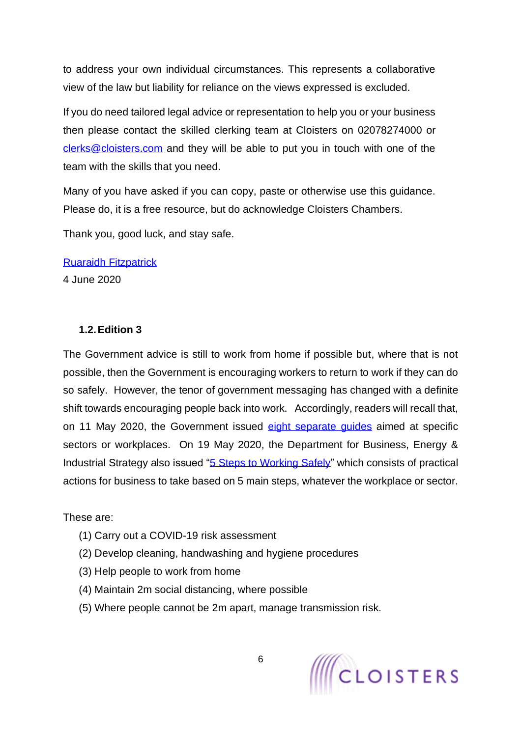to address your own individual circumstances. This represents a collaborative view of the law but liability for reliance on the views expressed is excluded.

If you do need tailored legal advice or representation to help you or your business then please contact the skilled clerking team at Cloisters on 02078274000 or [clerks@cloisters.com](mailto:clerks@cloisters.com) and they will be able to put you in touch with one of the team with the skills that you need.

Many of you have asked if you can copy, paste or otherwise use this guidance. Please do, it is a free resource, but do acknowledge Cloisters Chambers.

Thank you, good luck, and stay safe.

Ruaraidh Fitzpatrick
4 June 2020

### 1.2. Edition 3

The Government advice is still to work from home if possible but, where that is not possible, then the Government is encouraging workers to return to work if they can do so safely. However, the tenor of government messaging has changed with a definite shift towards encouraging people back into work. Accordingly, readers will recall that, on 11 May 2020, the Government issued eight separate guides aimed at specific sectors or workplaces. On 19 May 2020, the Department for Business, Energy & Industrial Strategy also issued "5 Steps to Working Safely" which consists of practical actions for business to take based on 5 main steps, whatever the workplace or sector.

These are:

(1) Carry out a COVID-19 risk assessment
(2) Develop cleaning, handwashing and hygiene procedures
(3) Help people to work from home
(4) Maintain 2m social distancing, where possible
(5) Where people cannot be 2m apart, manage transmission risk.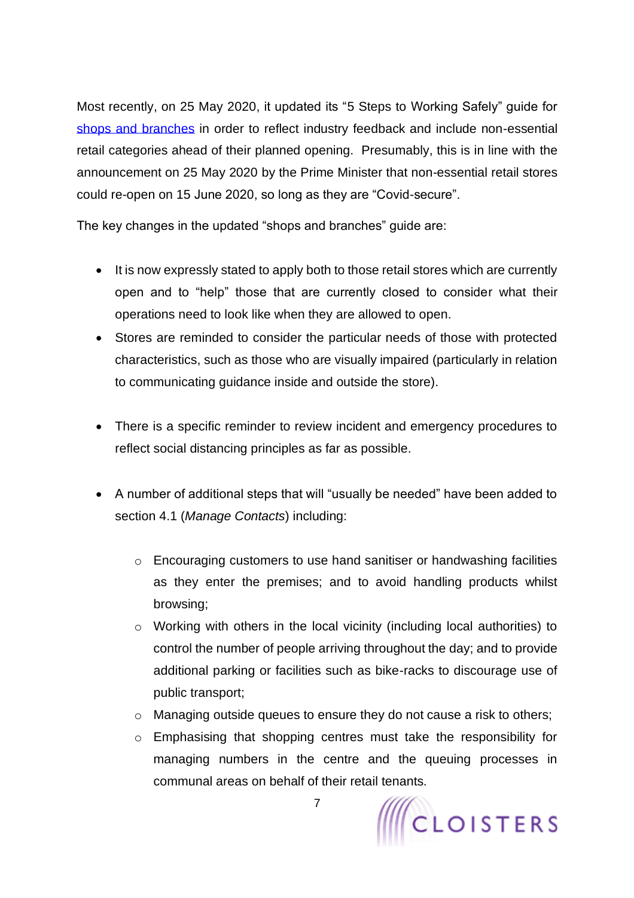Most recently, on 25 May 2020, it updated its "5 Steps to Working Safely" guide for [shops and branches]() in order to reflect industry feedback and include non-essential retail categories ahead of their planned opening. Presumably, this is in line with the announcement on 25 May 2020 by the Prime Minister that non-essential retail stores could re-open on 15 June 2020, so long as they are "Covid-secure".

The key changes in the updated "shops and branches" guide are:

- It is now expressly stated to apply both to those retail stores which are currently open and to "help" those that are currently closed to consider what their operations need to look like when they are allowed to open.
- Stores are reminded to consider the particular needs of those with protected characteristics, such as those who are visually impaired (particularly in relation to communicating guidance inside and outside the store).
- There is a specific reminder to review incident and emergency procedures to reflect social distancing principles as far as possible.
- A number of additional steps that will "usually be needed" have been added to section 4.1 (*Manage Contacts*) including:
    - Encouraging customers to use hand sanitiser or handwashing facilities as they enter the premises; and to avoid handling products whilst browsing;
    - Working with others in the local vicinity (including local authorities) to control the number of people arriving throughout the day; and to provide additional parking or facilities such as bike-racks to discourage use of public transport;
    - Managing outside queues to ensure they do not cause a risk to others;
    - Emphasising that shopping centres must take the responsibility for managing numbers in the centre and the queuing processes in communal areas on behalf of their retail tenants.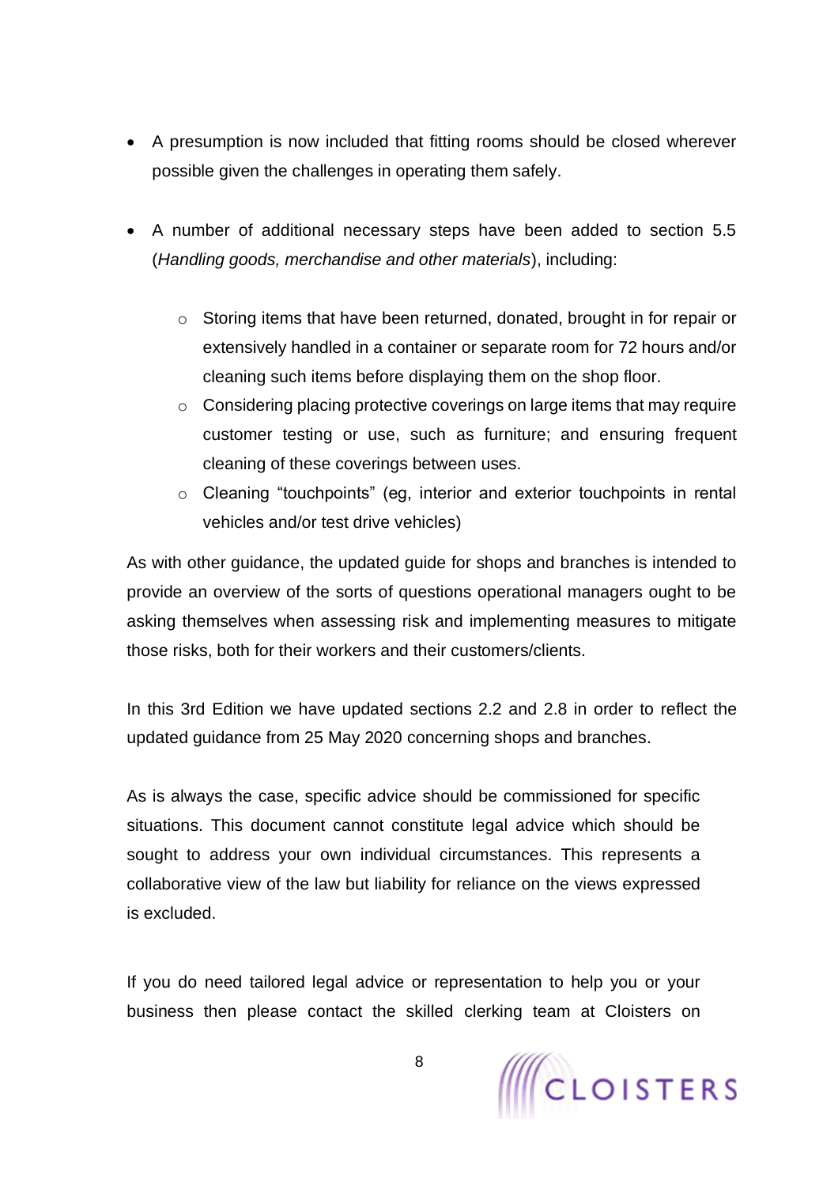- A presumption is now included that fitting rooms should be closed wherever possible given the challenges in operating them safely.

- A number of additional necessary steps have been added to section 5.5 (*Handling goods, merchandise and other materials*), including:

    - Storing items that have been returned, donated, brought in for repair or extensively handled in a container or separate room for 72 hours and/or cleaning such items before displaying them on the shop floor.
    - Considering placing protective coverings on large items that may require customer testing or use, such as furniture; and ensuring frequent cleaning of these coverings between uses.
    - Cleaning "touchpoints" (eg, interior and exterior touchpoints in rental vehicles and/or test drive vehicles)

As with other guidance, the updated guide for shops and branches is intended to provide an overview of the sorts of questions operational managers ought to be asking themselves when assessing risk and implementing measures to mitigate those risks, both for their workers and their customers/clients.

In this 3rd Edition we have updated sections 2.2 and 2.8 in order to reflect the updated guidance from 25 May 2020 concerning shops and branches.

As is always the case, specific advice should be commissioned for specific situations. This document cannot constitute legal advice which should be sought to address your own individual circumstances. This represents a collaborative view of the law but liability for reliance on the views expressed is excluded.

If you do need tailored legal advice or representation to help you or your business then please contact the skilled clerking team at Cloisters on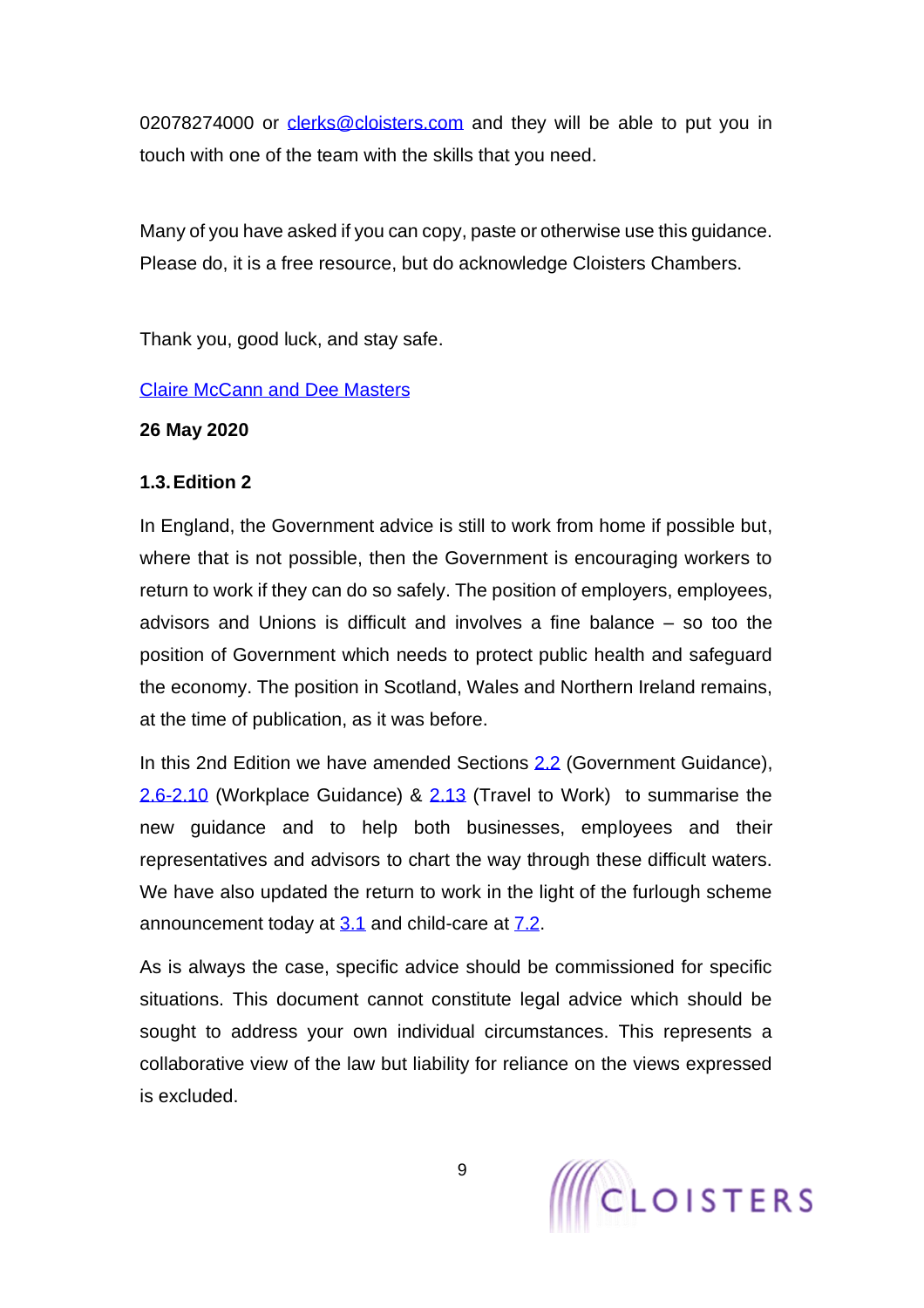02078274000 or clerks@cloisters.com and they will be able to put you in touch with one of the team with the skills that you need.

Many of you have asked if you can copy, paste or otherwise use this guidance. Please do, it is a free resource, but do acknowledge Cloisters Chambers.

Thank you, good luck, and stay safe.

Claire McCann and Dee Masters

**26 May 2020**

### 1.3. Edition 2

In England, the Government advice is still to work from home if possible but, where that is not possible, then the Government is encouraging workers to return to work if they can do so safely. The position of employers, employees, advisors and Unions is difficult and involves a fine balance – so too the position of Government which needs to protect public health and safeguard the economy. The position in Scotland, Wales and Northern Ireland remains, at the time of publication, as it was before.

In this 2nd Edition we have amended Sections 2.2 (Government Guidance), 2.6-2.10 (Workplace Guidance) & 2.13 (Travel to Work) to summarise the new guidance and to help both businesses, employees and their representatives and advisors to chart the way through these difficult waters. We have also updated the return to work in the light of the furlough scheme announcement today at 3.1 and child-care at 7.2.

As is always the case, specific advice should be commissioned for specific situations. This document cannot constitute legal advice which should be sought to address your own individual circumstances. This represents a collaborative view of the law but liability for reliance on the views expressed is excluded.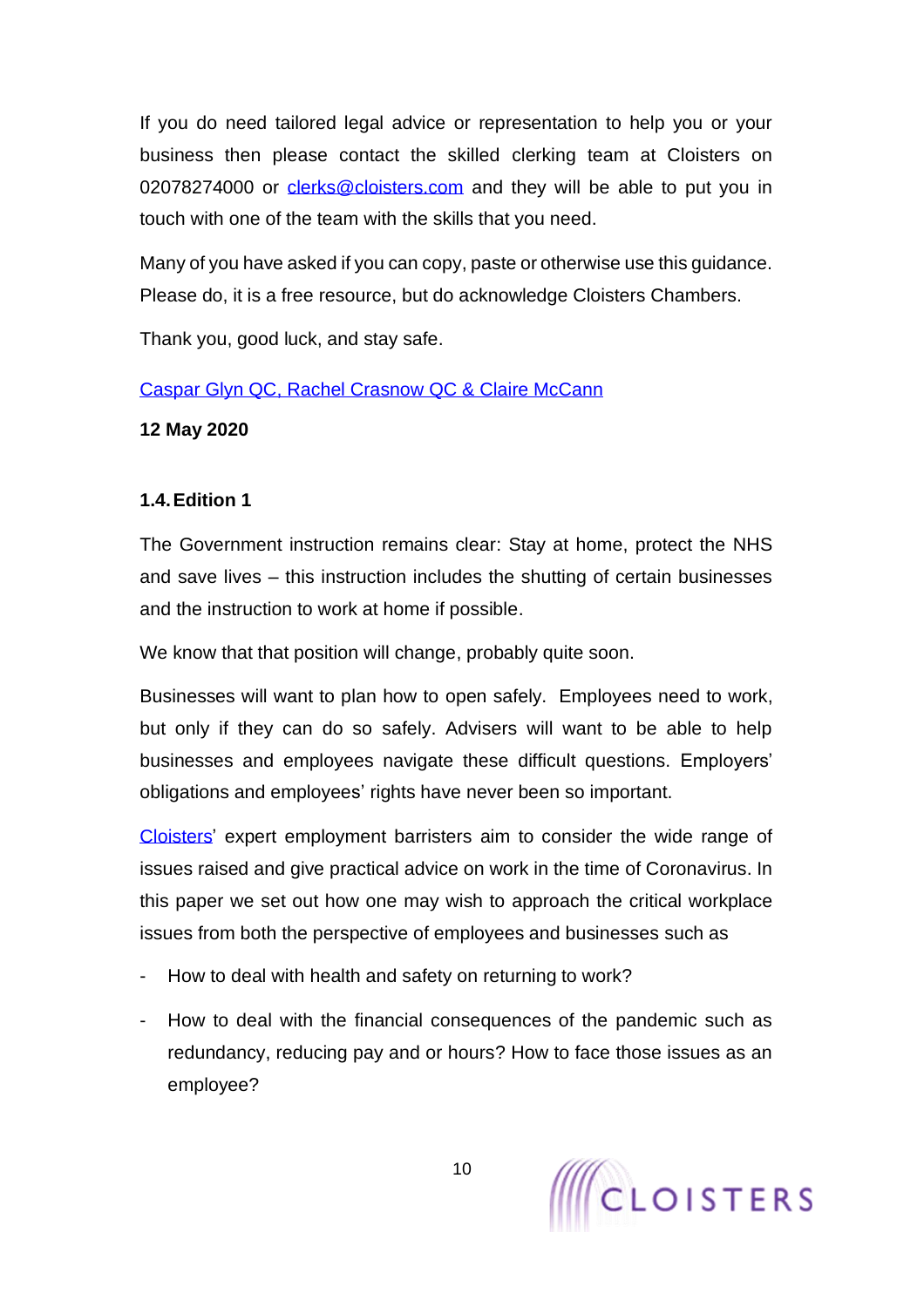If you do need tailored legal advice or representation to help you or your business then please contact the skilled clerking team at Cloisters on 02078274000 or [clerks@cloisters.com](mailto:clerks@cloisters.com) and they will be able to put you in touch with one of the team with the skills that you need.

Many of you have asked if you can copy, paste or otherwise use this guidance. Please do, it is a free resource, but do acknowledge Cloisters Chambers.

Thank you, good luck, and stay safe.

Caspar Glyn QC, Rachel Crasnow QC & Claire McCann

**12 May 2020**

### 1.4. Edition 1

The Government instruction remains clear: Stay at home, protect the NHS and save lives – this instruction includes the shutting of certain businesses and the instruction to work at home if possible.

We know that that position will change, probably quite soon.

Businesses will want to plan how to open safely. Employees need to work, but only if they can do so safely. Advisers will want to be able to help businesses and employees navigate these difficult questions. Employers' obligations and employees' rights have never been so important.

Cloisters' expert employment barristers aim to consider the wide range of issues raised and give practical advice on work in the time of Coronavirus. In this paper we set out how one may wish to approach the critical workplace issues from both the perspective of employees and businesses such as

- How to deal with health and safety on returning to work?
- How to deal with the financial consequences of the pandemic such as redundancy, reducing pay and or hours? How to face those issues as an employee?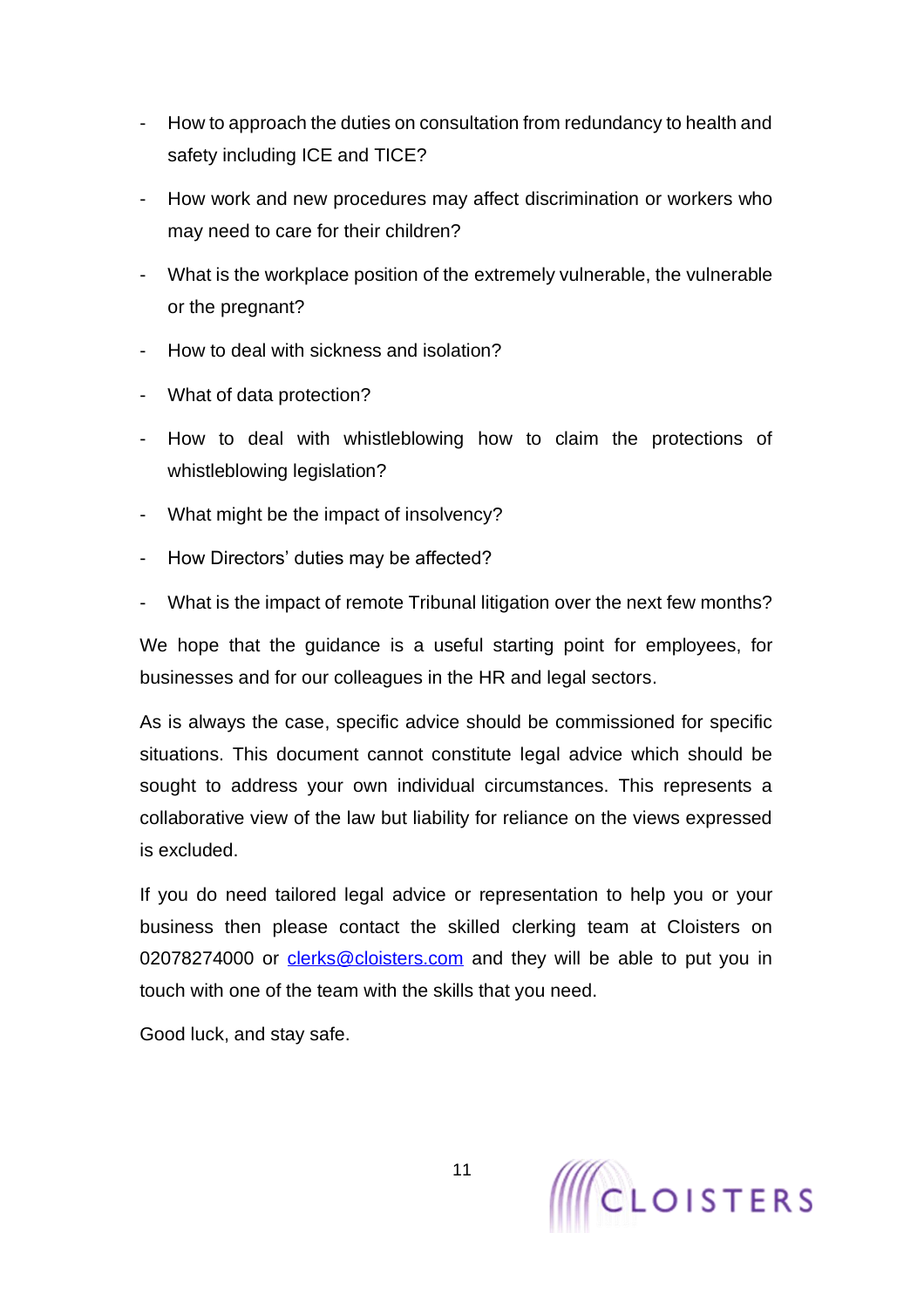- How to approach the duties on consultation from redundancy to health and safety including ICE and TICE?
- How work and new procedures may affect discrimination or workers who may need to care for their children?
- What is the workplace position of the extremely vulnerable, the vulnerable or the pregnant?
- How to deal with sickness and isolation?
- What of data protection?
- How to deal with whistleblowing how to claim the protections of whistleblowing legislation?
- What might be the impact of insolvency?
- How Directors' duties may be affected?
- What is the impact of remote Tribunal litigation over the next few months?

We hope that the guidance is a useful starting point for employees, for businesses and for our colleagues in the HR and legal sectors.

As is always the case, specific advice should be commissioned for specific situations. This document cannot constitute legal advice which should be sought to address your own individual circumstances. This represents a collaborative view of the law but liability for reliance on the views expressed is excluded.

If you do need tailored legal advice or representation to help you or your business then please contact the skilled clerking team at Cloisters on 02078274000 or clerks@cloisters.com and they will be able to put you in touch with one of the team with the skills that you need.

Good luck, and stay safe.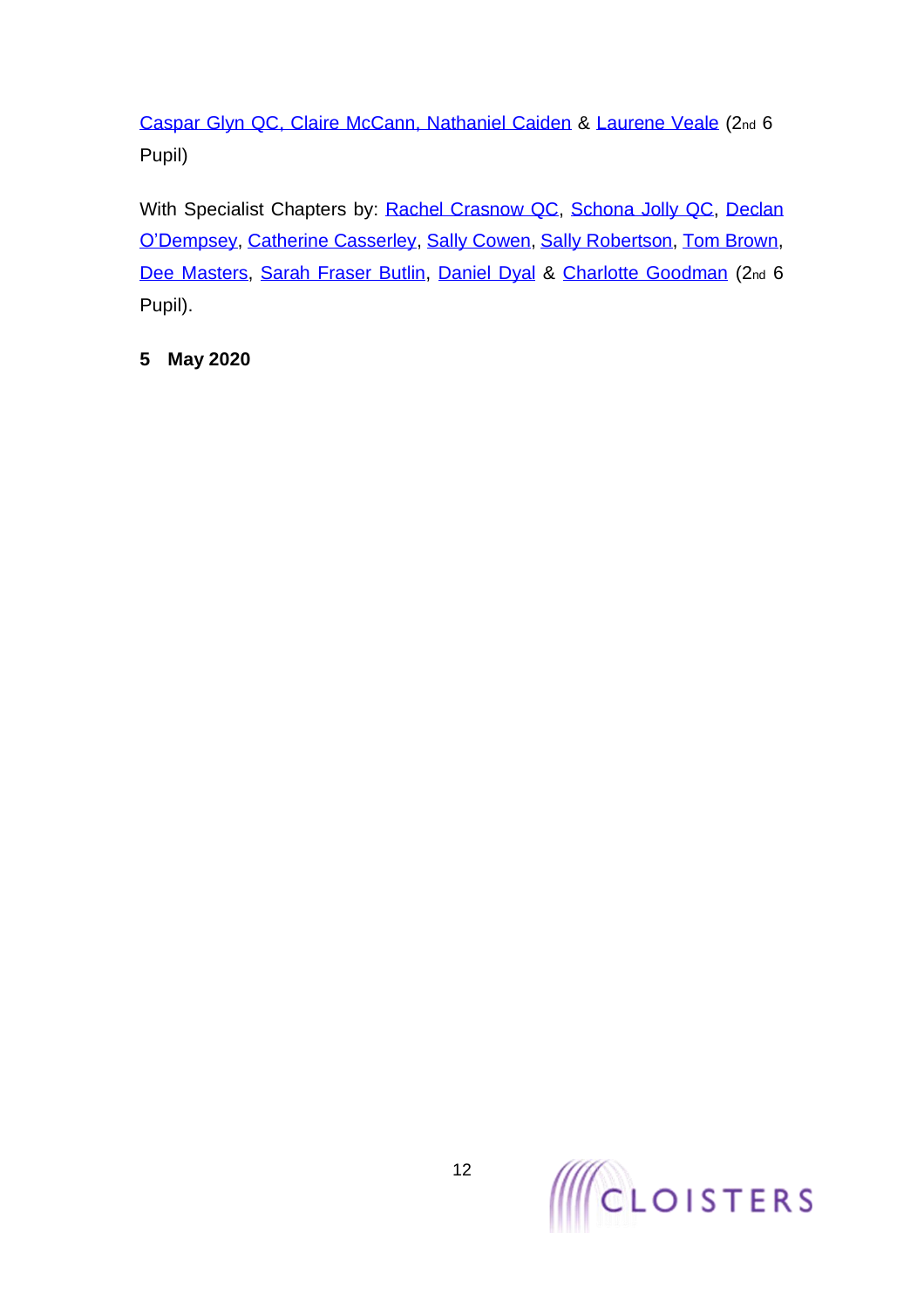Caspar Glyn QC, Claire McCann, Nathaniel Caiden & Laurene Veale (2nd 6 Pupil)

With Specialist Chapters by: Rachel Crasnow QC, Schona Jolly QC, Declan O'Dempsey, Catherine Casserley, Sally Cowen, Sally Robertson, Tom Brown, Dee Masters, Sarah Fraser Butlin, Daniel Dyal & Charlotte Goodman (2nd 6 Pupil).

**5 May 2020**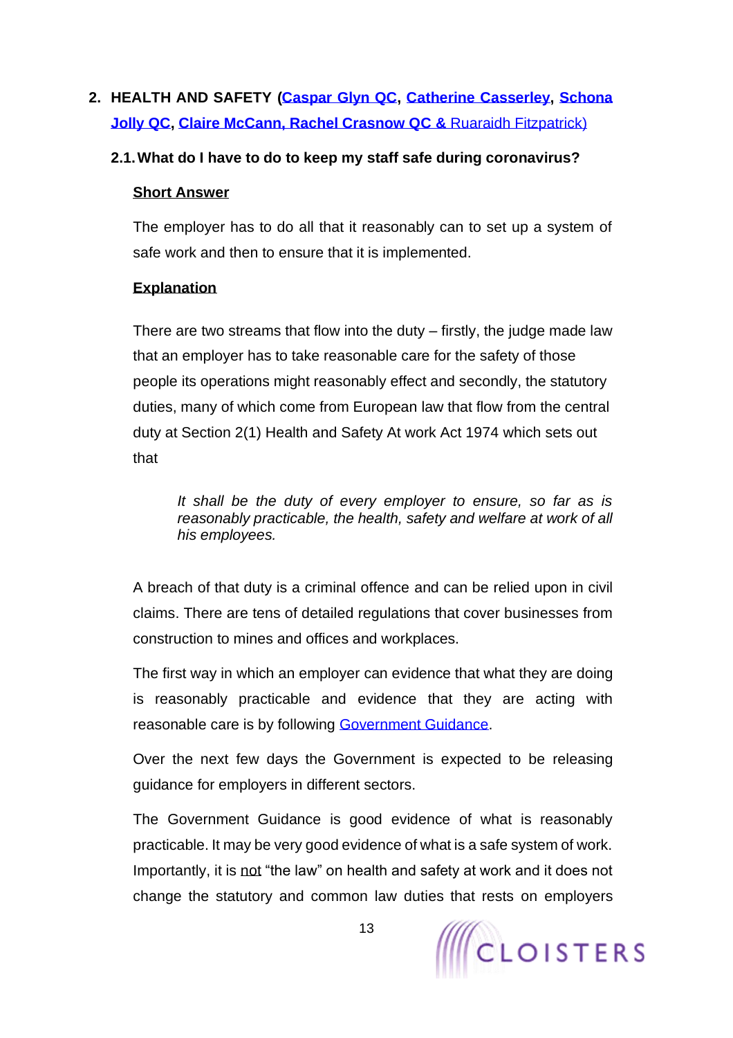## 2. HEALTH AND SAFETY (Caspar Glyn QC, Catherine Casserley, Schona Jolly QC, Claire McCann, Rachel Crasnow QC & Ruaraidh Fitzpatrick)

### 2.1. What do I have to do to keep my staff safe during coronavirus?

**Short Answer**

The employer has to do all that it reasonably can to set up a system of safe work and then to ensure that it is implemented.

**Explanation**

There are two streams that flow into the duty – firstly, the judge made law that an employer has to take reasonable care for the safety of those people its operations might reasonably effect and secondly, the statutory duties, many of which come from European law that flow from the central duty at Section 2(1) Health and Safety At work Act 1974 which sets out that

> *It shall be the duty of every employer to ensure, so far as is reasonably practicable, the health, safety and welfare at work of all his employees.*

A breach of that duty is a criminal offence and can be relied upon in civil claims. There are tens of detailed regulations that cover businesses from construction to mines and offices and workplaces.

The first way in which an employer can evidence that what they are doing is reasonably practicable and evidence that they are acting with reasonable care is by following Government Guidance.

Over the next few days the Government is expected to be releasing guidance for employers in different sectors.

The Government Guidance is good evidence of what is reasonably practicable. It may be very good evidence of what is a safe system of work. Importantly, it is not "the law" on health and safety at work and it does not change the statutory and common law duties that rests on employers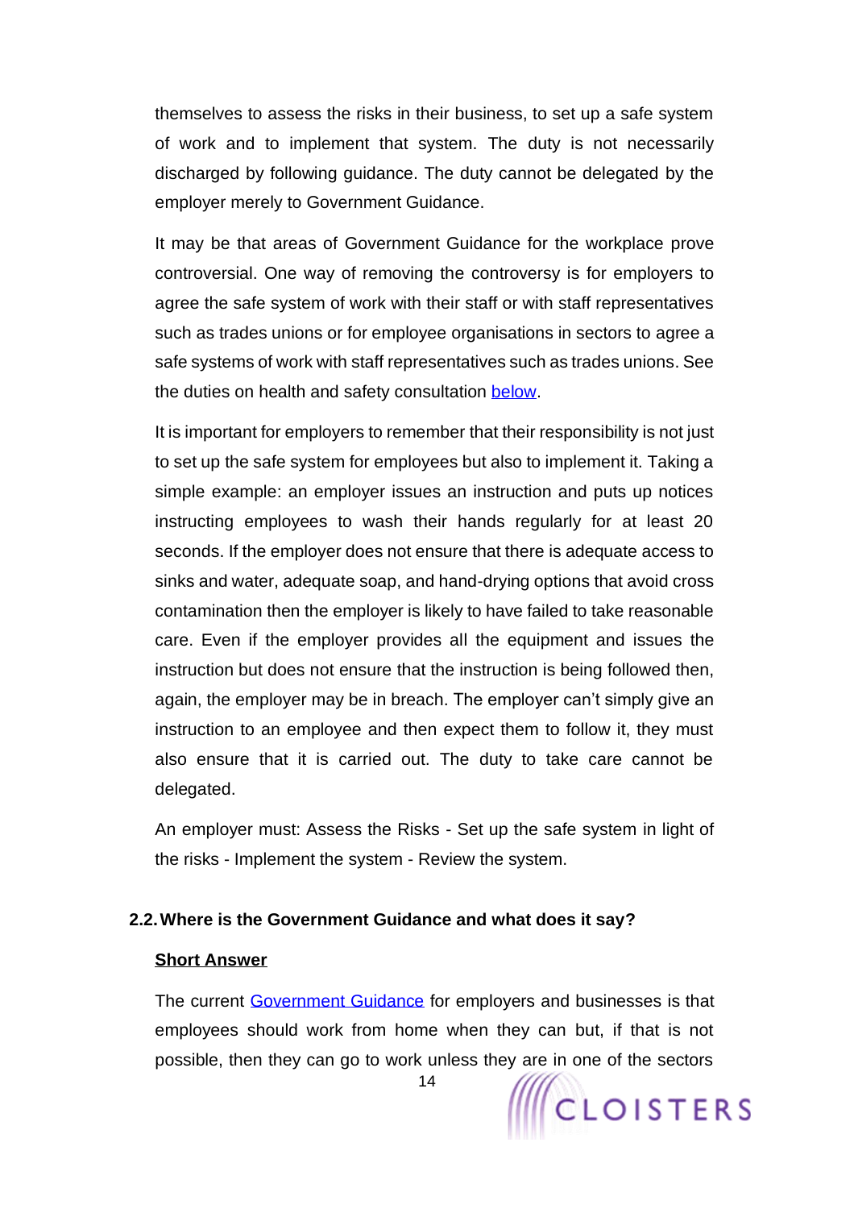themselves to assess the risks in their business, to set up a safe system of work and to implement that system. The duty is not necessarily discharged by following guidance. The duty cannot be delegated by the employer merely to Government Guidance.

It may be that areas of Government Guidance for the workplace prove controversial. One way of removing the controversy is for employers to agree the safe system of work with their staff or with staff representatives such as trades unions or for employee organisations in sectors to agree a safe systems of work with staff representatives such as trades unions. See the duties on health and safety consultation below.

It is important for employers to remember that their responsibility is not just to set up the safe system for employees but also to implement it. Taking a simple example: an employer issues an instruction and puts up notices instructing employees to wash their hands regularly for at least 20 seconds. If the employer does not ensure that there is adequate access to sinks and water, adequate soap, and hand-drying options that avoid cross contamination then the employer is likely to have failed to take reasonable care. Even if the employer provides all the equipment and issues the instruction but does not ensure that the instruction is being followed then, again, the employer may be in breach. The employer can't simply give an instruction to an employee and then expect them to follow it, they must also ensure that it is carried out. The duty to take care cannot be delegated.

An employer must: Assess the Risks - Set up the safe system in light of the risks - Implement the system - Review the system.

### 2.2. Where is the Government Guidance and what does it say?

**Short Answer**

The current Government Guidance for employers and businesses is that employees should work from home when they can but, if that is not possible, then they can go to work unless they are in one of the sectors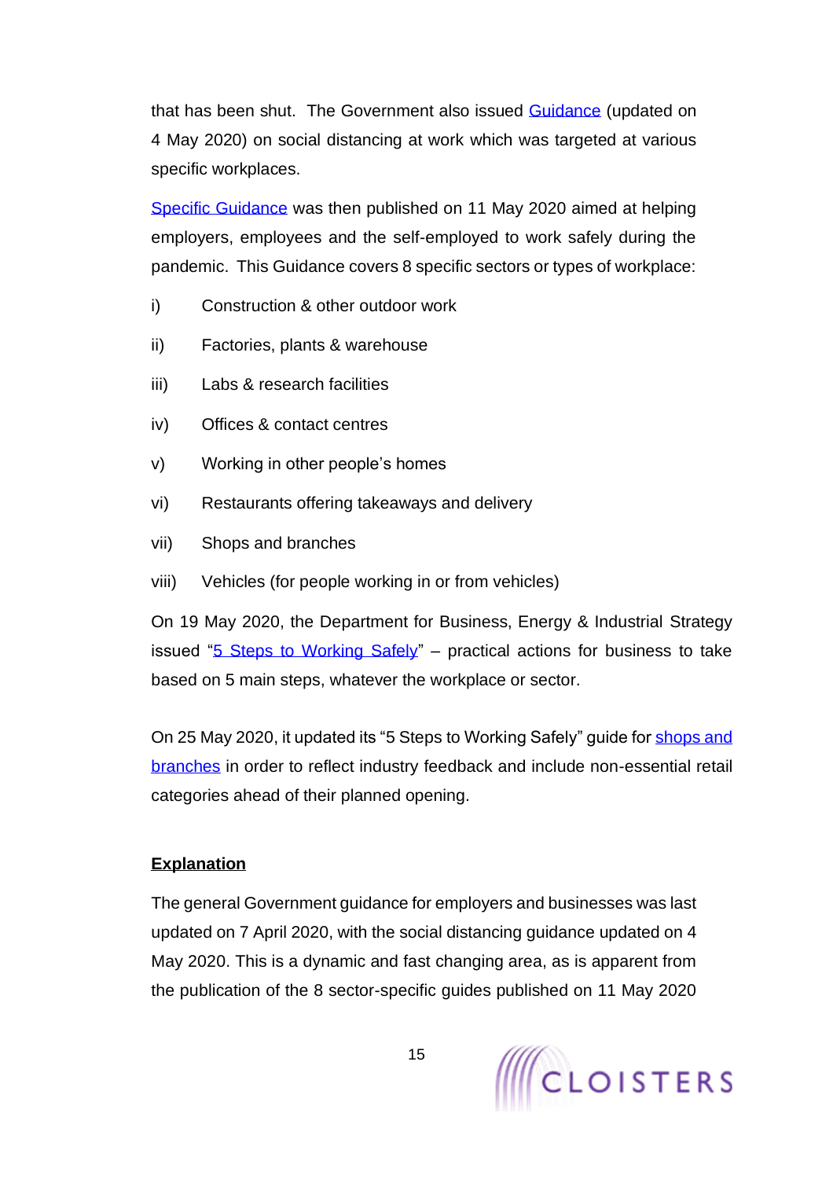that has been shut. The Government also issued Guidance (updated on 4 May 2020) on social distancing at work which was targeted at various specific workplaces.

Specific Guidance was then published on 11 May 2020 aimed at helping employers, employees and the self-employed to work safely during the pandemic. This Guidance covers 8 specific sectors or types of workplace:

i) Construction & other outdoor work

ii) Factories, plants & warehouse

iii) Labs & research facilities

iv) Offices & contact centres

v) Working in other people's homes

vi) Restaurants offering takeaways and delivery

vii) Shops and branches

viii) Vehicles (for people working in or from vehicles)

On 19 May 2020, the Department for Business, Energy & Industrial Strategy issued "5 Steps to Working Safely" – practical actions for business to take based on 5 main steps, whatever the workplace or sector.

On 25 May 2020, it updated its "5 Steps to Working Safely" guide for shops and branches in order to reflect industry feedback and include non-essential retail categories ahead of their planned opening.

**Explanation**

The general Government guidance for employers and businesses was last updated on 7 April 2020, with the social distancing guidance updated on 4 May 2020. This is a dynamic and fast changing area, as is apparent from the publication of the 8 sector-specific guides published on 11 May 2020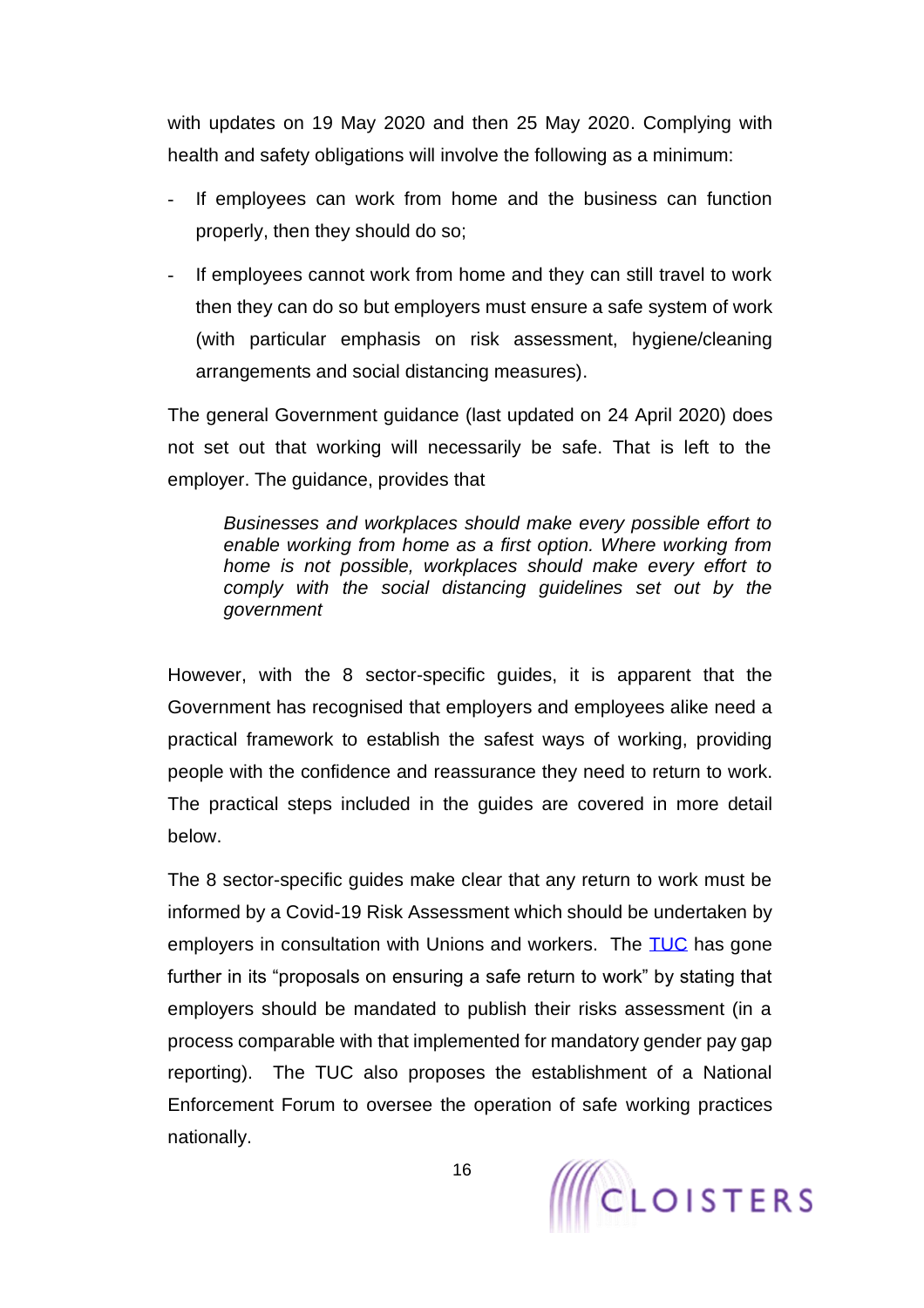with updates on 19 May 2020 and then 25 May 2020. Complying with health and safety obligations will involve the following as a minimum:

- If employees can work from home and the business can function properly, then they should do so;
- If employees cannot work from home and they can still travel to work then they can do so but employers must ensure a safe system of work (with particular emphasis on risk assessment, hygiene/cleaning arrangements and social distancing measures).

The general Government guidance (last updated on 24 April 2020) does not set out that working will necessarily be safe. That is left to the employer. The guidance, provides that

> *Businesses and workplaces should make every possible effort to enable working from home as a first option. Where working from home is not possible, workplaces should make every effort to comply with the social distancing guidelines set out by the government*

However, with the 8 sector-specific guides, it is apparent that the Government has recognised that employers and employees alike need a practical framework to establish the safest ways of working, providing people with the confidence and reassurance they need to return to work. The practical steps included in the guides are covered in more detail below.

The 8 sector-specific guides make clear that any return to work must be informed by a Covid-19 Risk Assessment which should be undertaken by employers in consultation with Unions and workers. The TUC has gone further in its "proposals on ensuring a safe return to work" by stating that employers should be mandated to publish their risks assessment (in a process comparable with that implemented for mandatory gender pay gap reporting). The TUC also proposes the establishment of a National Enforcement Forum to oversee the operation of safe working practices nationally.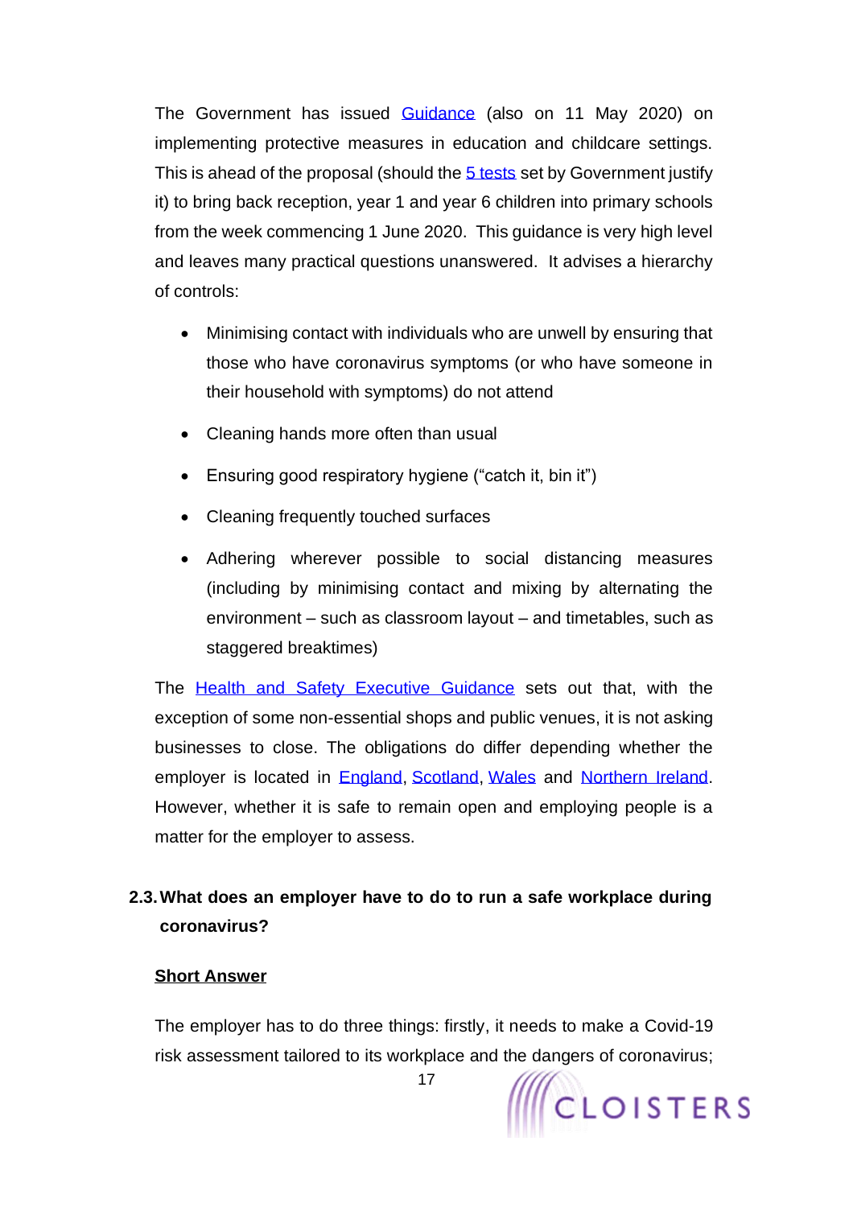The Government has issued Guidance (also on 11 May 2020) on implementing protective measures in education and childcare settings. This is ahead of the proposal (should the 5 tests set by Government justify it) to bring back reception, year 1 and year 6 children into primary schools from the week commencing 1 June 2020. This guidance is very high level and leaves many practical questions unanswered. It advises a hierarchy of controls:

- Minimising contact with individuals who are unwell by ensuring that those who have coronavirus symptoms (or who have someone in their household with symptoms) do not attend
- Cleaning hands more often than usual
- Ensuring good respiratory hygiene ("catch it, bin it")
- Cleaning frequently touched surfaces
- Adhering wherever possible to social distancing measures (including by minimising contact and mixing by alternating the environment – such as classroom layout – and timetables, such as staggered breaktimes)

The Health and Safety Executive Guidance sets out that, with the exception of some non-essential shops and public venues, it is not asking businesses to close. The obligations do differ depending whether the employer is located in England, Scotland, Wales and Northern Ireland. However, whether it is safe to remain open and employing people is a matter for the employer to assess.

## 2.3. What does an employer have to do to run a safe workplace during coronavirus?

**Short Answer**

The employer has to do three things: firstly, it needs to make a Covid-19 risk assessment tailored to its workplace and the dangers of coronavirus;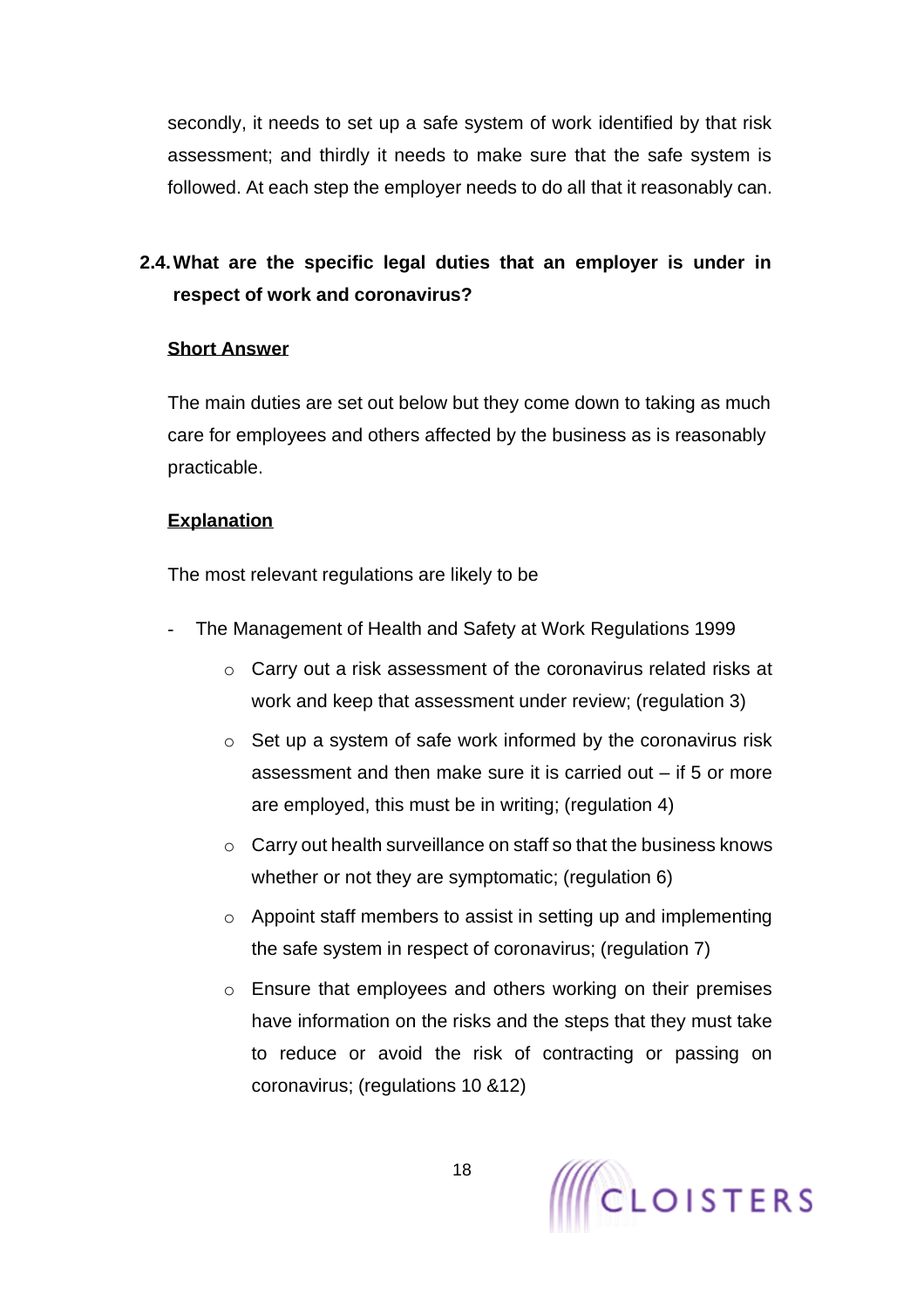secondly, it needs to set up a safe system of work identified by that risk assessment; and thirdly it needs to make sure that the safe system is followed. At each step the employer needs to do all that it reasonably can.

### 2.4. What are the specific legal duties that an employer is under in respect of work and coronavirus?

**Short Answer**

The main duties are set out below but they come down to taking as much care for employees and others affected by the business as is reasonably practicable.

**Explanation**

The most relevant regulations are likely to be

- The Management of Health and Safety at Work Regulations 1999
    - Carry out a risk assessment of the coronavirus related risks at work and keep that assessment under review; (regulation 3)
    - Set up a system of safe work informed by the coronavirus risk assessment and then make sure it is carried out – if 5 or more are employed, this must be in writing; (regulation 4)
    - Carry out health surveillance on staff so that the business knows whether or not they are symptomatic; (regulation 6)
    - Appoint staff members to assist in setting up and implementing the safe system in respect of coronavirus; (regulation 7)
    - Ensure that employees and others working on their premises have information on the risks and the steps that they must take to reduce or avoid the risk of contracting or passing on coronavirus; (regulations 10 &12)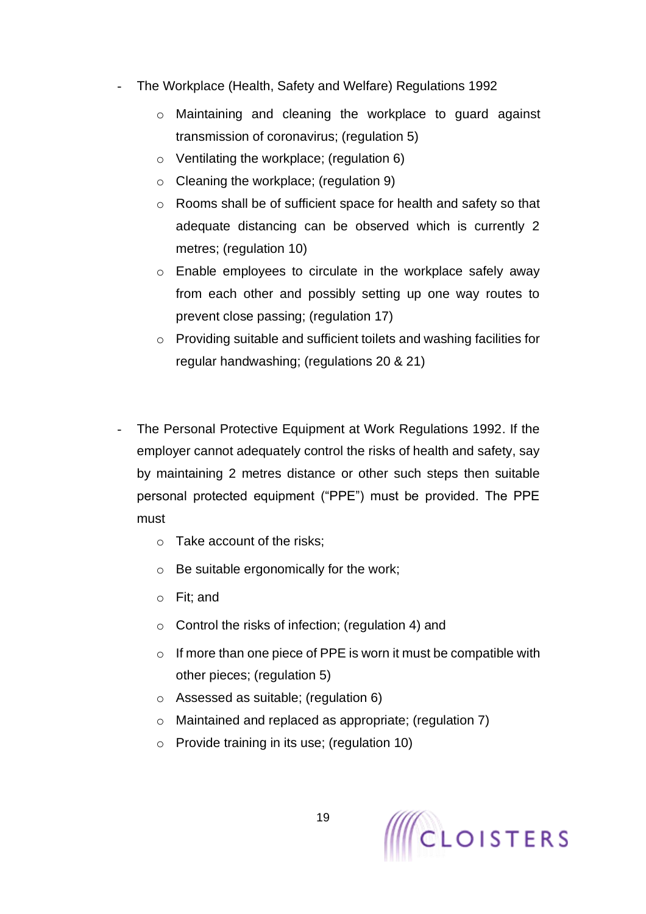- The Workplace (Health, Safety and Welfare) Regulations 1992
    - Maintaining and cleaning the workplace to guard against transmission of coronavirus; (regulation 5)
    - Ventilating the workplace; (regulation 6)
    - Cleaning the workplace; (regulation 9)
    - Rooms shall be of sufficient space for health and safety so that adequate distancing can be observed which is currently 2 metres; (regulation 10)
    - Enable employees to circulate in the workplace safely away from each other and possibly setting up one way routes to prevent close passing; (regulation 17)
    - Providing suitable and sufficient toilets and washing facilities for regular handwashing; (regulations 20 & 21)

- The Personal Protective Equipment at Work Regulations 1992. If the employer cannot adequately control the risks of health and safety, say by maintaining 2 metres distance or other such steps then suitable personal protected equipment ("PPE") must be provided. The PPE must
    - Take account of the risks;
    - Be suitable ergonomically for the work;
    - Fit; and
    - Control the risks of infection; (regulation 4) and
    - If more than one piece of PPE is worn it must be compatible with other pieces; (regulation 5)
    - Assessed as suitable; (regulation 6)
    - Maintained and replaced as appropriate; (regulation 7)
    - Provide training in its use; (regulation 10)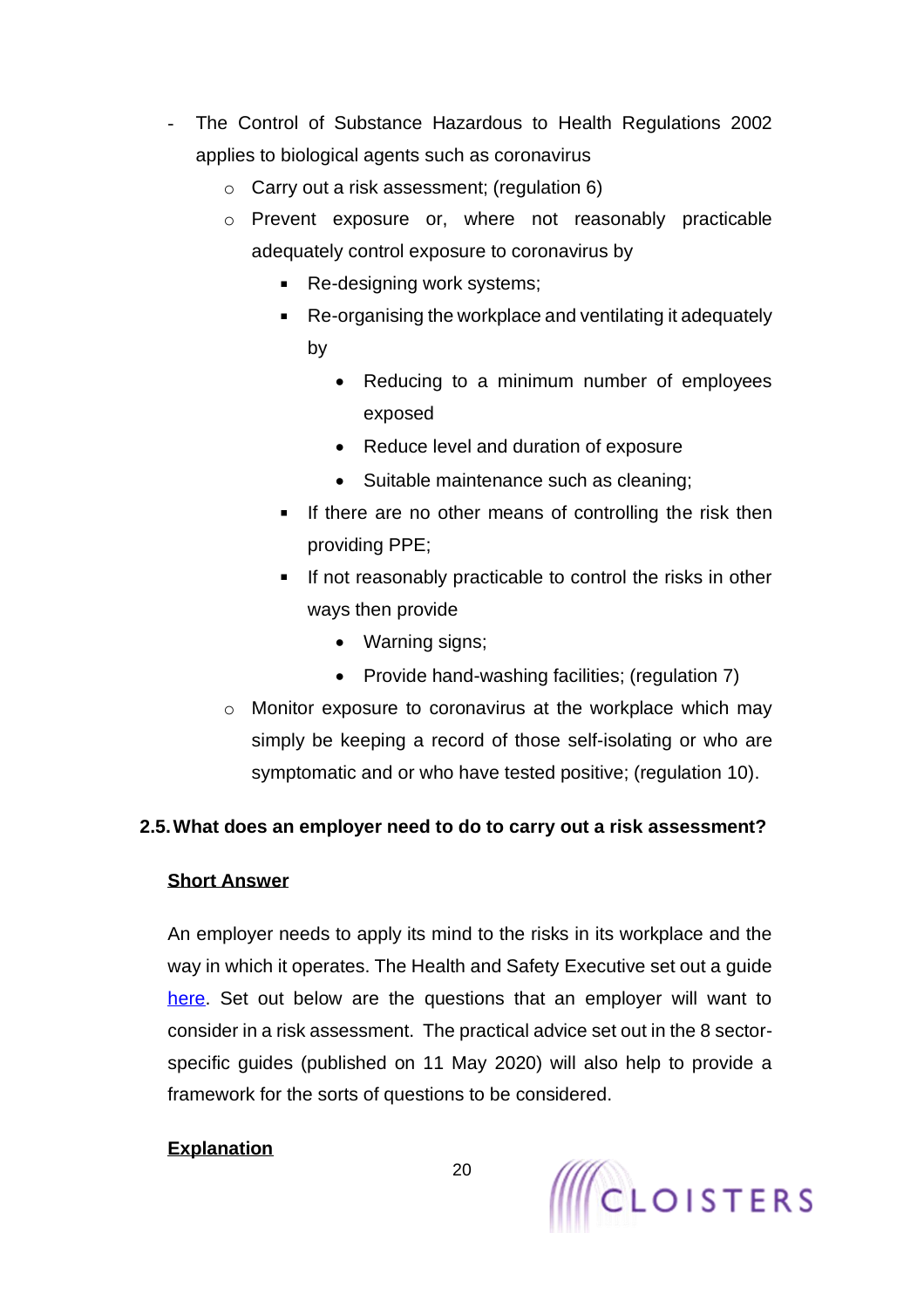- The Control of Substance Hazardous to Health Regulations 2002 applies to biological agents such as coronavirus
  - Carry out a risk assessment; (regulation 6)
  - Prevent exposure or, where not reasonably practicable adequately control exposure to coronavirus by
    - Re-designing work systems;
    - Re-organising the workplace and ventilating it adequately by
      - Reducing to a minimum number of employees exposed
      - Reduce level and duration of exposure
      - Suitable maintenance such as cleaning;
    - If there are no other means of controlling the risk then providing PPE;
    - If not reasonably practicable to control the risks in other ways then provide
      - Warning signs;
      - Provide hand-washing facilities; (regulation 7)
  - Monitor exposure to coronavirus at the workplace which may simply be keeping a record of those self-isolating or who are symptomatic and or who have tested positive; (regulation 10).

### 2.5. What does an employer need to do to carry out a risk assessment?

**Short Answer**

An employer needs to apply its mind to the risks in its workplace and the way in which it operates. The Health and Safety Executive set out a guide here. Set out below are the questions that an employer will want to consider in a risk assessment. The practical advice set out in the 8 sector-specific guides (published on 11 May 2020) will also help to provide a framework for the sorts of questions to be considered.

**Explanation**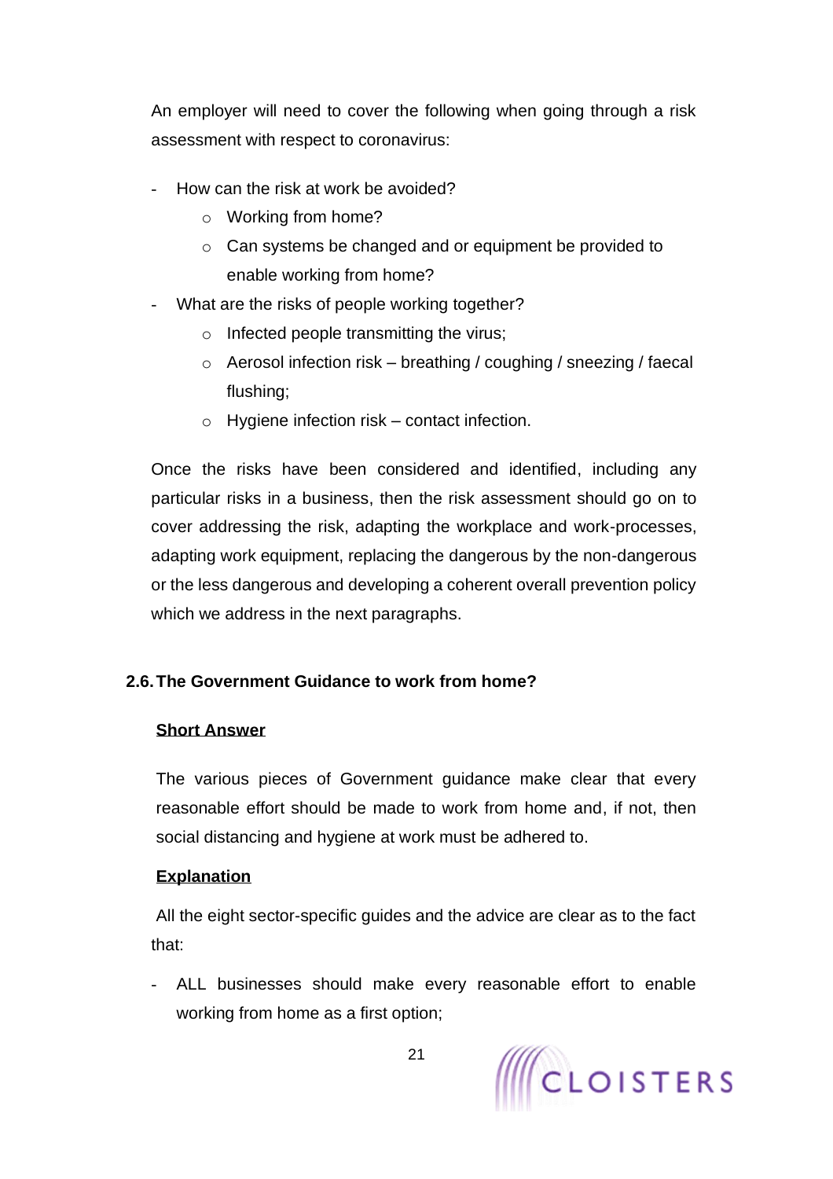An employer will need to cover the following when going through a risk assessment with respect to coronavirus:

- How can the risk at work be avoided?
  - Working from home?
  - Can systems be changed and or equipment be provided to enable working from home?
- What are the risks of people working together?
  - Infected people transmitting the virus;
  - Aerosol infection risk – breathing / coughing / sneezing / faecal flushing;
  - Hygiene infection risk – contact infection.

Once the risks have been considered and identified, including any particular risks in a business, then the risk assessment should go on to cover addressing the risk, adapting the workplace and work-processes, adapting work equipment, replacing the dangerous by the non-dangerous or the less dangerous and developing a coherent overall prevention policy which we address in the next paragraphs.

### 2.6. The Government Guidance to work from home?

**Short Answer**

The various pieces of Government guidance make clear that every reasonable effort should be made to work from home and, if not, then social distancing and hygiene at work must be adhered to.

**Explanation**

All the eight sector-specific guides and the advice are clear as to the fact that:

- ALL businesses should make every reasonable effort to enable working from home as a first option;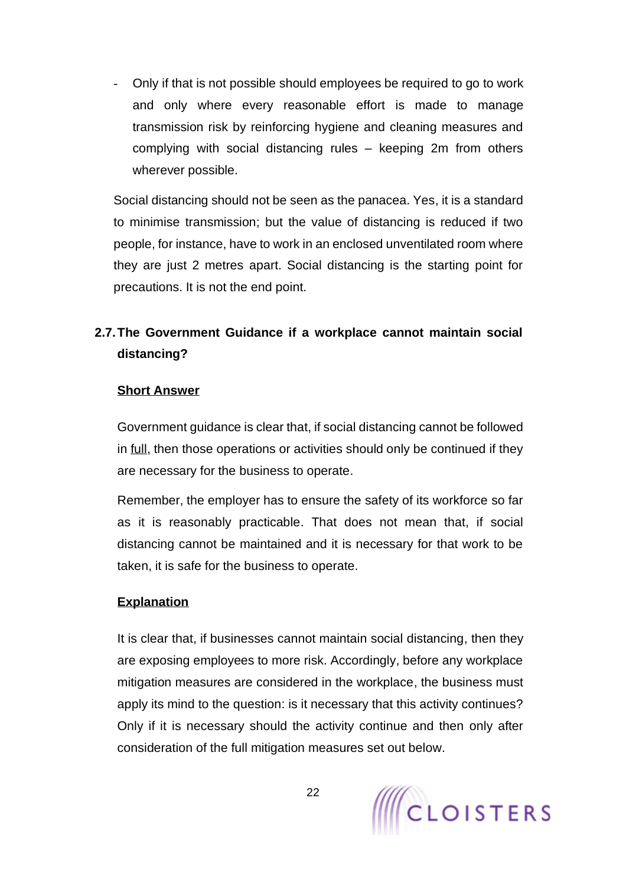- Only if that is not possible should employees be required to go to work and only where every reasonable effort is made to manage transmission risk by reinforcing hygiene and cleaning measures and complying with social distancing rules – keeping 2m from others wherever possible.

Social distancing should not be seen as the panacea. Yes, it is a standard to minimise transmission; but the value of distancing is reduced if two people, for instance, have to work in an enclosed unventilated room where they are just 2 metres apart. Social distancing is the starting point for precautions. It is not the end point.

### 2.7. The Government Guidance if a workplace cannot maintain social distancing?

**Short Answer**

Government guidance is clear that, if social distancing cannot be followed in full, then those operations or activities should only be continued if they are necessary for the business to operate.

Remember, the employer has to ensure the safety of its workforce so far as it is reasonably practicable. That does not mean that, if social distancing cannot be maintained and it is necessary for that work to be taken, it is safe for the business to operate.

**Explanation**

It is clear that, if businesses cannot maintain social distancing, then they are exposing employees to more risk. Accordingly, before any workplace mitigation measures are considered in the workplace, the business must apply its mind to the question: is it necessary that this activity continues? Only if it is necessary should the activity continue and then only after consideration of the full mitigation measures set out below.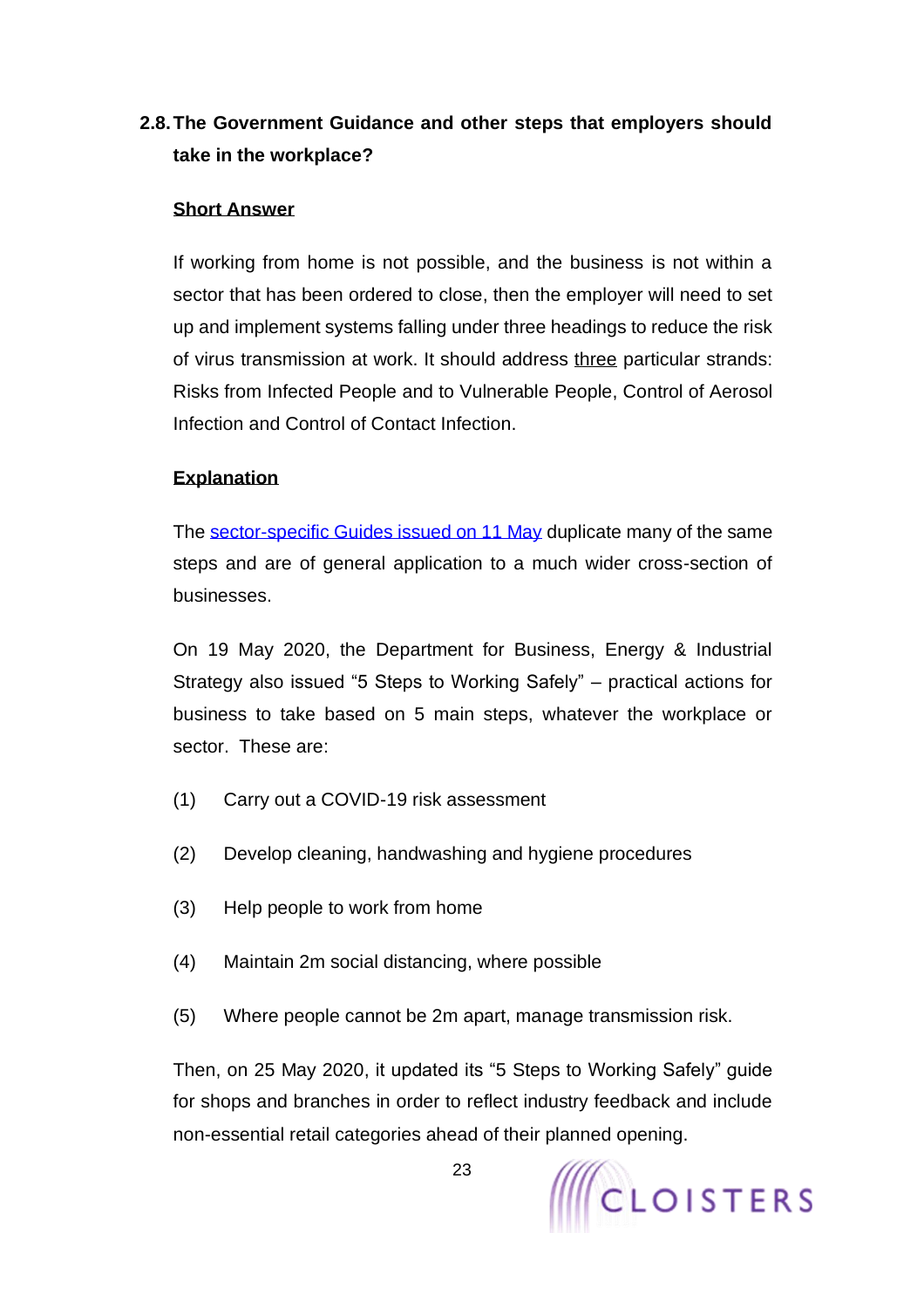## 2.8. The Government Guidance and other steps that employers should take in the workplace?

**Short Answer**

If working from home is not possible, and the business is not within a sector that has been ordered to close, then the employer will need to set up and implement systems falling under three headings to reduce the risk of virus transmission at work. It should address three particular strands: Risks from Infected People and to Vulnerable People, Control of Aerosol Infection and Control of Contact Infection.

**Explanation**

The sector-specific Guides issued on 11 May duplicate many of the same steps and are of general application to a much wider cross-section of businesses.

On 19 May 2020, the Department for Business, Energy & Industrial Strategy also issued "5 Steps to Working Safely" – practical actions for business to take based on 5 main steps, whatever the workplace or sector. These are:

(1) Carry out a COVID-19 risk assessment

(2) Develop cleaning, handwashing and hygiene procedures

(3) Help people to work from home

(4) Maintain 2m social distancing, where possible

(5) Where people cannot be 2m apart, manage transmission risk.

Then, on 25 May 2020, it updated its "5 Steps to Working Safely" guide for shops and branches in order to reflect industry feedback and include non-essential retail categories ahead of their planned opening.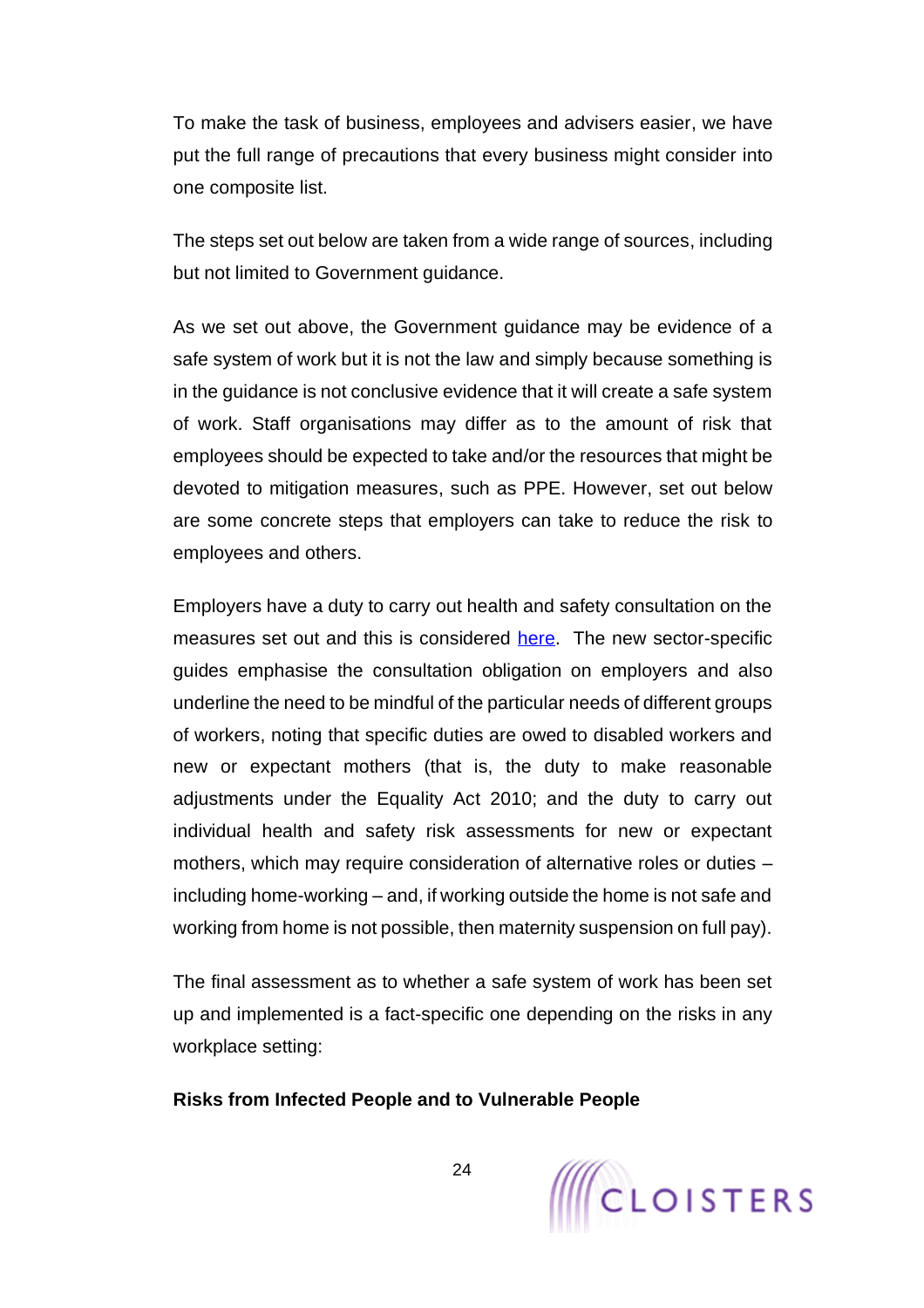To make the task of business, employees and advisers easier, we have put the full range of precautions that every business might consider into one composite list.

The steps set out below are taken from a wide range of sources, including but not limited to Government guidance.

As we set out above, the Government guidance may be evidence of a safe system of work but it is not the law and simply because something is in the guidance is not conclusive evidence that it will create a safe system of work. Staff organisations may differ as to the amount of risk that employees should be expected to take and/or the resources that might be devoted to mitigation measures, such as PPE. However, set out below are some concrete steps that employers can take to reduce the risk to employees and others.

Employers have a duty to carry out health and safety consultation on the measures set out and this is considered here. The new sector-specific guides emphasise the consultation obligation on employers and also underline the need to be mindful of the particular needs of different groups of workers, noting that specific duties are owed to disabled workers and new or expectant mothers (that is, the duty to make reasonable adjustments under the Equality Act 2010; and the duty to carry out individual health and safety risk assessments for new or expectant mothers, which may require consideration of alternative roles or duties – including home-working – and, if working outside the home is not safe and working from home is not possible, then maternity suspension on full pay).

The final assessment as to whether a safe system of work has been set up and implemented is a fact-specific one depending on the risks in any workplace setting:

**Risks from Infected People and to Vulnerable People**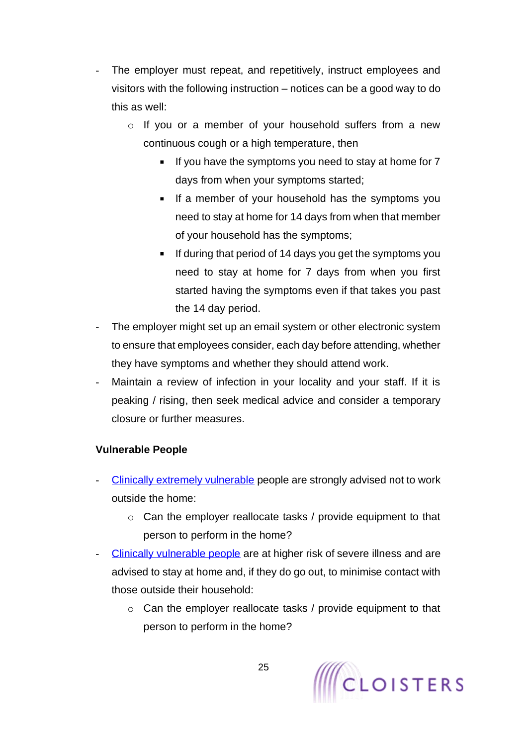- The employer must repeat, and repetitively, instruct employees and visitors with the following instruction – notices can be a good way to do this as well:
    - If you or a member of your household suffers from a new continuous cough or a high temperature, then
        - If you have the symptoms you need to stay at home for 7 days from when your symptoms started;
        - If a member of your household has the symptoms you need to stay at home for 14 days from when that member of your household has the symptoms;
        - If during that period of 14 days you get the symptoms you need to stay at home for 7 days from when you first started having the symptoms even if that takes you past the 14 day period.
- The employer might set up an email system or other electronic system to ensure that employees consider, each day before attending, whether they have symptoms and whether they should attend work.
- Maintain a review of infection in your locality and your staff. If it is peaking / rising, then seek medical advice and consider a temporary closure or further measures.

**Vulnerable People**

- Clinically extremely vulnerable people are strongly advised not to work outside the home:
    - Can the employer reallocate tasks / provide equipment to that person to perform in the home?
- Clinically vulnerable people are at higher risk of severe illness and are advised to stay at home and, if they do go out, to minimise contact with those outside their household:
    - Can the employer reallocate tasks / provide equipment to that person to perform in the home?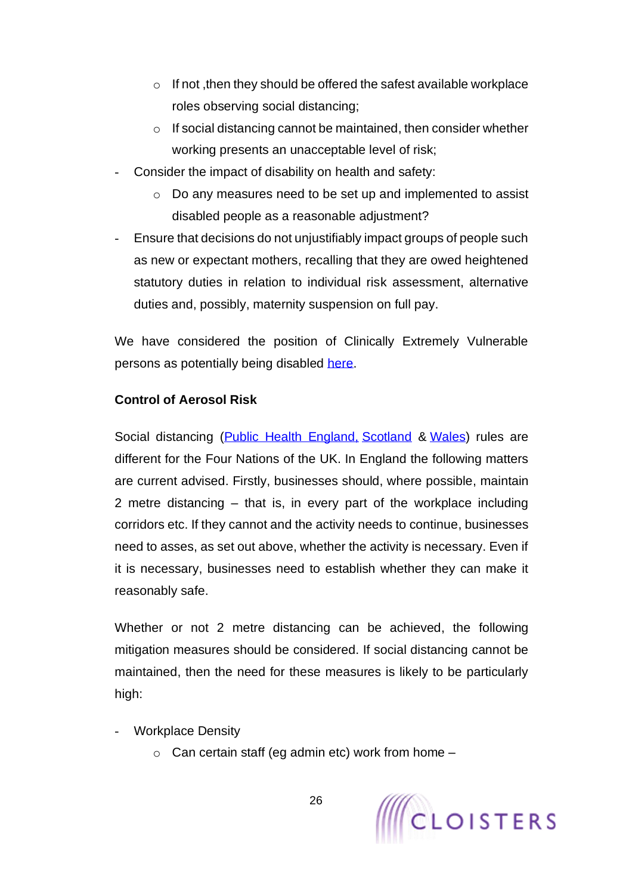- If not ,then they should be offered the safest available workplace roles observing social distancing;
  - If social distancing cannot be maintained, then consider whether working presents an unacceptable level of risk;
- Consider the impact of disability on health and safety:
  - Do any measures need to be set up and implemented to assist disabled people as a reasonable adjustment?
- Ensure that decisions do not unjustifiably impact groups of people such as new or expectant mothers, recalling that they are owed heightened statutory duties in relation to individual risk assessment, alternative duties and, possibly, maternity suspension on full pay.

We have considered the position of Clinically Extremely Vulnerable persons as potentially being disabled here.

**Control of Aerosol Risk**

Social distancing (Public Health England, Scotland & Wales) rules are different for the Four Nations of the UK. In England the following matters are current advised. Firstly, businesses should, where possible, maintain 2 metre distancing – that is, in every part of the workplace including corridors etc. If they cannot and the activity needs to continue, businesses need to asses, as set out above, whether the activity is necessary. Even if it is necessary, businesses need to establish whether they can make it reasonably safe.

Whether or not 2 metre distancing can be achieved, the following mitigation measures should be considered. If social distancing cannot be maintained, then the need for these measures is likely to be particularly high:

- Workplace Density
  - Can certain staff (eg admin etc) work from home –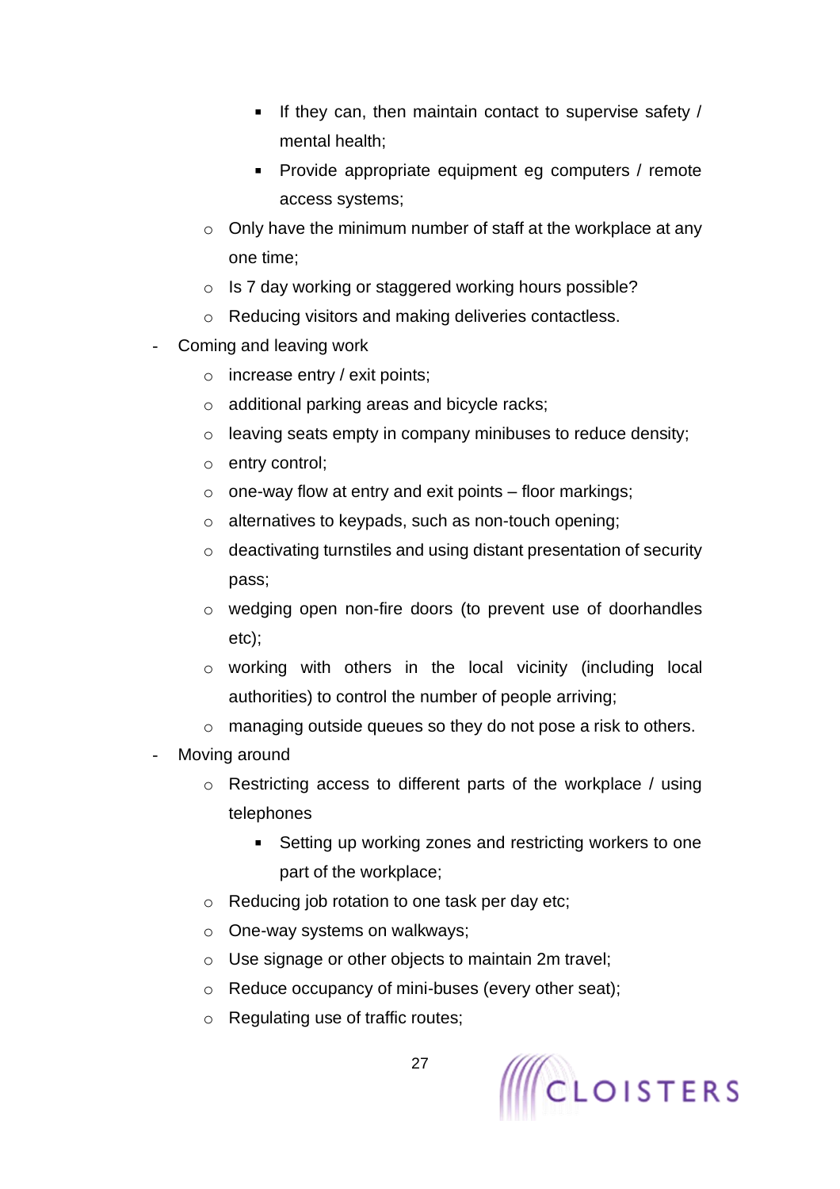- If they can, then maintain contact to supervise safety / mental health;
        - Provide appropriate equipment eg computers / remote access systems;
    - Only have the minimum number of staff at the workplace at any one time;
    - Is 7 day working or staggered working hours possible?
    - Reducing visitors and making deliveries contactless.
- Coming and leaving work
    - increase entry / exit points;
    - additional parking areas and bicycle racks;
    - leaving seats empty in company minibuses to reduce density;
    - entry control;
    - one-way flow at entry and exit points – floor markings;
    - alternatives to keypads, such as non-touch opening;
    - deactivating turnstiles and using distant presentation of security pass;
    - wedging open non-fire doors (to prevent use of doorhandles etc);
    - working with others in the local vicinity (including local authorities) to control the number of people arriving;
    - managing outside queues so they do not pose a risk to others.
- Moving around
    - Restricting access to different parts of the workplace / using telephones
        - Setting up working zones and restricting workers to one part of the workplace;
    - Reducing job rotation to one task per day etc;
    - One-way systems on walkways;
    - Use signage or other objects to maintain 2m travel;
    - Reduce occupancy of mini-buses (every other seat);
    - Regulating use of traffic routes;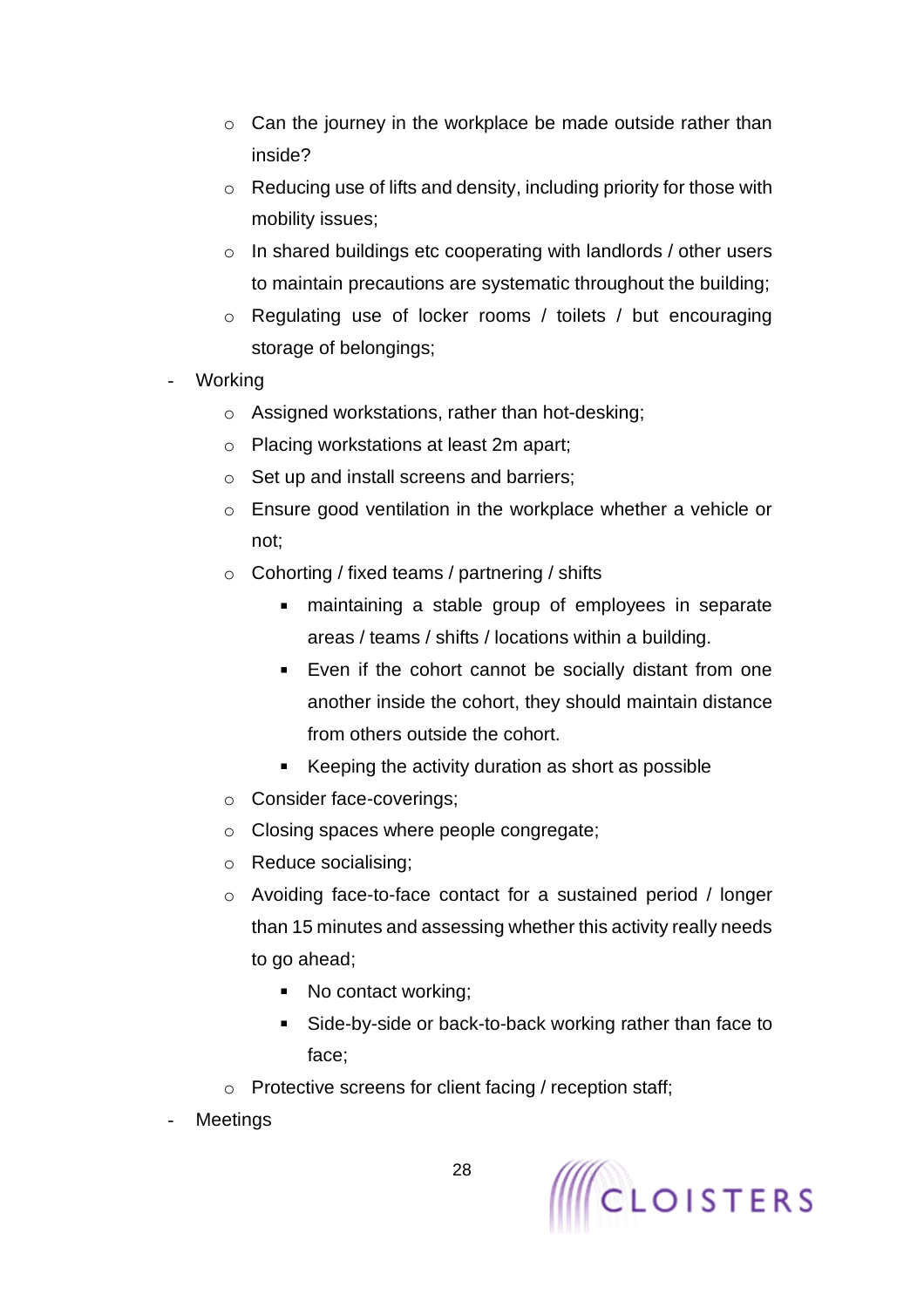- Can the journey in the workplace be made outside rather than inside?
    - Reducing use of lifts and density, including priority for those with mobility issues;
    - In shared buildings etc cooperating with landlords / other users to maintain precautions are systematic throughout the building;
    - Regulating use of locker rooms / toilets / but encouraging storage of belongings;
- Working
    - Assigned workstations, rather than hot-desking;
    - Placing workstations at least 2m apart;
    - Set up and install screens and barriers;
    - Ensure good ventilation in the workplace whether a vehicle or not;
    - Cohorting / fixed teams / partnering / shifts
        - maintaining a stable group of employees in separate areas / teams / shifts / locations within a building.
        - Even if the cohort cannot be socially distant from one another inside the cohort, they should maintain distance from others outside the cohort.
        - Keeping the activity duration as short as possible
    - Consider face-coverings;
    - Closing spaces where people congregate;
    - Reduce socialising;
    - Avoiding face-to-face contact for a sustained period / longer than 15 minutes and assessing whether this activity really needs to go ahead;
        - No contact working;
        - Side-by-side or back-to-back working rather than face to face;
    - Protective screens for client facing / reception staff;
- Meetings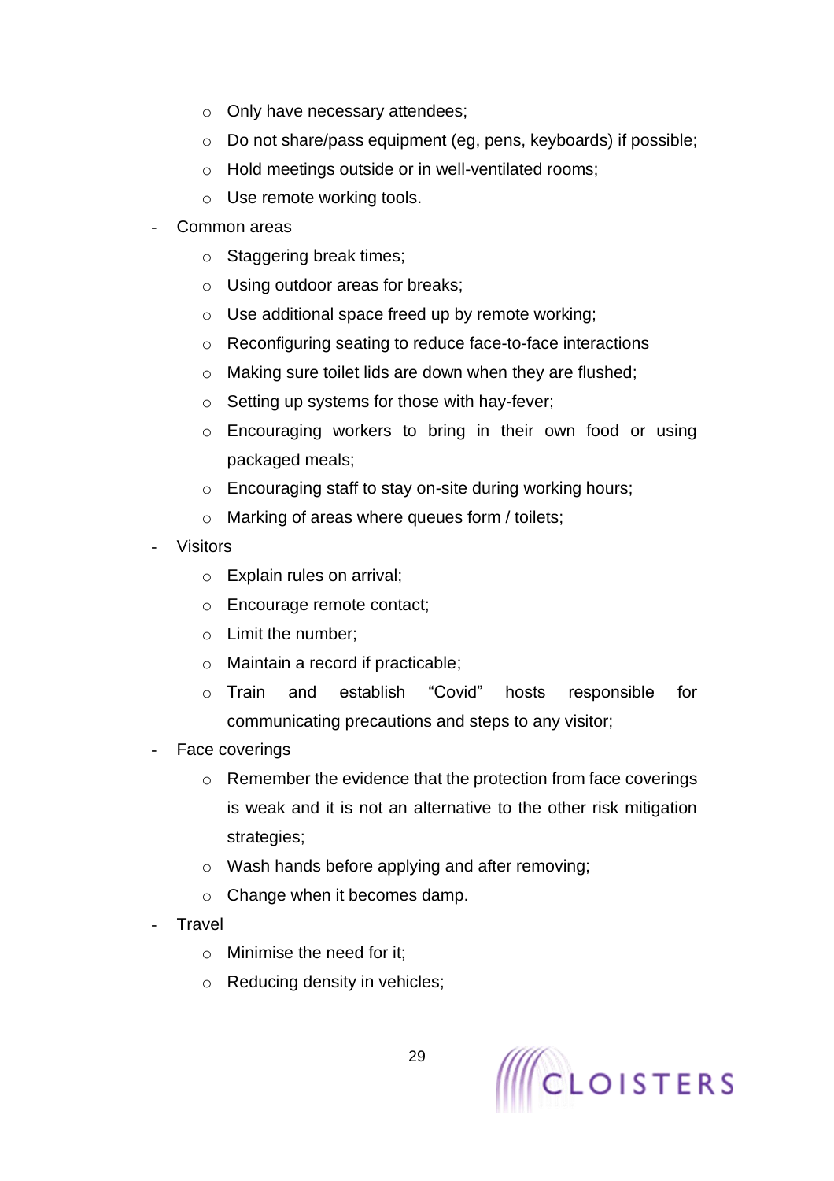- Only have necessary attendees;
    - Do not share/pass equipment (eg, pens, keyboards) if possible;
    - Hold meetings outside or in well-ventilated rooms;
    - Use remote working tools.
- Common areas
    - Staggering break times;
    - Using outdoor areas for breaks;
    - Use additional space freed up by remote working;
    - Reconfiguring seating to reduce face-to-face interactions
    - Making sure toilet lids are down when they are flushed;
    - Setting up systems for those with hay-fever;
    - Encouraging workers to bring in their own food or using packaged meals;
    - Encouraging staff to stay on-site during working hours;
    - Marking of areas where queues form / toilets;
- Visitors
    - Explain rules on arrival;
    - Encourage remote contact;
    - Limit the number;
    - Maintain a record if practicable;
    - Train and establish "Covid" hosts responsible for communicating precautions and steps to any visitor;
- Face coverings
    - Remember the evidence that the protection from face coverings is weak and it is not an alternative to the other risk mitigation strategies;
    - Wash hands before applying and after removing;
    - Change when it becomes damp.
- Travel
    - Minimise the need for it;
    - Reducing density in vehicles;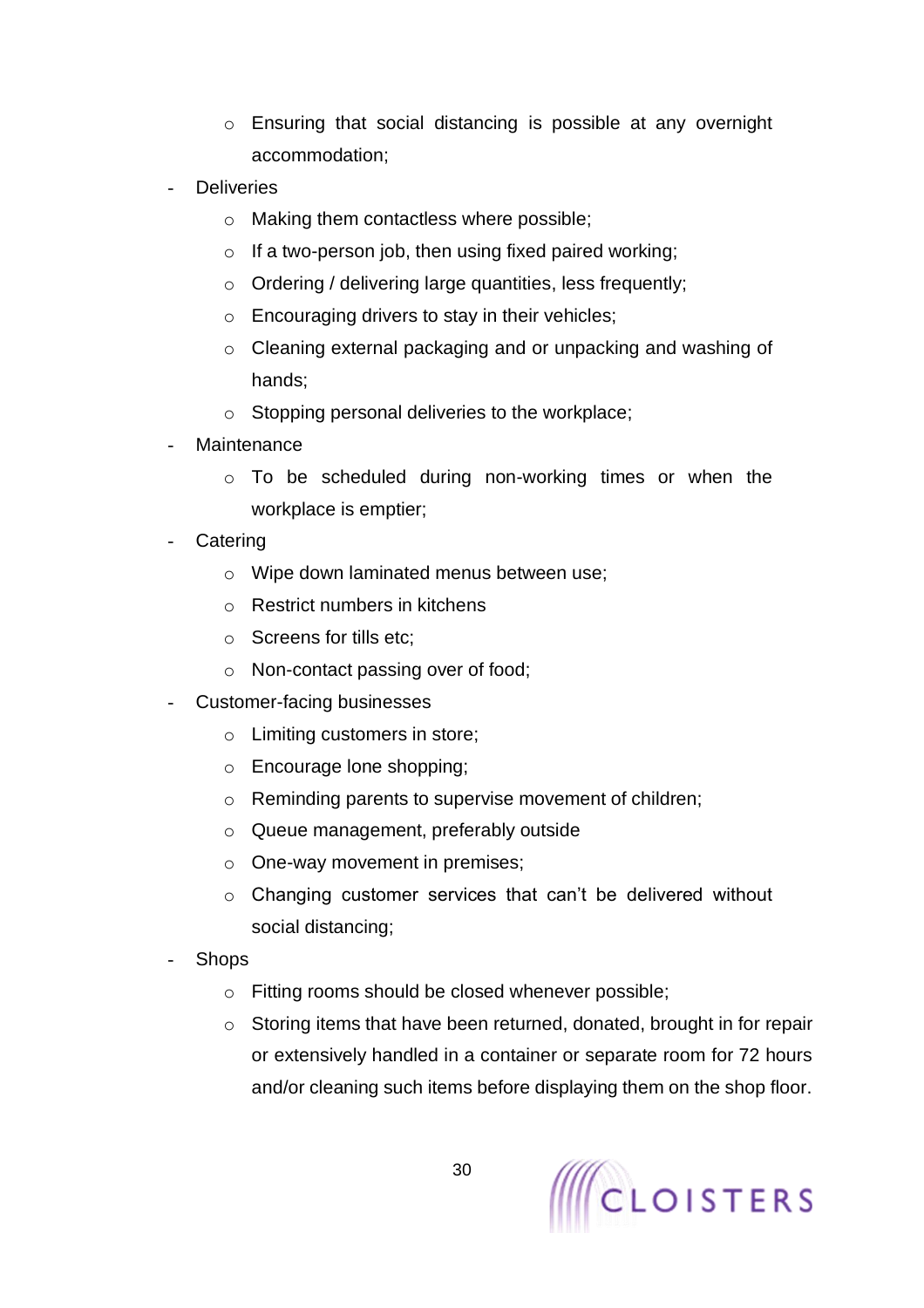- Ensuring that social distancing is possible at any overnight accommodation;
- Deliveries
    - Making them contactless where possible;
    - If a two-person job, then using fixed paired working;
    - Ordering / delivering large quantities, less frequently;
    - Encouraging drivers to stay in their vehicles;
    - Cleaning external packaging and or unpacking and washing of hands;
    - Stopping personal deliveries to the workplace;
- Maintenance
    - To be scheduled during non-working times or when the workplace is emptier;
- Catering
    - Wipe down laminated menus between use;
    - Restrict numbers in kitchens
    - Screens for tills etc;
    - Non-contact passing over of food;
- Customer-facing businesses
    - Limiting customers in store;
    - Encourage lone shopping;
    - Reminding parents to supervise movement of children;
    - Queue management, preferably outside
    - One-way movement in premises;
    - Changing customer services that can't be delivered without social distancing;
- Shops
    - Fitting rooms should be closed whenever possible;
    - Storing items that have been returned, donated, brought in for repair or extensively handled in a container or separate room for 72 hours and/or cleaning such items before displaying them on the shop floor.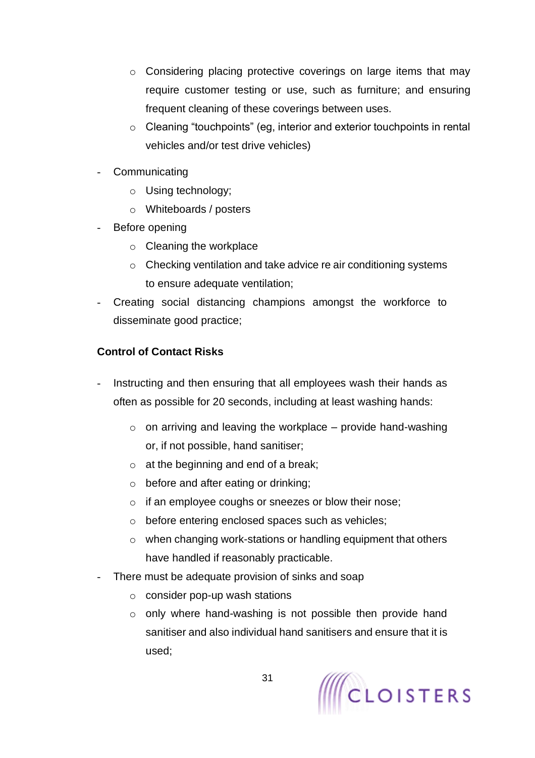- Considering placing protective coverings on large items that may require customer testing or use, such as furniture; and ensuring frequent cleaning of these coverings between uses.
    - Cleaning "touchpoints" (eg, interior and exterior touchpoints in rental vehicles and/or test drive vehicles)
- Communicating
    - Using technology;
    - Whiteboards / posters
- Before opening
    - Cleaning the workplace
    - Checking ventilation and take advice re air conditioning systems to ensure adequate ventilation;
- Creating social distancing champions amongst the workforce to disseminate good practice;

**Control of Contact Risks**

- Instructing and then ensuring that all employees wash their hands as often as possible for 20 seconds, including at least washing hands:
    - on arriving and leaving the workplace – provide hand-washing or, if not possible, hand sanitiser;
    - at the beginning and end of a break;
    - before and after eating or drinking;
    - if an employee coughs or sneezes or blow their nose;
    - before entering enclosed spaces such as vehicles;
    - when changing work-stations or handling equipment that others have handled if reasonably practicable.
- There must be adequate provision of sinks and soap
    - consider pop-up wash stations
    - only where hand-washing is not possible then provide hand sanitiser and also individual hand sanitisers and ensure that it is used;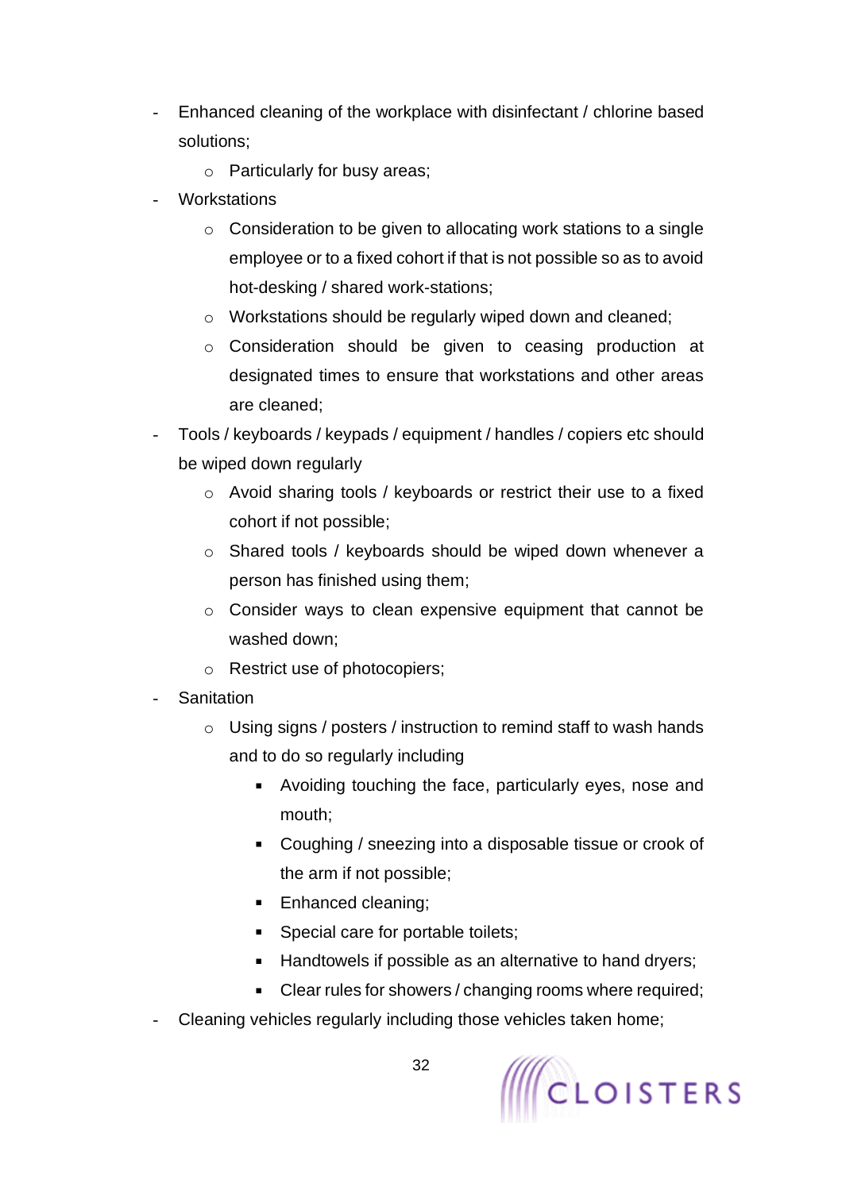- Enhanced cleaning of the workplace with disinfectant / chlorine based solutions;
    - Particularly for busy areas;
- Workstations
    - Consideration to be given to allocating work stations to a single employee or to a fixed cohort if that is not possible so as to avoid hot-desking / shared work-stations;
    - Workstations should be regularly wiped down and cleaned;
    - Consideration should be given to ceasing production at designated times to ensure that workstations and other areas are cleaned;
- Tools / keyboards / keypads / equipment / handles / copiers etc should be wiped down regularly
    - Avoid sharing tools / keyboards or restrict their use to a fixed cohort if not possible;
    - Shared tools / keyboards should be wiped down whenever a person has finished using them;
    - Consider ways to clean expensive equipment that cannot be washed down;
    - Restrict use of photocopiers;
- Sanitation
    - Using signs / posters / instruction to remind staff to wash hands and to do so regularly including
        - Avoiding touching the face, particularly eyes, nose and mouth;
        - Coughing / sneezing into a disposable tissue or crook of the arm if not possible;
        - Enhanced cleaning;
        - Special care for portable toilets;
        - Handtowels if possible as an alternative to hand dryers;
        - Clear rules for showers / changing rooms where required;
- Cleaning vehicles regularly including those vehicles taken home;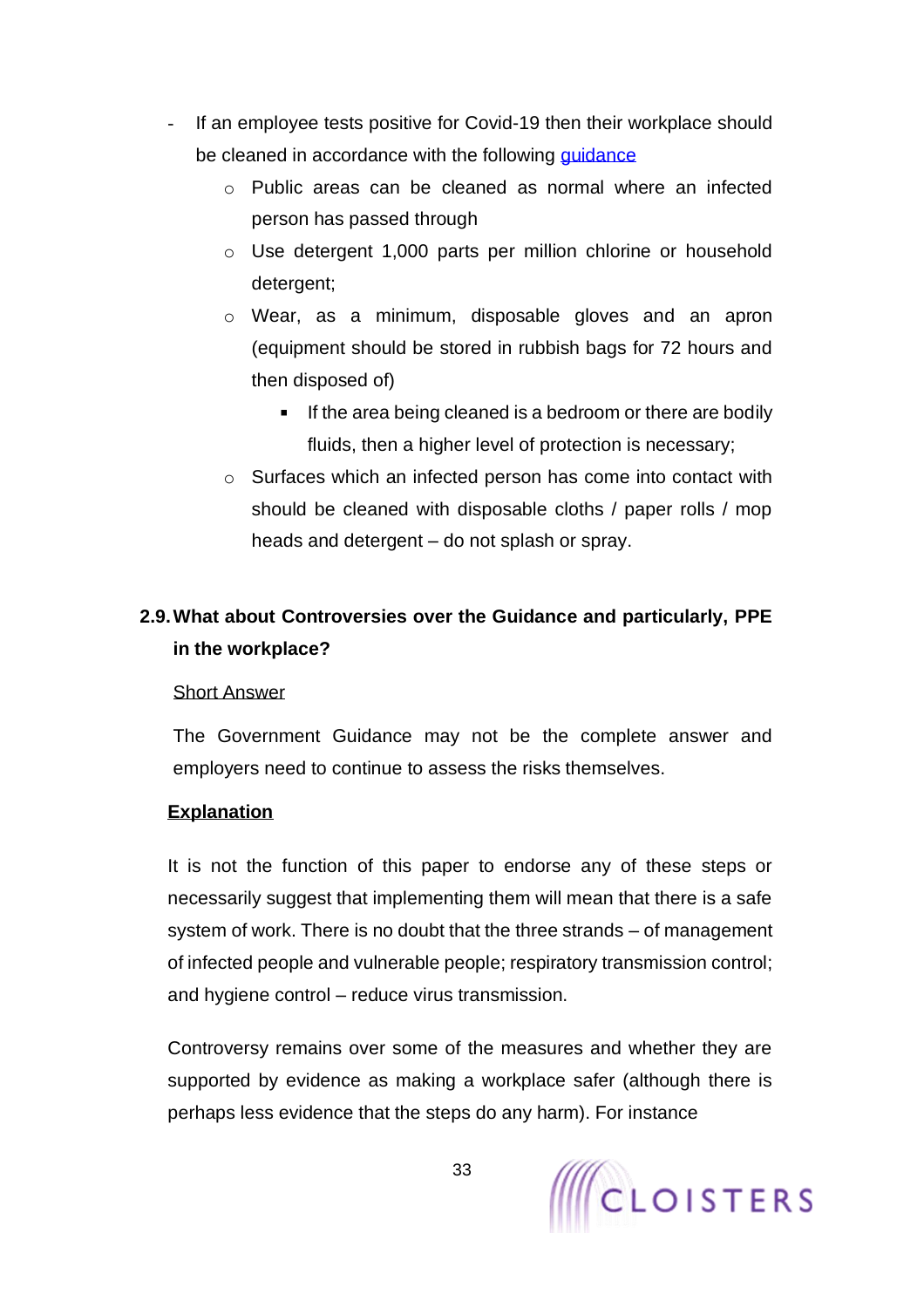- If an employee tests positive for Covid-19 then their workplace should be cleaned in accordance with the following [guidance]
    - Public areas can be cleaned as normal where an infected person has passed through
    - Use detergent 1,000 parts per million chlorine or household detergent;
    - Wear, as a minimum, disposable gloves and an apron (equipment should be stored in rubbish bags for 72 hours and then disposed of)
        - If the area being cleaned is a bedroom or there are bodily fluids, then a higher level of protection is necessary;
    - Surfaces which an infected person has come into contact with should be cleaned with disposable cloths / paper rolls / mop heads and detergent – do not splash or spray.

## 2.9. What about Controversies over the Guidance and particularly, PPE in the workplace?

Short Answer

The Government Guidance may not be the complete answer and employers need to continue to assess the risks themselves.

**Explanation**

It is not the function of this paper to endorse any of these steps or necessarily suggest that implementing them will mean that there is a safe system of work. There is no doubt that the three strands – of management of infected people and vulnerable people; respiratory transmission control; and hygiene control – reduce virus transmission.

Controversy remains over some of the measures and whether they are supported by evidence as making a workplace safer (although there is perhaps less evidence that the steps do any harm). For instance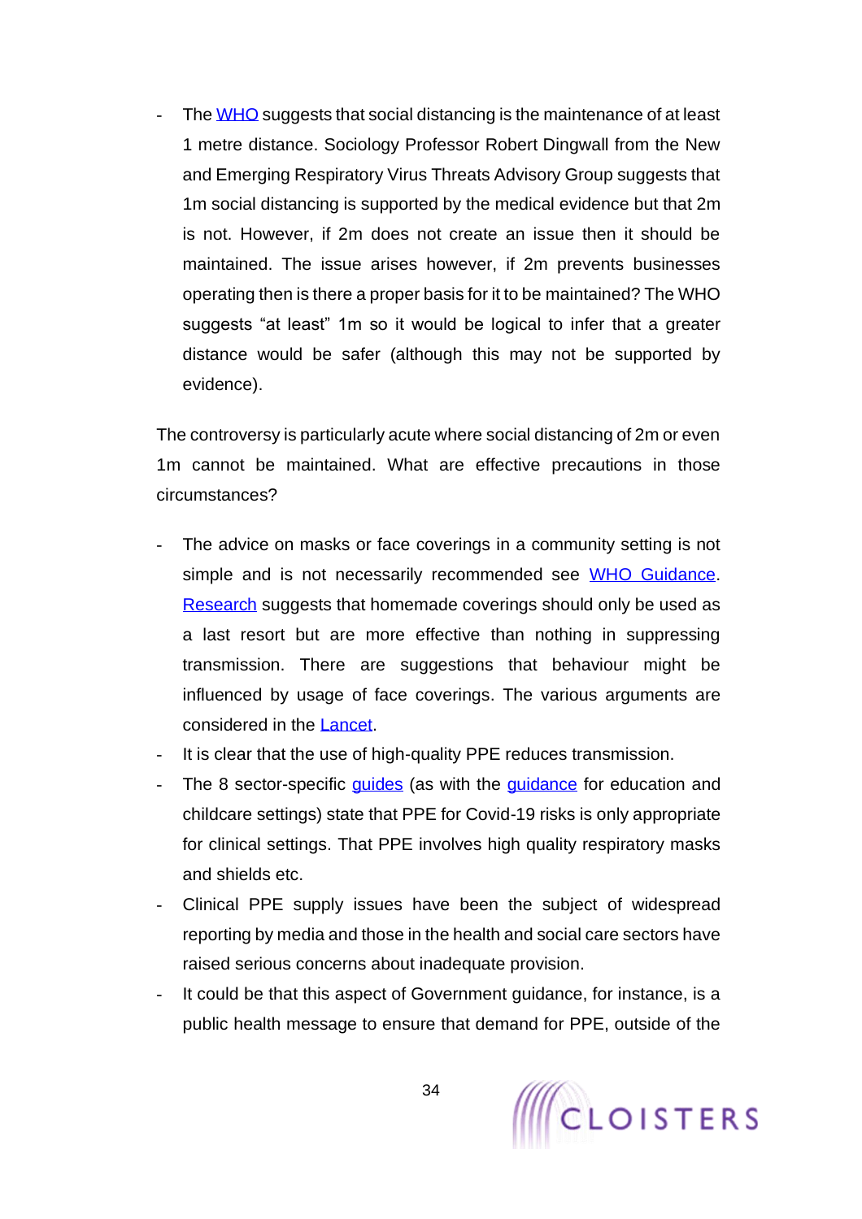- The WHO suggests that social distancing is the maintenance of at least 1 metre distance. Sociology Professor Robert Dingwall from the New and Emerging Respiratory Virus Threats Advisory Group suggests that 1m social distancing is supported by the medical evidence but that 2m is not. However, if 2m does not create an issue then it should be maintained. The issue arises however, if 2m prevents businesses operating then is there a proper basis for it to be maintained? The WHO suggests "at least" 1m so it would be logical to infer that a greater distance would be safer (although this may not be supported by evidence).

The controversy is particularly acute where social distancing of 2m or even 1m cannot be maintained. What are effective precautions in those circumstances?

- The advice on masks or face coverings in a community setting is not simple and is not necessarily recommended see WHO Guidance. Research suggests that homemade coverings should only be used as a last resort but are more effective than nothing in suppressing transmission. There are suggestions that behaviour might be influenced by usage of face coverings. The various arguments are considered in the Lancet.
- It is clear that the use of high-quality PPE reduces transmission.
- The 8 sector-specific guides (as with the guidance for education and childcare settings) state that PPE for Covid-19 risks is only appropriate for clinical settings. That PPE involves high quality respiratory masks and shields etc.
- Clinical PPE supply issues have been the subject of widespread reporting by media and those in the health and social care sectors have raised serious concerns about inadequate provision.
- It could be that this aspect of Government guidance, for instance, is a public health message to ensure that demand for PPE, outside of the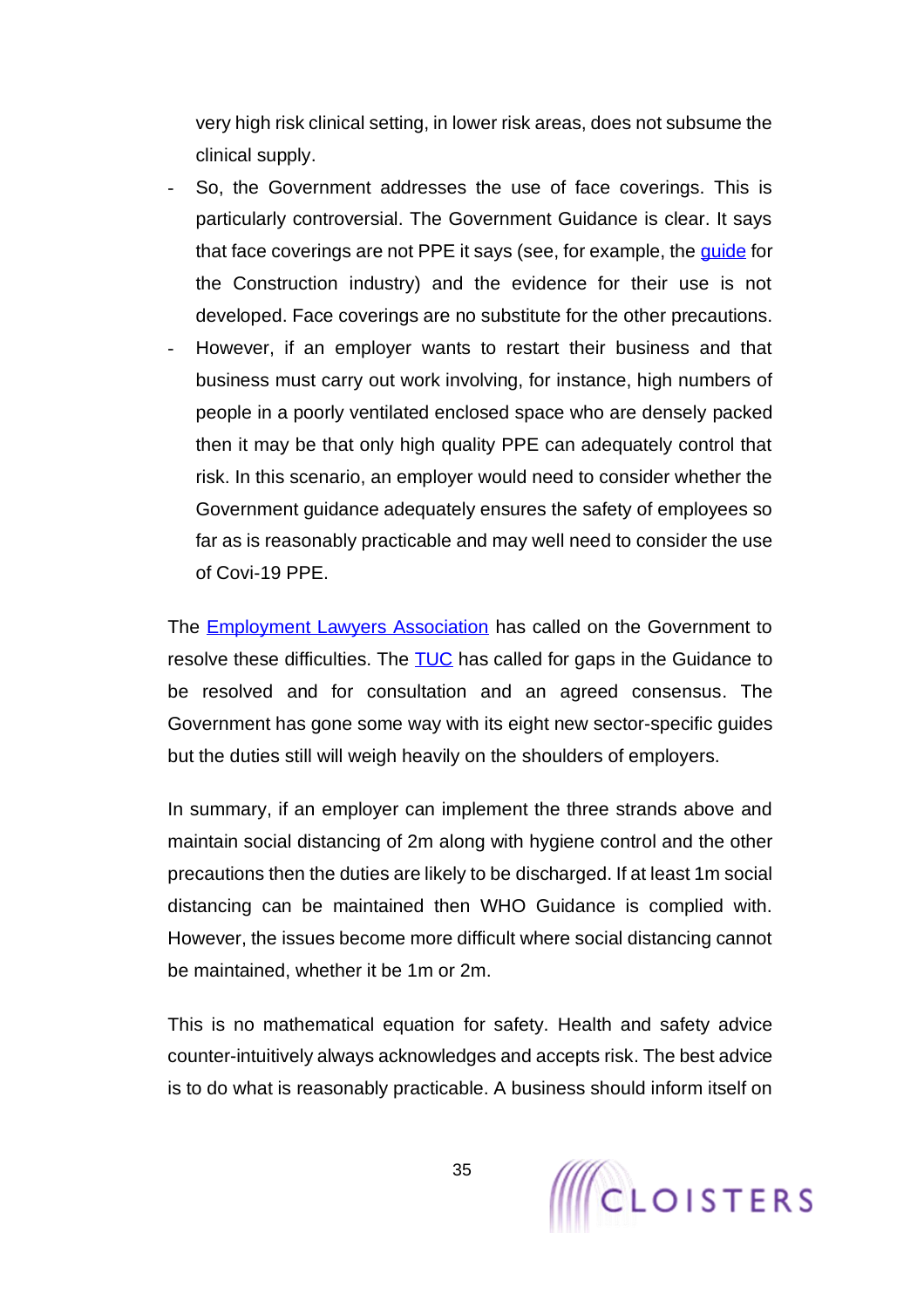very high risk clinical setting, in lower risk areas, does not subsume the clinical supply.

- So, the Government addresses the use of face coverings. This is particularly controversial. The Government Guidance is clear. It says that face coverings are not PPE it says (see, for example, the guide for the Construction industry) and the evidence for their use is not developed. Face coverings are no substitute for the other precautions.
- However, if an employer wants to restart their business and that business must carry out work involving, for instance, high numbers of people in a poorly ventilated enclosed space who are densely packed then it may be that only high quality PPE can adequately control that risk. In this scenario, an employer would need to consider whether the Government guidance adequately ensures the safety of employees so far as is reasonably practicable and may well need to consider the use of Covi-19 PPE.

The Employment Lawyers Association has called on the Government to resolve these difficulties. The TUC has called for gaps in the Guidance to be resolved and for consultation and an agreed consensus. The Government has gone some way with its eight new sector-specific guides but the duties still will weigh heavily on the shoulders of employers.

In summary, if an employer can implement the three strands above and maintain social distancing of 2m along with hygiene control and the other precautions then the duties are likely to be discharged. If at least 1m social distancing can be maintained then WHO Guidance is complied with. However, the issues become more difficult where social distancing cannot be maintained, whether it be 1m or 2m.

This is no mathematical equation for safety. Health and safety advice counter-intuitively always acknowledges and accepts risk. The best advice is to do what is reasonably practicable. A business should inform itself on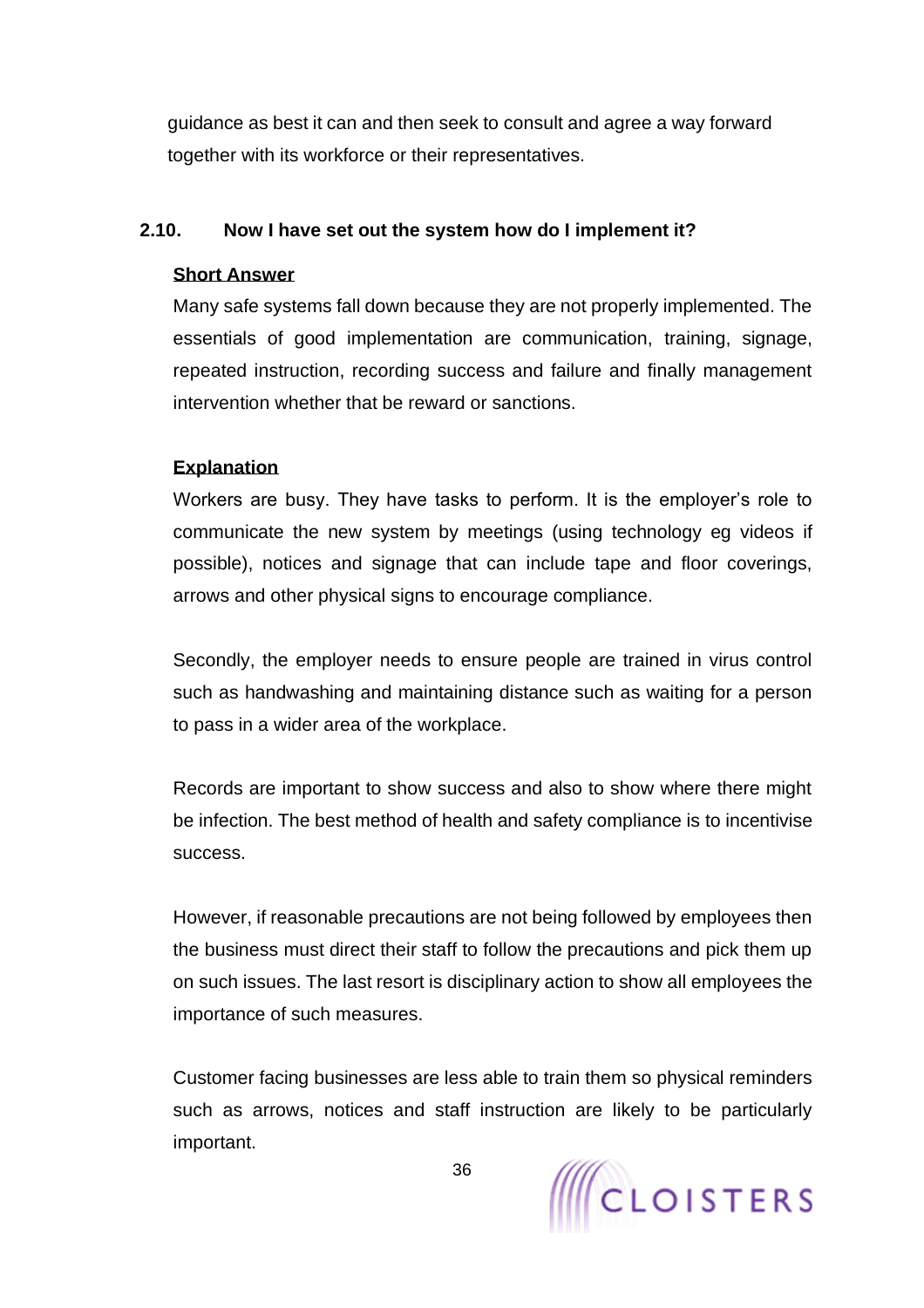guidance as best it can and then seek to consult and agree a way forward together with its workforce or their representatives.

### 2.10. Now I have set out the system how do I implement it?

**Short Answer**

Many safe systems fall down because they are not properly implemented. The essentials of good implementation are communication, training, signage, repeated instruction, recording success and failure and finally management intervention whether that be reward or sanctions.

**Explanation**

Workers are busy. They have tasks to perform. It is the employer's role to communicate the new system by meetings (using technology eg videos if possible), notices and signage that can include tape and floor coverings, arrows and other physical signs to encourage compliance.

Secondly, the employer needs to ensure people are trained in virus control such as handwashing and maintaining distance such as waiting for a person to pass in a wider area of the workplace.

Records are important to show success and also to show where there might be infection. The best method of health and safety compliance is to incentivise success.

However, if reasonable precautions are not being followed by employees then the business must direct their staff to follow the precautions and pick them up on such issues. The last resort is disciplinary action to show all employees the importance of such measures.

Customer facing businesses are less able to train them so physical reminders such as arrows, notices and staff instruction are likely to be particularly important.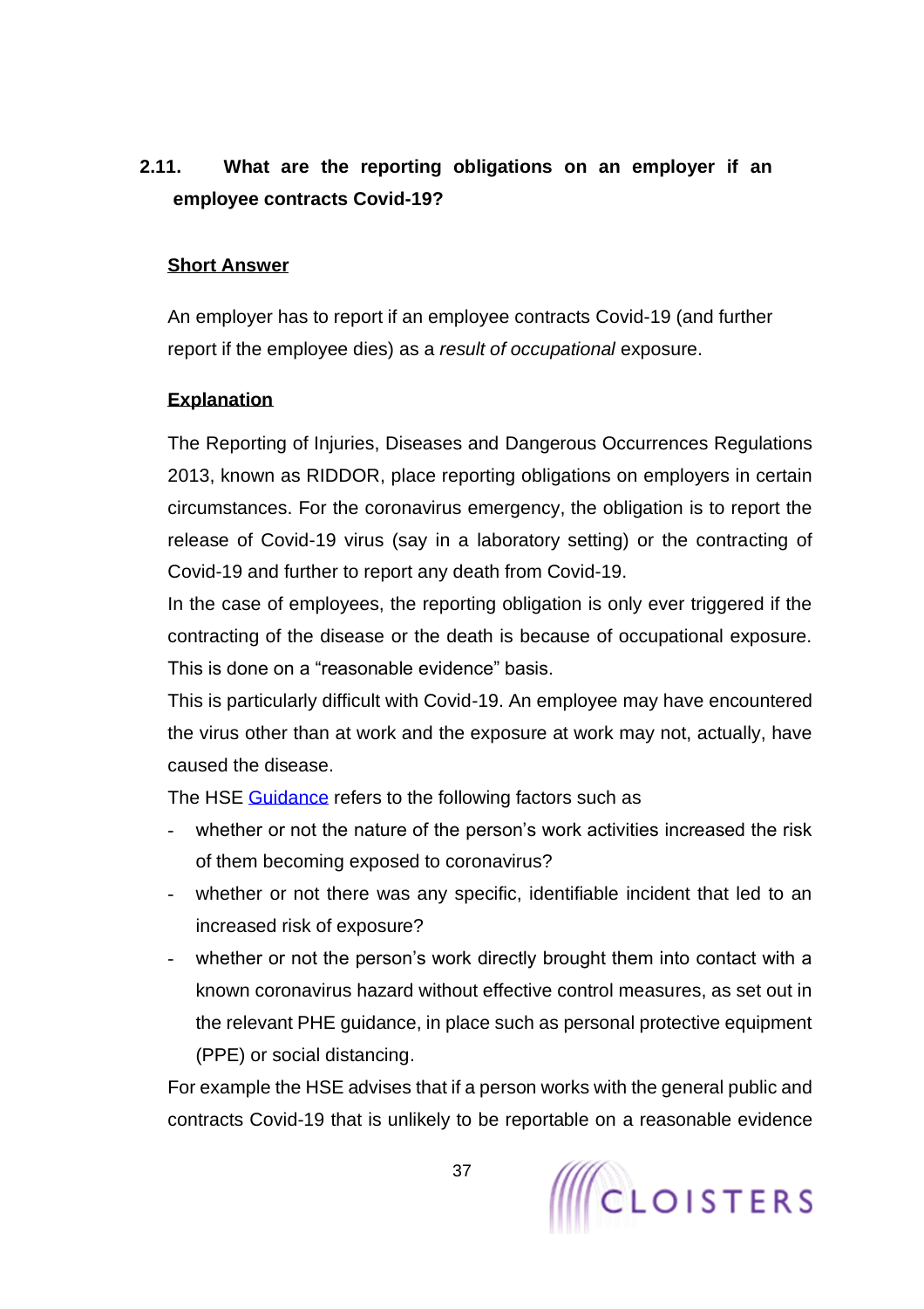## 2.11. What are the reporting obligations on an employer if an employee contracts Covid-19?

**Short Answer**

An employer has to report if an employee contracts Covid-19 (and further report if the employee dies) as a *result of occupational* exposure.

**Explanation**

The Reporting of Injuries, Diseases and Dangerous Occurrences Regulations 2013, known as RIDDOR, place reporting obligations on employers in certain circumstances. For the coronavirus emergency, the obligation is to report the release of Covid-19 virus (say in a laboratory setting) or the contracting of Covid-19 and further to report any death from Covid-19.

In the case of employees, the reporting obligation is only ever triggered if the contracting of the disease or the death is because of occupational exposure. This is done on a "reasonable evidence" basis.

This is particularly difficult with Covid-19. An employee may have encountered the virus other than at work and the exposure at work may not, actually, have caused the disease.

The HSE [Guidance] refers to the following factors such as

- whether or not the nature of the person's work activities increased the risk of them becoming exposed to coronavirus?
- whether or not there was any specific, identifiable incident that led to an increased risk of exposure?
- whether or not the person's work directly brought them into contact with a known coronavirus hazard without effective control measures, as set out in the relevant PHE guidance, in place such as personal protective equipment (PPE) or social distancing.

For example the HSE advises that if a person works with the general public and contracts Covid-19 that is unlikely to be reportable on a reasonable evidence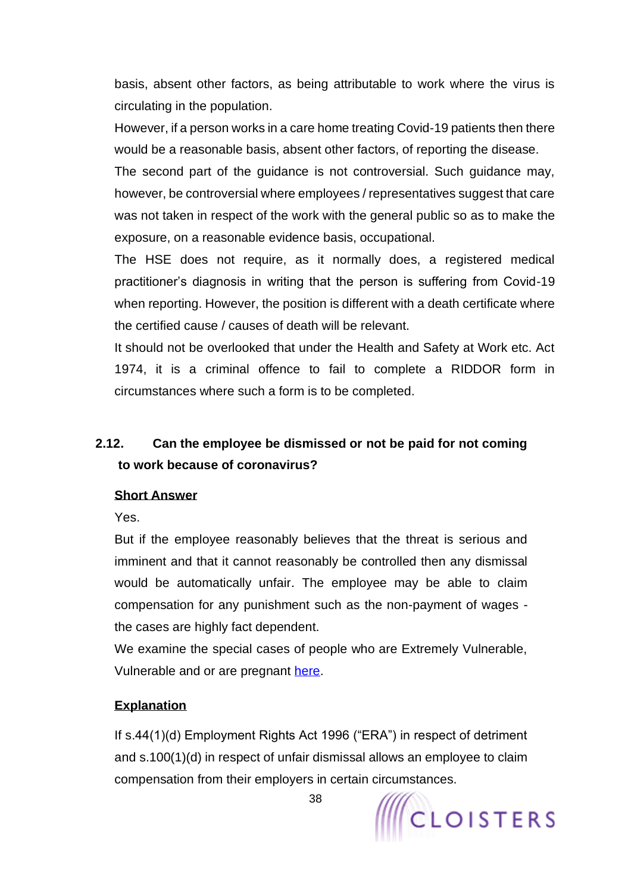basis, absent other factors, as being attributable to work where the virus is circulating in the population.

However, if a person works in a care home treating Covid-19 patients then there would be a reasonable basis, absent other factors, of reporting the disease.

The second part of the guidance is not controversial. Such guidance may, however, be controversial where employees / representatives suggest that care was not taken in respect of the work with the general public so as to make the exposure, on a reasonable evidence basis, occupational.

The HSE does not require, as it normally does, a registered medical practitioner's diagnosis in writing that the person is suffering from Covid-19 when reporting. However, the position is different with a death certificate where the certified cause / causes of death will be relevant.

It should not be overlooked that under the Health and Safety at Work etc. Act 1974, it is a criminal offence to fail to complete a RIDDOR form in circumstances where such a form is to be completed.

## 2.12. Can the employee be dismissed or not be paid for not coming to work because of coronavirus?

**Short Answer**

Yes.

But if the employee reasonably believes that the threat is serious and imminent and that it cannot reasonably be controlled then any dismissal would be automatically unfair. The employee may be able to claim compensation for any punishment such as the non-payment of wages - the cases are highly fact dependent.

We examine the special cases of people who are Extremely Vulnerable, Vulnerable and or are pregnant here.

**Explanation**

If s.44(1)(d) Employment Rights Act 1996 ("ERA") in respect of detriment and s.100(1)(d) in respect of unfair dismissal allows an employee to claim compensation from their employers in certain circumstances.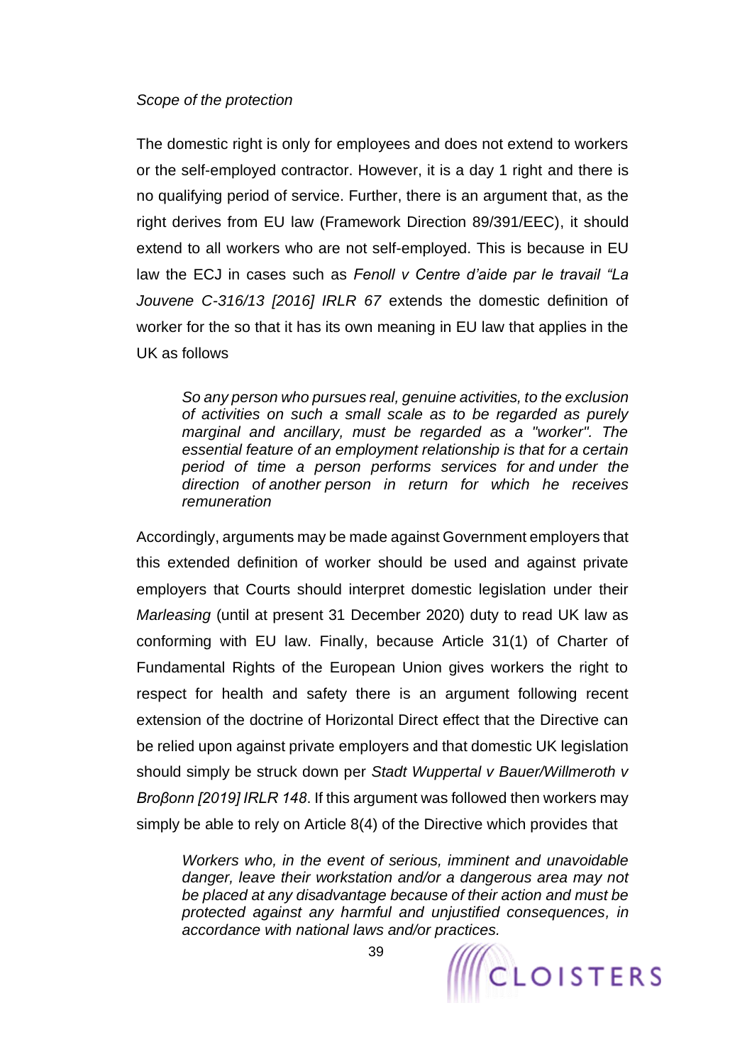*Scope of the protection*

The domestic right is only for employees and does not extend to workers or the self-employed contractor. However, it is a day 1 right and there is no qualifying period of service. Further, there is an argument that, as the right derives from EU law (Framework Direction 89/391/EEC), it should extend to all workers who are not self-employed. This is because in EU law the ECJ in cases such as *Fenoll v Centre d'aide par le travail "La Jouvene C-316/13 [2016] IRLR 67* extends the domestic definition of worker for the so that it has its own meaning in EU law that applies in the UK as follows

> *So any person who pursues real, genuine activities, to the exclusion of activities on such a small scale as to be regarded as purely marginal and ancillary, must be regarded as a "worker". The essential feature of an employment relationship is that for a certain period of time a person performs services for and under the direction of another person in return for which he receives remuneration*

Accordingly, arguments may be made against Government employers that this extended definition of worker should be used and against private employers that Courts should interpret domestic legislation under their *Marleasing* (until at present 31 December 2020) duty to read UK law as conforming with EU law. Finally, because Article 31(1) of Charter of Fundamental Rights of the European Union gives workers the right to respect for health and safety there is an argument following recent extension of the doctrine of Horizontal Direct effect that the Directive can be relied upon against private employers and that domestic UK legislation should simply be struck down per *Stadt Wuppertal v Bauer/Willmeroth v Broβonn [2019] IRLR 148*. If this argument was followed then workers may simply be able to rely on Article 8(4) of the Directive which provides that

> *Workers who, in the event of serious, imminent and unavoidable danger, leave their workstation and/or a dangerous area may not be placed at any disadvantage because of their action and must be protected against any harmful and unjustified consequences, in accordance with national laws and/or practices.*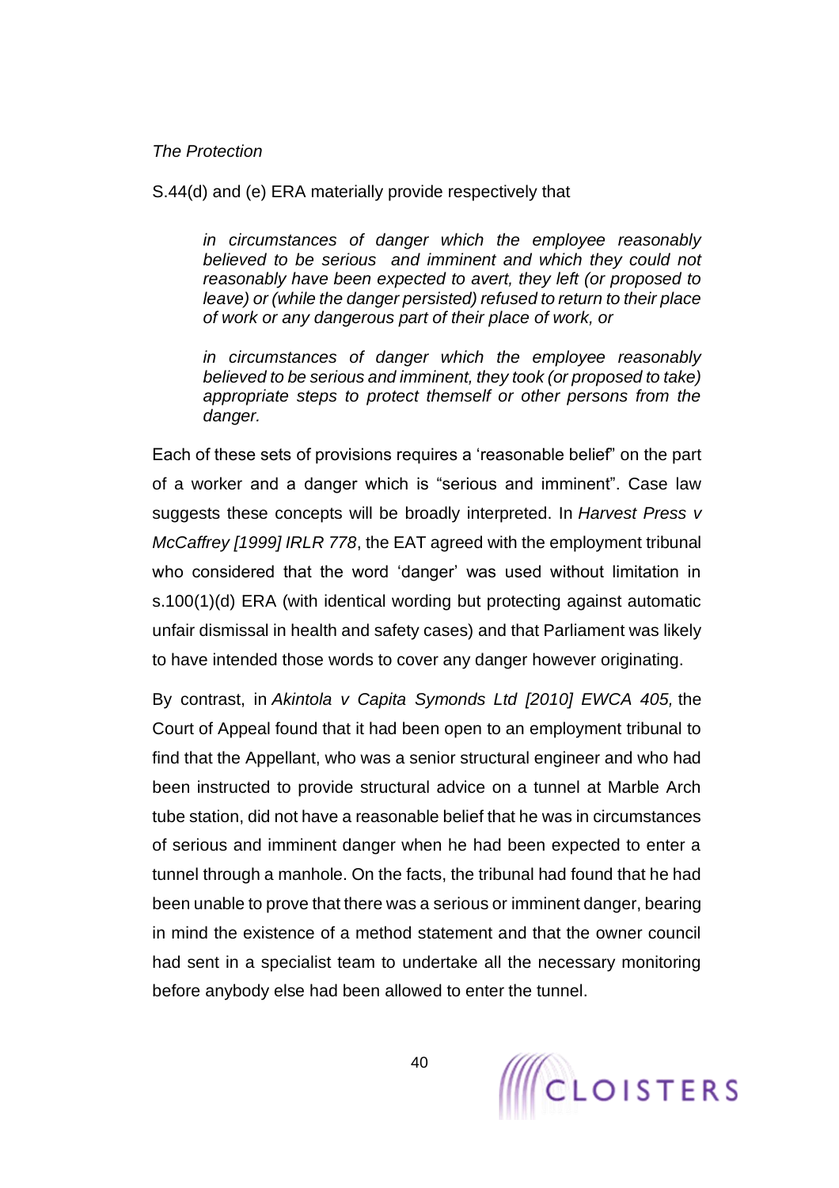*The Protection*

S.44(d) and (e) ERA materially provide respectively that

> *in circumstances of danger which the employee reasonably believed to be serious and imminent and which they could not reasonably have been expected to avert, they left (or proposed to leave) or (while the danger persisted) refused to return to their place of work or any dangerous part of their place of work, or*
>
> *in circumstances of danger which the employee reasonably believed to be serious and imminent, they took (or proposed to take) appropriate steps to protect themself or other persons from the danger.*

Each of these sets of provisions requires a 'reasonable belief" on the part of a worker and a danger which is "serious and imminent". Case law suggests these concepts will be broadly interpreted. In *Harvest Press v McCaffrey [1999] IRLR 778*, the EAT agreed with the employment tribunal who considered that the word 'danger' was used without limitation in s.100(1)(d) ERA (with identical wording but protecting against automatic unfair dismissal in health and safety cases) and that Parliament was likely to have intended those words to cover any danger however originating.

By contrast, in *Akintola v Capita Symonds Ltd [2010] EWCA 405,* the Court of Appeal found that it had been open to an employment tribunal to find that the Appellant, who was a senior structural engineer and who had been instructed to provide structural advice on a tunnel at Marble Arch tube station, did not have a reasonable belief that he was in circumstances of serious and imminent danger when he had been expected to enter a tunnel through a manhole. On the facts, the tribunal had found that he had been unable to prove that there was a serious or imminent danger, bearing in mind the existence of a method statement and that the owner council had sent in a specialist team to undertake all the necessary monitoring before anybody else had been allowed to enter the tunnel.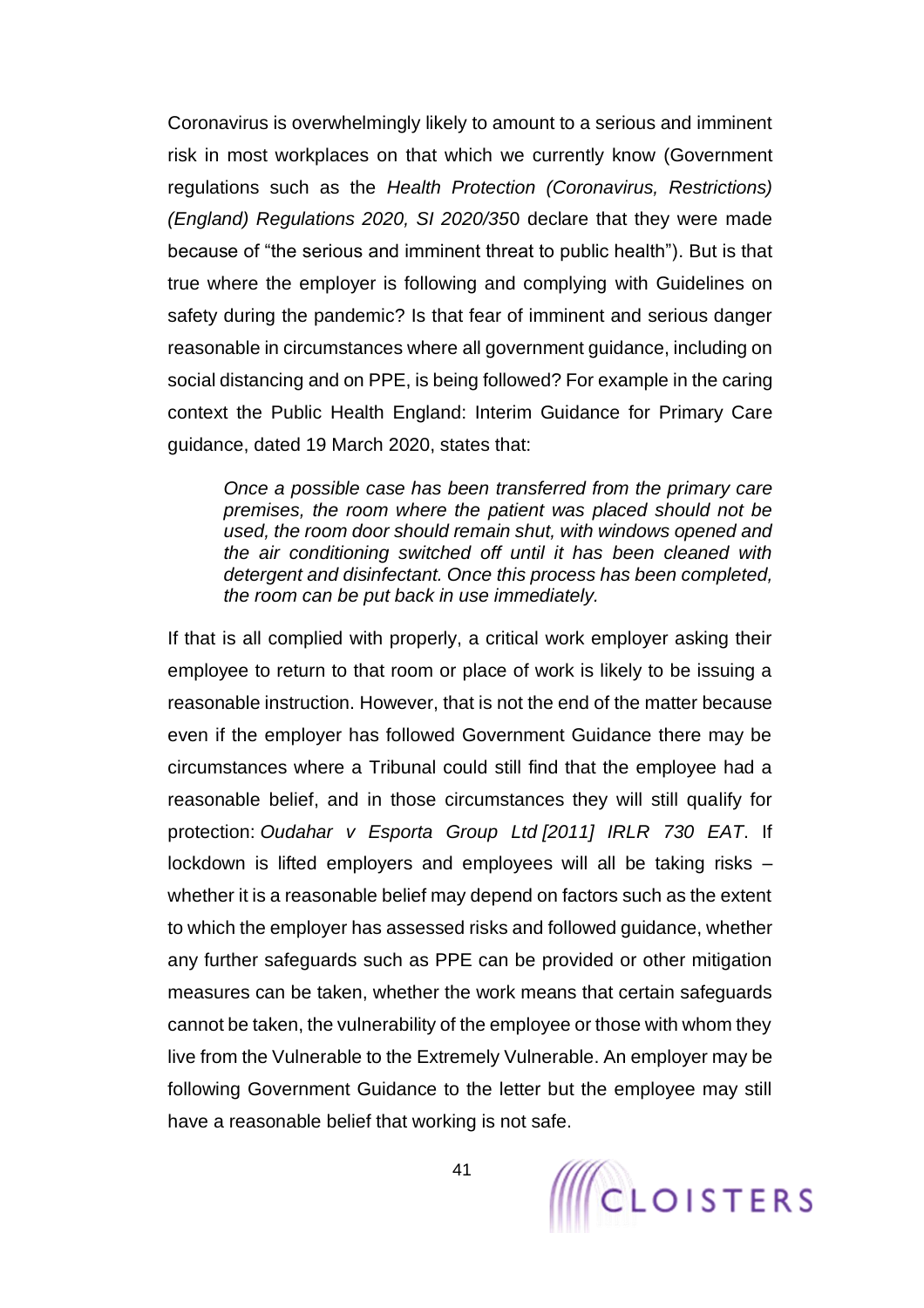Coronavirus is overwhelmingly likely to amount to a serious and imminent risk in most workplaces on that which we currently know (Government regulations such as the *Health Protection (Coronavirus, Restrictions) (England) Regulations 2020, SI 2020/35*0 declare that they were made because of "the serious and imminent threat to public health"). But is that true where the employer is following and complying with Guidelines on safety during the pandemic? Is that fear of imminent and serious danger reasonable in circumstances where all government guidance, including on social distancing and on PPE, is being followed? For example in the caring context the Public Health England: Interim Guidance for Primary Care guidance, dated 19 March 2020, states that:

> *Once a possible case has been transferred from the primary care premises, the room where the patient was placed should not be used, the room door should remain shut, with windows opened and the air conditioning switched off until it has been cleaned with detergent and disinfectant. Once this process has been completed, the room can be put back in use immediately.*

If that is all complied with properly, a critical work employer asking their employee to return to that room or place of work is likely to be issuing a reasonable instruction. However, that is not the end of the matter because even if the employer has followed Government Guidance there may be circumstances where a Tribunal could still find that the employee had a reasonable belief, and in those circumstances they will still qualify for protection: *Oudahar v Esporta Group Ltd [2011] IRLR 730 EAT*. If lockdown is lifted employers and employees will all be taking risks – whether it is a reasonable belief may depend on factors such as the extent to which the employer has assessed risks and followed guidance, whether any further safeguards such as PPE can be provided or other mitigation measures can be taken, whether the work means that certain safeguards cannot be taken, the vulnerability of the employee or those with whom they live from the Vulnerable to the Extremely Vulnerable. An employer may be following Government Guidance to the letter but the employee may still have a reasonable belief that working is not safe.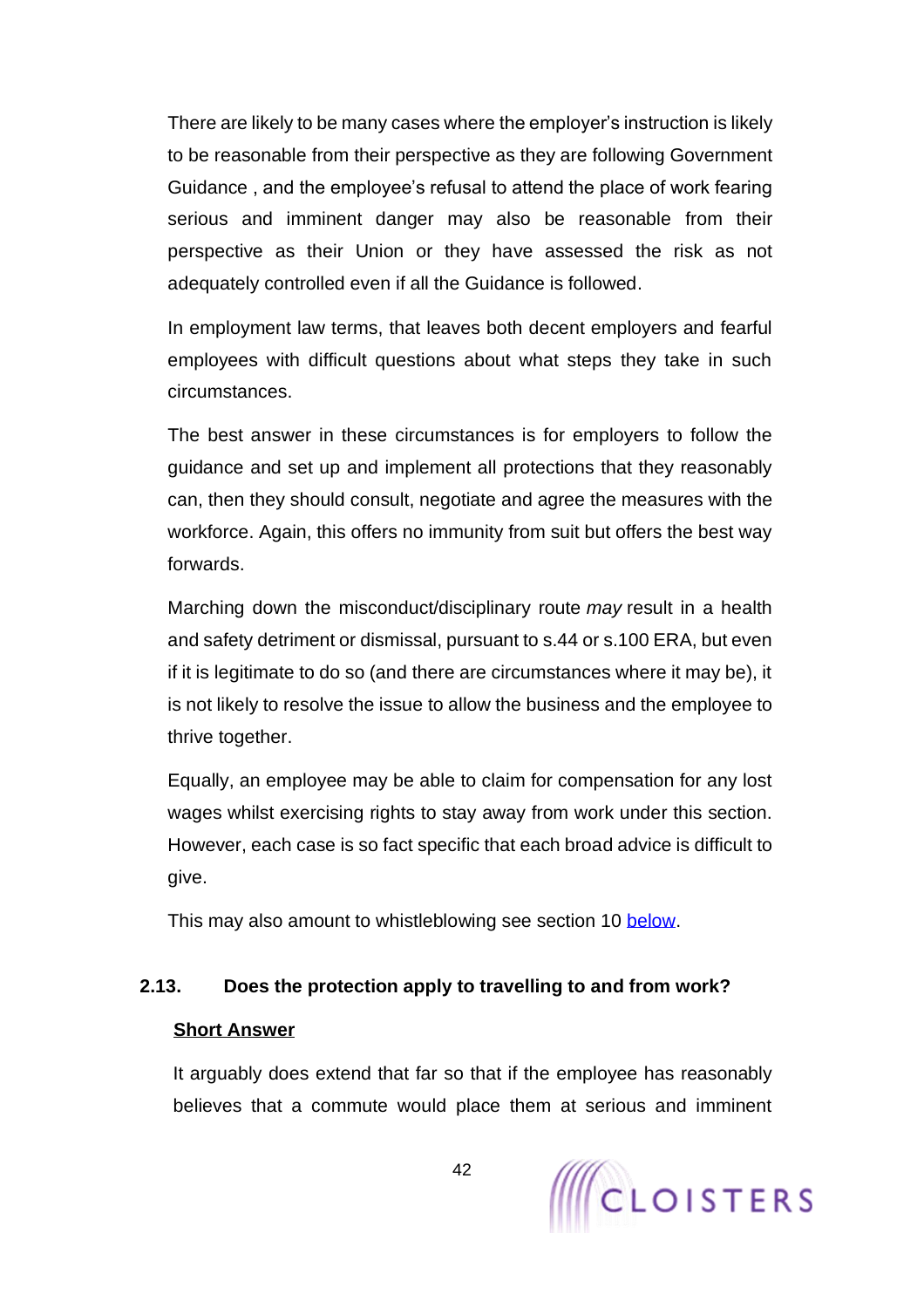There are likely to be many cases where the employer's instruction is likely to be reasonable from their perspective as they are following Government Guidance , and the employee's refusal to attend the place of work fearing serious and imminent danger may also be reasonable from their perspective as their Union or they have assessed the risk as not adequately controlled even if all the Guidance is followed.

In employment law terms, that leaves both decent employers and fearful employees with difficult questions about what steps they take in such circumstances.

The best answer in these circumstances is for employers to follow the guidance and set up and implement all protections that they reasonably can, then they should consult, negotiate and agree the measures with the workforce. Again, this offers no immunity from suit but offers the best way forwards.

Marching down the misconduct/disciplinary route *may* result in a health and safety detriment or dismissal, pursuant to s.44 or s.100 ERA, but even if it is legitimate to do so (and there are circumstances where it may be), it is not likely to resolve the issue to allow the business and the employee to thrive together.

Equally, an employee may be able to claim for compensation for any lost wages whilst exercising rights to stay away from work under this section. However, each case is so fact specific that each broad advice is difficult to give.

This may also amount to whistleblowing see section 10 [below](#).

### 2.13. Does the protection apply to travelling to and from work?

**Short Answer**

It arguably does extend that far so that if the employee has reasonably believes that a commute would place them at serious and imminent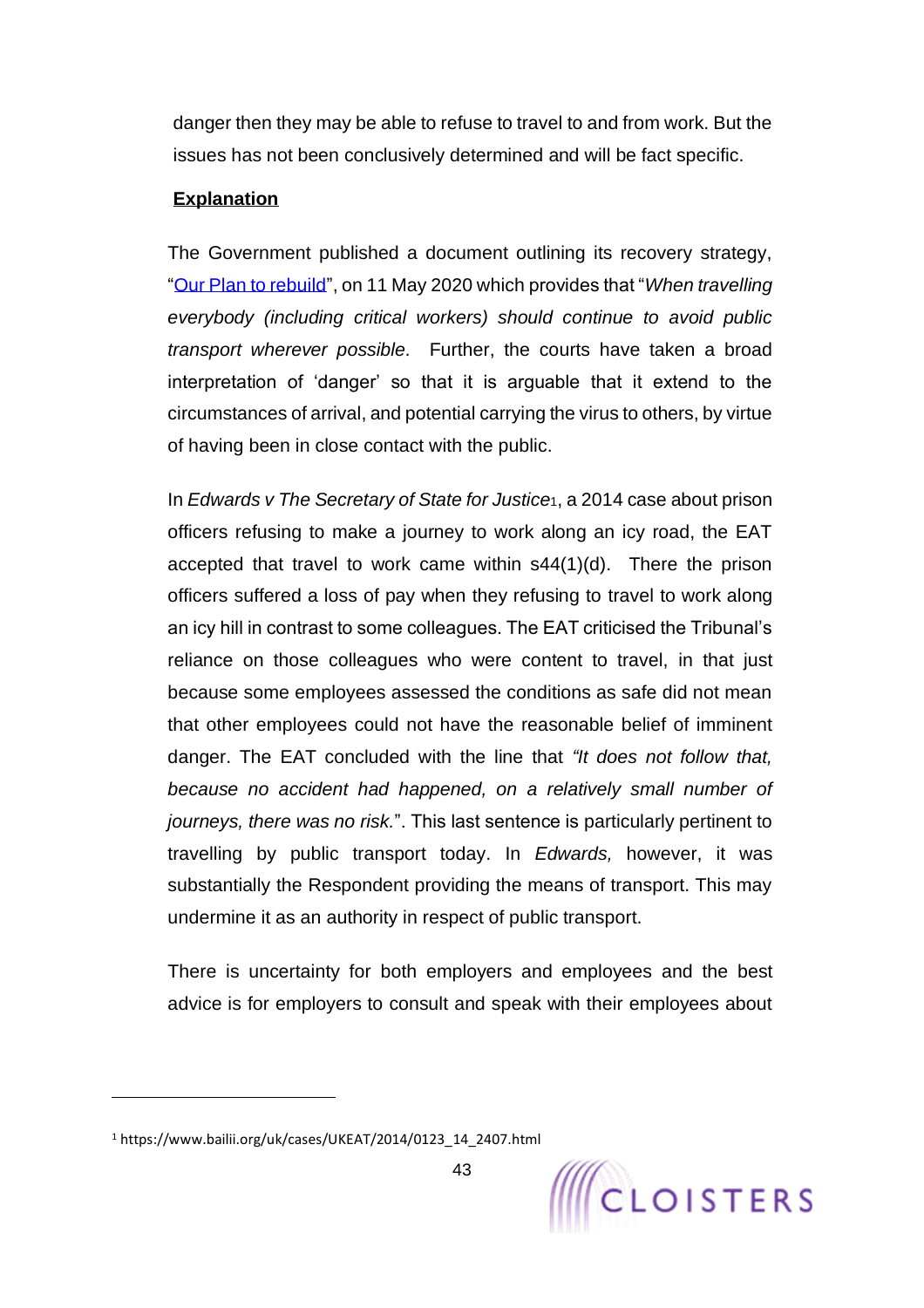danger then they may be able to refuse to travel to and from work. But the issues has not been conclusively determined and will be fact specific.

**Explanation**

The Government published a document outlining its recovery strategy, "[Our Plan to rebuild](Our Plan to rebuild)", on 11 May 2020 which provides that "*When travelling everybody (including critical workers) should continue to avoid public transport wherever possible.* Further, the courts have taken a broad interpretation of 'danger' so that it is arguable that it extend to the circumstances of arrival, and potential carrying the virus to others, by virtue of having been in close contact with the public.

In *Edwards v The Secretary of State for Justice*[1], a 2014 case about prison officers refusing to make a journey to work along an icy road, the EAT accepted that travel to work came within s44(1)(d). There the prison officers suffered a loss of pay when they refusing to travel to work along an icy hill in contrast to some colleagues. The EAT criticised the Tribunal's reliance on those colleagues who were content to travel, in that just because some employees assessed the conditions as safe did not mean that other employees could not have the reasonable belief of imminent danger. The EAT concluded with the line that *"It does not follow that, because no accident had happened, on a relatively small number of journeys, there was no risk.*". This last sentence is particularly pertinent to travelling by public transport today. In *Edwards,* however, it was substantially the Respondent providing the means of transport. This may undermine it as an authority in respect of public transport.

There is uncertainty for both employers and employees and the best advice is for employers to consult and speak with their employees about

[1] https://www.bailii.org/uk/cases/UKEAT/2014/0123_14_2407.html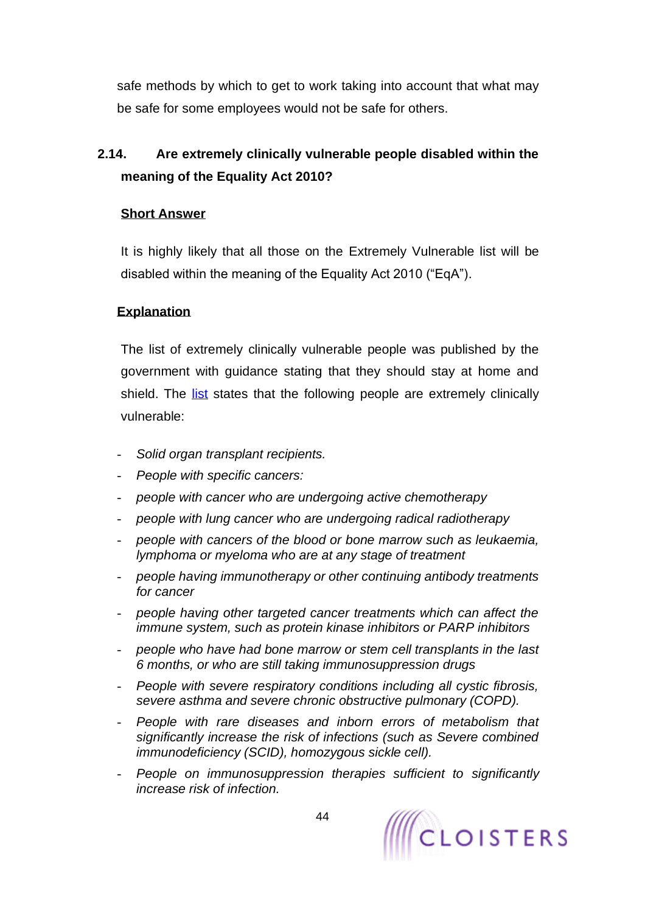safe methods by which to get to work taking into account that what may be safe for some employees would not be safe for others.

### 2.14. Are extremely clinically vulnerable people disabled within the meaning of the Equality Act 2010?

**Short Answer**

It is highly likely that all those on the Extremely Vulnerable list will be disabled within the meaning of the Equality Act 2010 ("EqA").

**Explanation**

The list of extremely clinically vulnerable people was published by the government with guidance stating that they should stay at home and shield. The list states that the following people are extremely clinically vulnerable:

- *Solid organ transplant recipients.*
- *People with specific cancers:*
- *people with cancer who are undergoing active chemotherapy*
- *people with lung cancer who are undergoing radical radiotherapy*
- *people with cancers of the blood or bone marrow such as leukaemia, lymphoma or myeloma who are at any stage of treatment*
- *people having immunotherapy or other continuing antibody treatments for cancer*
- *people having other targeted cancer treatments which can affect the immune system, such as protein kinase inhibitors or PARP inhibitors*
- *people who have had bone marrow or stem cell transplants in the last 6 months, or who are still taking immunosuppression drugs*
- *People with severe respiratory conditions including all cystic fibrosis, severe asthma and severe chronic obstructive pulmonary (COPD).*
- *People with rare diseases and inborn errors of metabolism that significantly increase the risk of infections (such as Severe combined immunodeficiency (SCID), homozygous sickle cell).*
- *People on immunosuppression therapies sufficient to significantly increase risk of infection.*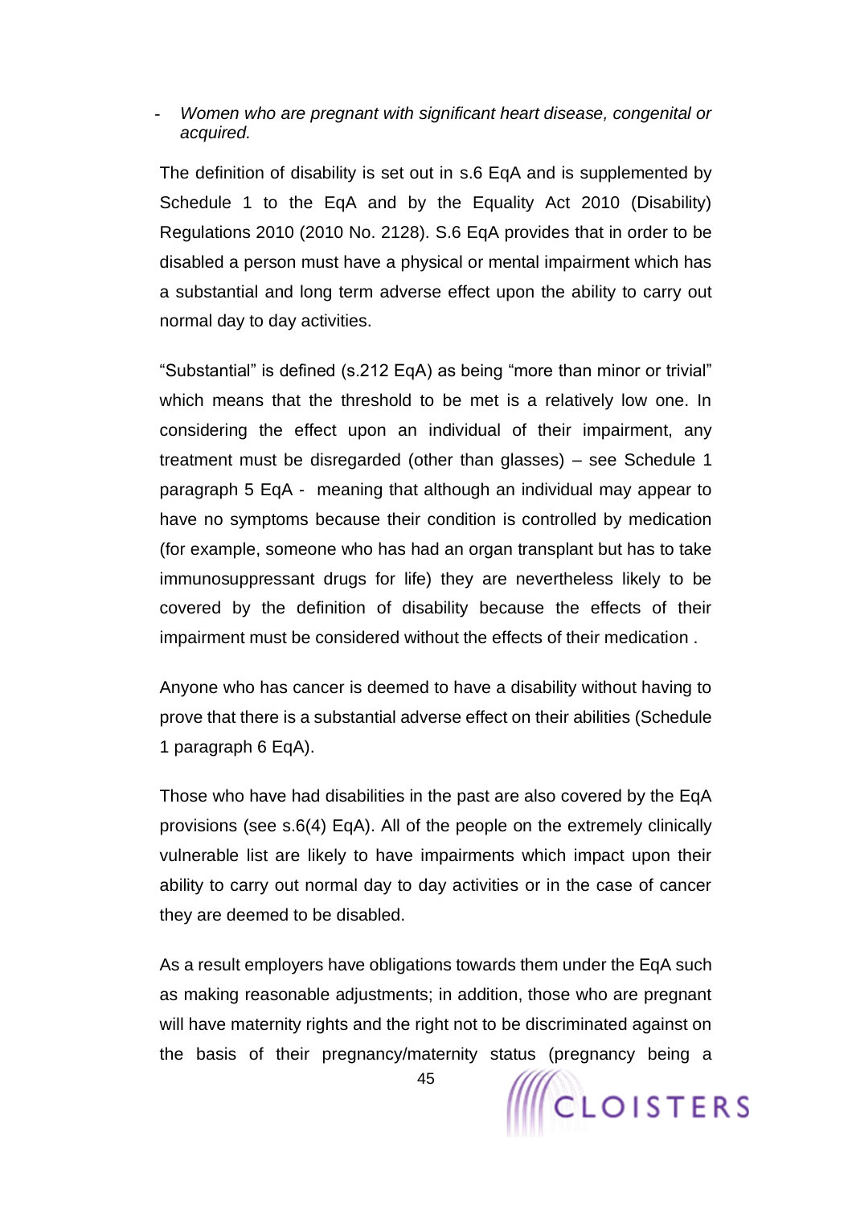- *Women who are pregnant with significant heart disease, congenital or acquired.*

The definition of disability is set out in s.6 EqA and is supplemented by Schedule 1 to the EqA and by the Equality Act 2010 (Disability) Regulations 2010 (2010 No. 2128). S.6 EqA provides that in order to be disabled a person must have a physical or mental impairment which has a substantial and long term adverse effect upon the ability to carry out normal day to day activities.

"Substantial" is defined (s.212 EqA) as being "more than minor or trivial" which means that the threshold to be met is a relatively low one. In considering the effect upon an individual of their impairment, any treatment must be disregarded (other than glasses) – see Schedule 1 paragraph 5 EqA - meaning that although an individual may appear to have no symptoms because their condition is controlled by medication (for example, someone who has had an organ transplant but has to take immunosuppressant drugs for life) they are nevertheless likely to be covered by the definition of disability because the effects of their impairment must be considered without the effects of their medication .

Anyone who has cancer is deemed to have a disability without having to prove that there is a substantial adverse effect on their abilities (Schedule 1 paragraph 6 EqA).

Those who have had disabilities in the past are also covered by the EqA provisions (see s.6(4) EqA). All of the people on the extremely clinically vulnerable list are likely to have impairments which impact upon their ability to carry out normal day to day activities or in the case of cancer they are deemed to be disabled.

As a result employers have obligations towards them under the EqA such as making reasonable adjustments; in addition, those who are pregnant will have maternity rights and the right not to be discriminated against on the basis of their pregnancy/maternity status (pregnancy being a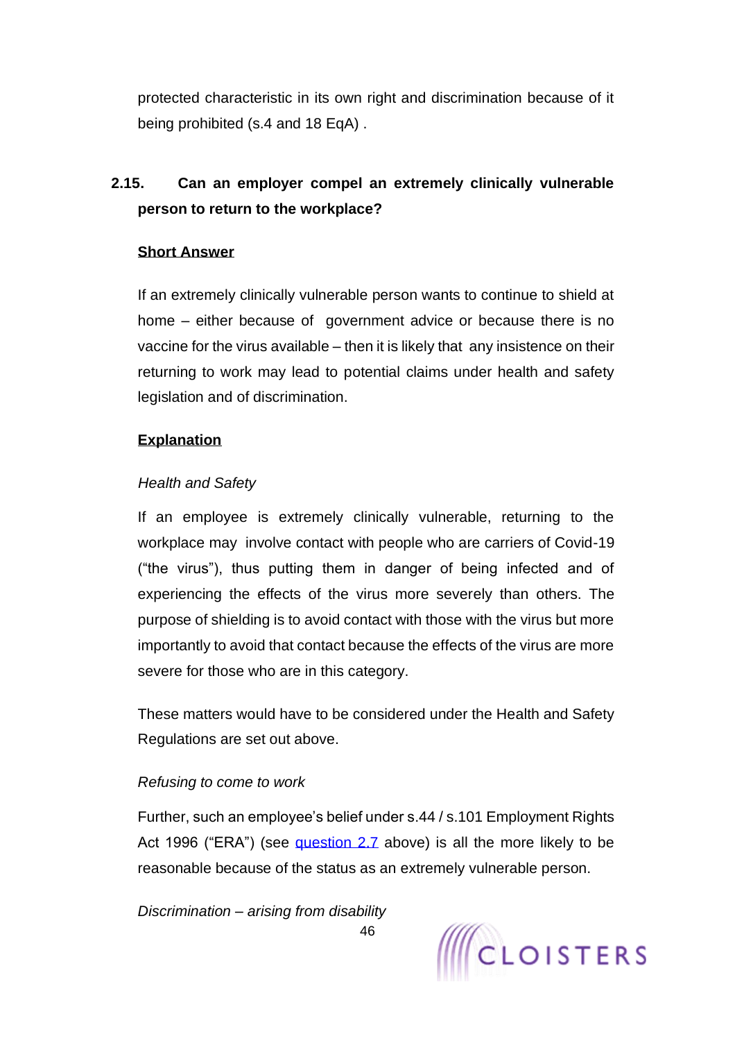protected characteristic in its own right and discrimination because of it being prohibited (s.4 and 18 EqA) .

### 2.15. Can an employer compel an extremely clinically vulnerable person to return to the workplace?

**Short Answer**

If an extremely clinically vulnerable person wants to continue to shield at home – either because of government advice or because there is no vaccine for the virus available – then it is likely that any insistence on their returning to work may lead to potential claims under health and safety legislation and of discrimination.

**Explanation**

*Health and Safety*

If an employee is extremely clinically vulnerable, returning to the workplace may involve contact with people who are carriers of Covid-19 ("the virus"), thus putting them in danger of being infected and of experiencing the effects of the virus more severely than others. The purpose of shielding is to avoid contact with those with the virus but more importantly to avoid that contact because the effects of the virus are more severe for those who are in this category.

These matters would have to be considered under the Health and Safety Regulations are set out above.

*Refusing to come to work*

Further, such an employee's belief under s.44 / s.101 Employment Rights Act 1996 ("ERA") (see question 2.7 above) is all the more likely to be reasonable because of the status as an extremely vulnerable person.

*Discrimination – arising from disability*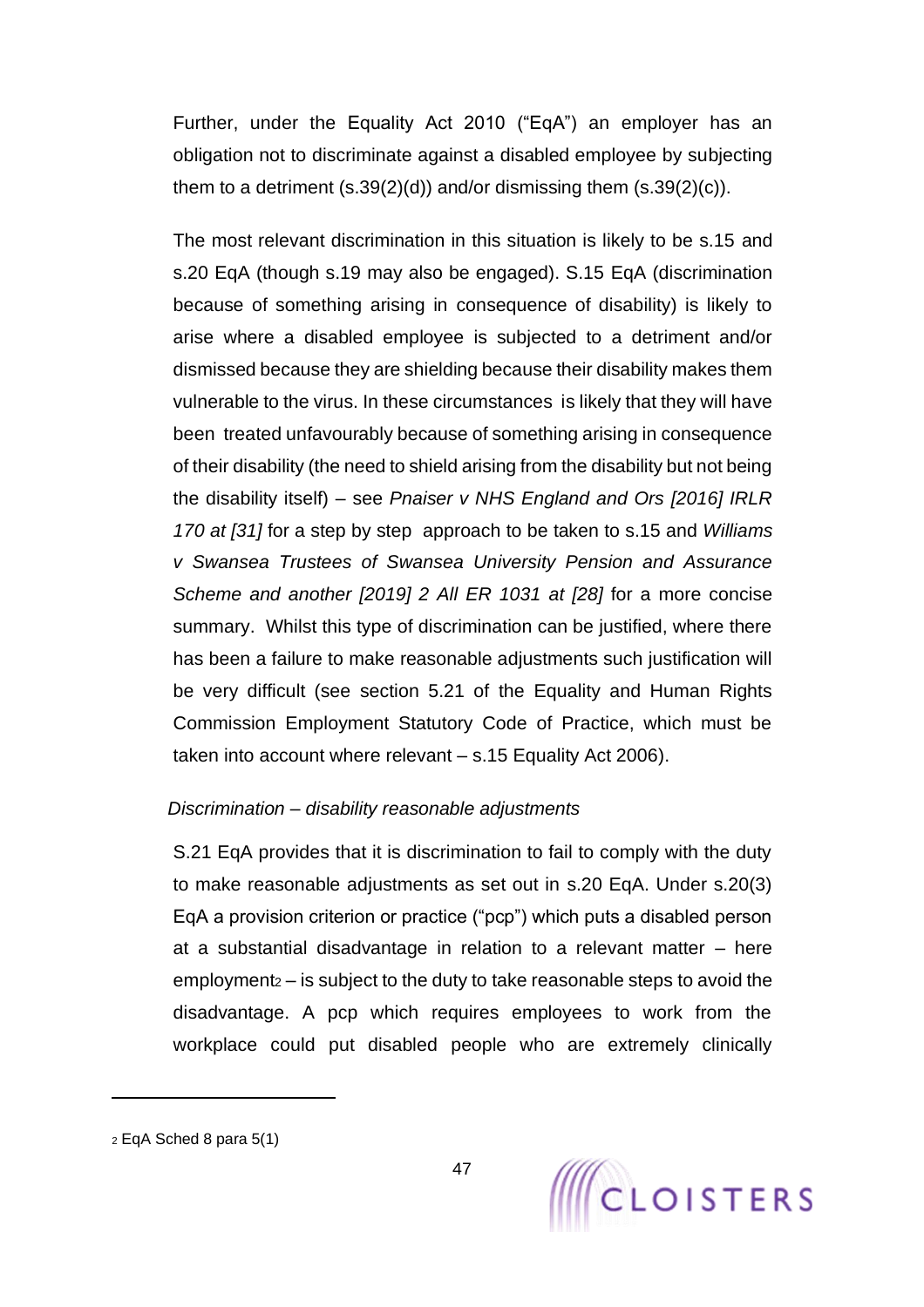Further, under the Equality Act 2010 ("EqA") an employer has an obligation not to discriminate against a disabled employee by subjecting them to a detriment (s.39(2)(d)) and/or dismissing them (s.39(2)(c)).

The most relevant discrimination in this situation is likely to be s.15 and s.20 EqA (though s.19 may also be engaged). S.15 EqA (discrimination because of something arising in consequence of disability) is likely to arise where a disabled employee is subjected to a detriment and/or dismissed because they are shielding because their disability makes them vulnerable to the virus. In these circumstances is likely that they will have been treated unfavourably because of something arising in consequence of their disability (the need to shield arising from the disability but not being the disability itself) – see *Pnaiser v NHS England and Ors [2016] IRLR 170 at [31]* for a step by step approach to be taken to s.15 and *Williams v Swansea Trustees of Swansea University Pension and Assurance Scheme and another [2019] 2 All ER 1031 at [28]* for a more concise summary. Whilst this type of discrimination can be justified, where there has been a failure to make reasonable adjustments such justification will be very difficult (see section 5.21 of the Equality and Human Rights Commission Employment Statutory Code of Practice, which must be taken into account where relevant – s.15 Equality Act 2006).

*Discrimination – disability reasonable adjustments*

S.21 EqA provides that it is discrimination to fail to comply with the duty to make reasonable adjustments as set out in s.20 EqA. Under s.20(3) EqA a provision criterion or practice ("pcp") which puts a disabled person at a substantial disadvantage in relation to a relevant matter – here employment[2] – is subject to the duty to take reasonable steps to avoid the disadvantage. A pcp which requires employees to work from the workplace could put disabled people who are extremely clinically

---

[2] EqA Sched 8 para 5(1)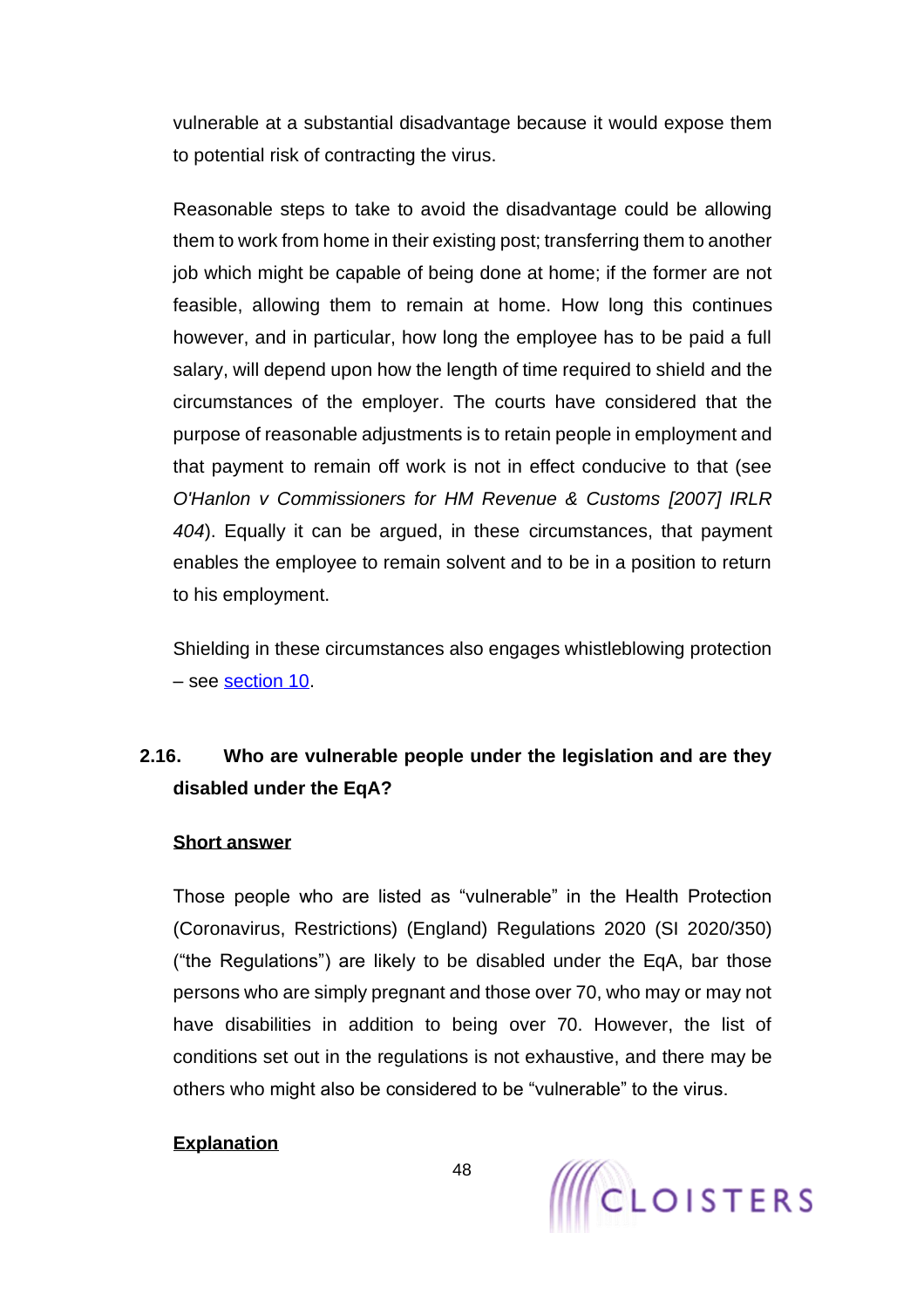vulnerable at a substantial disadvantage because it would expose them to potential risk of contracting the virus.

Reasonable steps to take to avoid the disadvantage could be allowing them to work from home in their existing post; transferring them to another job which might be capable of being done at home; if the former are not feasible, allowing them to remain at home. How long this continues however, and in particular, how long the employee has to be paid a full salary, will depend upon how the length of time required to shield and the circumstances of the employer. The courts have considered that the purpose of reasonable adjustments is to retain people in employment and that payment to remain off work is not in effect conducive to that (see *O'Hanlon v Commissioners for HM Revenue & Customs [2007] IRLR 404*). Equally it can be argued, in these circumstances, that payment enables the employee to remain solvent and to be in a position to return to his employment.

Shielding in these circumstances also engages whistleblowing protection – see section 10.

### 2.16. Who are vulnerable people under the legislation and are they disabled under the EqA?

**Short answer**

Those people who are listed as "vulnerable" in the Health Protection (Coronavirus, Restrictions) (England) Regulations 2020 (SI 2020/350) ("the Regulations") are likely to be disabled under the EqA, bar those persons who are simply pregnant and those over 70, who may or may not have disabilities in addition to being over 70. However, the list of conditions set out in the regulations is not exhaustive, and there may be others who might also be considered to be "vulnerable" to the virus.

**Explanation**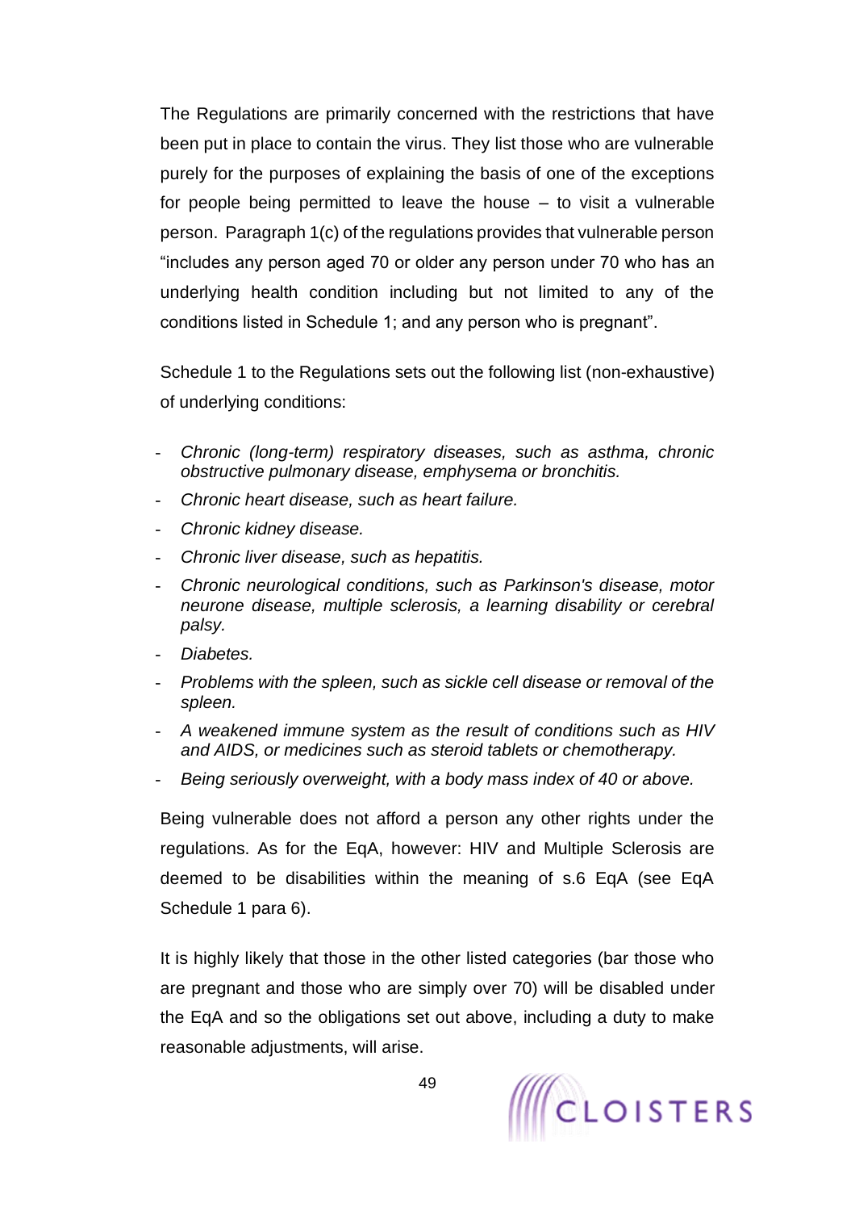The Regulations are primarily concerned with the restrictions that have been put in place to contain the virus. They list those who are vulnerable purely for the purposes of explaining the basis of one of the exceptions for people being permitted to leave the house – to visit a vulnerable person. Paragraph 1(c) of the regulations provides that vulnerable person "includes any person aged 70 or older any person under 70 who has an underlying health condition including but not limited to any of the conditions listed in Schedule 1; and any person who is pregnant".

Schedule 1 to the Regulations sets out the following list (non-exhaustive) of underlying conditions:

- *Chronic (long-term) respiratory diseases, such as asthma, chronic obstructive pulmonary disease, emphysema or bronchitis.*
- *Chronic heart disease, such as heart failure.*
- *Chronic kidney disease.*
- *Chronic liver disease, such as hepatitis.*
- *Chronic neurological conditions, such as Parkinson's disease, motor neurone disease, multiple sclerosis, a learning disability or cerebral palsy.*
- *Diabetes.*
- *Problems with the spleen, such as sickle cell disease or removal of the spleen.*
- *A weakened immune system as the result of conditions such as HIV and AIDS, or medicines such as steroid tablets or chemotherapy.*
- *Being seriously overweight, with a body mass index of 40 or above.*

Being vulnerable does not afford a person any other rights under the regulations. As for the EqA, however: HIV and Multiple Sclerosis are deemed to be disabilities within the meaning of s.6 EqA (see EqA Schedule 1 para 6).

It is highly likely that those in the other listed categories (bar those who are pregnant and those who are simply over 70) will be disabled under the EqA and so the obligations set out above, including a duty to make reasonable adjustments, will arise.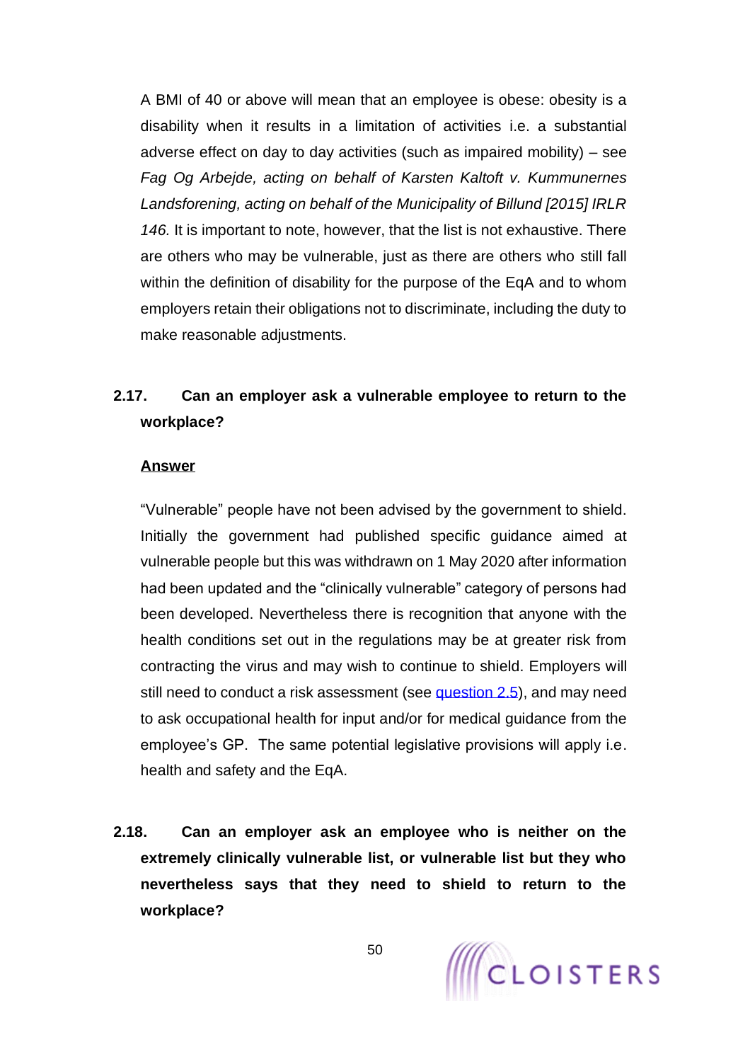A BMI of 40 or above will mean that an employee is obese: obesity is a disability when it results in a limitation of activities i.e. a substantial adverse effect on day to day activities (such as impaired mobility) – see *Fag Og Arbejde, acting on behalf of Karsten Kaltoft v. Kummunernes Landsforening, acting on behalf of the Municipality of Billund [2015] IRLR 146.* It is important to note, however, that the list is not exhaustive. There are others who may be vulnerable, just as there are others who still fall within the definition of disability for the purpose of the EqA and to whom employers retain their obligations not to discriminate, including the duty to make reasonable adjustments.

### 2.17. Can an employer ask a vulnerable employee to return to the workplace?

**Answer**

"Vulnerable" people have not been advised by the government to shield. Initially the government had published specific guidance aimed at vulnerable people but this was withdrawn on 1 May 2020 after information had been updated and the "clinically vulnerable" category of persons had been developed. Nevertheless there is recognition that anyone with the health conditions set out in the regulations may be at greater risk from contracting the virus and may wish to continue to shield. Employers will still need to conduct a risk assessment (see question 2.5), and may need to ask occupational health for input and/or for medical guidance from the employee's GP. The same potential legislative provisions will apply i.e. health and safety and the EqA.

### 2.18. Can an employer ask an employee who is neither on the extremely clinically vulnerable list, or vulnerable list but they who nevertheless says that they need to shield to return to the workplace?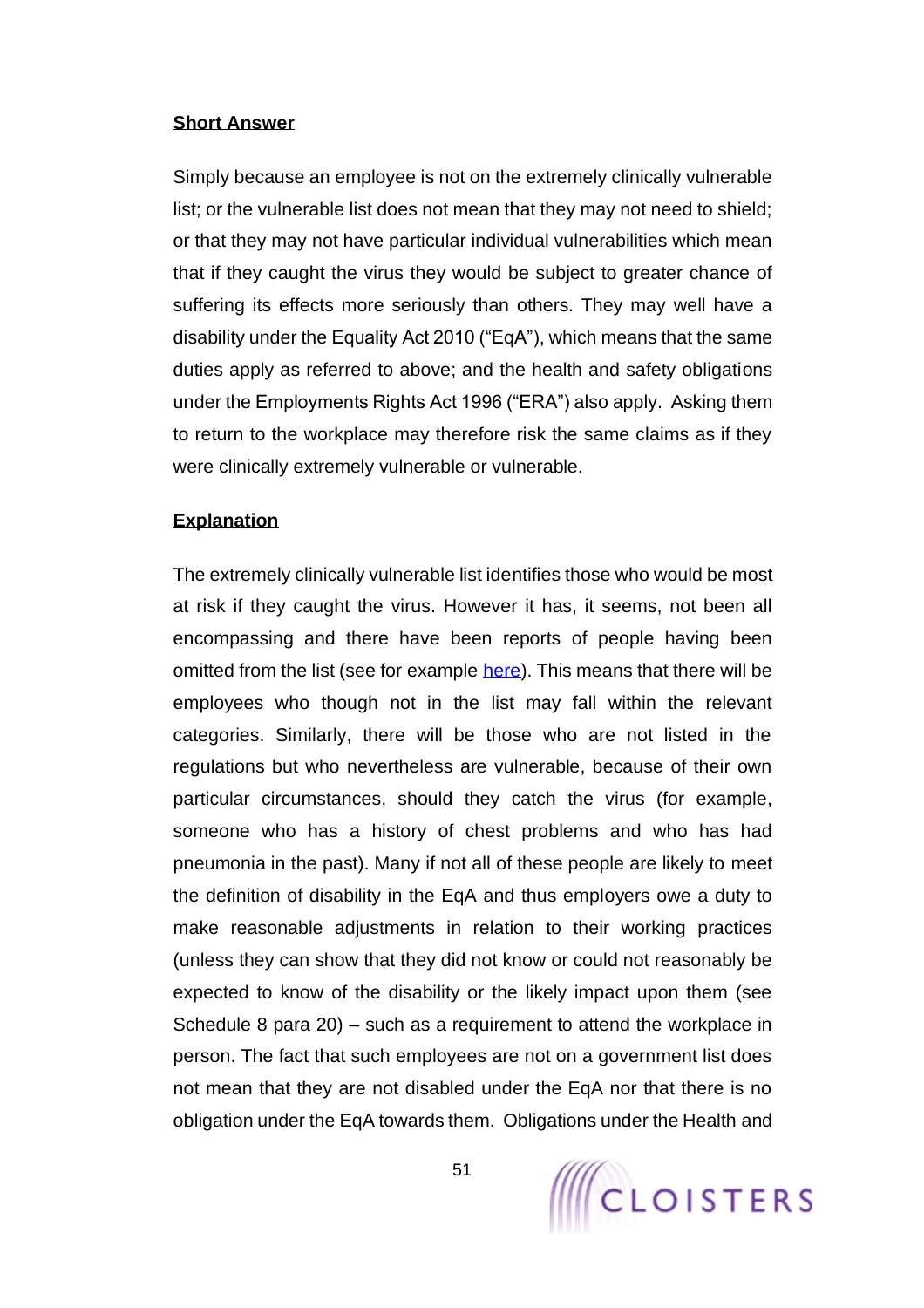**Short Answer**

Simply because an employee is not on the extremely clinically vulnerable list; or the vulnerable list does not mean that they may not need to shield; or that they may not have particular individual vulnerabilities which mean that if they caught the virus they would be subject to greater chance of suffering its effects more seriously than others. They may well have a disability under the Equality Act 2010 ("EqA"), which means that the same duties apply as referred to above; and the health and safety obligations under the Employments Rights Act 1996 ("ERA") also apply. Asking them to return to the workplace may therefore risk the same claims as if they were clinically extremely vulnerable or vulnerable.

**Explanation**

The extremely clinically vulnerable list identifies those who would be most at risk if they caught the virus. However it has, it seems, not been all encompassing and there have been reports of people having been omitted from the list (see for example here). This means that there will be employees who though not in the list may fall within the relevant categories. Similarly, there will be those who are not listed in the regulations but who nevertheless are vulnerable, because of their own particular circumstances, should they catch the virus (for example, someone who has a history of chest problems and who has had pneumonia in the past). Many if not all of these people are likely to meet the definition of disability in the EqA and thus employers owe a duty to make reasonable adjustments in relation to their working practices (unless they can show that they did not know or could not reasonably be expected to know of the disability or the likely impact upon them (see Schedule 8 para 20) – such as a requirement to attend the workplace in person. The fact that such employees are not on a government list does not mean that they are not disabled under the EqA nor that there is no obligation under the EqA towards them. Obligations under the Health and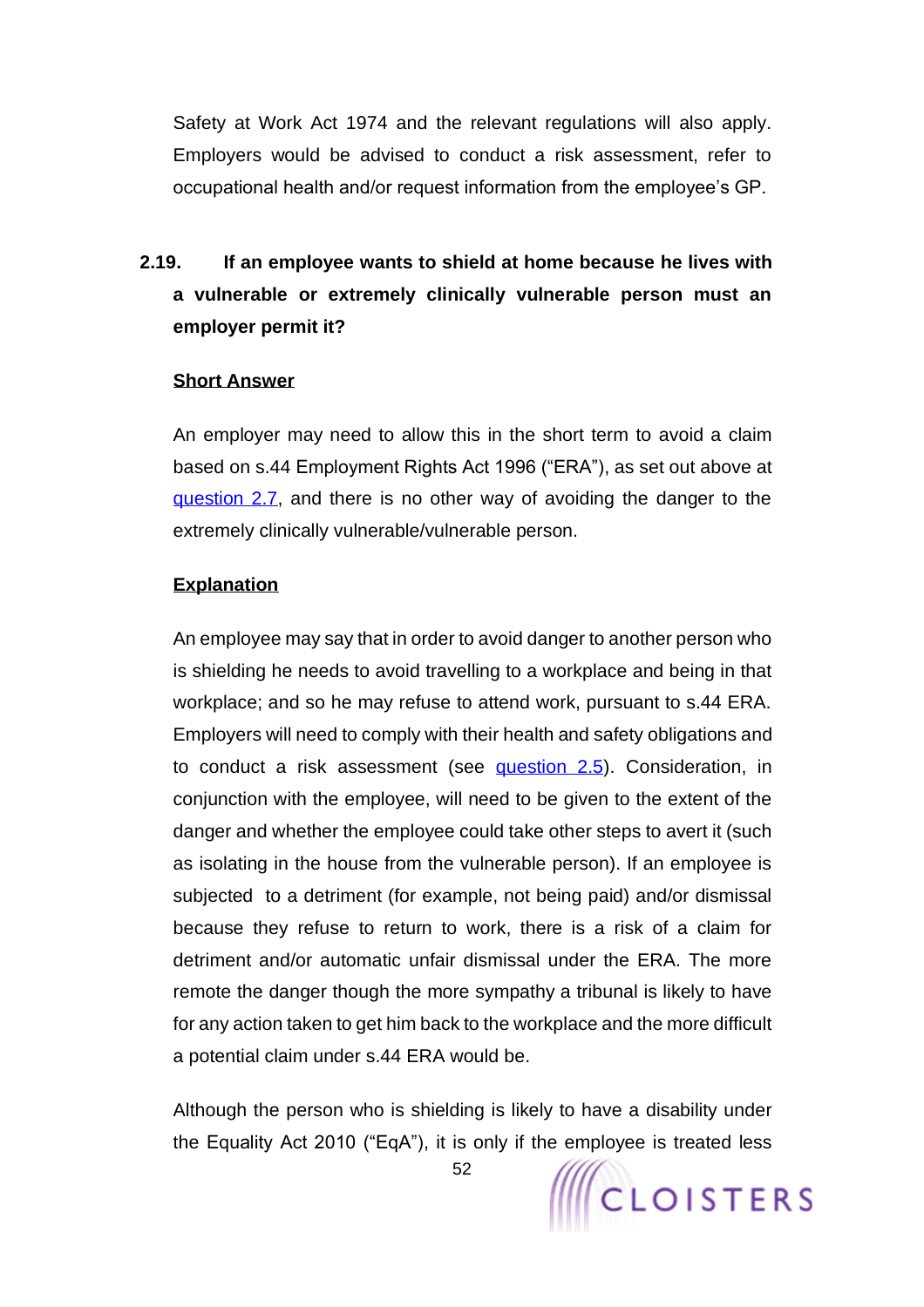Safety at Work Act 1974 and the relevant regulations will also apply. Employers would be advised to conduct a risk assessment, refer to occupational health and/or request information from the employee's GP.

### 2.19. If an employee wants to shield at home because he lives with a vulnerable or extremely clinically vulnerable person must an employer permit it?

**Short Answer**

An employer may need to allow this in the short term to avoid a claim based on s.44 Employment Rights Act 1996 ("ERA"), as set out above at question 2.7, and there is no other way of avoiding the danger to the extremely clinically vulnerable/vulnerable person.

**Explanation**

An employee may say that in order to avoid danger to another person who is shielding he needs to avoid travelling to a workplace and being in that workplace; and so he may refuse to attend work, pursuant to s.44 ERA. Employers will need to comply with their health and safety obligations and to conduct a risk assessment (see question 2.5). Consideration, in conjunction with the employee, will need to be given to the extent of the danger and whether the employee could take other steps to avert it (such as isolating in the house from the vulnerable person). If an employee is subjected to a detriment (for example, not being paid) and/or dismissal because they refuse to return to work, there is a risk of a claim for detriment and/or automatic unfair dismissal under the ERA. The more remote the danger though the more sympathy a tribunal is likely to have for any action taken to get him back to the workplace and the more difficult a potential claim under s.44 ERA would be.

Although the person who is shielding is likely to have a disability under the Equality Act 2010 ("EqA"), it is only if the employee is treated less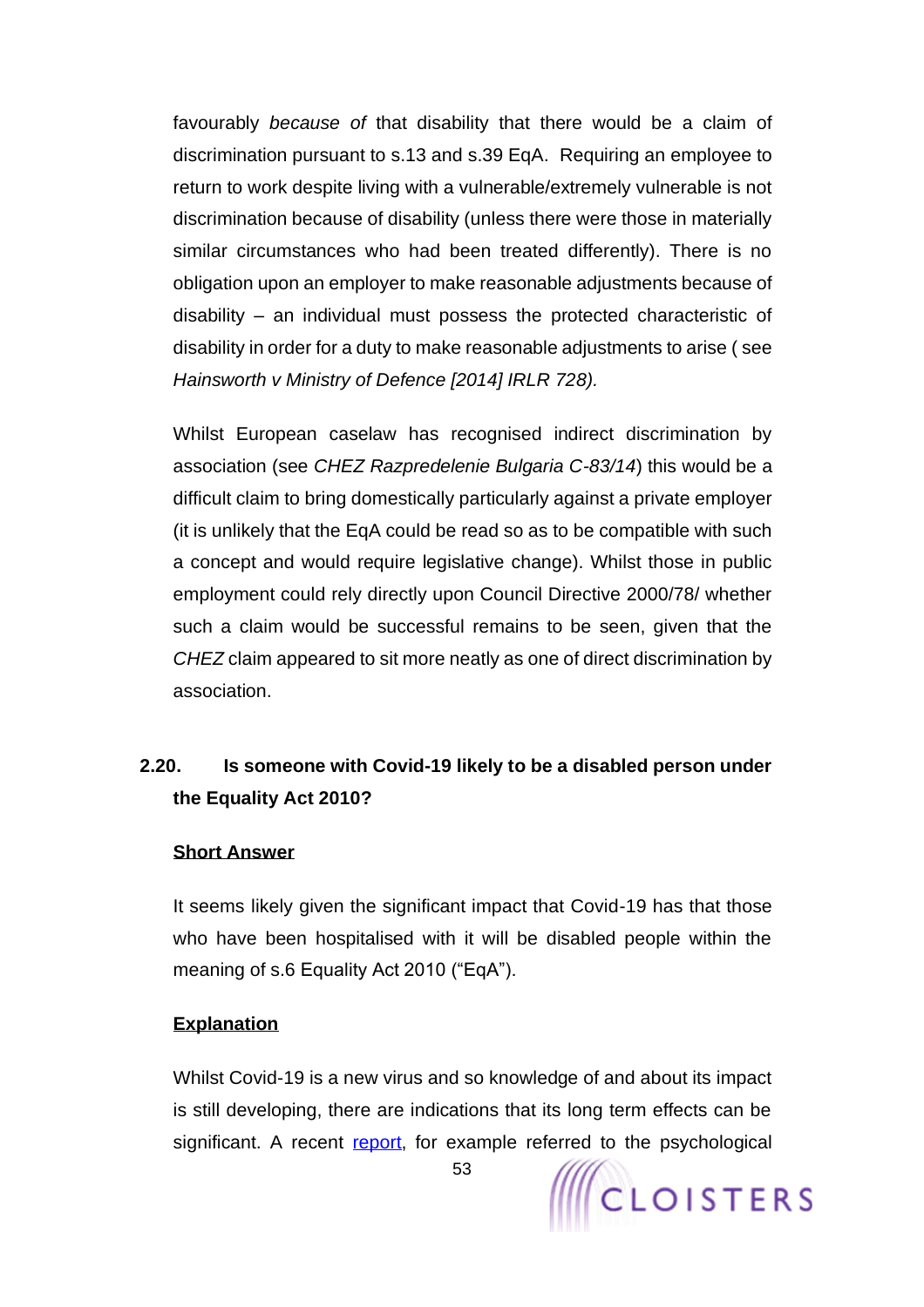favourably *because of* that disability that there would be a claim of discrimination pursuant to s.13 and s.39 EqA. Requiring an employee to return to work despite living with a vulnerable/extremely vulnerable is not discrimination because of disability (unless there were those in materially similar circumstances who had been treated differently). There is no obligation upon an employer to make reasonable adjustments because of disability – an individual must possess the protected characteristic of disability in order for a duty to make reasonable adjustments to arise ( see *Hainsworth v Ministry of Defence [2014] IRLR 728).*

Whilst European caselaw has recognised indirect discrimination by association (see *CHEZ Razpredelenie Bulgaria C-83/14*) this would be a difficult claim to bring domestically particularly against a private employer (it is unlikely that the EqA could be read so as to be compatible with such a concept and would require legislative change). Whilst those in public employment could rely directly upon Council Directive 2000/78/ whether such a claim would be successful remains to be seen, given that the *CHEZ* claim appeared to sit more neatly as one of direct discrimination by association.

## 2.20. Is someone with Covid-19 likely to be a disabled person under the Equality Act 2010?

**Short Answer**

It seems likely given the significant impact that Covid-19 has that those who have been hospitalised with it will be disabled people within the meaning of s.6 Equality Act 2010 ("EqA").

**Explanation**

Whilst Covid-19 is a new virus and so knowledge of and about its impact is still developing, there are indications that its long term effects can be significant. A recent report, for example referred to the psychological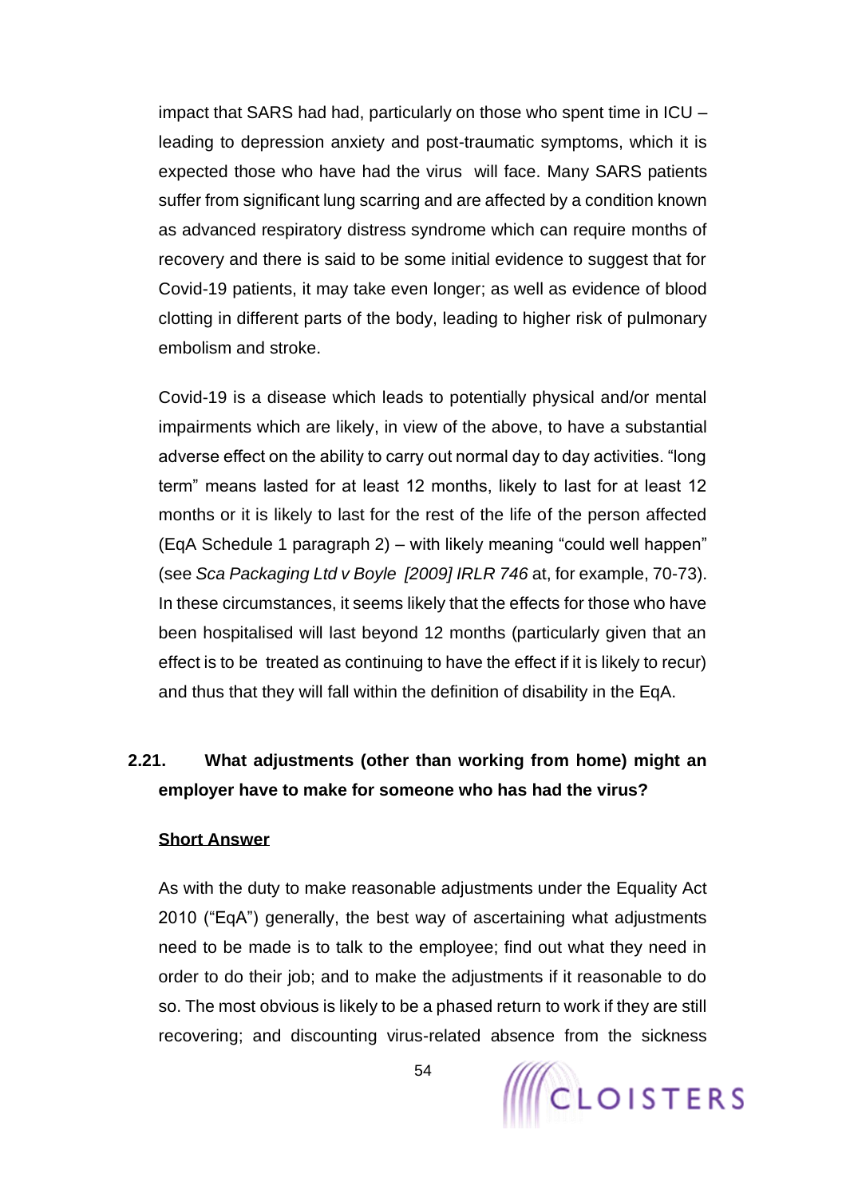impact that SARS had had, particularly on those who spent time in ICU – leading to depression anxiety and post-traumatic symptoms, which it is expected those who have had the virus will face. Many SARS patients suffer from significant lung scarring and are affected by a condition known as advanced respiratory distress syndrome which can require months of recovery and there is said to be some initial evidence to suggest that for Covid-19 patients, it may take even longer; as well as evidence of blood clotting in different parts of the body, leading to higher risk of pulmonary embolism and stroke.

Covid-19 is a disease which leads to potentially physical and/or mental impairments which are likely, in view of the above, to have a substantial adverse effect on the ability to carry out normal day to day activities. "long term" means lasted for at least 12 months, likely to last for at least 12 months or it is likely to last for the rest of the life of the person affected (EqA Schedule 1 paragraph 2) – with likely meaning "could well happen" (see *Sca Packaging Ltd v Boyle [2009] IRLR 746* at, for example, 70-73). In these circumstances, it seems likely that the effects for those who have been hospitalised will last beyond 12 months (particularly given that an effect is to be treated as continuing to have the effect if it is likely to recur) and thus that they will fall within the definition of disability in the EqA.

## 2.21. What adjustments (other than working from home) might an employer have to make for someone who has had the virus?

**Short Answer**

As with the duty to make reasonable adjustments under the Equality Act 2010 ("EqA") generally, the best way of ascertaining what adjustments need to be made is to talk to the employee; find out what they need in order to do their job; and to make the adjustments if it reasonable to do so. The most obvious is likely to be a phased return to work if they are still recovering; and discounting virus-related absence from the sickness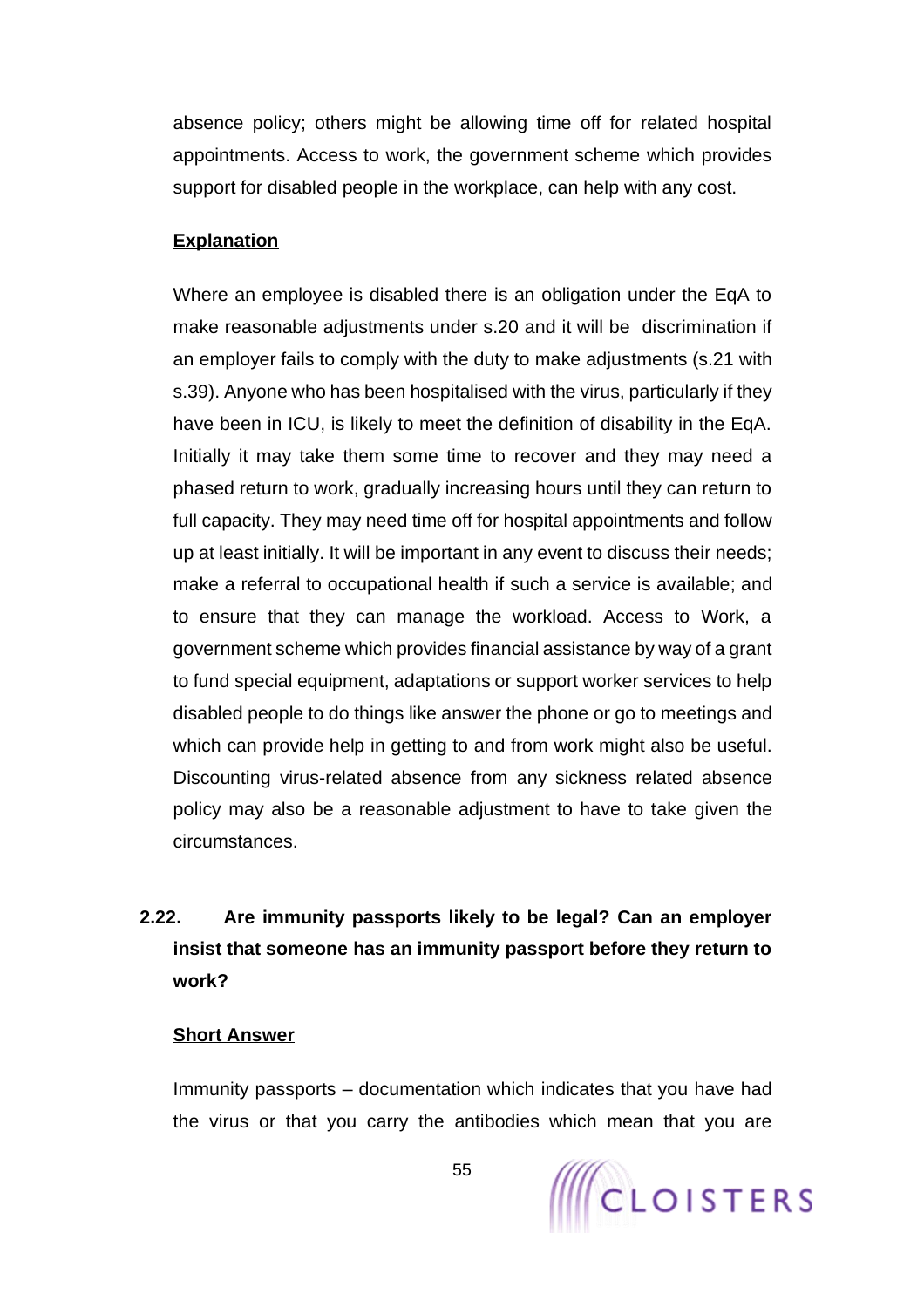absence policy; others might be allowing time off for related hospital appointments. Access to work, the government scheme which provides support for disabled people in the workplace, can help with any cost.

**Explanation**

Where an employee is disabled there is an obligation under the EqA to make reasonable adjustments under s.20 and it will be discrimination if an employer fails to comply with the duty to make adjustments (s.21 with s.39). Anyone who has been hospitalised with the virus, particularly if they have been in ICU, is likely to meet the definition of disability in the EqA. Initially it may take them some time to recover and they may need a phased return to work, gradually increasing hours until they can return to full capacity. They may need time off for hospital appointments and follow up at least initially. It will be important in any event to discuss their needs; make a referral to occupational health if such a service is available; and to ensure that they can manage the workload. Access to Work, a government scheme which provides financial assistance by way of a grant to fund special equipment, adaptations or support worker services to help disabled people to do things like answer the phone or go to meetings and which can provide help in getting to and from work might also be useful. Discounting virus-related absence from any sickness related absence policy may also be a reasonable adjustment to have to take given the circumstances.

### 2.22. Are immunity passports likely to be legal? Can an employer insist that someone has an immunity passport before they return to work?

**Short Answer**

Immunity passports – documentation which indicates that you have had the virus or that you carry the antibodies which mean that you are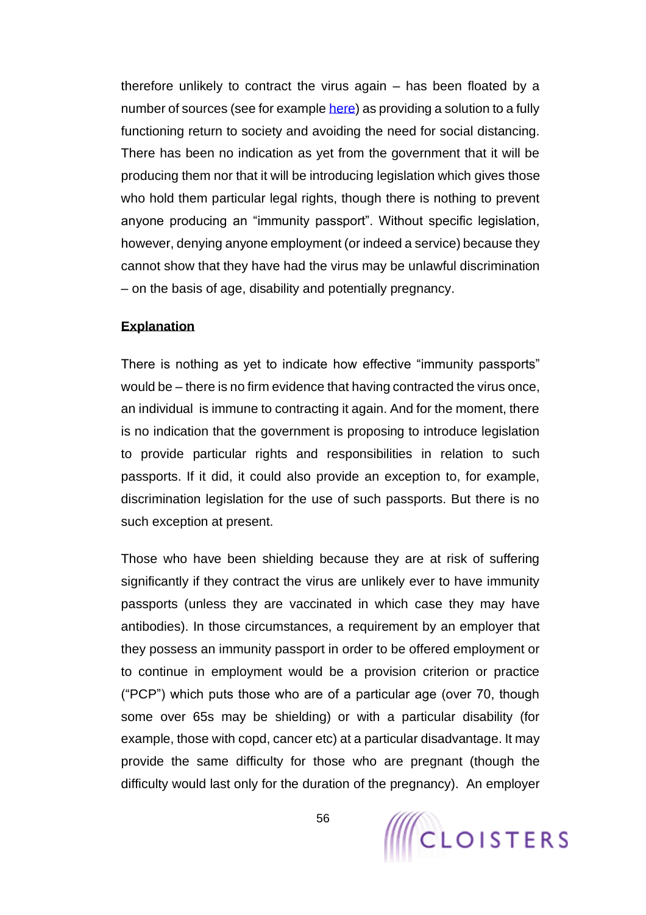therefore unlikely to contract the virus again – has been floated by a number of sources (see for example here) as providing a solution to a fully functioning return to society and avoiding the need for social distancing. There has been no indication as yet from the government that it will be producing them nor that it will be introducing legislation which gives those who hold them particular legal rights, though there is nothing to prevent anyone producing an "immunity passport". Without specific legislation, however, denying anyone employment (or indeed a service) because they cannot show that they have had the virus may be unlawful discrimination – on the basis of age, disability and potentially pregnancy.

**Explanation**

There is nothing as yet to indicate how effective "immunity passports" would be – there is no firm evidence that having contracted the virus once, an individual is immune to contracting it again. And for the moment, there is no indication that the government is proposing to introduce legislation to provide particular rights and responsibilities in relation to such passports. If it did, it could also provide an exception to, for example, discrimination legislation for the use of such passports. But there is no such exception at present.

Those who have been shielding because they are at risk of suffering significantly if they contract the virus are unlikely ever to have immunity passports (unless they are vaccinated in which case they may have antibodies). In those circumstances, a requirement by an employer that they possess an immunity passport in order to be offered employment or to continue in employment would be a provision criterion or practice ("PCP") which puts those who are of a particular age (over 70, though some over 65s may be shielding) or with a particular disability (for example, those with copd, cancer etc) at a particular disadvantage. It may provide the same difficulty for those who are pregnant (though the difficulty would last only for the duration of the pregnancy). An employer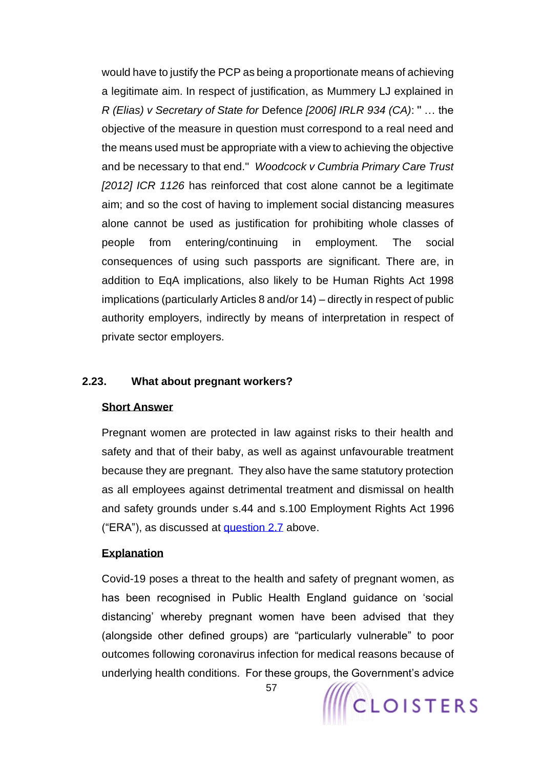would have to justify the PCP as being a proportionate means of achieving a legitimate aim. In respect of justification, as Mummery LJ explained in *R (Elias) v Secretary of State for* Defence *[2006] IRLR 934 (CA)*: " … the objective of the measure in question must correspond to a real need and the means used must be appropriate with a view to achieving the objective and be necessary to that end." *Woodcock v Cumbria Primary Care Trust [2012] ICR 1126* has reinforced that cost alone cannot be a legitimate aim; and so the cost of having to implement social distancing measures alone cannot be used as justification for prohibiting whole classes of people from entering/continuing in employment. The social consequences of using such passports are significant. There are, in addition to EqA implications, also likely to be Human Rights Act 1998 implications (particularly Articles 8 and/or 14) – directly in respect of public authority employers, indirectly by means of interpretation in respect of private sector employers.

### 2.23. What about pregnant workers?

**Short Answer**

Pregnant women are protected in law against risks to their health and safety and that of their baby, as well as against unfavourable treatment because they are pregnant. They also have the same statutory protection as all employees against detrimental treatment and dismissal on health and safety grounds under s.44 and s.100 Employment Rights Act 1996 ("ERA"), as discussed at question 2.7 above.

**Explanation**

Covid-19 poses a threat to the health and safety of pregnant women, as has been recognised in Public Health England guidance on 'social distancing' whereby pregnant women have been advised that they (alongside other defined groups) are "particularly vulnerable" to poor outcomes following coronavirus infection for medical reasons because of underlying health conditions. For these groups, the Government's advice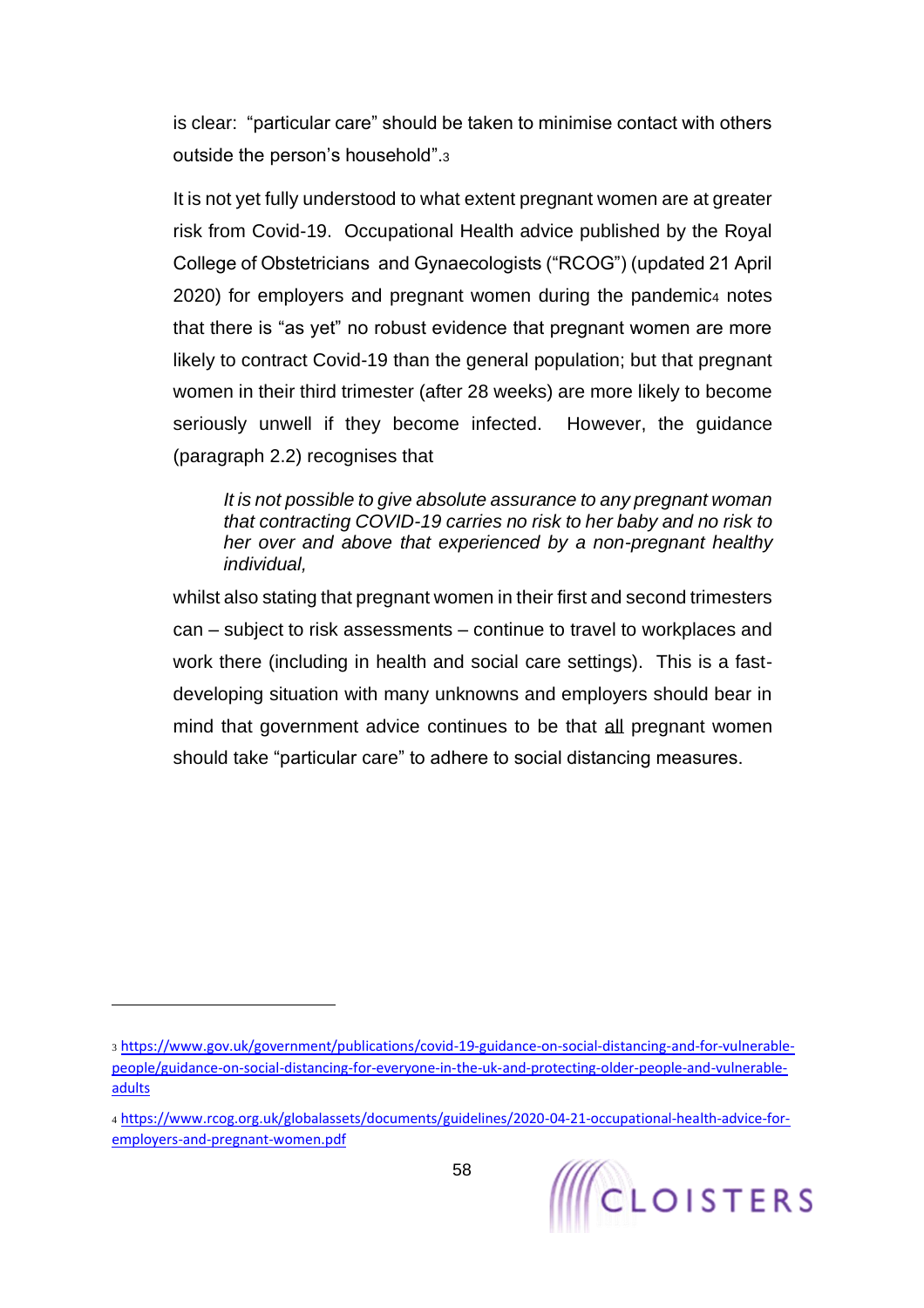is clear: "particular care" should be taken to minimise contact with others outside the person's household".[3]

It is not yet fully understood to what extent pregnant women are at greater risk from Covid-19. Occupational Health advice published by the Royal College of Obstetricians and Gynaecologists ("RCOG") (updated 21 April 2020) for employers and pregnant women during the pandemic[4] notes that there is "as yet" no robust evidence that pregnant women are more likely to contract Covid-19 than the general population; but that pregnant women in their third trimester (after 28 weeks) are more likely to become seriously unwell if they become infected. However, the guidance (paragraph 2.2) recognises that

> *It is not possible to give absolute assurance to any pregnant woman that contracting COVID-19 carries no risk to her baby and no risk to her over and above that experienced by a non-pregnant healthy individual,*

whilst also stating that pregnant women in their first and second trimesters can – subject to risk assessments – continue to travel to workplaces and work there (including in health and social care settings). This is a fast-developing situation with many unknowns and employers should bear in mind that government advice continues to be that <u>all</u> pregnant women should take "particular care" to adhere to social distancing measures.

---

[3] https://www.gov.uk/government/publications/covid-19-guidance-on-social-distancing-and-for-vulnerable-people/guidance-on-social-distancing-for-everyone-in-the-uk-and-protecting-older-people-and-vulnerable-adults

[4] https://www.rcog.org.uk/globalassets/documents/guidelines/2020-04-21-occupational-health-advice-for-employers-and-pregnant-women.pdf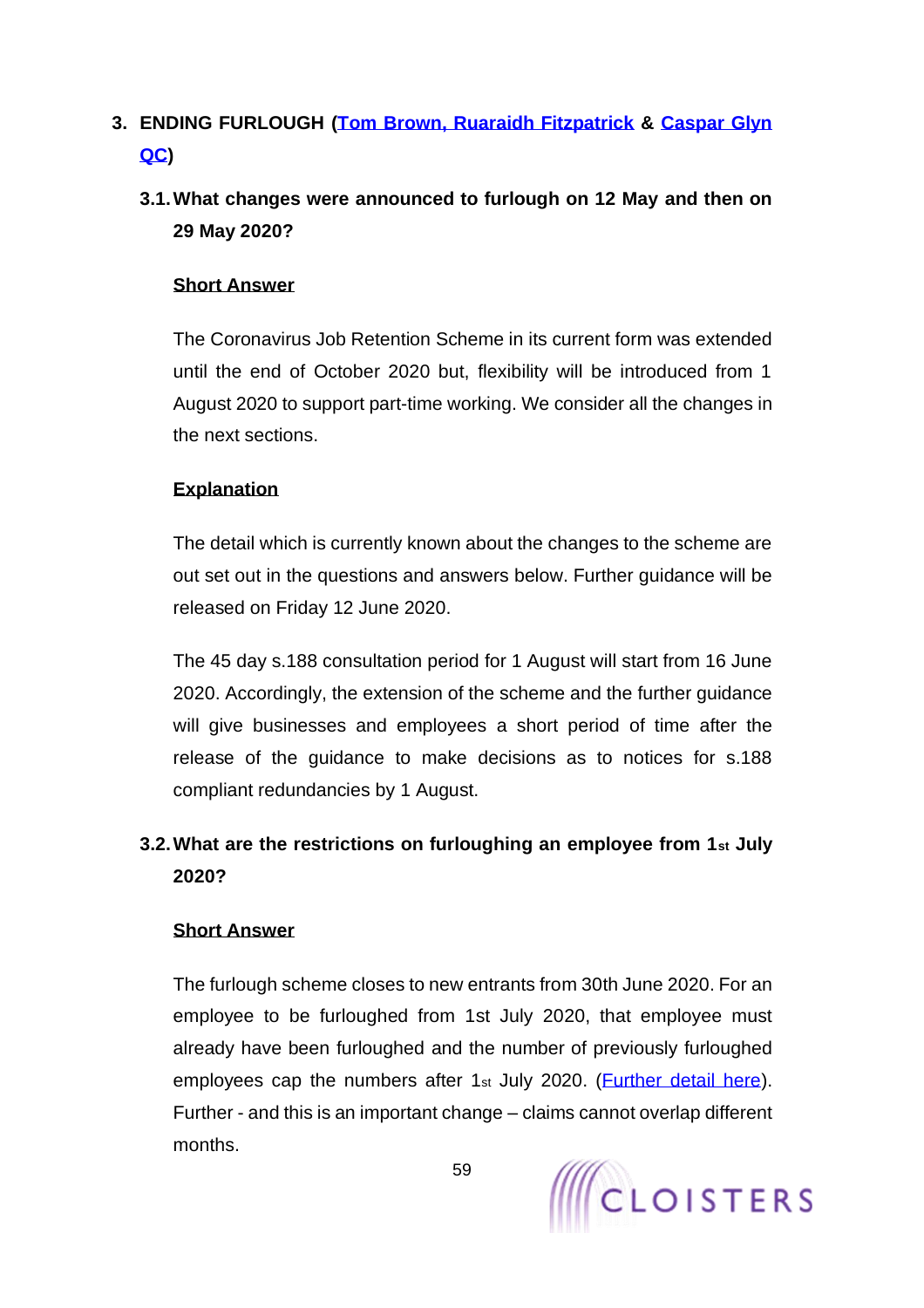## 3. ENDING FURLOUGH (Tom Brown, Ruaraidh Fitzpatrick & Caspar Glyn QC)

### 3.1. What changes were announced to furlough on 12 May and then on 29 May 2020?

**Short Answer**

The Coronavirus Job Retention Scheme in its current form was extended until the end of October 2020 but, flexibility will be introduced from 1 August 2020 to support part-time working. We consider all the changes in the next sections.

**Explanation**

The detail which is currently known about the changes to the scheme are out set out in the questions and answers below. Further guidance will be released on Friday 12 June 2020.

The 45 day s.188 consultation period for 1 August will start from 16 June 2020. Accordingly, the extension of the scheme and the further guidance will give businesses and employees a short period of time after the release of the guidance to make decisions as to notices for s.188 compliant redundancies by 1 August.

### 3.2. What are the restrictions on furloughing an employee from 1st July 2020?

**Short Answer**

The furlough scheme closes to new entrants from 30th June 2020. For an employee to be furloughed from 1st July 2020, that employee must already have been furloughed and the number of previously furloughed employees cap the numbers after 1st July 2020. (Further detail here). Further - and this is an important change – claims cannot overlap different months.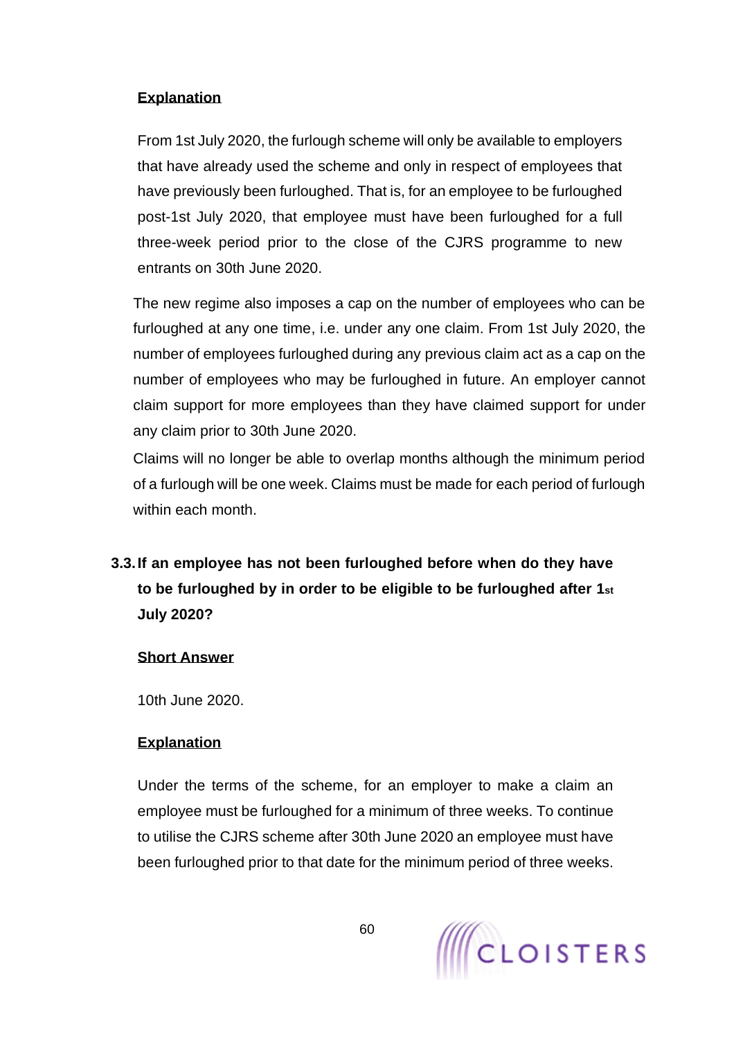**Explanation**

From 1st July 2020, the furlough scheme will only be available to employers that have already used the scheme and only in respect of employees that have previously been furloughed. That is, for an employee to be furloughed post-1st July 2020, that employee must have been furloughed for a full three-week period prior to the close of the CJRS programme to new entrants on 30th June 2020.

The new regime also imposes a cap on the number of employees who can be furloughed at any one time, i.e. under any one claim. From 1st July 2020, the number of employees furloughed during any previous claim act as a cap on the number of employees who may be furloughed in future. An employer cannot claim support for more employees than they have claimed support for under any claim prior to 30th June 2020.

Claims will no longer be able to overlap months although the minimum period of a furlough will be one week. Claims must be made for each period of furlough within each month.

### 3.3. If an employee has not been furloughed before when do they have to be furloughed by in order to be eligible to be furloughed after 1st July 2020?

**Short Answer**

10th June 2020.

**Explanation**

Under the terms of the scheme, for an employer to make a claim an employee must be furloughed for a minimum of three weeks. To continue to utilise the CJRS scheme after 30th June 2020 an employee must have been furloughed prior to that date for the minimum period of three weeks.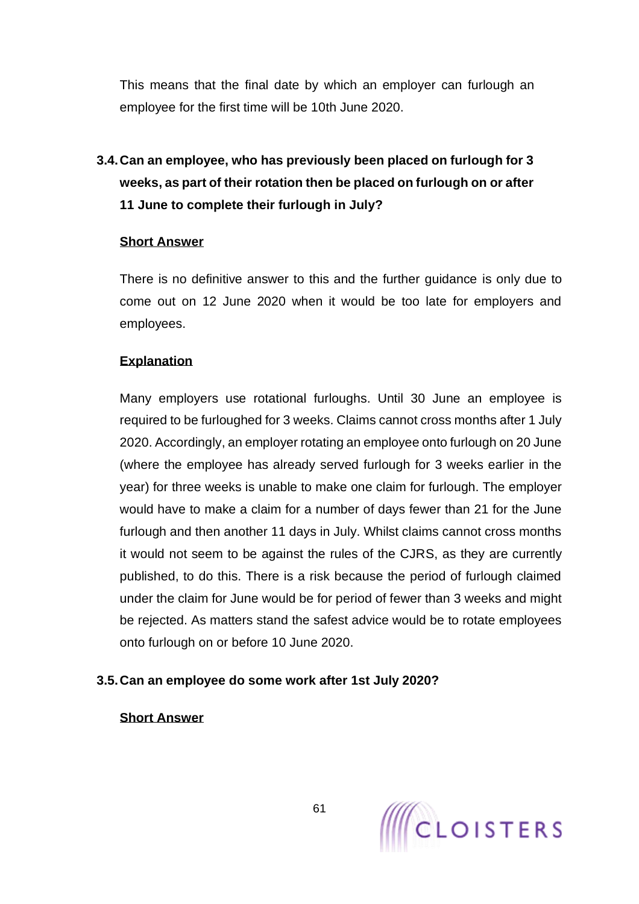This means that the final date by which an employer can furlough an employee for the first time will be 10th June 2020.

### 3.4. Can an employee, who has previously been placed on furlough for 3 weeks, as part of their rotation then be placed on furlough on or after 11 June to complete their furlough in July?

**Short Answer**

There is no definitive answer to this and the further guidance is only due to come out on 12 June 2020 when it would be too late for employers and employees.

**Explanation**

Many employers use rotational furloughs. Until 30 June an employee is required to be furloughed for 3 weeks. Claims cannot cross months after 1 July 2020. Accordingly, an employer rotating an employee onto furlough on 20 June (where the employee has already served furlough for 3 weeks earlier in the year) for three weeks is unable to make one claim for furlough. The employer would have to make a claim for a number of days fewer than 21 for the June furlough and then another 11 days in July. Whilst claims cannot cross months it would not seem to be against the rules of the CJRS, as they are currently published, to do this. There is a risk because the period of furlough claimed under the claim for June would be for period of fewer than 3 weeks and might be rejected. As matters stand the safest advice would be to rotate employees onto furlough on or before 10 June 2020.

### 3.5. Can an employee do some work after 1st July 2020?

**Short Answer**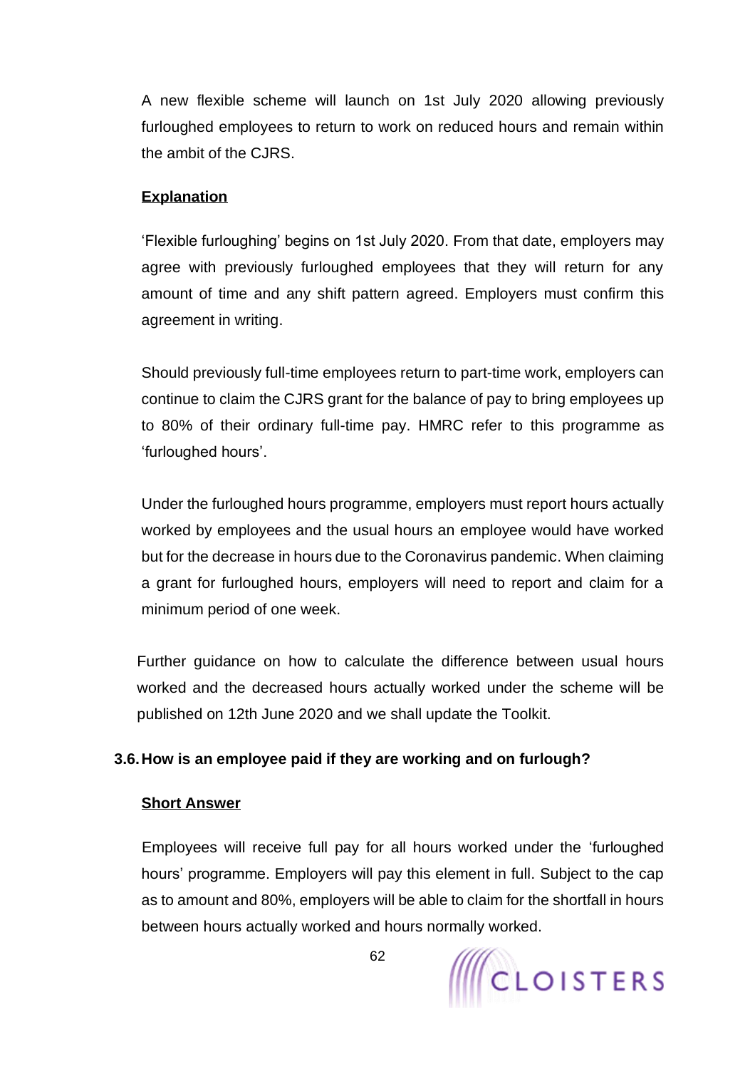A new flexible scheme will launch on 1st July 2020 allowing previously furloughed employees to return to work on reduced hours and remain within the ambit of the CJRS.

**Explanation**

'Flexible furloughing' begins on 1st July 2020. From that date, employers may agree with previously furloughed employees that they will return for any amount of time and any shift pattern agreed. Employers must confirm this agreement in writing.

Should previously full-time employees return to part-time work, employers can continue to claim the CJRS grant for the balance of pay to bring employees up to 80% of their ordinary full-time pay. HMRC refer to this programme as 'furloughed hours'.

Under the furloughed hours programme, employers must report hours actually worked by employees and the usual hours an employee would have worked but for the decrease in hours due to the Coronavirus pandemic. When claiming a grant for furloughed hours, employers will need to report and claim for a minimum period of one week.

Further guidance on how to calculate the difference between usual hours worked and the decreased hours actually worked under the scheme will be published on 12th June 2020 and we shall update the Toolkit.

### 3.6. How is an employee paid if they are working and on furlough?

**Short Answer**

Employees will receive full pay for all hours worked under the 'furloughed hours' programme. Employers will pay this element in full. Subject to the cap as to amount and 80%, employers will be able to claim for the shortfall in hours between hours actually worked and hours normally worked.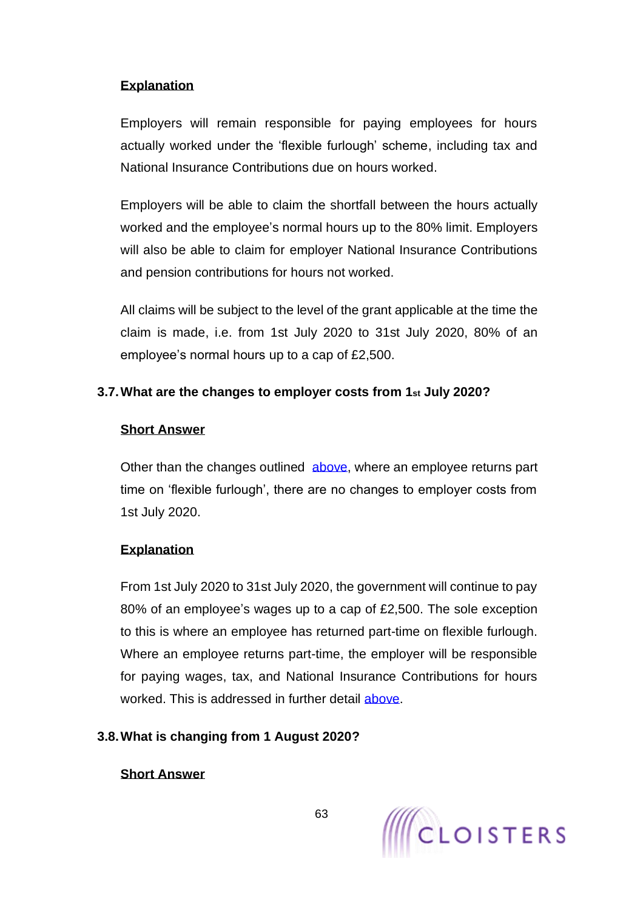**Explanation**

Employers will remain responsible for paying employees for hours actually worked under the 'flexible furlough' scheme, including tax and National Insurance Contributions due on hours worked.

Employers will be able to claim the shortfall between the hours actually worked and the employee's normal hours up to the 80% limit. Employers will also be able to claim for employer National Insurance Contributions and pension contributions for hours not worked.

All claims will be subject to the level of the grant applicable at the time the claim is made, i.e. from 1st July 2020 to 31st July 2020, 80% of an employee's normal hours up to a cap of £2,500.

### 3.7. What are the changes to employer costs from 1st July 2020?

**Short Answer**

Other than the changes outlined above, where an employee returns part time on 'flexible furlough', there are no changes to employer costs from 1st July 2020.

**Explanation**

From 1st July 2020 to 31st July 2020, the government will continue to pay 80% of an employee's wages up to a cap of £2,500. The sole exception to this is where an employee has returned part-time on flexible furlough. Where an employee returns part-time, the employer will be responsible for paying wages, tax, and National Insurance Contributions for hours worked. This is addressed in further detail above.

### 3.8. What is changing from 1 August 2020?

**Short Answer**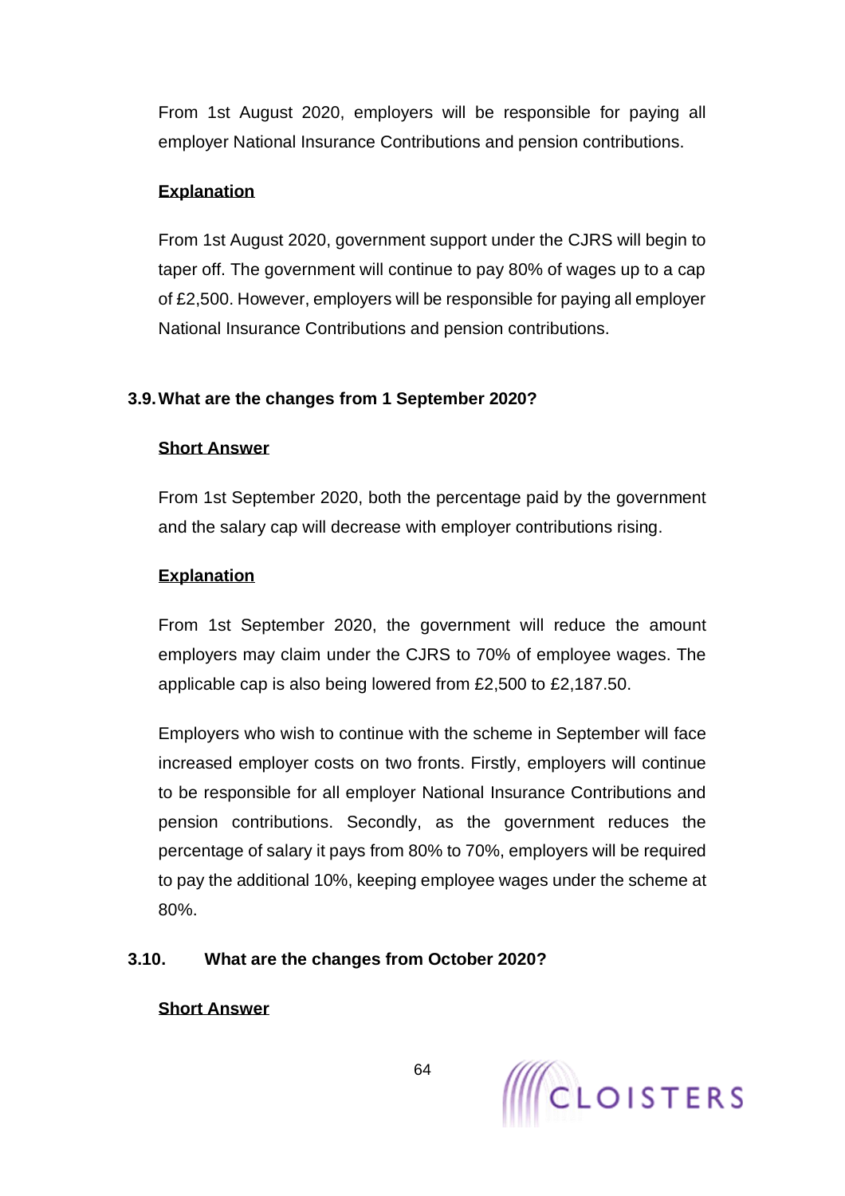From 1st August 2020, employers will be responsible for paying all employer National Insurance Contributions and pension contributions.

**Explanation**

From 1st August 2020, government support under the CJRS will begin to taper off. The government will continue to pay 80% of wages up to a cap of £2,500. However, employers will be responsible for paying all employer National Insurance Contributions and pension contributions.

### 3.9. What are the changes from 1 September 2020?

**Short Answer**

From 1st September 2020, both the percentage paid by the government and the salary cap will decrease with employer contributions rising.

**Explanation**

From 1st September 2020, the government will reduce the amount employers may claim under the CJRS to 70% of employee wages. The applicable cap is also being lowered from £2,500 to £2,187.50.

Employers who wish to continue with the scheme in September will face increased employer costs on two fronts. Firstly, employers will continue to be responsible for all employer National Insurance Contributions and pension contributions. Secondly, as the government reduces the percentage of salary it pays from 80% to 70%, employers will be required to pay the additional 10%, keeping employee wages under the scheme at 80%.

### 3.10. What are the changes from October 2020?

**Short Answer**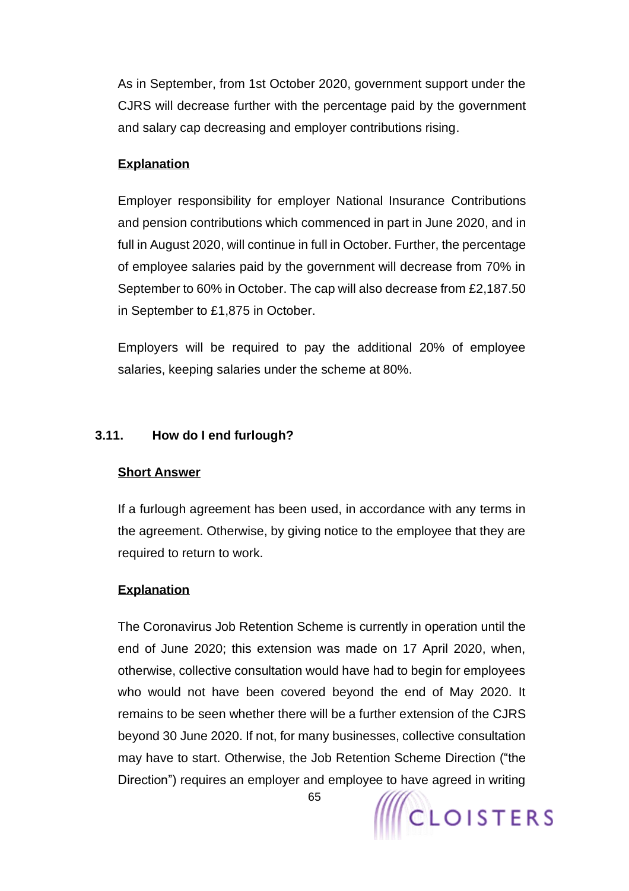As in September, from 1st October 2020, government support under the CJRS will decrease further with the percentage paid by the government and salary cap decreasing and employer contributions rising.

**Explanation**

Employer responsibility for employer National Insurance Contributions and pension contributions which commenced in part in June 2020, and in full in August 2020, will continue in full in October. Further, the percentage of employee salaries paid by the government will decrease from 70% in September to 60% in October. The cap will also decrease from £2,187.50 in September to £1,875 in October.

Employers will be required to pay the additional 20% of employee salaries, keeping salaries under the scheme at 80%.

### 3.11. How do I end furlough?

**Short Answer**

If a furlough agreement has been used, in accordance with any terms in the agreement. Otherwise, by giving notice to the employee that they are required to return to work.

**Explanation**

The Coronavirus Job Retention Scheme is currently in operation until the end of June 2020; this extension was made on 17 April 2020, when, otherwise, collective consultation would have had to begin for employees who would not have been covered beyond the end of May 2020. It remains to be seen whether there will be a further extension of the CJRS beyond 30 June 2020. If not, for many businesses, collective consultation may have to start. Otherwise, the Job Retention Scheme Direction ("the Direction") requires an employer and employee to have agreed in writing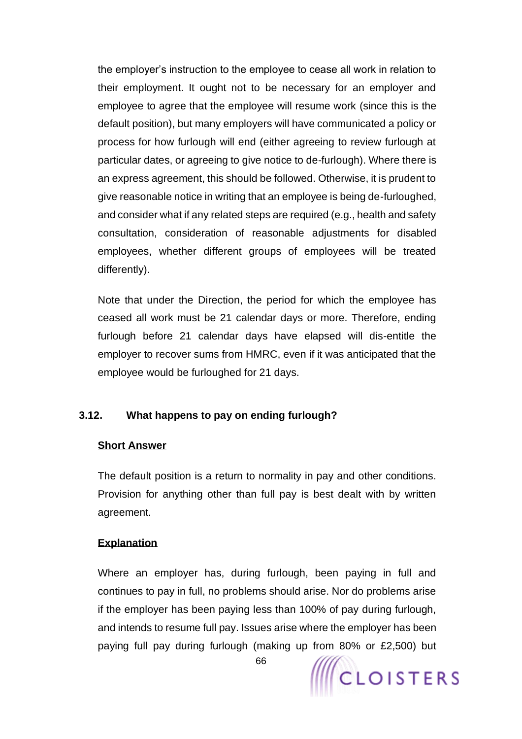the employer's instruction to the employee to cease all work in relation to their employment. It ought not to be necessary for an employer and employee to agree that the employee will resume work (since this is the default position), but many employers will have communicated a policy or process for how furlough will end (either agreeing to review furlough at particular dates, or agreeing to give notice to de-furlough). Where there is an express agreement, this should be followed. Otherwise, it is prudent to give reasonable notice in writing that an employee is being de-furloughed, and consider what if any related steps are required (e.g., health and safety consultation, consideration of reasonable adjustments for disabled employees, whether different groups of employees will be treated differently).

Note that under the Direction, the period for which the employee has ceased all work must be 21 calendar days or more. Therefore, ending furlough before 21 calendar days have elapsed will dis-entitle the employer to recover sums from HMRC, even if it was anticipated that the employee would be furloughed for 21 days.

### 3.12. What happens to pay on ending furlough?

**Short Answer**

The default position is a return to normality in pay and other conditions. Provision for anything other than full pay is best dealt with by written agreement.

**Explanation**

Where an employer has, during furlough, been paying in full and continues to pay in full, no problems should arise. Nor do problems arise if the employer has been paying less than 100% of pay during furlough, and intends to resume full pay. Issues arise where the employer has been paying full pay during furlough (making up from 80% or £2,500) but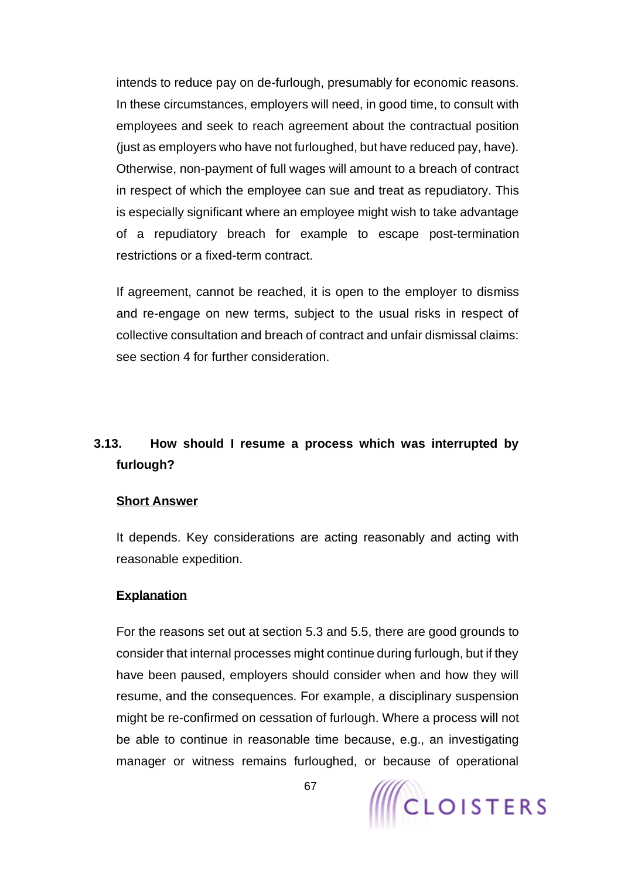intends to reduce pay on de-furlough, presumably for economic reasons. In these circumstances, employers will need, in good time, to consult with employees and seek to reach agreement about the contractual position (just as employers who have not furloughed, but have reduced pay, have). Otherwise, non-payment of full wages will amount to a breach of contract in respect of which the employee can sue and treat as repudiatory. This is especially significant where an employee might wish to take advantage of a repudiatory breach for example to escape post-termination restrictions or a fixed-term contract.

If agreement, cannot be reached, it is open to the employer to dismiss and re-engage on new terms, subject to the usual risks in respect of collective consultation and breach of contract and unfair dismissal claims: see section 4 for further consideration.

### 3.13. How should I resume a process which was interrupted by furlough?

**Short Answer**

It depends. Key considerations are acting reasonably and acting with reasonable expedition.

**Explanation**

For the reasons set out at section 5.3 and 5.5, there are good grounds to consider that internal processes might continue during furlough, but if they have been paused, employers should consider when and how they will resume, and the consequences. For example, a disciplinary suspension might be re-confirmed on cessation of furlough. Where a process will not be able to continue in reasonable time because, e.g., an investigating manager or witness remains furloughed, or because of operational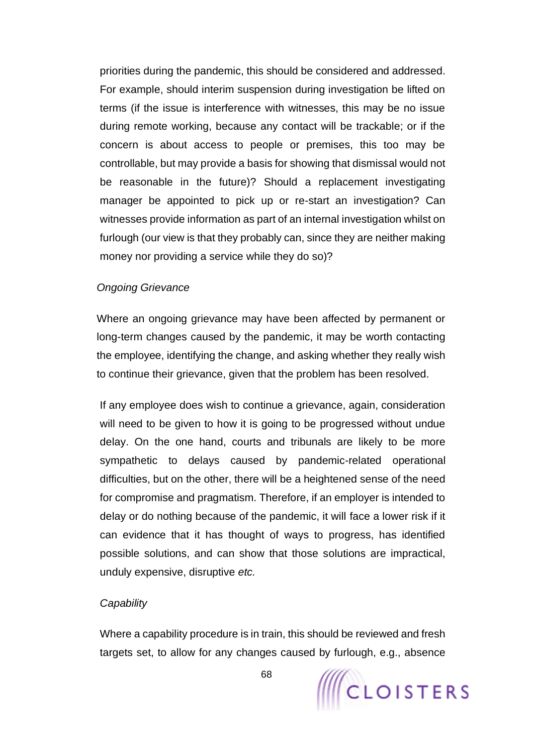priorities during the pandemic, this should be considered and addressed. For example, should interim suspension during investigation be lifted on terms (if the issue is interference with witnesses, this may be no issue during remote working, because any contact will be trackable; or if the concern is about access to people or premises, this too may be controllable, but may provide a basis for showing that dismissal would not be reasonable in the future)? Should a replacement investigating manager be appointed to pick up or re-start an investigation? Can witnesses provide information as part of an internal investigation whilst on furlough (our view is that they probably can, since they are neither making money nor providing a service while they do so)?

*Ongoing Grievance*

Where an ongoing grievance may have been affected by permanent or long-term changes caused by the pandemic, it may be worth contacting the employee, identifying the change, and asking whether they really wish to continue their grievance, given that the problem has been resolved.

If any employee does wish to continue a grievance, again, consideration will need to be given to how it is going to be progressed without undue delay. On the one hand, courts and tribunals are likely to be more sympathetic to delays caused by pandemic-related operational difficulties, but on the other, there will be a heightened sense of the need for compromise and pragmatism. Therefore, if an employer is intended to delay or do nothing because of the pandemic, it will face a lower risk if it can evidence that it has thought of ways to progress, has identified possible solutions, and can show that those solutions are impractical, unduly expensive, disruptive *etc.*

*Capability*

Where a capability procedure is in train, this should be reviewed and fresh targets set, to allow for any changes caused by furlough, e.g., absence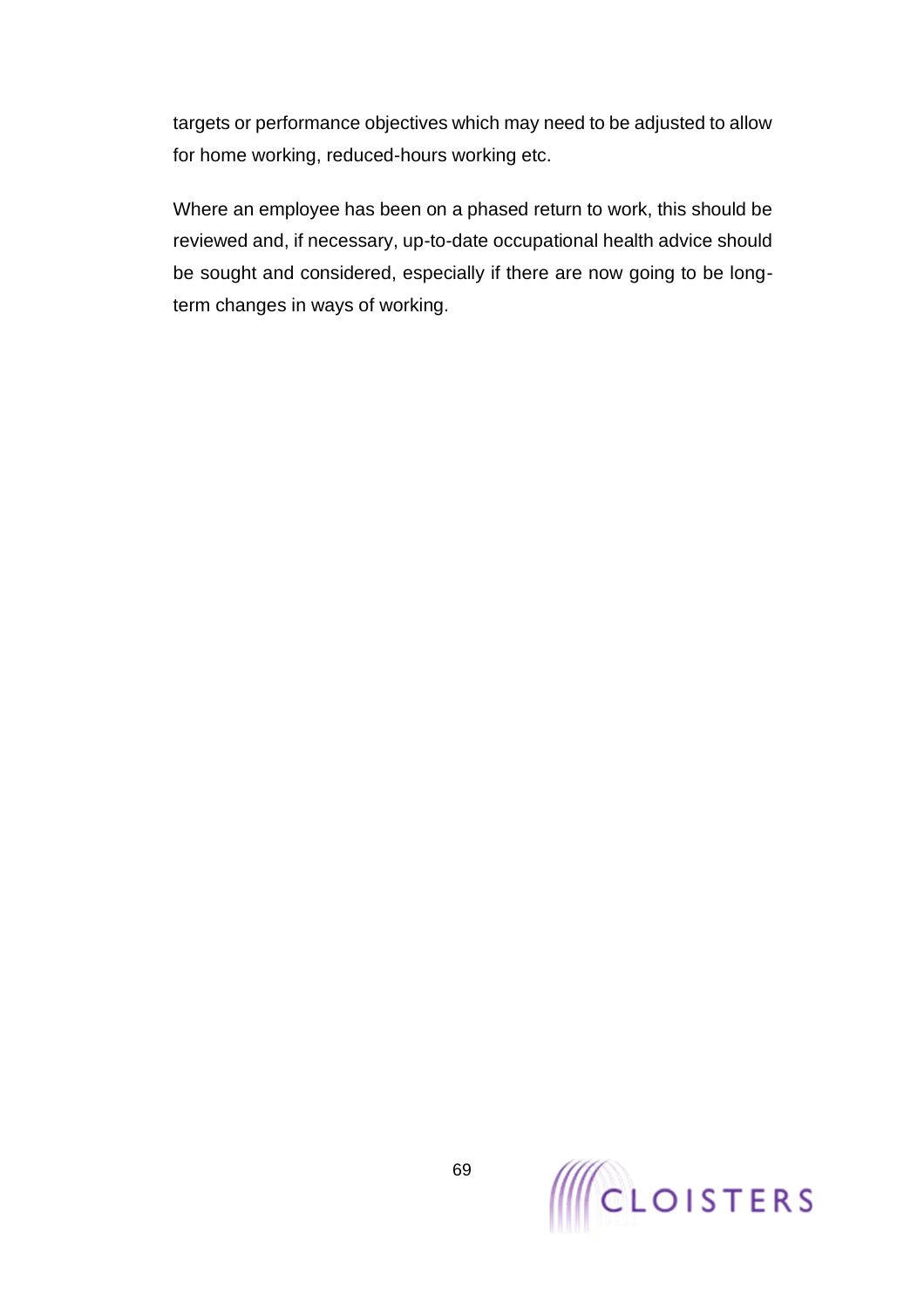targets or performance objectives which may need to be adjusted to allow for home working, reduced-hours working etc.

Where an employee has been on a phased return to work, this should be reviewed and, if necessary, up-to-date occupational health advice should be sought and considered, especially if there are now going to be long-term changes in ways of working.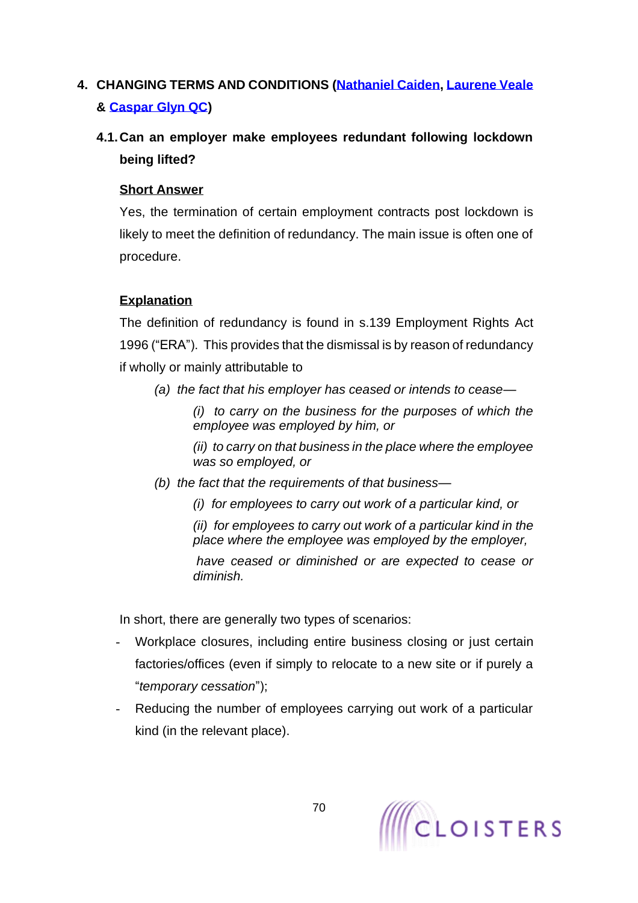## 4. CHANGING TERMS AND CONDITIONS (Nathaniel Caiden, Laurene Veale & Caspar Glyn QC)

### 4.1. Can an employer make employees redundant following lockdown being lifted?

**Short Answer**

Yes, the termination of certain employment contracts post lockdown is likely to meet the definition of redundancy. The main issue is often one of procedure.

**Explanation**

The definition of redundancy is found in s.139 Employment Rights Act 1996 ("ERA"). This provides that the dismissal is by reason of redundancy if wholly or mainly attributable to

> *(a) the fact that his employer has ceased or intends to cease—*
>
> > *(i) to carry on the business for the purposes of which the employee was employed by him, or*
> >
> > *(ii) to carry on that business in the place where the employee was so employed, or*
>
> *(b) the fact that the requirements of that business—*
>
> > *(i) for employees to carry out work of a particular kind, or*
> >
> > *(ii) for employees to carry out work of a particular kind in the place where the employee was employed by the employer,*
> >
> > *have ceased or diminished or are expected to cease or diminish.*

In short, there are generally two types of scenarios:

- Workplace closures, including entire business closing or just certain factories/offices (even if simply to relocate to a new site or if purely a "*temporary cessation*");
- Reducing the number of employees carrying out work of a particular kind (in the relevant place).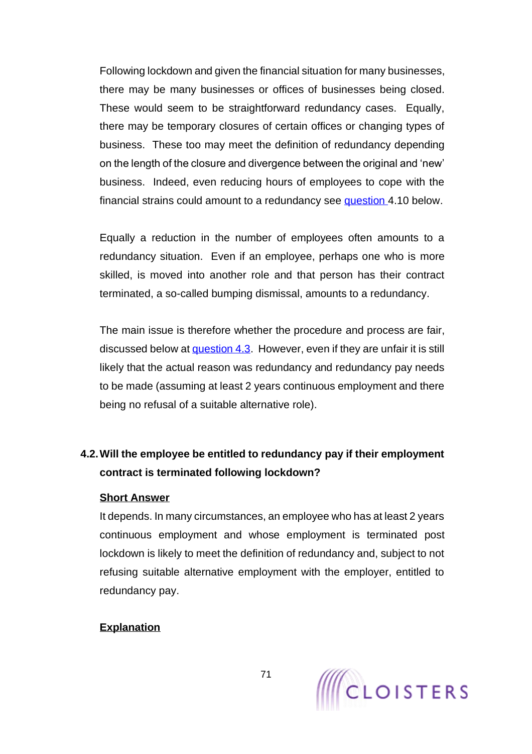Following lockdown and given the financial situation for many businesses, there may be many businesses or offices of businesses being closed. These would seem to be straightforward redundancy cases. Equally, there may be temporary closures of certain offices or changing types of business. These too may meet the definition of redundancy depending on the length of the closure and divergence between the original and 'new' business. Indeed, even reducing hours of employees to cope with the financial strains could amount to a redundancy see question 4.10 below.

Equally a reduction in the number of employees often amounts to a redundancy situation. Even if an employee, perhaps one who is more skilled, is moved into another role and that person has their contract terminated, a so-called bumping dismissal, amounts to a redundancy.

The main issue is therefore whether the procedure and process are fair, discussed below at question 4.3. However, even if they are unfair it is still likely that the actual reason was redundancy and redundancy pay needs to be made (assuming at least 2 years continuous employment and there being no refusal of a suitable alternative role).

### 4.2. Will the employee be entitled to redundancy pay if their employment contract is terminated following lockdown?

**Short Answer**

It depends. In many circumstances, an employee who has at least 2 years continuous employment and whose employment is terminated post lockdown is likely to meet the definition of redundancy and, subject to not refusing suitable alternative employment with the employer, entitled to redundancy pay.

**Explanation**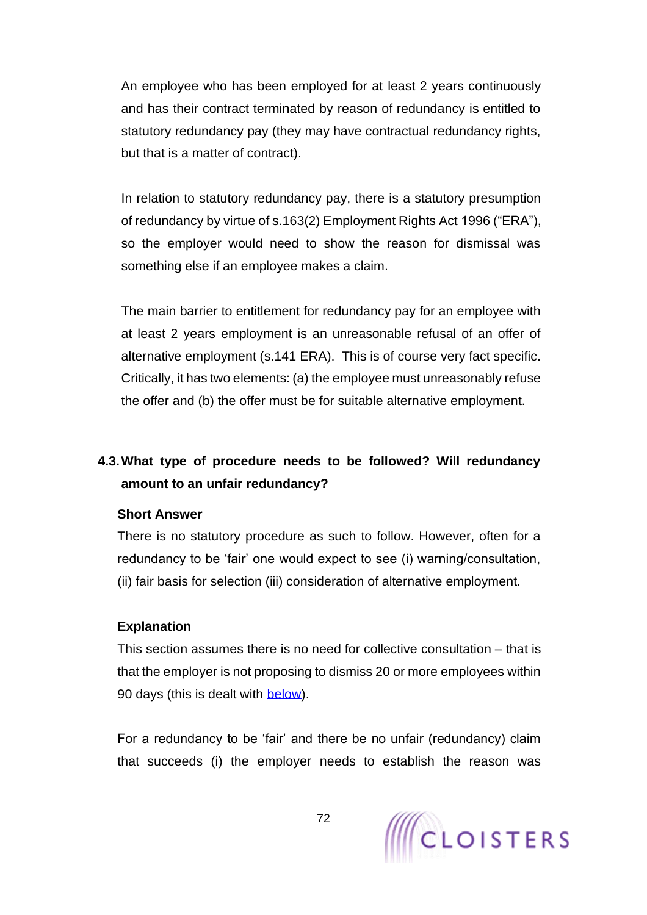An employee who has been employed for at least 2 years continuously and has their contract terminated by reason of redundancy is entitled to statutory redundancy pay (they may have contractual redundancy rights, but that is a matter of contract).

In relation to statutory redundancy pay, there is a statutory presumption of redundancy by virtue of s.163(2) Employment Rights Act 1996 ("ERA"), so the employer would need to show the reason for dismissal was something else if an employee makes a claim.

The main barrier to entitlement for redundancy pay for an employee with at least 2 years employment is an unreasonable refusal of an offer of alternative employment (s.141 ERA). This is of course very fact specific. Critically, it has two elements: (a) the employee must unreasonably refuse the offer and (b) the offer must be for suitable alternative employment.

### 4.3. What type of procedure needs to be followed? Will redundancy amount to an unfair redundancy?

**Short Answer**

There is no statutory procedure as such to follow. However, often for a redundancy to be 'fair' one would expect to see (i) warning/consultation, (ii) fair basis for selection (iii) consideration of alternative employment.

**Explanation**

This section assumes there is no need for collective consultation – that is that the employer is not proposing to dismiss 20 or more employees within 90 days (this is dealt with below).

For a redundancy to be 'fair' and there be no unfair (redundancy) claim that succeeds (i) the employer needs to establish the reason was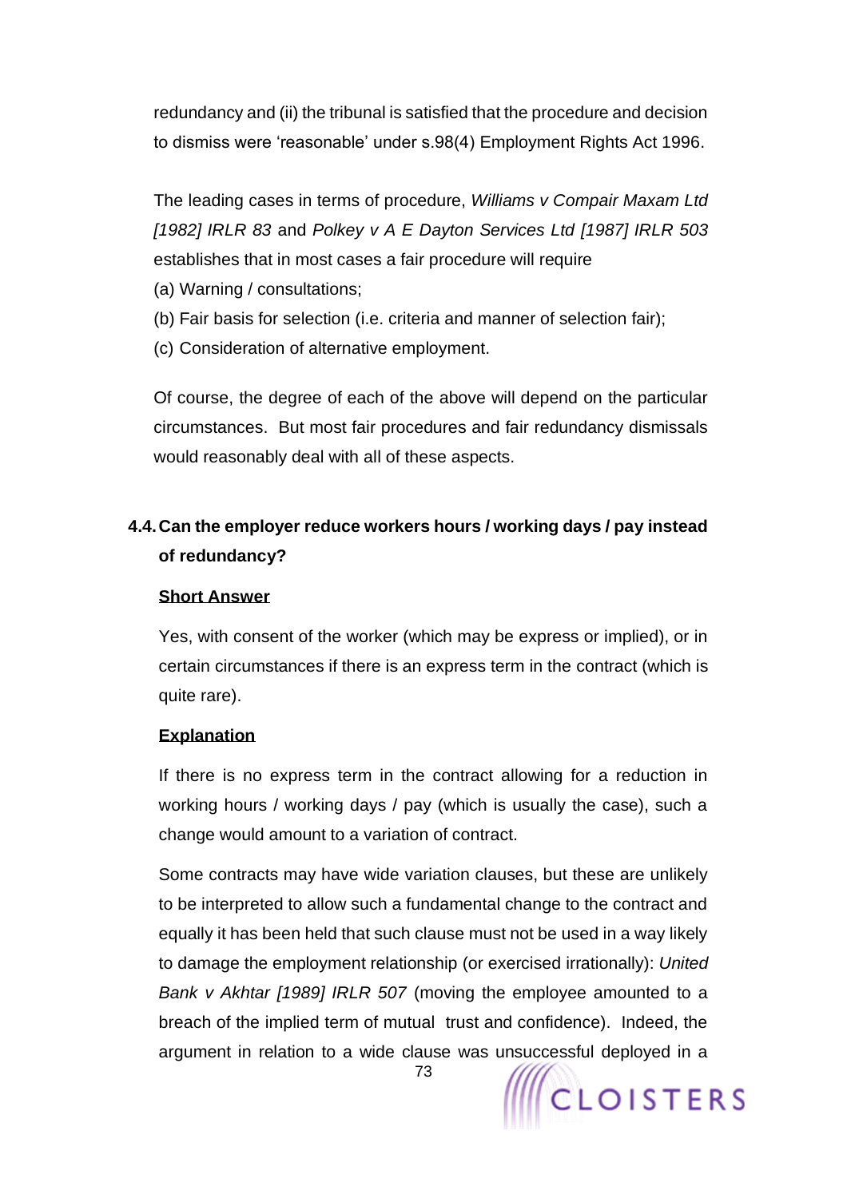redundancy and (ii) the tribunal is satisfied that the procedure and decision to dismiss were 'reasonable' under s.98(4) Employment Rights Act 1996.

The leading cases in terms of procedure, *Williams v Compair Maxam Ltd [1982] IRLR 83* and *Polkey v A E Dayton Services Ltd [1987] IRLR 503* establishes that in most cases a fair procedure will require

(a) Warning / consultations;

(b) Fair basis for selection (i.e. criteria and manner of selection fair);

(c) Consideration of alternative employment.

Of course, the degree of each of the above will depend on the particular circumstances. But most fair procedures and fair redundancy dismissals would reasonably deal with all of these aspects.

## 4.4. Can the employer reduce workers hours / working days / pay instead of redundancy?

**Short Answer**

Yes, with consent of the worker (which may be express or implied), or in certain circumstances if there is an express term in the contract (which is quite rare).

**Explanation**

If there is no express term in the contract allowing for a reduction in working hours / working days / pay (which is usually the case), such a change would amount to a variation of contract.

Some contracts may have wide variation clauses, but these are unlikely to be interpreted to allow such a fundamental change to the contract and equally it has been held that such clause must not be used in a way likely to damage the employment relationship (or exercised irrationally): *United Bank v Akhtar [1989] IRLR 507* (moving the employee amounted to a breach of the implied term of mutual trust and confidence). Indeed, the argument in relation to a wide clause was unsuccessful deployed in a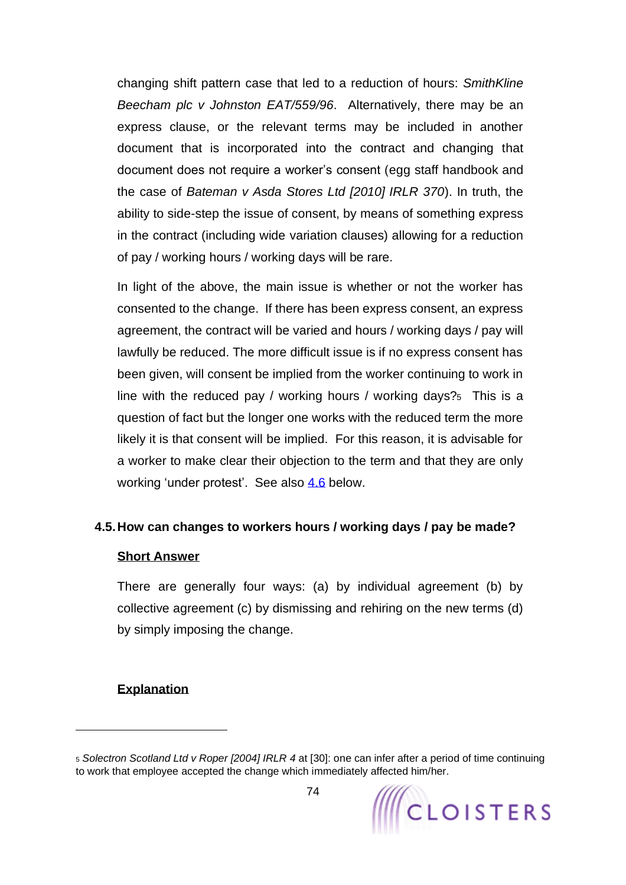changing shift pattern case that led to a reduction of hours: *SmithKline Beecham plc v Johnston EAT/559/96*. Alternatively, there may be an express clause, or the relevant terms may be included in another document that is incorporated into the contract and changing that document does not require a worker's consent (egg staff handbook and the case of *Bateman v Asda Stores Ltd [2010] IRLR 370*). In truth, the ability to side-step the issue of consent, by means of something express in the contract (including wide variation clauses) allowing for a reduction of pay / working hours / working days will be rare.

In light of the above, the main issue is whether or not the worker has consented to the change. If there has been express consent, an express agreement, the contract will be varied and hours / working days / pay will lawfully be reduced. The more difficult issue is if no express consent has been given, will consent be implied from the worker continuing to work in line with the reduced pay / working hours / working days?[5] This is a question of fact but the longer one works with the reduced term the more likely it is that consent will be implied. For this reason, it is advisable for a worker to make clear their objection to the term and that they are only working 'under protest'. See also 4.6 below.

## 4.5. How can changes to workers hours / working days / pay be made?

**Short Answer**

There are generally four ways: (a) by individual agreement (b) by collective agreement (c) by dismissing and rehiring on the new terms (d) by simply imposing the change.

**Explanation**

---

[5] *Solectron Scotland Ltd v Roper [2004] IRLR 4* at [30]: one can infer after a period of time continuing to work that employee accepted the change which immediately affected him/her.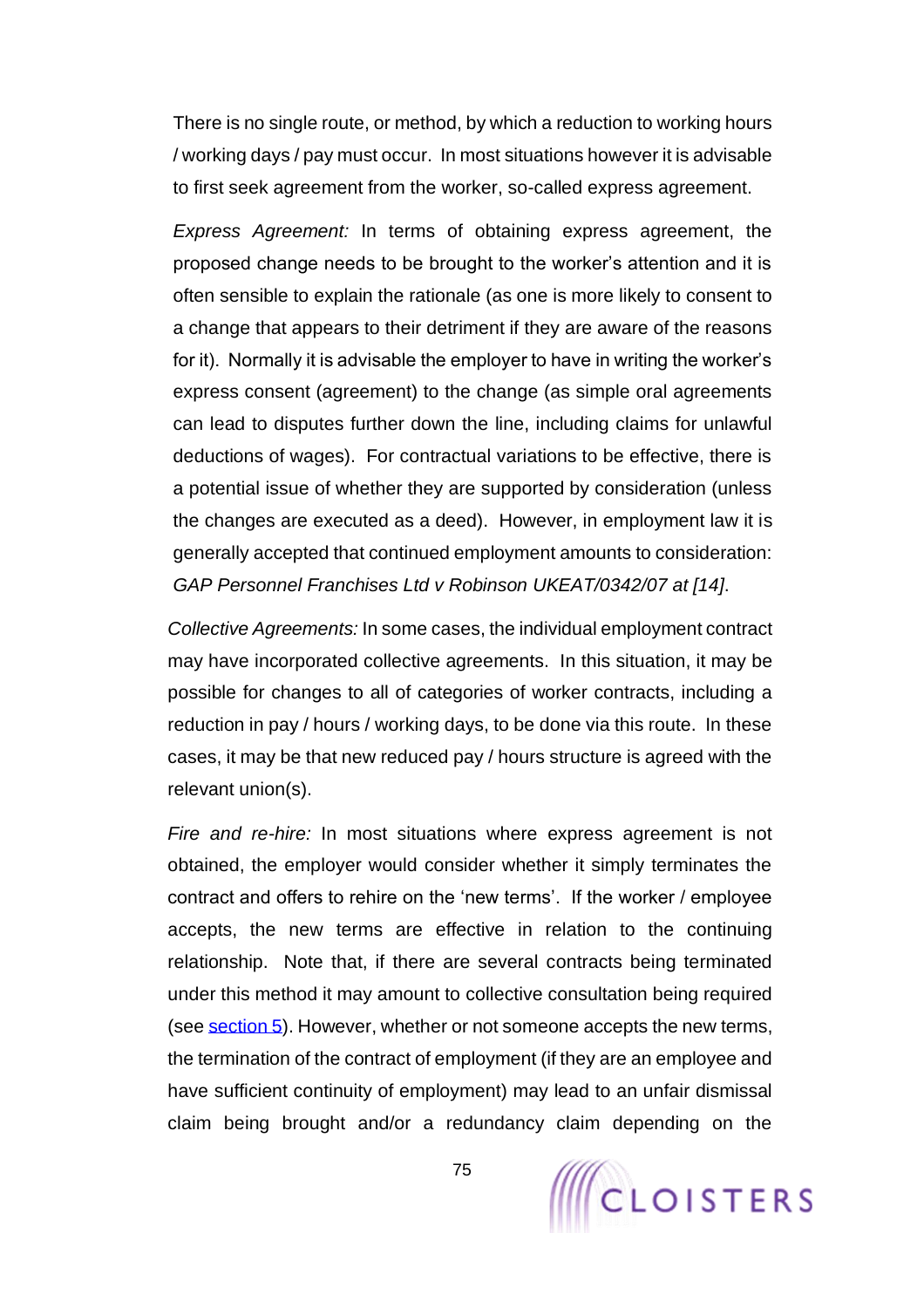There is no single route, or method, by which a reduction to working hours / working days / pay must occur. In most situations however it is advisable to first seek agreement from the worker, so-called express agreement.

*Express Agreement:* In terms of obtaining express agreement, the proposed change needs to be brought to the worker's attention and it is often sensible to explain the rationale (as one is more likely to consent to a change that appears to their detriment if they are aware of the reasons for it). Normally it is advisable the employer to have in writing the worker's express consent (agreement) to the change (as simple oral agreements can lead to disputes further down the line, including claims for unlawful deductions of wages). For contractual variations to be effective, there is a potential issue of whether they are supported by consideration (unless the changes are executed as a deed). However, in employment law it is generally accepted that continued employment amounts to consideration: *GAP Personnel Franchises Ltd v Robinson UKEAT/0342/07 at [14]*.

*Collective Agreements:* In some cases, the individual employment contract may have incorporated collective agreements. In this situation, it may be possible for changes to all of categories of worker contracts, including a reduction in pay / hours / working days, to be done via this route. In these cases, it may be that new reduced pay / hours structure is agreed with the relevant union(s).

*Fire and re-hire:* In most situations where express agreement is not obtained, the employer would consider whether it simply terminates the contract and offers to rehire on the 'new terms'. If the worker / employee accepts, the new terms are effective in relation to the continuing relationship. Note that, if there are several contracts being terminated under this method it may amount to collective consultation being required (see section 5). However, whether or not someone accepts the new terms, the termination of the contract of employment (if they are an employee and have sufficient continuity of employment) may lead to an unfair dismissal claim being brought and/or a redundancy claim depending on the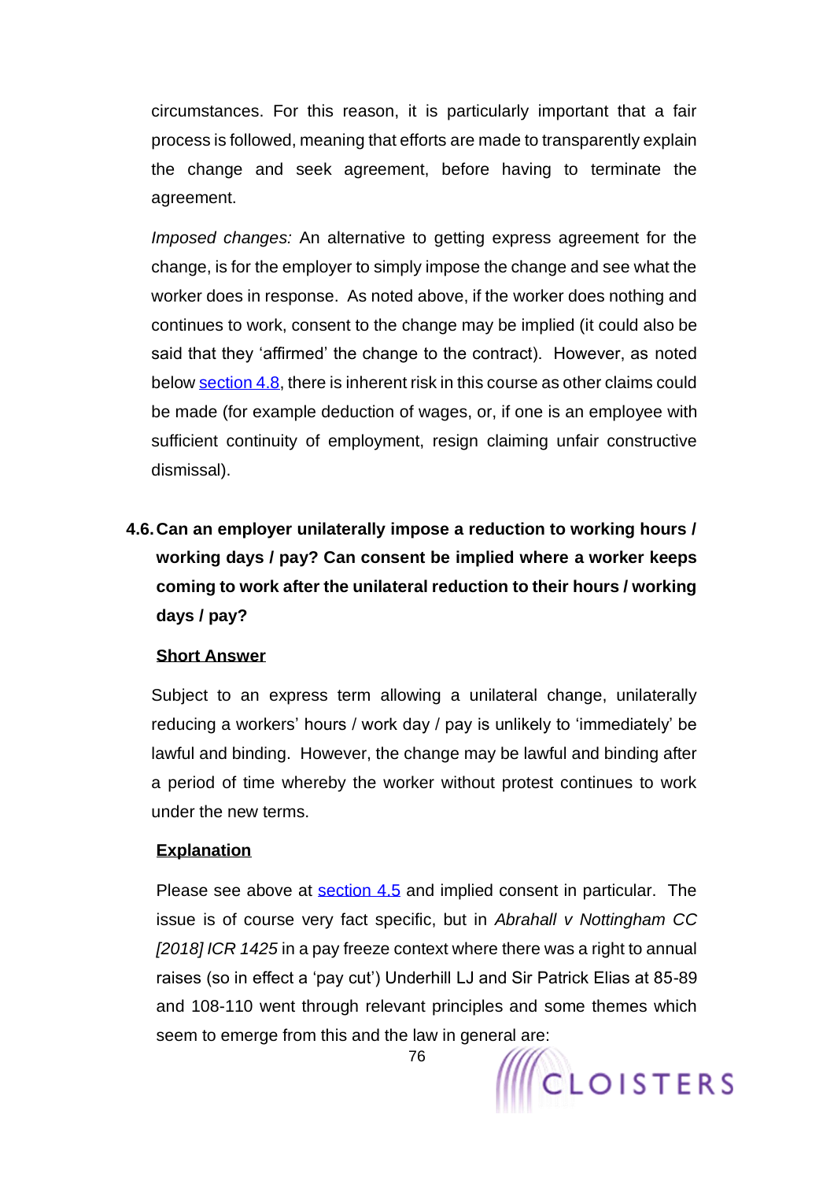circumstances. For this reason, it is particularly important that a fair process is followed, meaning that efforts are made to transparently explain the change and seek agreement, before having to terminate the agreement.

*Imposed changes:* An alternative to getting express agreement for the change, is for the employer to simply impose the change and see what the worker does in response. As noted above, if the worker does nothing and continues to work, consent to the change may be implied (it could also be said that they 'affirmed' the change to the contract). However, as noted below section 4.8, there is inherent risk in this course as other claims could be made (for example deduction of wages, or, if one is an employee with sufficient continuity of employment, resign claiming unfair constructive dismissal).

## 4.6. Can an employer unilaterally impose a reduction to working hours / working days / pay? Can consent be implied where a worker keeps coming to work after the unilateral reduction to their hours / working days / pay?

**Short Answer**

Subject to an express term allowing a unilateral change, unilaterally reducing a workers' hours / work day / pay is unlikely to 'immediately' be lawful and binding. However, the change may be lawful and binding after a period of time whereby the worker without protest continues to work under the new terms.

**Explanation**

Please see above at section 4.5 and implied consent in particular. The issue is of course very fact specific, but in *Abrahall v Nottingham CC [2018] ICR 1425* in a pay freeze context where there was a right to annual raises (so in effect a 'pay cut') Underhill LJ and Sir Patrick Elias at 85-89 and 108-110 went through relevant principles and some themes which seem to emerge from this and the law in general are: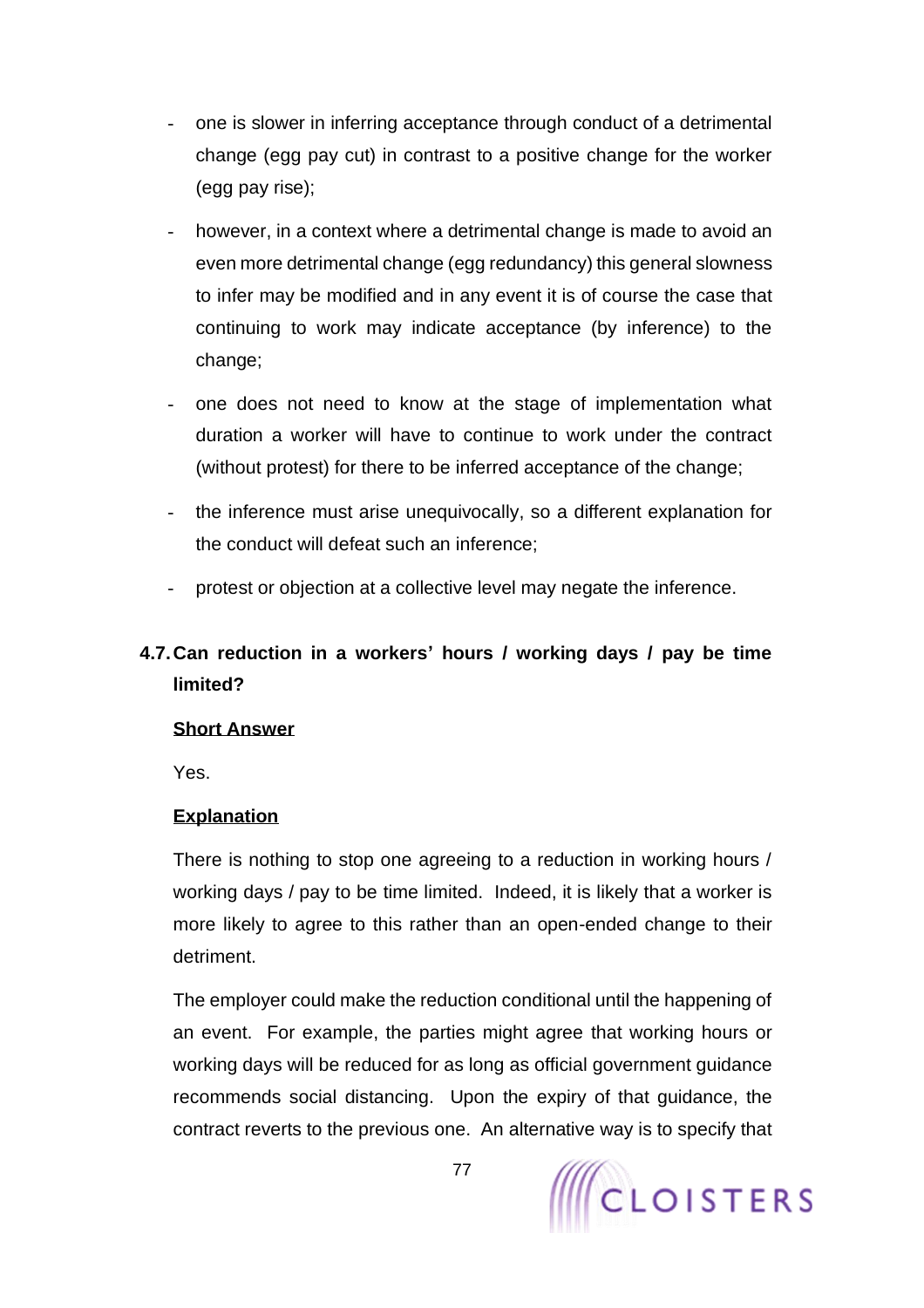- one is slower in inferring acceptance through conduct of a detrimental change (egg pay cut) in contrast to a positive change for the worker (egg pay rise);
- however, in a context where a detrimental change is made to avoid an even more detrimental change (egg redundancy) this general slowness to infer may be modified and in any event it is of course the case that continuing to work may indicate acceptance (by inference) to the change;
- one does not need to know at the stage of implementation what duration a worker will have to continue to work under the contract (without protest) for there to be inferred acceptance of the change;
- the inference must arise unequivocally, so a different explanation for the conduct will defeat such an inference;
- protest or objection at a collective level may negate the inference.

## 4.7. Can reduction in a workers' hours / working days / pay be time limited?

**Short Answer**

Yes.

**Explanation**

There is nothing to stop one agreeing to a reduction in working hours / working days / pay to be time limited. Indeed, it is likely that a worker is more likely to agree to this rather than an open-ended change to their detriment.

The employer could make the reduction conditional until the happening of an event. For example, the parties might agree that working hours or working days will be reduced for as long as official government guidance recommends social distancing. Upon the expiry of that guidance, the contract reverts to the previous one. An alternative way is to specify that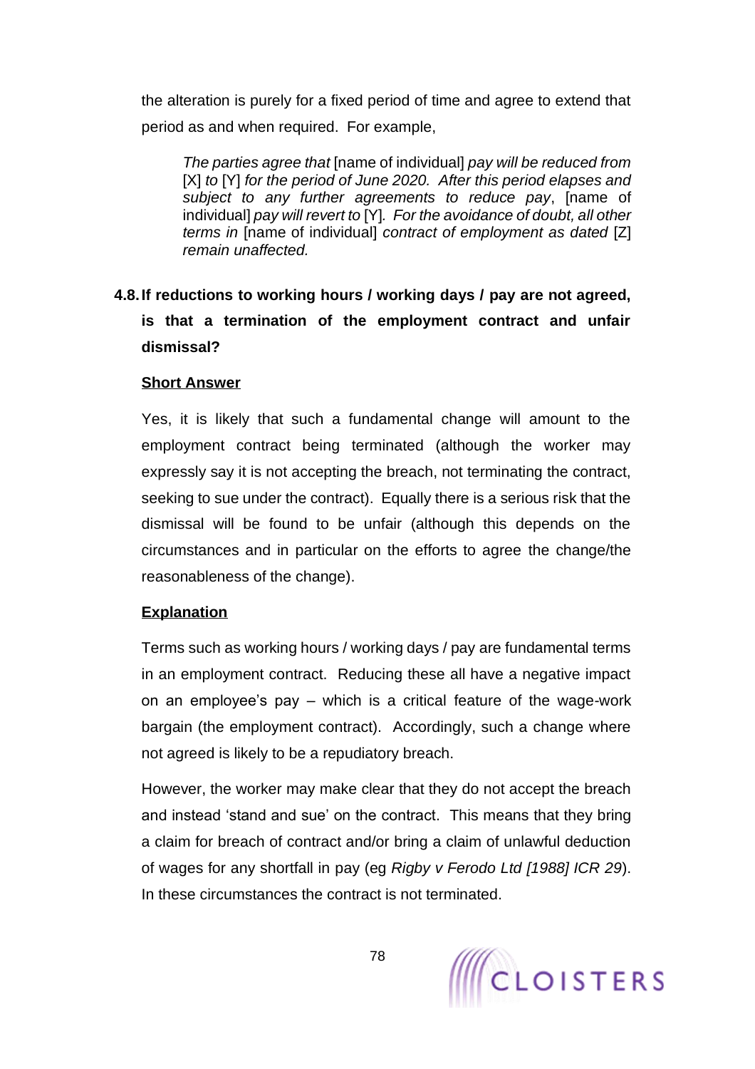the alteration is purely for a fixed period of time and agree to extend that period as and when required. For example,

> *The parties agree that* [name of individual] *pay will be reduced from* [X] *to* [Y] *for the period of June 2020. After this period elapses and subject to any further agreements to reduce pay*, [name of individual] *pay will revert to* [Y]*. For the avoidance of doubt, all other terms in* [name of individual] *contract of employment as dated* [Z] *remain unaffected.*

### 4.8. If reductions to working hours / working days / pay are not agreed, is that a termination of the employment contract and unfair dismissal?

**Short Answer**

Yes, it is likely that such a fundamental change will amount to the employment contract being terminated (although the worker may expressly say it is not accepting the breach, not terminating the contract, seeking to sue under the contract). Equally there is a serious risk that the dismissal will be found to be unfair (although this depends on the circumstances and in particular on the efforts to agree the change/the reasonableness of the change).

**Explanation**

Terms such as working hours / working days / pay are fundamental terms in an employment contract. Reducing these all have a negative impact on an employee's pay – which is a critical feature of the wage-work bargain (the employment contract). Accordingly, such a change where not agreed is likely to be a repudiatory breach.

However, the worker may make clear that they do not accept the breach and instead 'stand and sue' on the contract. This means that they bring a claim for breach of contract and/or bring a claim of unlawful deduction of wages for any shortfall in pay (eg *Rigby v Ferodo Ltd [1988] ICR 29*). In these circumstances the contract is not terminated.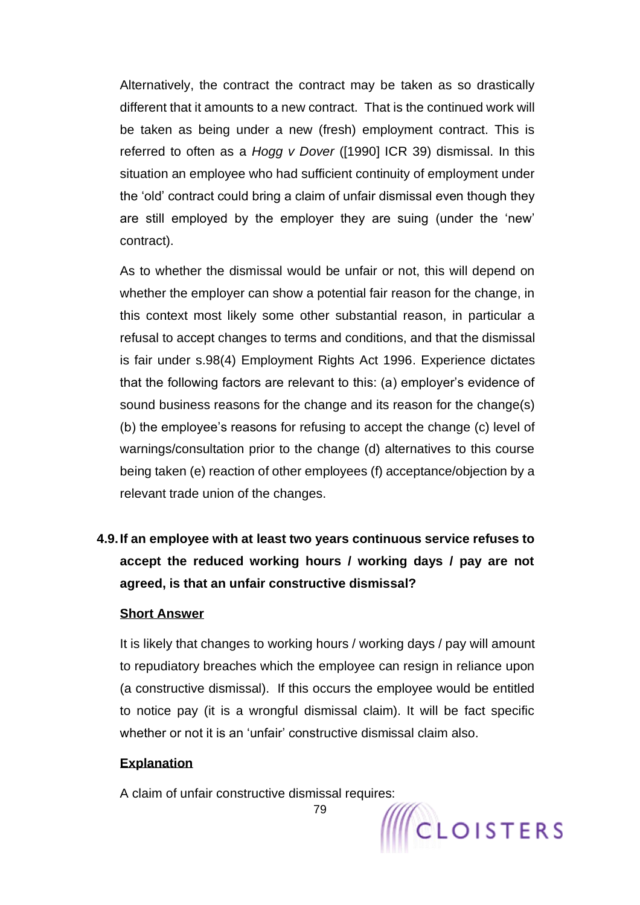Alternatively, the contract the contract may be taken as so drastically different that it amounts to a new contract. That is the continued work will be taken as being under a new (fresh) employment contract. This is referred to often as a *Hogg v Dover* ([1990] ICR 39) dismissal. In this situation an employee who had sufficient continuity of employment under the 'old' contract could bring a claim of unfair dismissal even though they are still employed by the employer they are suing (under the 'new' contract).

As to whether the dismissal would be unfair or not, this will depend on whether the employer can show a potential fair reason for the change, in this context most likely some other substantial reason, in particular a refusal to accept changes to terms and conditions, and that the dismissal is fair under s.98(4) Employment Rights Act 1996. Experience dictates that the following factors are relevant to this: (a) employer's evidence of sound business reasons for the change and its reason for the change(s) (b) the employee's reasons for refusing to accept the change (c) level of warnings/consultation prior to the change (d) alternatives to this course being taken (e) reaction of other employees (f) acceptance/objection by a relevant trade union of the changes.

### 4.9. If an employee with at least two years continuous service refuses to accept the reduced working hours / working days / pay are not agreed, is that an unfair constructive dismissal?

**Short Answer**

It is likely that changes to working hours / working days / pay will amount to repudiatory breaches which the employee can resign in reliance upon (a constructive dismissal). If this occurs the employee would be entitled to notice pay (it is a wrongful dismissal claim). It will be fact specific whether or not it is an 'unfair' constructive dismissal claim also.

**Explanation**

A claim of unfair constructive dismissal requires: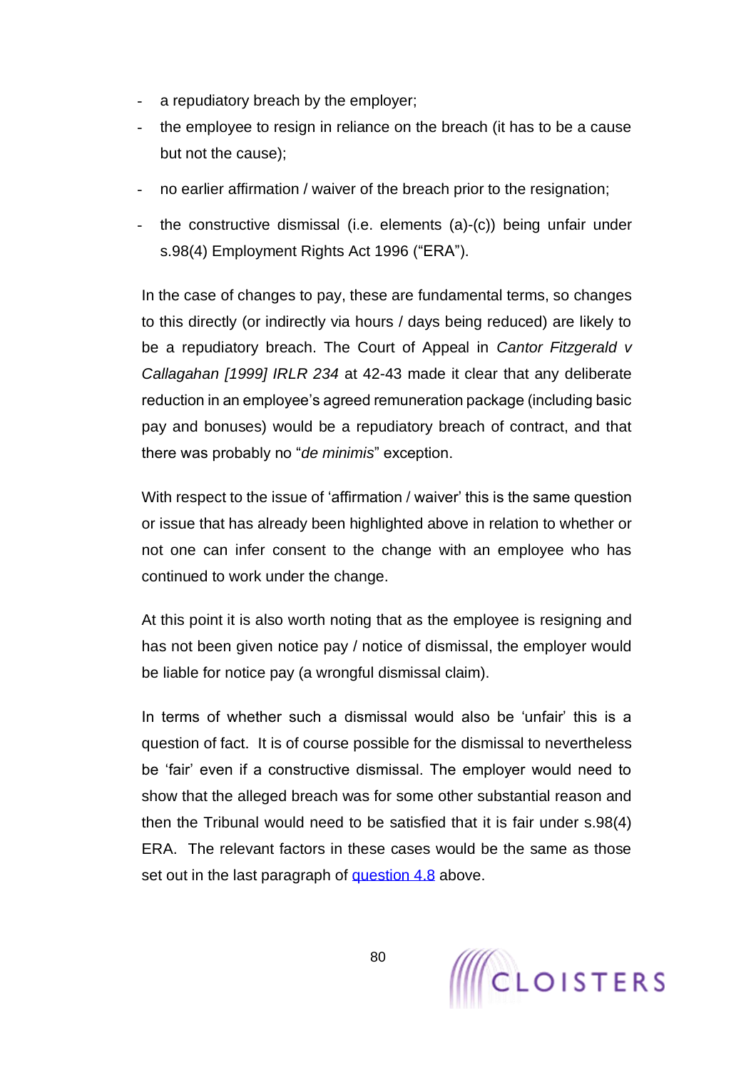- a repudiatory breach by the employer;
- the employee to resign in reliance on the breach (it has to be a cause but not the cause);
- no earlier affirmation / waiver of the breach prior to the resignation;
- the constructive dismissal (i.e. elements (a)-(c)) being unfair under s.98(4) Employment Rights Act 1996 ("ERA").

In the case of changes to pay, these are fundamental terms, so changes to this directly (or indirectly via hours / days being reduced) are likely to be a repudiatory breach. The Court of Appeal in *Cantor Fitzgerald v Callagahan [1999] IRLR 234* at 42-43 made it clear that any deliberate reduction in an employee's agreed remuneration package (including basic pay and bonuses) would be a repudiatory breach of contract, and that there was probably no "*de minimis*" exception.

With respect to the issue of 'affirmation / waiver' this is the same question or issue that has already been highlighted above in relation to whether or not one can infer consent to the change with an employee who has continued to work under the change.

At this point it is also worth noting that as the employee is resigning and has not been given notice pay / notice of dismissal, the employer would be liable for notice pay (a wrongful dismissal claim).

In terms of whether such a dismissal would also be 'unfair' this is a question of fact. It is of course possible for the dismissal to nevertheless be 'fair' even if a constructive dismissal. The employer would need to show that the alleged breach was for some other substantial reason and then the Tribunal would need to be satisfied that it is fair under s.98(4) ERA. The relevant factors in these cases would be the same as those set out in the last paragraph of question 4.8 above.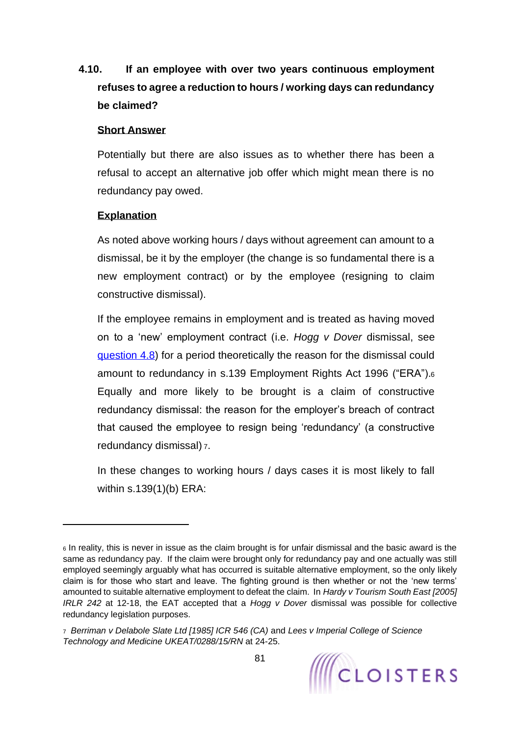## 4.10. If an employee with over two years continuous employment refuses to agree a reduction to hours / working days can redundancy be claimed?

**Short Answer**

Potentially but there are also issues as to whether there has been a refusal to accept an alternative job offer which might mean there is no redundancy pay owed.

**Explanation**

As noted above working hours / days without agreement can amount to a dismissal, be it by the employer (the change is so fundamental there is a new employment contract) or by the employee (resigning to claim constructive dismissal).

If the employee remains in employment and is treated as having moved on to a 'new' employment contract (i.e. *Hogg v Dover* dismissal, see question 4.8) for a period theoretically the reason for the dismissal could amount to redundancy in s.139 Employment Rights Act 1996 ("ERA").[6] Equally and more likely to be brought is a claim of constructive redundancy dismissal: the reason for the employer's breach of contract that caused the employee to resign being 'redundancy' (a constructive redundancy dismissal)[7].

In these changes to working hours / days cases it is most likely to fall within s.139(1)(b) ERA:

---

[6] In reality, this is never in issue as the claim brought is for unfair dismissal and the basic award is the same as redundancy pay. If the claim were brought only for redundancy pay and one actually was still employed seemingly arguably what has occurred is suitable alternative employment, so the only likely claim is for those who start and leave. The fighting ground is then whether or not the 'new terms' amounted to suitable alternative employment to defeat the claim. In *Hardy v Tourism South East [2005] IRLR 242* at 12-18, the EAT accepted that a *Hogg v Dover* dismissal was possible for collective redundancy legislation purposes.

[7] *Berriman v Delabole Slate Ltd [1985] ICR 546 (CA)* and *Lees v Imperial College of Science Technology and Medicine UKEAT/0288/15/RN* at 24-25.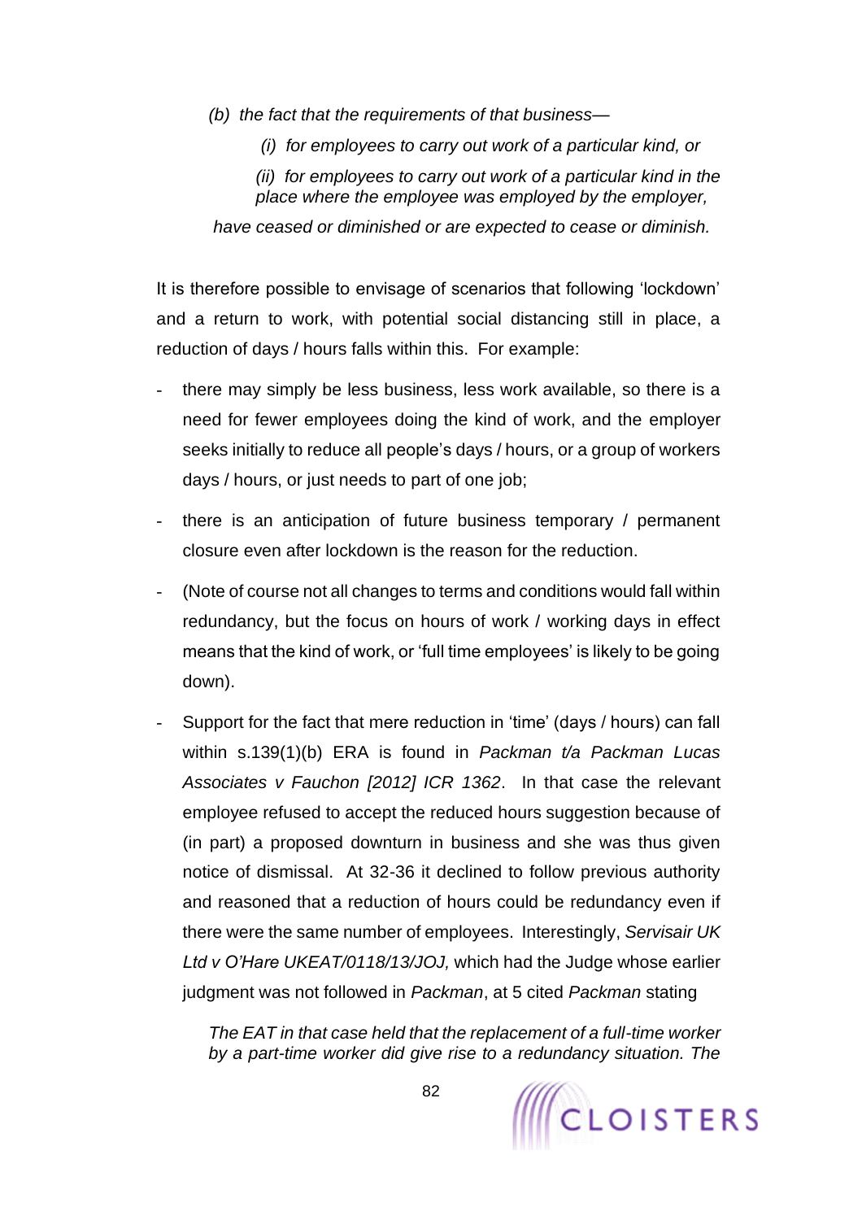*(b) the fact that the requirements of that business—*

*(i) for employees to carry out work of a particular kind, or*

*(ii) for employees to carry out work of a particular kind in the place where the employee was employed by the employer,*

*have ceased or diminished or are expected to cease or diminish.*

It is therefore possible to envisage of scenarios that following 'lockdown' and a return to work, with potential social distancing still in place, a reduction of days / hours falls within this. For example:

- there may simply be less business, less work available, so there is a need for fewer employees doing the kind of work, and the employer seeks initially to reduce all people's days / hours, or a group of workers days / hours, or just needs to part of one job;
- there is an anticipation of future business temporary / permanent closure even after lockdown is the reason for the reduction.
- (Note of course not all changes to terms and conditions would fall within redundancy, but the focus on hours of work / working days in effect means that the kind of work, or 'full time employees' is likely to be going down).
- Support for the fact that mere reduction in 'time' (days / hours) can fall within s.139(1)(b) ERA is found in *Packman t/a Packman Lucas Associates v Fauchon [2012] ICR 1362*. In that case the relevant employee refused to accept the reduced hours suggestion because of (in part) a proposed downturn in business and she was thus given notice of dismissal. At 32-36 it declined to follow previous authority and reasoned that a reduction of hours could be redundancy even if there were the same number of employees. Interestingly, *Servisair UK Ltd v O'Hare UKEAT/0118/13/JOJ,* which had the Judge whose earlier judgment was not followed in *Packman*, at 5 cited *Packman* stating

  *The EAT in that case held that the replacement of a full-time worker by a part-time worker did give rise to a redundancy situation. The*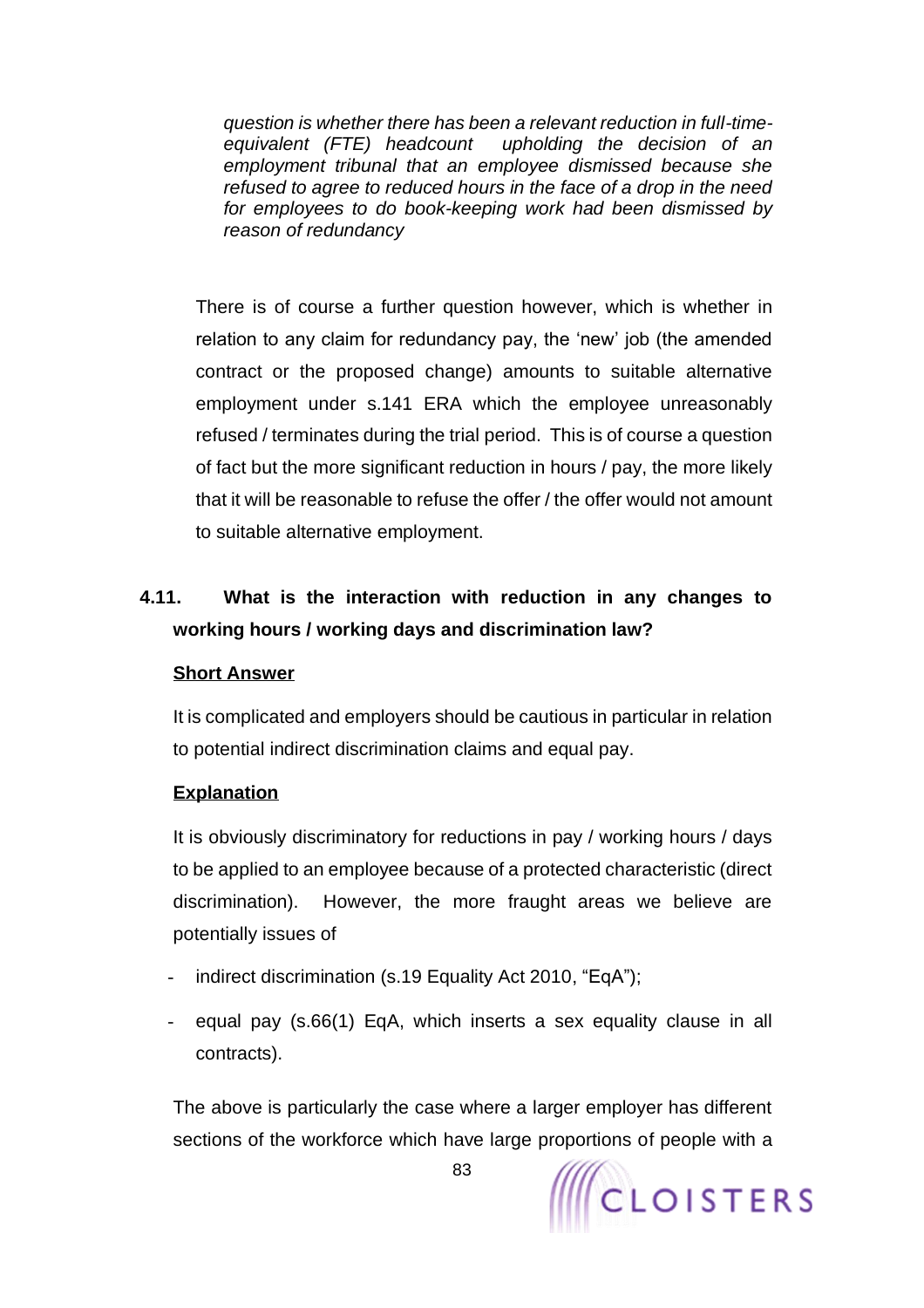*question is whether there has been a relevant reduction in full-time-equivalent (FTE) headcount upholding the decision of an employment tribunal that an employee dismissed because she refused to agree to reduced hours in the face of a drop in the need for employees to do book-keeping work had been dismissed by reason of redundancy*

There is of course a further question however, which is whether in relation to any claim for redundancy pay, the 'new' job (the amended contract or the proposed change) amounts to suitable alternative employment under s.141 ERA which the employee unreasonably refused / terminates during the trial period. This is of course a question of fact but the more significant reduction in hours / pay, the more likely that it will be reasonable to refuse the offer / the offer would not amount to suitable alternative employment.

### 4.11. What is the interaction with reduction in any changes to working hours / working days and discrimination law?

**<u>Short Answer</u>**

It is complicated and employers should be cautious in particular in relation to potential indirect discrimination claims and equal pay.

**<u>Explanation</u>**

It is obviously discriminatory for reductions in pay / working hours / days to be applied to an employee because of a protected characteristic (direct discrimination). However, the more fraught areas we believe are potentially issues of

- indirect discrimination (s.19 Equality Act 2010, "EqA");
- equal pay (s.66(1) EqA, which inserts a sex equality clause in all contracts).

The above is particularly the case where a larger employer has different sections of the workforce which have large proportions of people with a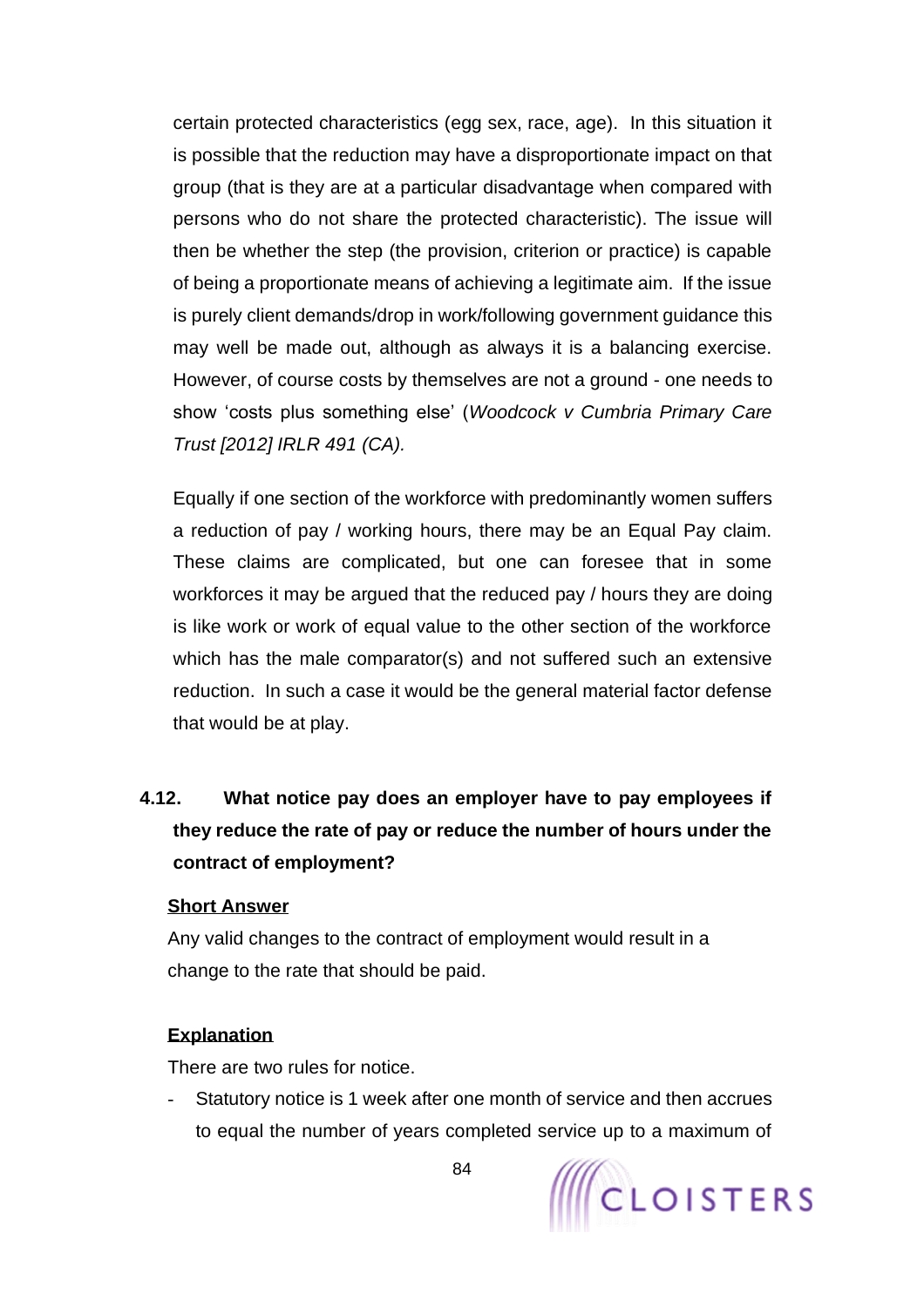certain protected characteristics (egg sex, race, age). In this situation it is possible that the reduction may have a disproportionate impact on that group (that is they are at a particular disadvantage when compared with persons who do not share the protected characteristic). The issue will then be whether the step (the provision, criterion or practice) is capable of being a proportionate means of achieving a legitimate aim. If the issue is purely client demands/drop in work/following government guidance this may well be made out, although as always it is a balancing exercise. However, of course costs by themselves are not a ground - one needs to show 'costs plus something else' (*Woodcock v Cumbria Primary Care Trust [2012] IRLR 491 (CA).*

Equally if one section of the workforce with predominantly women suffers a reduction of pay / working hours, there may be an Equal Pay claim. These claims are complicated, but one can foresee that in some workforces it may be argued that the reduced pay / hours they are doing is like work or work of equal value to the other section of the workforce which has the male comparator(s) and not suffered such an extensive reduction. In such a case it would be the general material factor defense that would be at play.

### 4.12. What notice pay does an employer have to pay employees if they reduce the rate of pay or reduce the number of hours under the contract of employment?

**Short Answer**

Any valid changes to the contract of employment would result in a change to the rate that should be paid.

**Explanation**

There are two rules for notice.

- Statutory notice is 1 week after one month of service and then accrues to equal the number of years completed service up to a maximum of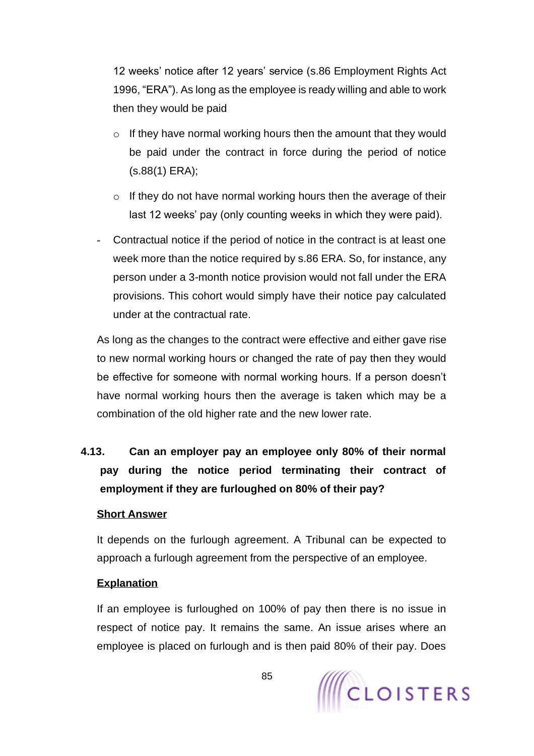12 weeks' notice after 12 years' service (s.86 Employment Rights Act 1996, "ERA"). As long as the employee is ready willing and able to work then they would be paid

- If they have normal working hours then the amount that they would be paid under the contract in force during the period of notice (s.88(1) ERA);
- If they do not have normal working hours then the average of their last 12 weeks' pay (only counting weeks in which they were paid).

- Contractual notice if the period of notice in the contract is at least one week more than the notice required by s.86 ERA. So, for instance, any person under a 3-month notice provision would not fall under the ERA provisions. This cohort would simply have their notice pay calculated under at the contractual rate.

As long as the changes to the contract were effective and either gave rise to new normal working hours or changed the rate of pay then they would be effective for someone with normal working hours. If a person doesn't have normal working hours then the average is taken which may be a combination of the old higher rate and the new lower rate.

### 4.13. Can an employer pay an employee only 80% of their normal pay during the notice period terminating their contract of employment if they are furloughed on 80% of their pay?

**<u>Short Answer</u>**

It depends on the furlough agreement. A Tribunal can be expected to approach a furlough agreement from the perspective of an employee.

**<u>Explanation</u>**

If an employee is furloughed on 100% of pay then there is no issue in respect of notice pay. It remains the same. An issue arises where an employee is placed on furlough and is then paid 80% of their pay. Does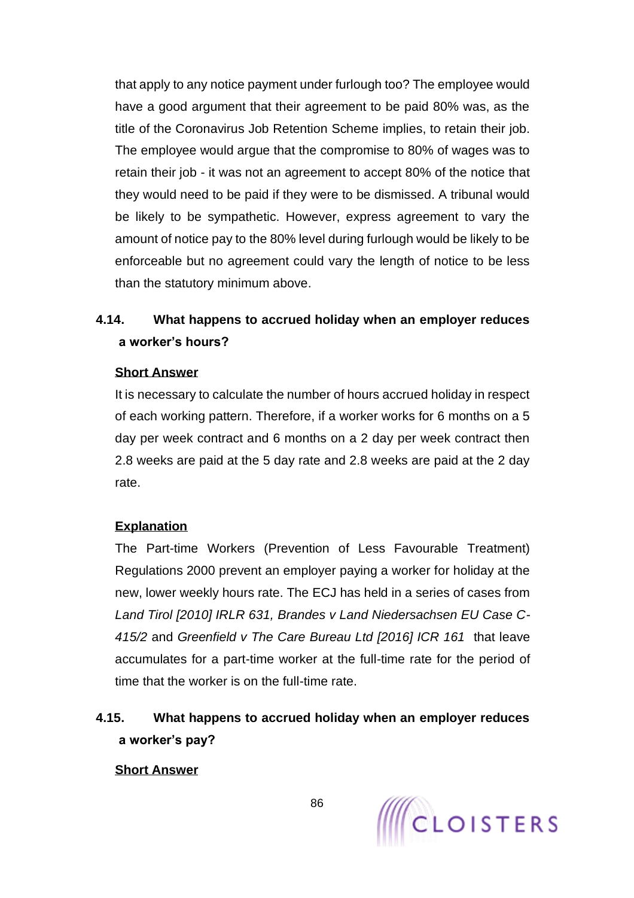that apply to any notice payment under furlough too? The employee would have a good argument that their agreement to be paid 80% was, as the title of the Coronavirus Job Retention Scheme implies, to retain their job. The employee would argue that the compromise to 80% of wages was to retain their job - it was not an agreement to accept 80% of the notice that they would need to be paid if they were to be dismissed. A tribunal would be likely to be sympathetic. However, express agreement to vary the amount of notice pay to the 80% level during furlough would be likely to be enforceable but no agreement could vary the length of notice to be less than the statutory minimum above.

### 4.14. What happens to accrued holiday when an employer reduces a worker's hours?

**Short Answer**

It is necessary to calculate the number of hours accrued holiday in respect of each working pattern. Therefore, if a worker works for 6 months on a 5 day per week contract and 6 months on a 2 day per week contract then 2.8 weeks are paid at the 5 day rate and 2.8 weeks are paid at the 2 day rate.

**Explanation**

The Part-time Workers (Prevention of Less Favourable Treatment) Regulations 2000 prevent an employer paying a worker for holiday at the new, lower weekly hours rate. The ECJ has held in a series of cases from *Land Tirol [2010] IRLR 631, Brandes v Land Niedersachsen EU Case C-415/2* and *Greenfield v The Care Bureau Ltd [2016] ICR 161* that leave accumulates for a part-time worker at the full-time rate for the period of time that the worker is on the full-time rate.

### 4.15. What happens to accrued holiday when an employer reduces a worker's pay?

**Short Answer**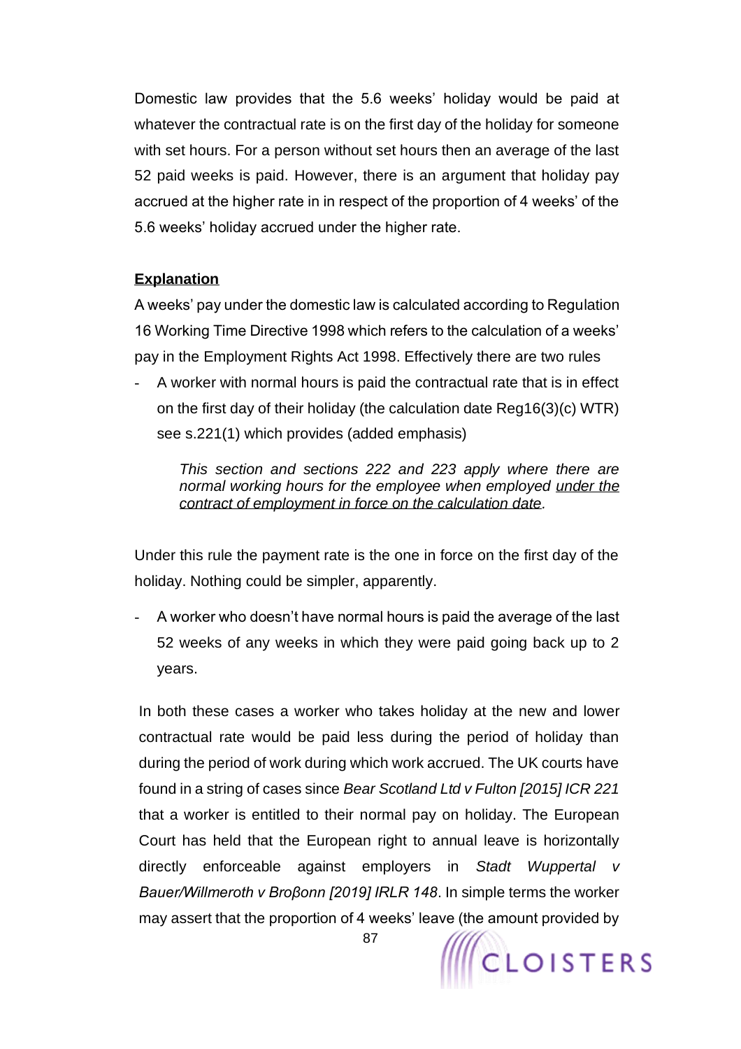Domestic law provides that the 5.6 weeks' holiday would be paid at whatever the contractual rate is on the first day of the holiday for someone with set hours. For a person without set hours then an average of the last 52 paid weeks is paid. However, there is an argument that holiday pay accrued at the higher rate in in respect of the proportion of 4 weeks' of the 5.6 weeks' holiday accrued under the higher rate.

**<u>Explanation</u>**

A weeks' pay under the domestic law is calculated according to Regulation 16 Working Time Directive 1998 which refers to the calculation of a weeks' pay in the Employment Rights Act 1998. Effectively there are two rules

- A worker with normal hours is paid the contractual rate that is in effect on the first day of their holiday (the calculation date Reg16(3)(c) WTR) see s.221(1) which provides (added emphasis)

> *This section and sections 222 and 223 apply where there are normal working hours for the employee when employed <u>under the contract of employment in force on the calculation date</u>.*

Under this rule the payment rate is the one in force on the first day of the holiday. Nothing could be simpler, apparently.

- A worker who doesn't have normal hours is paid the average of the last 52 weeks of any weeks in which they were paid going back up to 2 years.

In both these cases a worker who takes holiday at the new and lower contractual rate would be paid less during the period of holiday than during the period of work during which work accrued. The UK courts have found in a string of cases since *Bear Scotland Ltd v Fulton [2015] ICR 221* that a worker is entitled to their normal pay on holiday. The European Court has held that the European right to annual leave is horizontally directly enforceable against employers in *Stadt Wuppertal v Bauer/Willmeroth v Broβonn [2019] IRLR 148*. In simple terms the worker may assert that the proportion of 4 weeks' leave (the amount provided by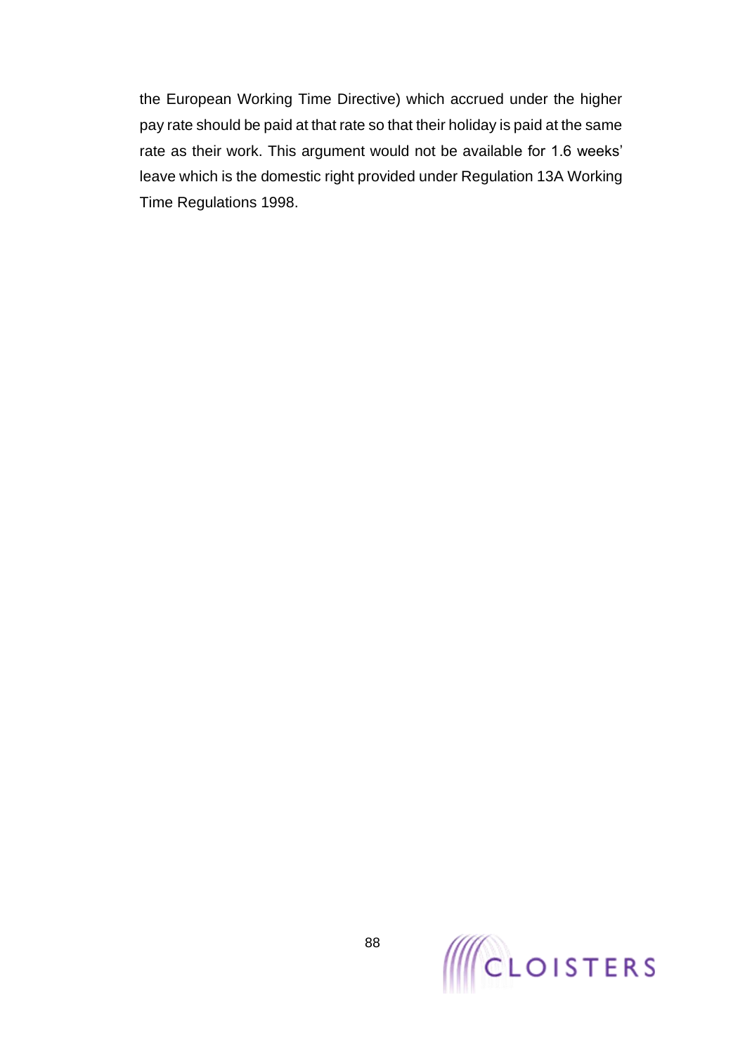the European Working Time Directive) which accrued under the higher pay rate should be paid at that rate so that their holiday is paid at the same rate as their work. This argument would not be available for 1.6 weeks' leave which is the domestic right provided under Regulation 13A Working Time Regulations 1998.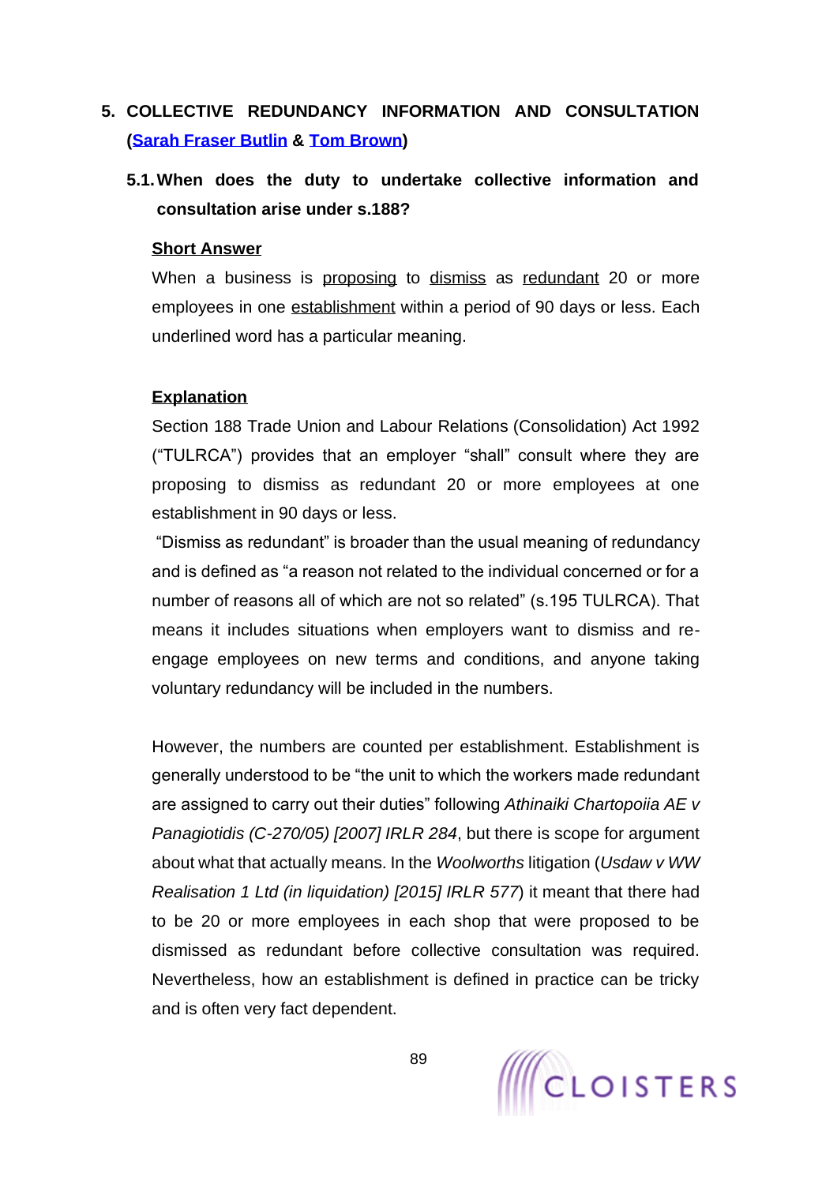## 5. COLLECTIVE REDUNDANCY INFORMATION AND CONSULTATION (Sarah Fraser Butlin & Tom Brown)

### 5.1. When does the duty to undertake collective information and consultation arise under s.188?

**Short Answer**

When a business is proposing to dismiss as redundant 20 or more employees in one establishment within a period of 90 days or less. Each underlined word has a particular meaning.

**Explanation**

Section 188 Trade Union and Labour Relations (Consolidation) Act 1992 ("TULRCA") provides that an employer "shall" consult where they are proposing to dismiss as redundant 20 or more employees at one establishment in 90 days or less.

"Dismiss as redundant" is broader than the usual meaning of redundancy and is defined as "a reason not related to the individual concerned or for a number of reasons all of which are not so related" (s.195 TULRCA). That means it includes situations when employers want to dismiss and re-engage employees on new terms and conditions, and anyone taking voluntary redundancy will be included in the numbers.

However, the numbers are counted per establishment. Establishment is generally understood to be "the unit to which the workers made redundant are assigned to carry out their duties" following *Athinaiki Chartopoiia AE v Panagiotidis (C-270/05) [2007] IRLR 284*, but there is scope for argument about what that actually means. In the *Woolworths* litigation (*Usdaw v WW Realisation 1 Ltd (in liquidation) [2015] IRLR 577*) it meant that there had to be 20 or more employees in each shop that were proposed to be dismissed as redundant before collective consultation was required. Nevertheless, how an establishment is defined in practice can be tricky and is often very fact dependent.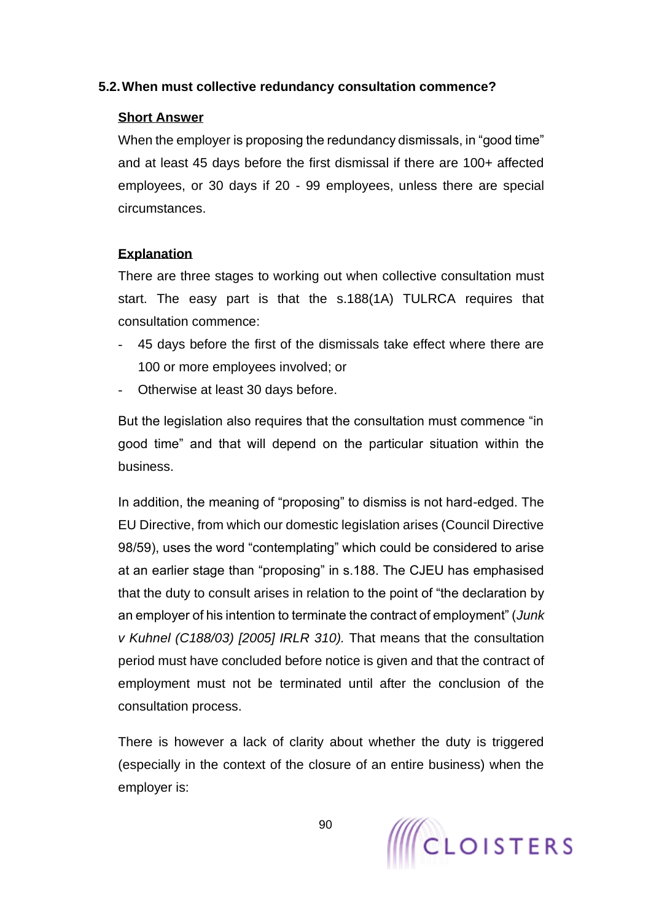### 5.2. When must collective redundancy consultation commence?

**Short Answer**

When the employer is proposing the redundancy dismissals, in "good time" and at least 45 days before the first dismissal if there are 100+ affected employees, or 30 days if 20 - 99 employees, unless there are special circumstances.

**Explanation**

There are three stages to working out when collective consultation must start. The easy part is that the s.188(1A) TULRCA requires that consultation commence:

- 45 days before the first of the dismissals take effect where there are 100 or more employees involved; or
- Otherwise at least 30 days before.

But the legislation also requires that the consultation must commence "in good time" and that will depend on the particular situation within the business.

In addition, the meaning of "proposing" to dismiss is not hard-edged. The EU Directive, from which our domestic legislation arises (Council Directive 98/59), uses the word "contemplating" which could be considered to arise at an earlier stage than "proposing" in s.188. The CJEU has emphasised that the duty to consult arises in relation to the point of "the declaration by an employer of his intention to terminate the contract of employment" (*Junk v Kuhnel (C188/03) [2005] IRLR 310).* That means that the consultation period must have concluded before notice is given and that the contract of employment must not be terminated until after the conclusion of the consultation process.

There is however a lack of clarity about whether the duty is triggered (especially in the context of the closure of an entire business) when the employer is: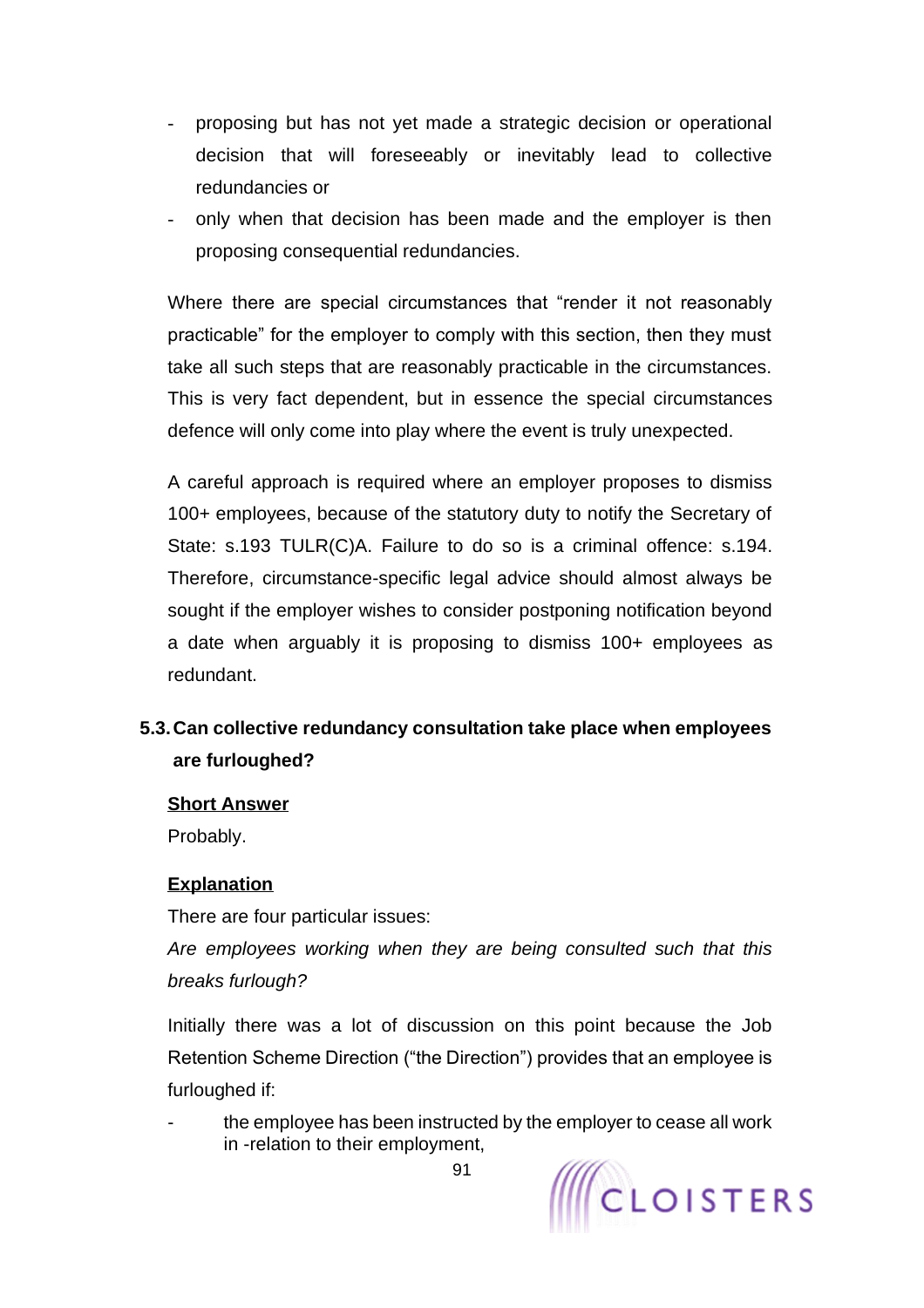- proposing but has not yet made a strategic decision or operational decision that will foreseeably or inevitably lead to collective redundancies or
- only when that decision has been made and the employer is then proposing consequential redundancies.

Where there are special circumstances that "render it not reasonably practicable" for the employer to comply with this section, then they must take all such steps that are reasonably practicable in the circumstances. This is very fact dependent, but in essence the special circumstances defence will only come into play where the event is truly unexpected.

A careful approach is required where an employer proposes to dismiss 100+ employees, because of the statutory duty to notify the Secretary of State: s.193 TULR(C)A. Failure to do so is a criminal offence: s.194. Therefore, circumstance-specific legal advice should almost always be sought if the employer wishes to consider postponing notification beyond a date when arguably it is proposing to dismiss 100+ employees as redundant.

### 5.3. Can collective redundancy consultation take place when employees are furloughed?

**Short Answer**

Probably.

**Explanation**

There are four particular issues:

*Are employees working when they are being consulted such that this breaks furlough?*

Initially there was a lot of discussion on this point because the Job Retention Scheme Direction ("the Direction") provides that an employee is furloughed if:

- the employee has been instructed by the employer to cease all work in -relation to their employment,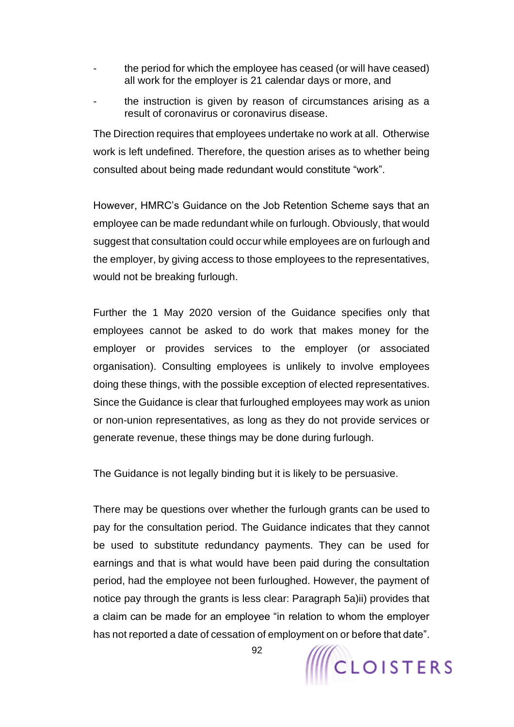- the period for which the employee has ceased (or will have ceased) all work for the employer is 21 calendar days or more, and
- the instruction is given by reason of circumstances arising as a result of coronavirus or coronavirus disease.

The Direction requires that employees undertake no work at all. Otherwise work is left undefined. Therefore, the question arises as to whether being consulted about being made redundant would constitute "work".

However, HMRC's Guidance on the Job Retention Scheme says that an employee can be made redundant while on furlough. Obviously, that would suggest that consultation could occur while employees are on furlough and the employer, by giving access to those employees to the representatives, would not be breaking furlough.

Further the 1 May 2020 version of the Guidance specifies only that employees cannot be asked to do work that makes money for the employer or provides services to the employer (or associated organisation). Consulting employees is unlikely to involve employees doing these things, with the possible exception of elected representatives. Since the Guidance is clear that furloughed employees may work as union or non-union representatives, as long as they do not provide services or generate revenue, these things may be done during furlough.

The Guidance is not legally binding but it is likely to be persuasive.

There may be questions over whether the furlough grants can be used to pay for the consultation period. The Guidance indicates that they cannot be used to substitute redundancy payments. They can be used for earnings and that is what would have been paid during the consultation period, had the employee not been furloughed. However, the payment of notice pay through the grants is less clear: Paragraph 5a)ii) provides that a claim can be made for an employee "in relation to whom the employer has not reported a date of cessation of employment on or before that date".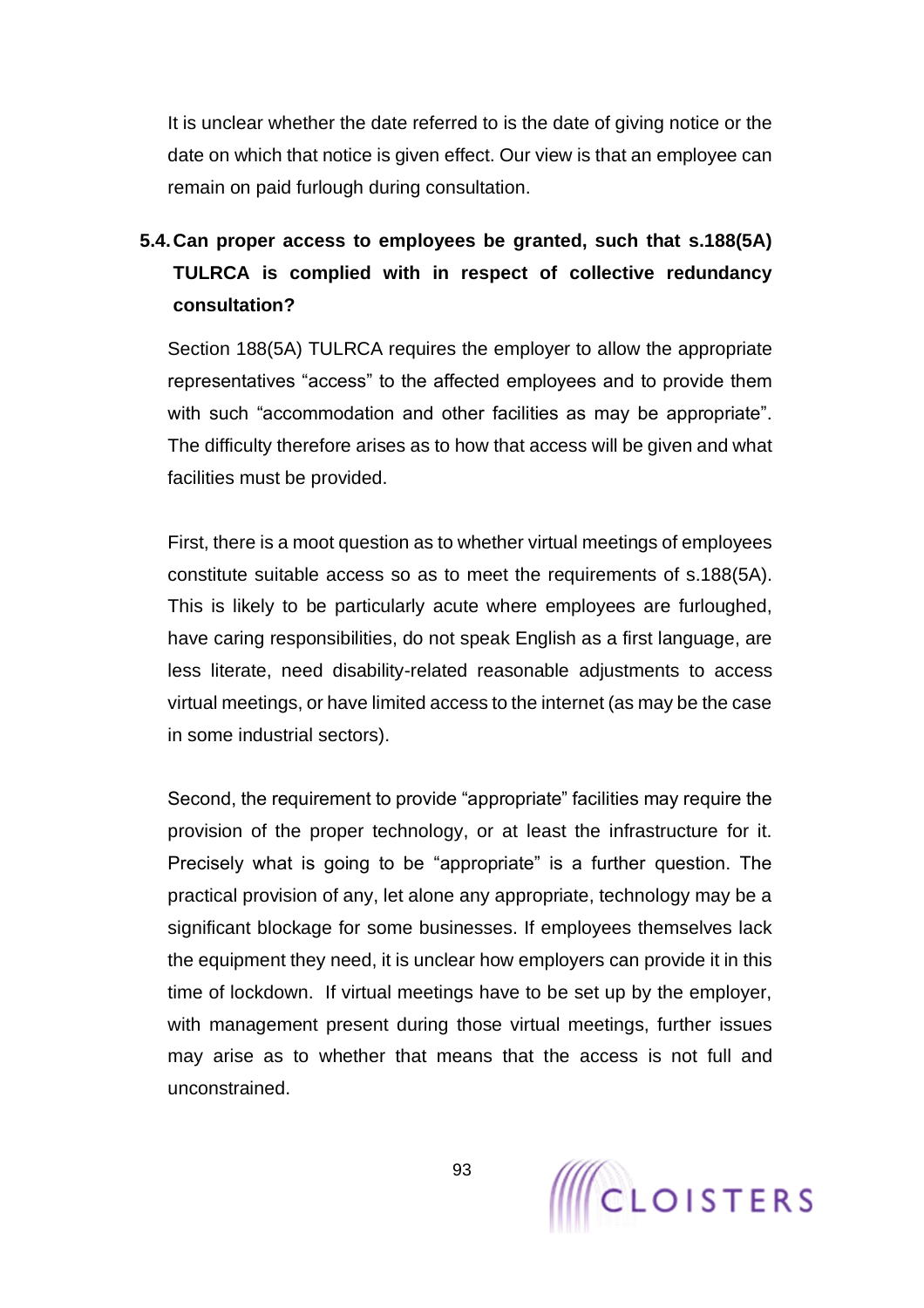It is unclear whether the date referred to is the date of giving notice or the date on which that notice is given effect. Our view is that an employee can remain on paid furlough during consultation.

### 5.4. Can proper access to employees be granted, such that s.188(5A) TULRCA is complied with in respect of collective redundancy consultation?

Section 188(5A) TULRCA requires the employer to allow the appropriate representatives "access" to the affected employees and to provide them with such "accommodation and other facilities as may be appropriate". The difficulty therefore arises as to how that access will be given and what facilities must be provided.

First, there is a moot question as to whether virtual meetings of employees constitute suitable access so as to meet the requirements of s.188(5A). This is likely to be particularly acute where employees are furloughed, have caring responsibilities, do not speak English as a first language, are less literate, need disability-related reasonable adjustments to access virtual meetings, or have limited access to the internet (as may be the case in some industrial sectors).

Second, the requirement to provide "appropriate" facilities may require the provision of the proper technology, or at least the infrastructure for it. Precisely what is going to be "appropriate" is a further question. The practical provision of any, let alone any appropriate, technology may be a significant blockage for some businesses. If employees themselves lack the equipment they need, it is unclear how employers can provide it in this time of lockdown. If virtual meetings have to be set up by the employer, with management present during those virtual meetings, further issues may arise as to whether that means that the access is not full and unconstrained.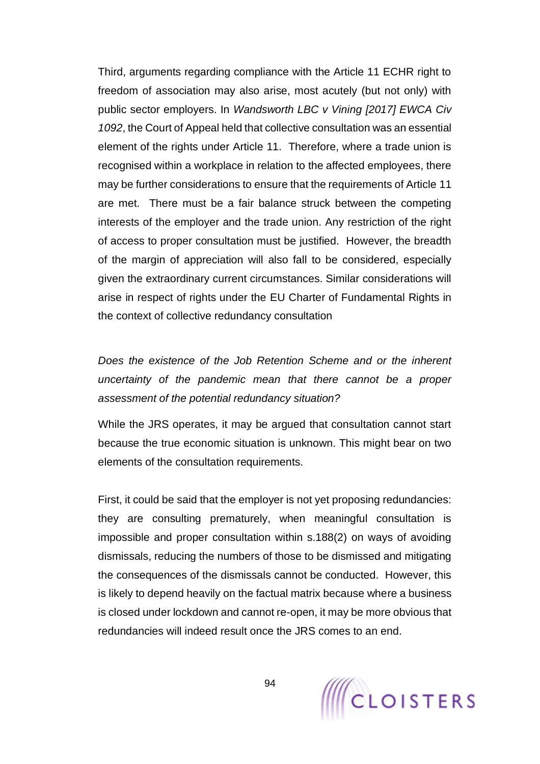Third, arguments regarding compliance with the Article 11 ECHR right to freedom of association may also arise, most acutely (but not only) with public sector employers. In *Wandsworth LBC v Vining [2017] EWCA Civ 1092*, the Court of Appeal held that collective consultation was an essential element of the rights under Article 11. Therefore, where a trade union is recognised within a workplace in relation to the affected employees, there may be further considerations to ensure that the requirements of Article 11 are met. There must be a fair balance struck between the competing interests of the employer and the trade union. Any restriction of the right of access to proper consultation must be justified. However, the breadth of the margin of appreciation will also fall to be considered, especially given the extraordinary current circumstances. Similar considerations will arise in respect of rights under the EU Charter of Fundamental Rights in the context of collective redundancy consultation

*Does the existence of the Job Retention Scheme and or the inherent uncertainty of the pandemic mean that there cannot be a proper assessment of the potential redundancy situation?*

While the JRS operates, it may be argued that consultation cannot start because the true economic situation is unknown. This might bear on two elements of the consultation requirements.

First, it could be said that the employer is not yet proposing redundancies: they are consulting prematurely, when meaningful consultation is impossible and proper consultation within s.188(2) on ways of avoiding dismissals, reducing the numbers of those to be dismissed and mitigating the consequences of the dismissals cannot be conducted. However, this is likely to depend heavily on the factual matrix because where a business is closed under lockdown and cannot re-open, it may be more obvious that redundancies will indeed result once the JRS comes to an end.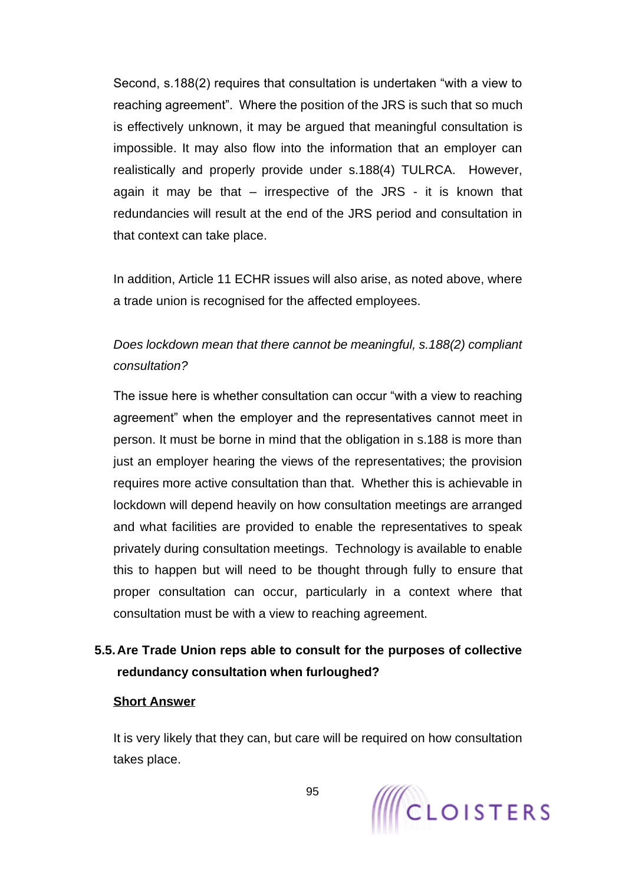Second, s.188(2) requires that consultation is undertaken "with a view to reaching agreement". Where the position of the JRS is such that so much is effectively unknown, it may be argued that meaningful consultation is impossible. It may also flow into the information that an employer can realistically and properly provide under s.188(4) TULRCA. However, again it may be that – irrespective of the JRS - it is known that redundancies will result at the end of the JRS period and consultation in that context can take place.

In addition, Article 11 ECHR issues will also arise, as noted above, where a trade union is recognised for the affected employees.

*Does lockdown mean that there cannot be meaningful, s.188(2) compliant consultation?*

The issue here is whether consultation can occur "with a view to reaching agreement" when the employer and the representatives cannot meet in person. It must be borne in mind that the obligation in s.188 is more than just an employer hearing the views of the representatives; the provision requires more active consultation than that. Whether this is achievable in lockdown will depend heavily on how consultation meetings are arranged and what facilities are provided to enable the representatives to speak privately during consultation meetings. Technology is available to enable this to happen but will need to be thought through fully to ensure that proper consultation can occur, particularly in a context where that consultation must be with a view to reaching agreement.

## 5.5. Are Trade Union reps able to consult for the purposes of collective redundancy consultation when furloughed?

**Short Answer**

It is very likely that they can, but care will be required on how consultation takes place.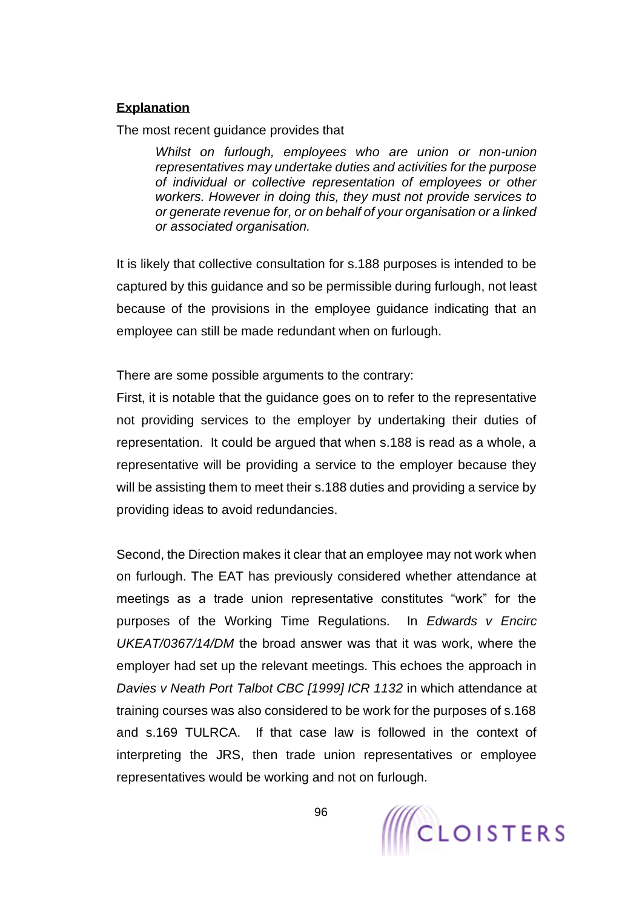**Explanation**

The most recent guidance provides that

> *Whilst on furlough, employees who are union or non-union representatives may undertake duties and activities for the purpose of individual or collective representation of employees or other workers. However in doing this, they must not provide services to or generate revenue for, or on behalf of your organisation or a linked or associated organisation.*

It is likely that collective consultation for s.188 purposes is intended to be captured by this guidance and so be permissible during furlough, not least because of the provisions in the employee guidance indicating that an employee can still be made redundant when on furlough.

There are some possible arguments to the contrary:

First, it is notable that the guidance goes on to refer to the representative not providing services to the employer by undertaking their duties of representation. It could be argued that when s.188 is read as a whole, a representative will be providing a service to the employer because they will be assisting them to meet their s.188 duties and providing a service by providing ideas to avoid redundancies.

Second, the Direction makes it clear that an employee may not work when on furlough. The EAT has previously considered whether attendance at meetings as a trade union representative constitutes "work" for the purposes of the Working Time Regulations. In *Edwards v Encirc UKEAT/0367/14/DM* the broad answer was that it was work, where the employer had set up the relevant meetings. This echoes the approach in *Davies v Neath Port Talbot CBC [1999] ICR 1132* in which attendance at training courses was also considered to be work for the purposes of s.168 and s.169 TULRCA. If that case law is followed in the context of interpreting the JRS, then trade union representatives or employee representatives would be working and not on furlough.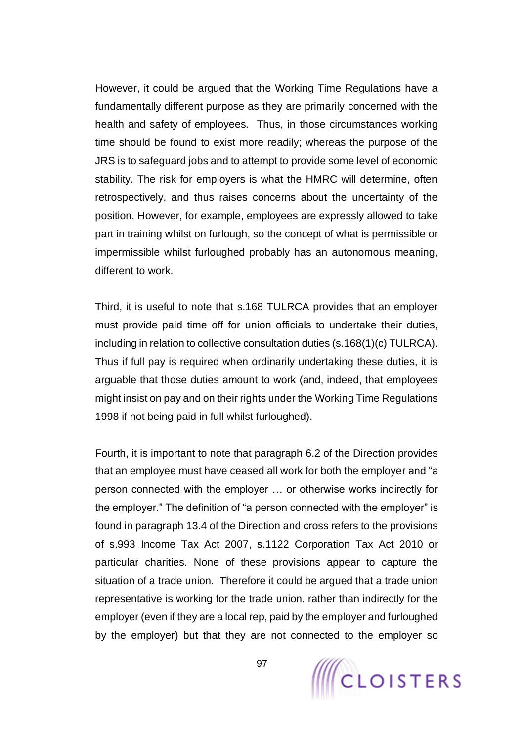However, it could be argued that the Working Time Regulations have a fundamentally different purpose as they are primarily concerned with the health and safety of employees. Thus, in those circumstances working time should be found to exist more readily; whereas the purpose of the JRS is to safeguard jobs and to attempt to provide some level of economic stability. The risk for employers is what the HMRC will determine, often retrospectively, and thus raises concerns about the uncertainty of the position. However, for example, employees are expressly allowed to take part in training whilst on furlough, so the concept of what is permissible or impermissible whilst furloughed probably has an autonomous meaning, different to work.

Third, it is useful to note that s.168 TULRCA provides that an employer must provide paid time off for union officials to undertake their duties, including in relation to collective consultation duties (s.168(1)(c) TULRCA). Thus if full pay is required when ordinarily undertaking these duties, it is arguable that those duties amount to work (and, indeed, that employees might insist on pay and on their rights under the Working Time Regulations 1998 if not being paid in full whilst furloughed).

Fourth, it is important to note that paragraph 6.2 of the Direction provides that an employee must have ceased all work for both the employer and "a person connected with the employer … or otherwise works indirectly for the employer." The definition of "a person connected with the employer" is found in paragraph 13.4 of the Direction and cross refers to the provisions of s.993 Income Tax Act 2007, s.1122 Corporation Tax Act 2010 or particular charities. None of these provisions appear to capture the situation of a trade union. Therefore it could be argued that a trade union representative is working for the trade union, rather than indirectly for the employer (even if they are a local rep, paid by the employer and furloughed by the employer) but that they are not connected to the employer so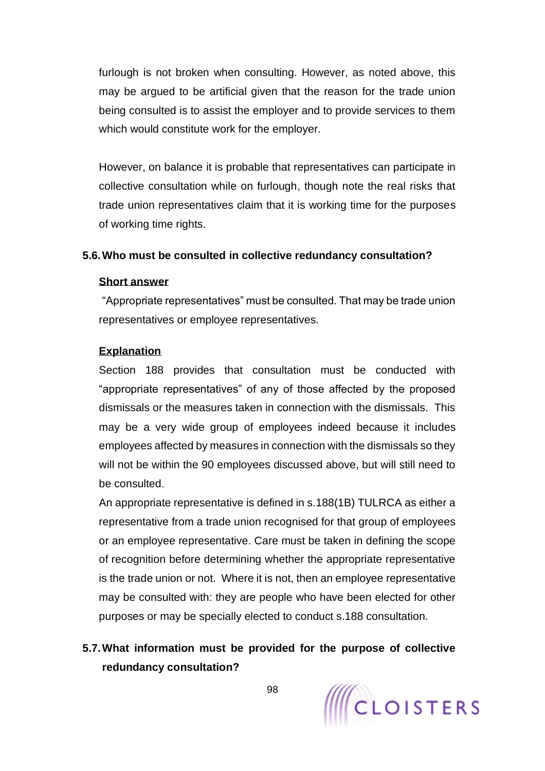furlough is not broken when consulting. However, as noted above, this may be argued to be artificial given that the reason for the trade union being consulted is to assist the employer and to provide services to them which would constitute work for the employer.

However, on balance it is probable that representatives can participate in collective consultation while on furlough, though note the real risks that trade union representatives claim that it is working time for the purposes of working time rights.

### 5.6. Who must be consulted in collective redundancy consultation?

**Short answer**

"Appropriate representatives" must be consulted. That may be trade union representatives or employee representatives.

**Explanation**

Section 188 provides that consultation must be conducted with "appropriate representatives" of any of those affected by the proposed dismissals or the measures taken in connection with the dismissals. This may be a very wide group of employees indeed because it includes employees affected by measures in connection with the dismissals so they will not be within the 90 employees discussed above, but will still need to be consulted.

An appropriate representative is defined in s.188(1B) TULRCA as either a representative from a trade union recognised for that group of employees or an employee representative. Care must be taken in defining the scope of recognition before determining whether the appropriate representative is the trade union or not. Where it is not, then an employee representative may be consulted with: they are people who have been elected for other purposes or may be specially elected to conduct s.188 consultation.

### 5.7. What information must be provided for the purpose of collective redundancy consultation?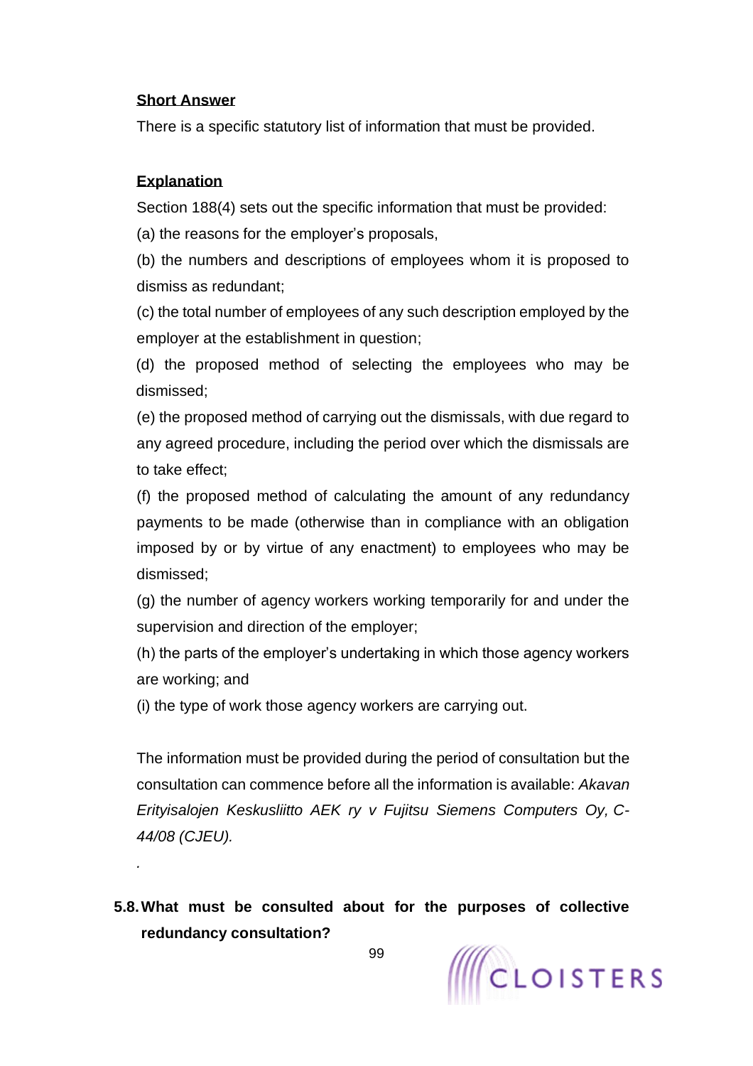**Short Answer**

There is a specific statutory list of information that must be provided.

**Explanation**

Section 188(4) sets out the specific information that must be provided:

(a) the reasons for the employer's proposals,

(b) the numbers and descriptions of employees whom it is proposed to dismiss as redundant;

(c) the total number of employees of any such description employed by the employer at the establishment in question;

(d) the proposed method of selecting the employees who may be dismissed;

(e) the proposed method of carrying out the dismissals, with due regard to any agreed procedure, including the period over which the dismissals are to take effect;

(f) the proposed method of calculating the amount of any redundancy payments to be made (otherwise than in compliance with an obligation imposed by or by virtue of any enactment) to employees who may be dismissed;

(g) the number of agency workers working temporarily for and under the supervision and direction of the employer;

(h) the parts of the employer's undertaking in which those agency workers are working; and

(i) the type of work those agency workers are carrying out.

The information must be provided during the period of consultation but the consultation can commence before all the information is available: *Akavan Erityisalojen Keskusliitto AEK ry v Fujitsu Siemens Computers Oy, C-44/08 (CJEU).*

.

### 5.8. What must be consulted about for the purposes of collective redundancy consultation?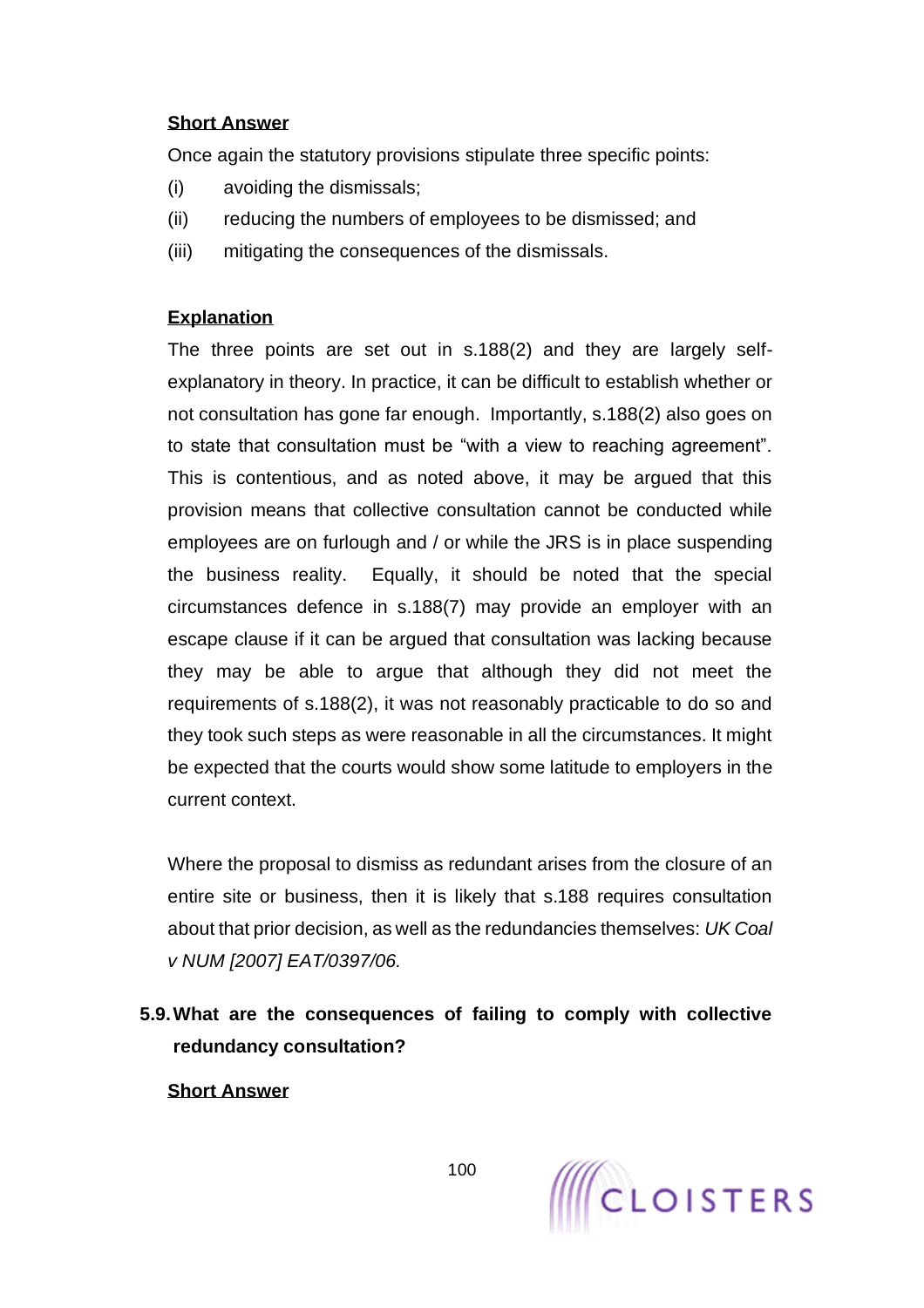**Short Answer**

Once again the statutory provisions stipulate three specific points:

(i) avoiding the dismissals;

(ii) reducing the numbers of employees to be dismissed; and

(iii) mitigating the consequences of the dismissals.

**Explanation**

The three points are set out in s.188(2) and they are largely self-explanatory in theory. In practice, it can be difficult to establish whether or not consultation has gone far enough. Importantly, s.188(2) also goes on to state that consultation must be "with a view to reaching agreement". This is contentious, and as noted above, it may be argued that this provision means that collective consultation cannot be conducted while employees are on furlough and / or while the JRS is in place suspending the business reality. Equally, it should be noted that the special circumstances defence in s.188(7) may provide an employer with an escape clause if it can be argued that consultation was lacking because they may be able to argue that although they did not meet the requirements of s.188(2), it was not reasonably practicable to do so and they took such steps as were reasonable in all the circumstances. It might be expected that the courts would show some latitude to employers in the current context.

Where the proposal to dismiss as redundant arises from the closure of an entire site or business, then it is likely that s.188 requires consultation about that prior decision, as well as the redundancies themselves: *UK Coal v NUM [2007] EAT/0397/06.*

## 5.9. What are the consequences of failing to comply with collective redundancy consultation?

**Short Answer**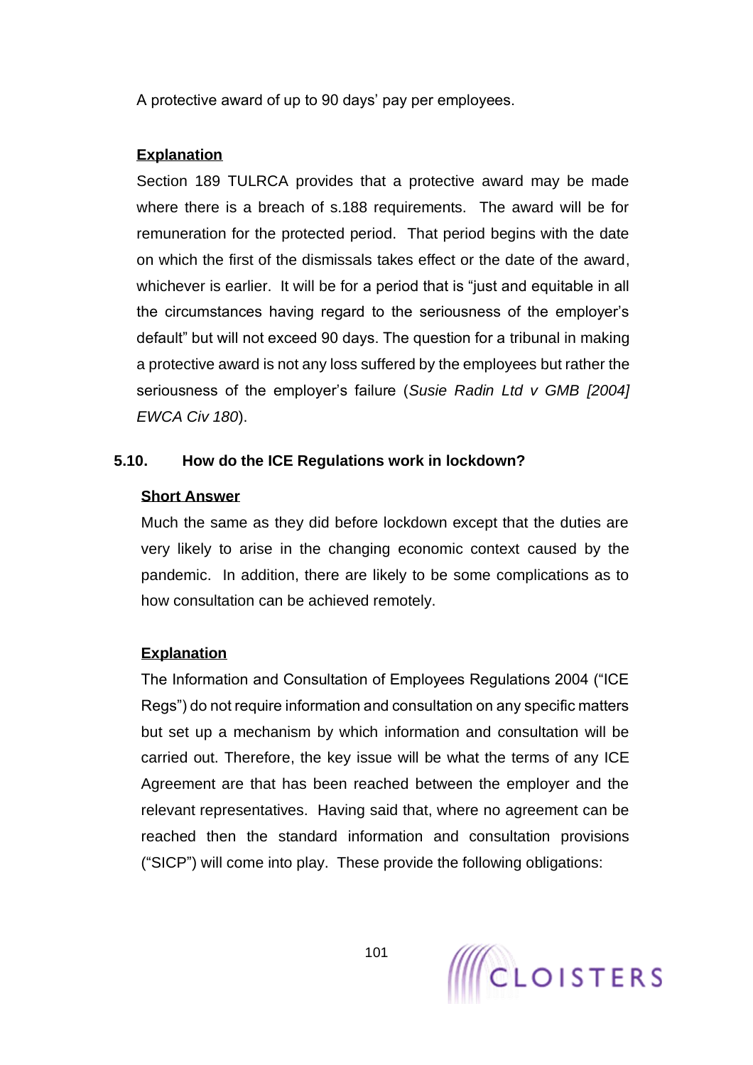A protective award of up to 90 days' pay per employees.

**Explanation**

Section 189 TULRCA provides that a protective award may be made where there is a breach of s.188 requirements. The award will be for remuneration for the protected period. That period begins with the date on which the first of the dismissals takes effect or the date of the award, whichever is earlier. It will be for a period that is "just and equitable in all the circumstances having regard to the seriousness of the employer's default" but will not exceed 90 days. The question for a tribunal in making a protective award is not any loss suffered by the employees but rather the seriousness of the employer's failure (*Susie Radin Ltd v GMB [2004] EWCA Civ 180*).

### 5.10. How do the ICE Regulations work in lockdown?

**Short Answer**

Much the same as they did before lockdown except that the duties are very likely to arise in the changing economic context caused by the pandemic. In addition, there are likely to be some complications as to how consultation can be achieved remotely.

**Explanation**

The Information and Consultation of Employees Regulations 2004 ("ICE Regs") do not require information and consultation on any specific matters but set up a mechanism by which information and consultation will be carried out. Therefore, the key issue will be what the terms of any ICE Agreement are that has been reached between the employer and the relevant representatives. Having said that, where no agreement can be reached then the standard information and consultation provisions ("SICP") will come into play. These provide the following obligations: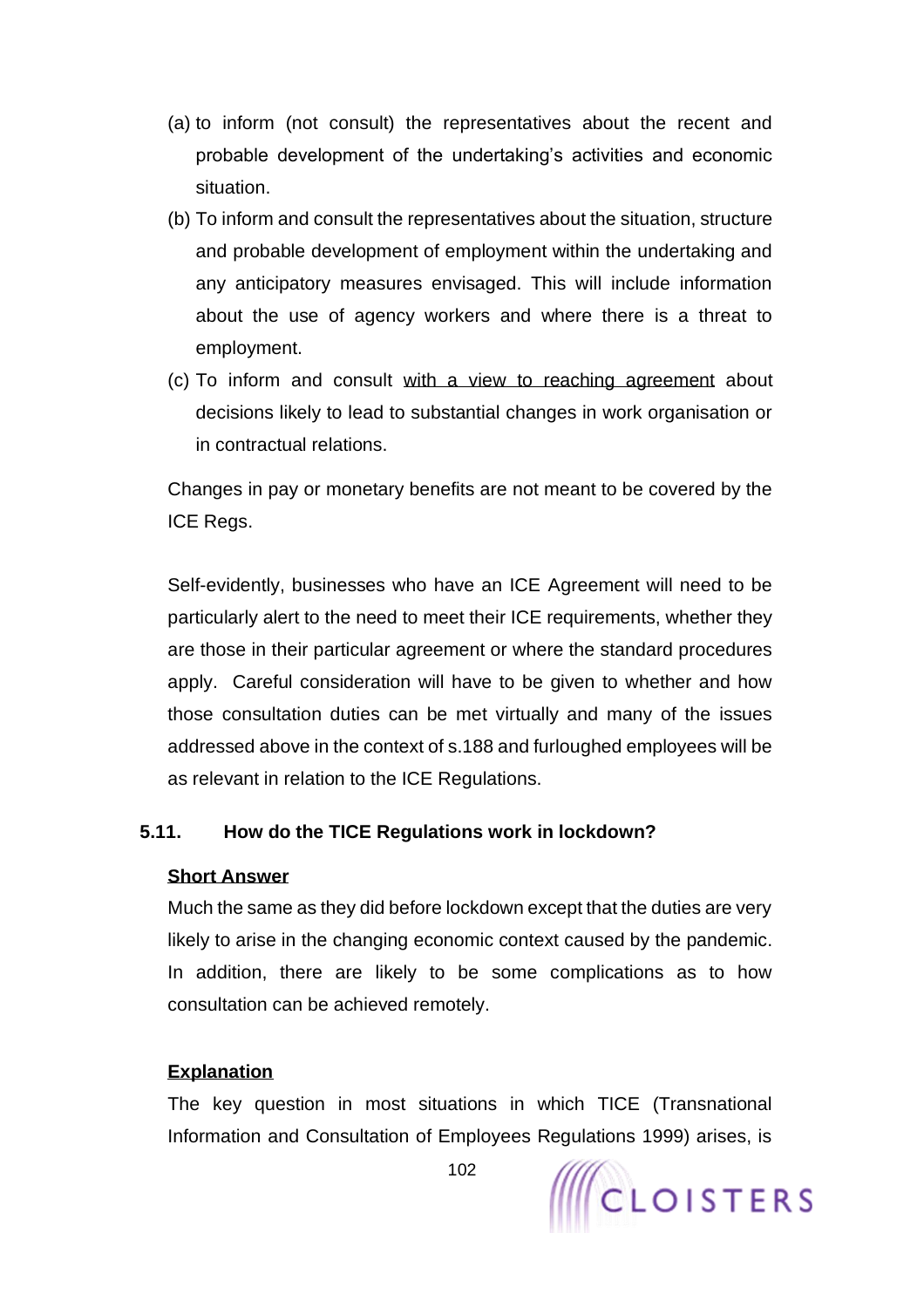(a) to inform (not consult) the representatives about the recent and probable development of the undertaking's activities and economic situation.

(b) To inform and consult the representatives about the situation, structure and probable development of employment within the undertaking and any anticipatory measures envisaged. This will include information about the use of agency workers and where there is a threat to employment.

(c) To inform and consult <u>with a view to reaching agreement</u> about decisions likely to lead to substantial changes in work organisation or in contractual relations.

Changes in pay or monetary benefits are not meant to be covered by the ICE Regs.

Self-evidently, businesses who have an ICE Agreement will need to be particularly alert to the need to meet their ICE requirements, whether they are those in their particular agreement or where the standard procedures apply. Careful consideration will have to be given to whether and how those consultation duties can be met virtually and many of the issues addressed above in the context of s.188 and furloughed employees will be as relevant in relation to the ICE Regulations.

### 5.11. How do the TICE Regulations work in lockdown?

**<u>Short Answer</u>**

Much the same as they did before lockdown except that the duties are very likely to arise in the changing economic context caused by the pandemic. In addition, there are likely to be some complications as to how consultation can be achieved remotely.

**<u>Explanation</u>**

The key question in most situations in which TICE (Transnational Information and Consultation of Employees Regulations 1999) arises, is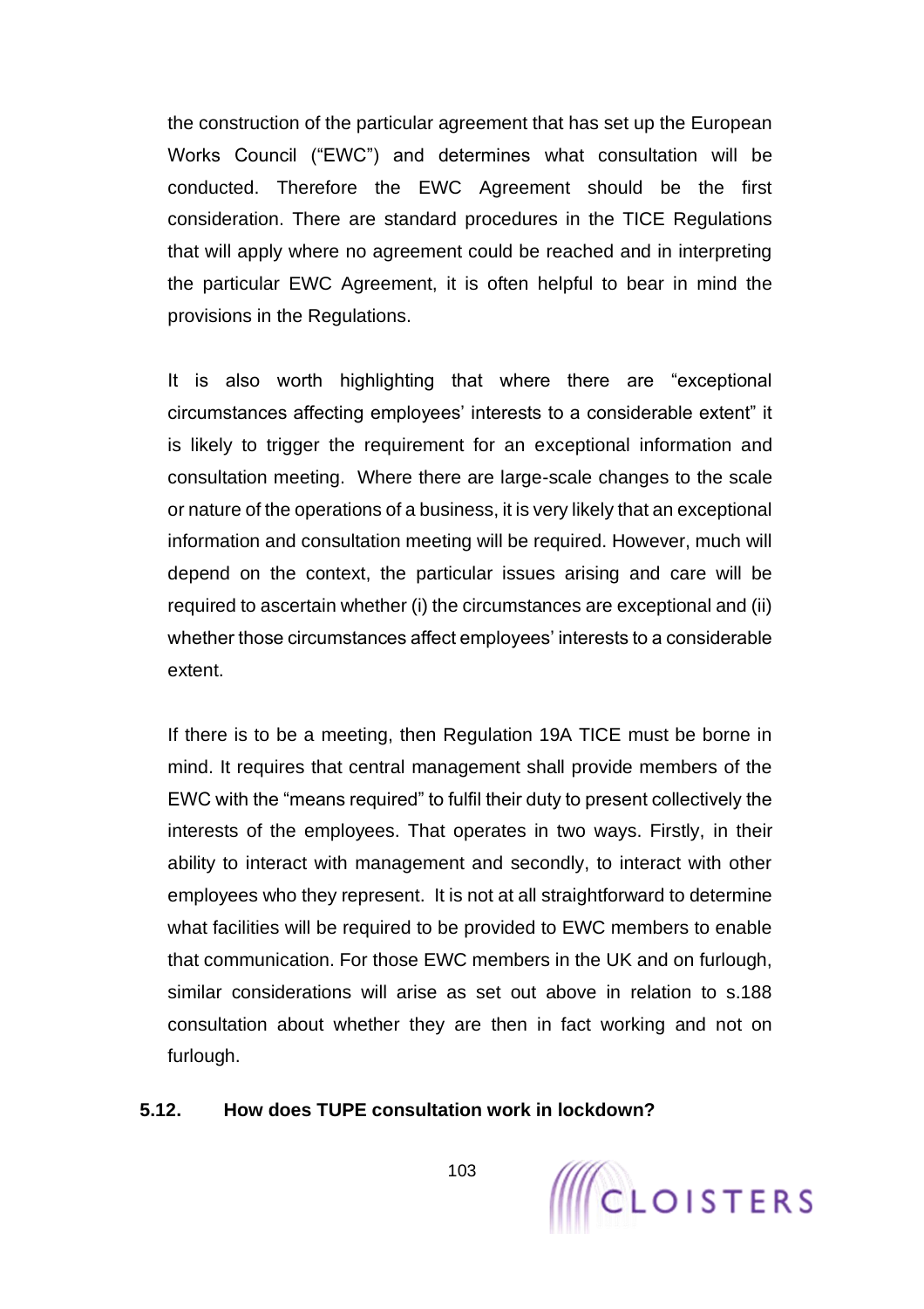the construction of the particular agreement that has set up the European Works Council ("EWC") and determines what consultation will be conducted. Therefore the EWC Agreement should be the first consideration. There are standard procedures in the TICE Regulations that will apply where no agreement could be reached and in interpreting the particular EWC Agreement, it is often helpful to bear in mind the provisions in the Regulations.

It is also worth highlighting that where there are "exceptional circumstances affecting employees' interests to a considerable extent" it is likely to trigger the requirement for an exceptional information and consultation meeting. Where there are large-scale changes to the scale or nature of the operations of a business, it is very likely that an exceptional information and consultation meeting will be required. However, much will depend on the context, the particular issues arising and care will be required to ascertain whether (i) the circumstances are exceptional and (ii) whether those circumstances affect employees' interests to a considerable extent.

If there is to be a meeting, then Regulation 19A TICE must be borne in mind. It requires that central management shall provide members of the EWC with the "means required" to fulfil their duty to present collectively the interests of the employees. That operates in two ways. Firstly, in their ability to interact with management and secondly, to interact with other employees who they represent. It is not at all straightforward to determine what facilities will be required to be provided to EWC members to enable that communication. For those EWC members in the UK and on furlough, similar considerations will arise as set out above in relation to s.188 consultation about whether they are then in fact working and not on furlough.

### 5.12. How does TUPE consultation work in lockdown?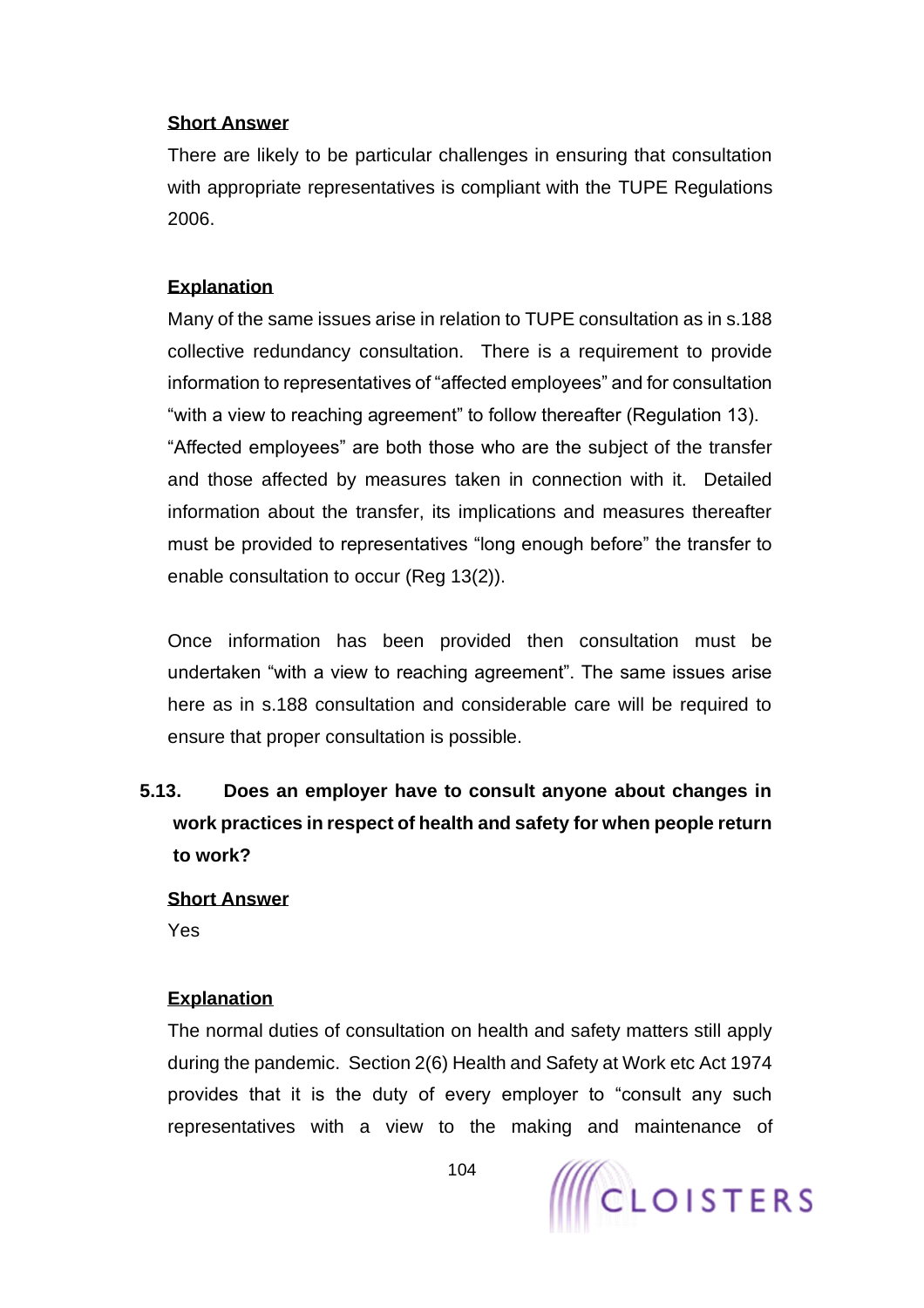**Short Answer**

There are likely to be particular challenges in ensuring that consultation with appropriate representatives is compliant with the TUPE Regulations 2006.

**Explanation**

Many of the same issues arise in relation to TUPE consultation as in s.188 collective redundancy consultation. There is a requirement to provide information to representatives of "affected employees" and for consultation "with a view to reaching agreement" to follow thereafter (Regulation 13). "Affected employees" are both those who are the subject of the transfer and those affected by measures taken in connection with it. Detailed information about the transfer, its implications and measures thereafter must be provided to representatives "long enough before" the transfer to enable consultation to occur (Reg 13(2)).

Once information has been provided then consultation must be undertaken "with a view to reaching agreement". The same issues arise here as in s.188 consultation and considerable care will be required to ensure that proper consultation is possible.

### 5.13. Does an employer have to consult anyone about changes in work practices in respect of health and safety for when people return to work?

**Short Answer**

Yes

**Explanation**

The normal duties of consultation on health and safety matters still apply during the pandemic. Section 2(6) Health and Safety at Work etc Act 1974 provides that it is the duty of every employer to "consult any such representatives with a view to the making and maintenance of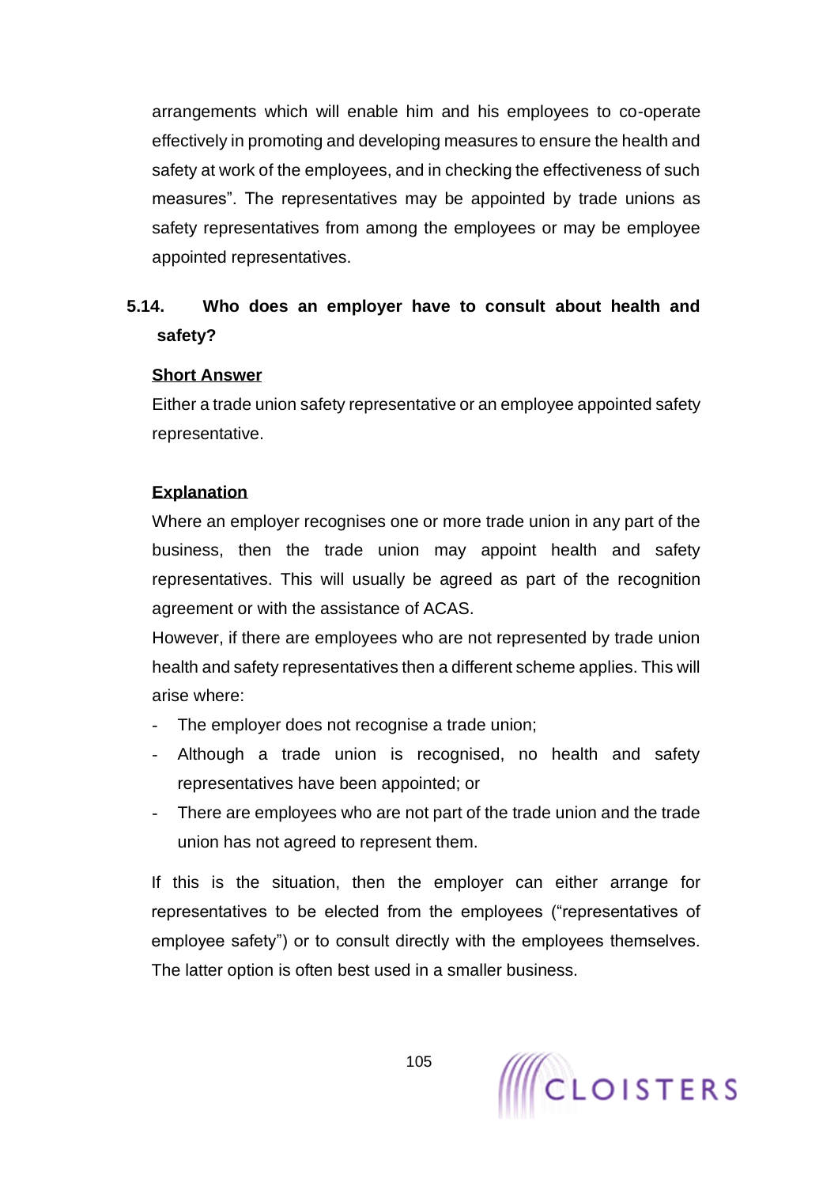arrangements which will enable him and his employees to co-operate effectively in promoting and developing measures to ensure the health and safety at work of the employees, and in checking the effectiveness of such measures". The representatives may be appointed by trade unions as safety representatives from among the employees or may be employee appointed representatives.

### 5.14. Who does an employer have to consult about health and safety?

**Short Answer**

Either a trade union safety representative or an employee appointed safety representative.

**Explanation**

Where an employer recognises one or more trade union in any part of the business, then the trade union may appoint health and safety representatives. This will usually be agreed as part of the recognition agreement or with the assistance of ACAS.

However, if there are employees who are not represented by trade union health and safety representatives then a different scheme applies. This will arise where:

- The employer does not recognise a trade union;
- Although a trade union is recognised, no health and safety representatives have been appointed; or
- There are employees who are not part of the trade union and the trade union has not agreed to represent them.

If this is the situation, then the employer can either arrange for representatives to be elected from the employees ("representatives of employee safety") or to consult directly with the employees themselves. The latter option is often best used in a smaller business.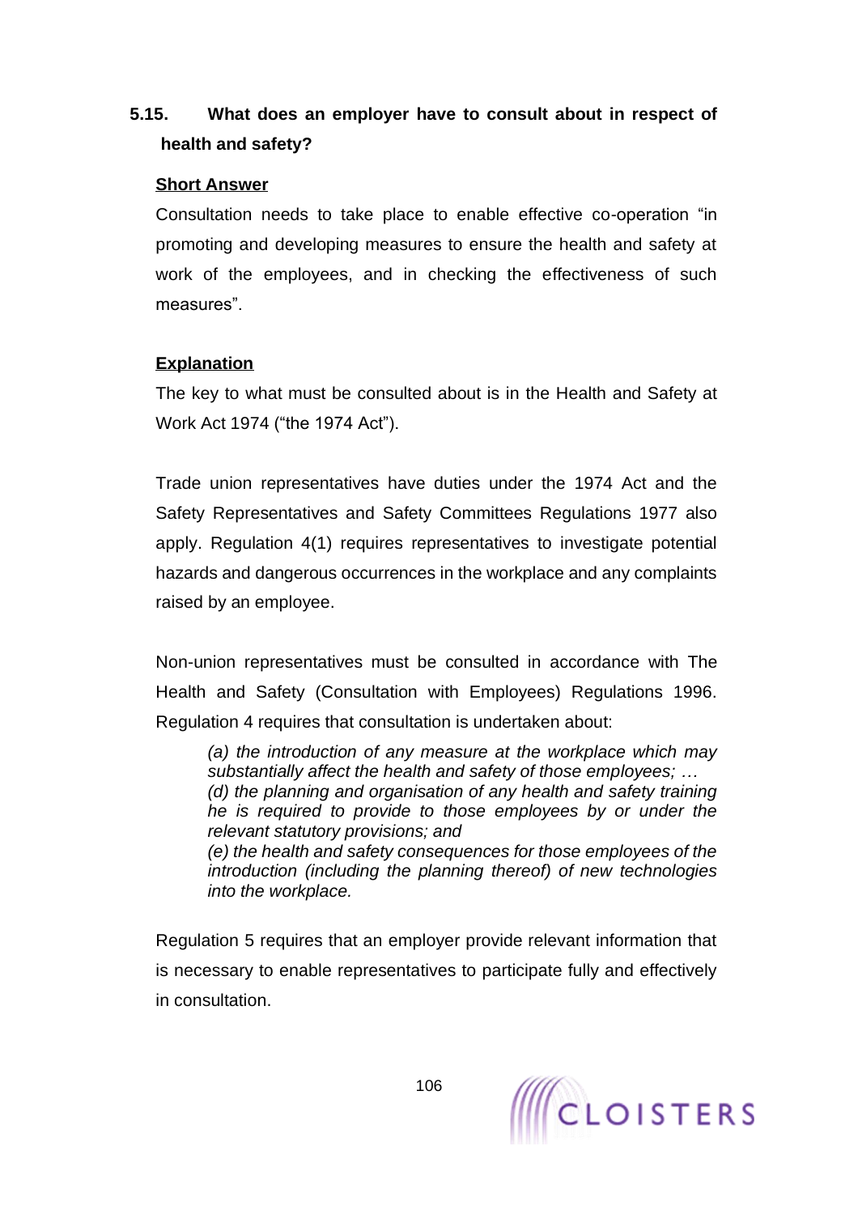### 5.15. What does an employer have to consult about in respect of health and safety?

**Short Answer**

Consultation needs to take place to enable effective co-operation "in promoting and developing measures to ensure the health and safety at work of the employees, and in checking the effectiveness of such measures".

**Explanation**

The key to what must be consulted about is in the Health and Safety at Work Act 1974 ("the 1974 Act").

Trade union representatives have duties under the 1974 Act and the Safety Representatives and Safety Committees Regulations 1977 also apply. Regulation 4(1) requires representatives to investigate potential hazards and dangerous occurrences in the workplace and any complaints raised by an employee.

Non-union representatives must be consulted in accordance with The Health and Safety (Consultation with Employees) Regulations 1996. Regulation 4 requires that consultation is undertaken about:

> *(a) the introduction of any measure at the workplace which may substantially affect the health and safety of those employees; …*
> *(d) the planning and organisation of any health and safety training he is required to provide to those employees by or under the relevant statutory provisions; and*
> *(e) the health and safety consequences for those employees of the introduction (including the planning thereof) of new technologies into the workplace.*

Regulation 5 requires that an employer provide relevant information that is necessary to enable representatives to participate fully and effectively in consultation.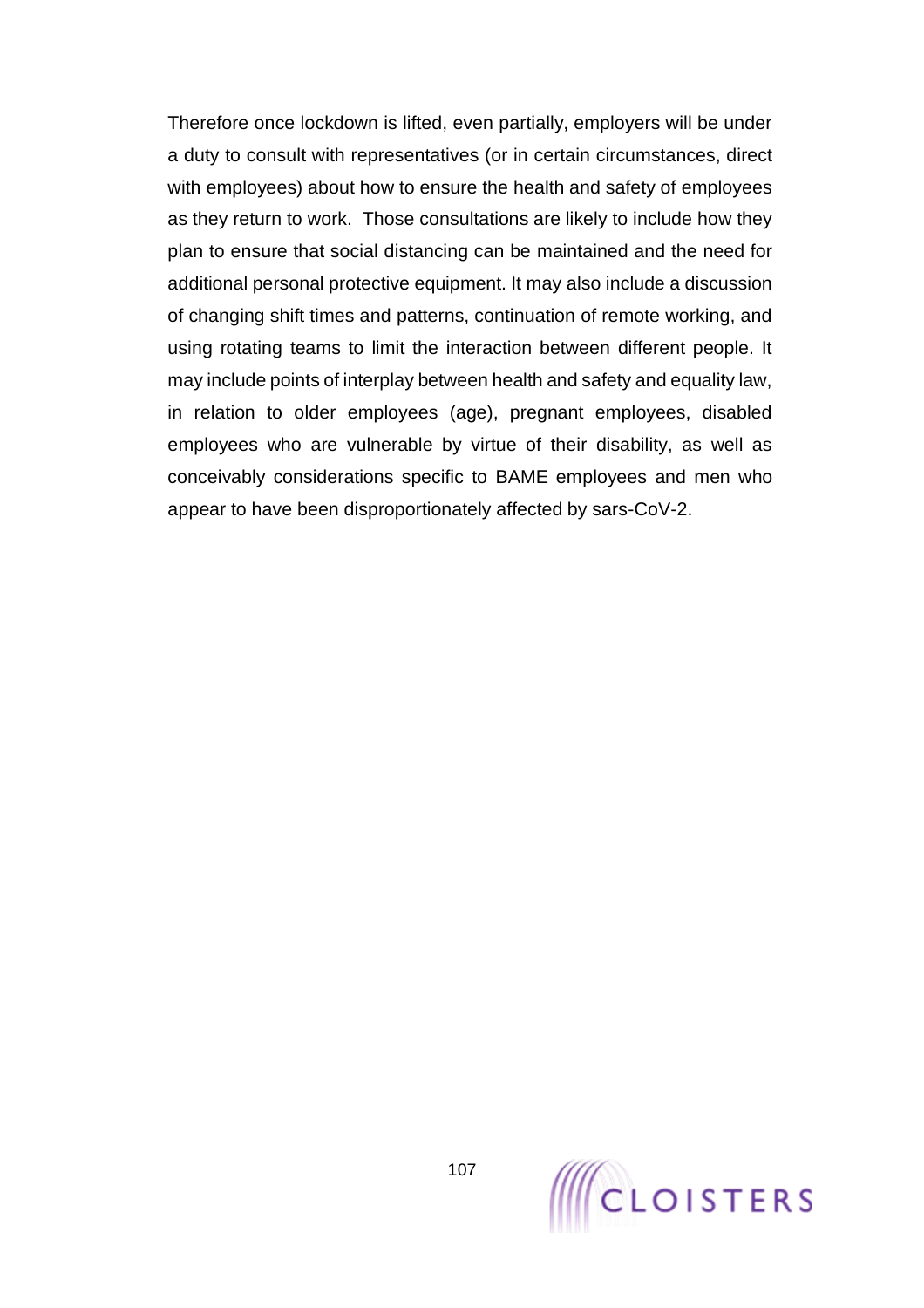Therefore once lockdown is lifted, even partially, employers will be under a duty to consult with representatives (or in certain circumstances, direct with employees) about how to ensure the health and safety of employees as they return to work. Those consultations are likely to include how they plan to ensure that social distancing can be maintained and the need for additional personal protective equipment. It may also include a discussion of changing shift times and patterns, continuation of remote working, and using rotating teams to limit the interaction between different people. It may include points of interplay between health and safety and equality law, in relation to older employees (age), pregnant employees, disabled employees who are vulnerable by virtue of their disability, as well as conceivably considerations specific to BAME employees and men who appear to have been disproportionately affected by sars-CoV-2.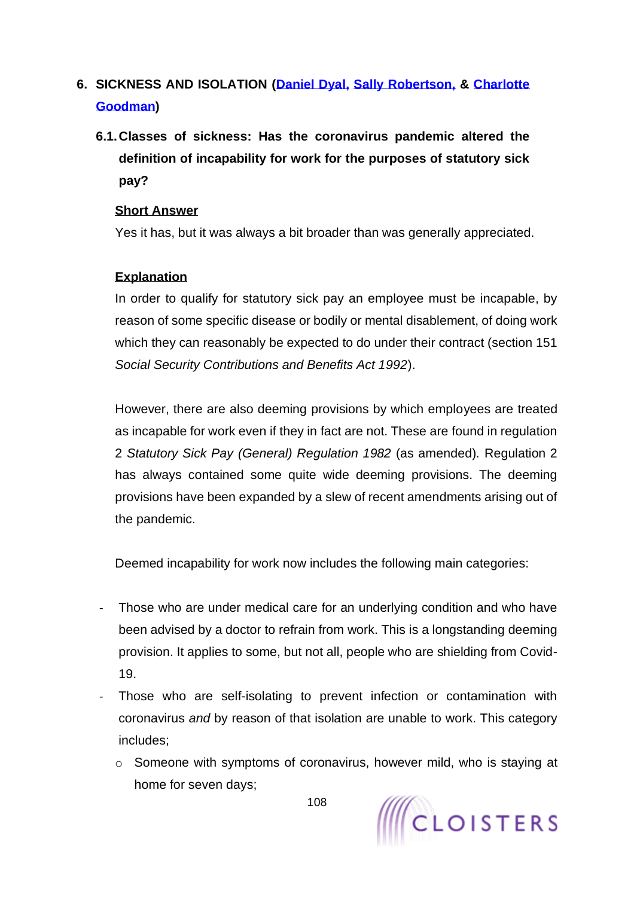## 6. SICKNESS AND ISOLATION (Daniel Dyal, Sally Robertson, & Charlotte Goodman)

### 6.1. Classes of sickness: Has the coronavirus pandemic altered the definition of incapability for work for the purposes of statutory sick pay?

**Short Answer**

Yes it has, but it was always a bit broader than was generally appreciated.

**Explanation**

In order to qualify for statutory sick pay an employee must be incapable, by reason of some specific disease or bodily or mental disablement, of doing work which they can reasonably be expected to do under their contract (section 151 *Social Security Contributions and Benefits Act 1992*).

However, there are also deeming provisions by which employees are treated as incapable for work even if they in fact are not. These are found in regulation 2 *Statutory Sick Pay (General) Regulation 1982* (as amended). Regulation 2 has always contained some quite wide deeming provisions. The deeming provisions have been expanded by a slew of recent amendments arising out of the pandemic.

Deemed incapability for work now includes the following main categories:

- Those who are under medical care for an underlying condition and who have been advised by a doctor to refrain from work. This is a longstanding deeming provision. It applies to some, but not all, people who are shielding from Covid-19.
- Those who are self-isolating to prevent infection or contamination with coronavirus *and* by reason of that isolation are unable to work. This category includes;
  - Someone with symptoms of coronavirus, however mild, who is staying at home for seven days;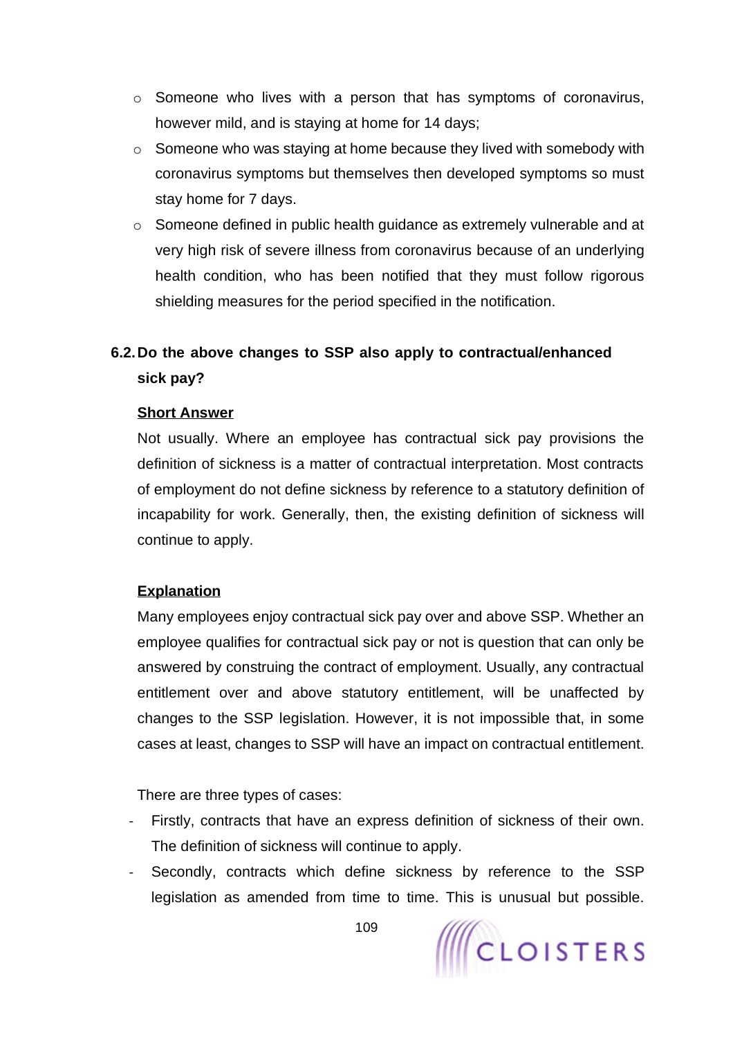- Someone who lives with a person that has symptoms of coronavirus, however mild, and is staying at home for 14 days;
- Someone who was staying at home because they lived with somebody with coronavirus symptoms but themselves then developed symptoms so must stay home for 7 days.
- Someone defined in public health guidance as extremely vulnerable and at very high risk of severe illness from coronavirus because of an underlying health condition, who has been notified that they must follow rigorous shielding measures for the period specified in the notification.

### 6.2. Do the above changes to SSP also apply to contractual/enhanced sick pay?

**Short Answer**

Not usually. Where an employee has contractual sick pay provisions the definition of sickness is a matter of contractual interpretation. Most contracts of employment do not define sickness by reference to a statutory definition of incapability for work. Generally, then, the existing definition of sickness will continue to apply.

**Explanation**

Many employees enjoy contractual sick pay over and above SSP. Whether an employee qualifies for contractual sick pay or not is question that can only be answered by construing the contract of employment. Usually, any contractual entitlement over and above statutory entitlement, will be unaffected by changes to the SSP legislation. However, it is not impossible that, in some cases at least, changes to SSP will have an impact on contractual entitlement.

There are three types of cases:

- Firstly, contracts that have an express definition of sickness of their own. The definition of sickness will continue to apply.
- Secondly, contracts which define sickness by reference to the SSP legislation as amended from time to time. This is unusual but possible.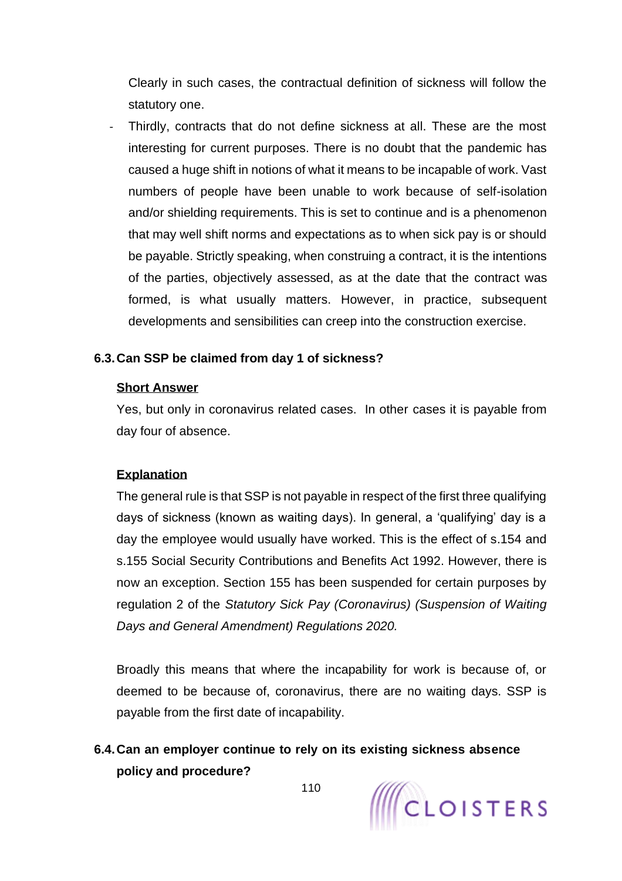Clearly in such cases, the contractual definition of sickness will follow the statutory one.

- Thirdly, contracts that do not define sickness at all. These are the most interesting for current purposes. There is no doubt that the pandemic has caused a huge shift in notions of what it means to be incapable of work. Vast numbers of people have been unable to work because of self-isolation and/or shielding requirements. This is set to continue and is a phenomenon that may well shift norms and expectations as to when sick pay is or should be payable. Strictly speaking, when construing a contract, it is the intentions of the parties, objectively assessed, as at the date that the contract was formed, is what usually matters. However, in practice, subsequent developments and sensibilities can creep into the construction exercise.

### 6.3. Can SSP be claimed from day 1 of sickness?

**Short Answer**

Yes, but only in coronavirus related cases. In other cases it is payable from day four of absence.

**Explanation**

The general rule is that SSP is not payable in respect of the first three qualifying days of sickness (known as waiting days). In general, a 'qualifying' day is a day the employee would usually have worked. This is the effect of s.154 and s.155 Social Security Contributions and Benefits Act 1992. However, there is now an exception. Section 155 has been suspended for certain purposes by regulation 2 of the *Statutory Sick Pay (Coronavirus) (Suspension of Waiting Days and General Amendment) Regulations 2020.*

Broadly this means that where the incapability for work is because of, or deemed to be because of, coronavirus, there are no waiting days. SSP is payable from the first date of incapability.

### 6.4. Can an employer continue to rely on its existing sickness absence policy and procedure?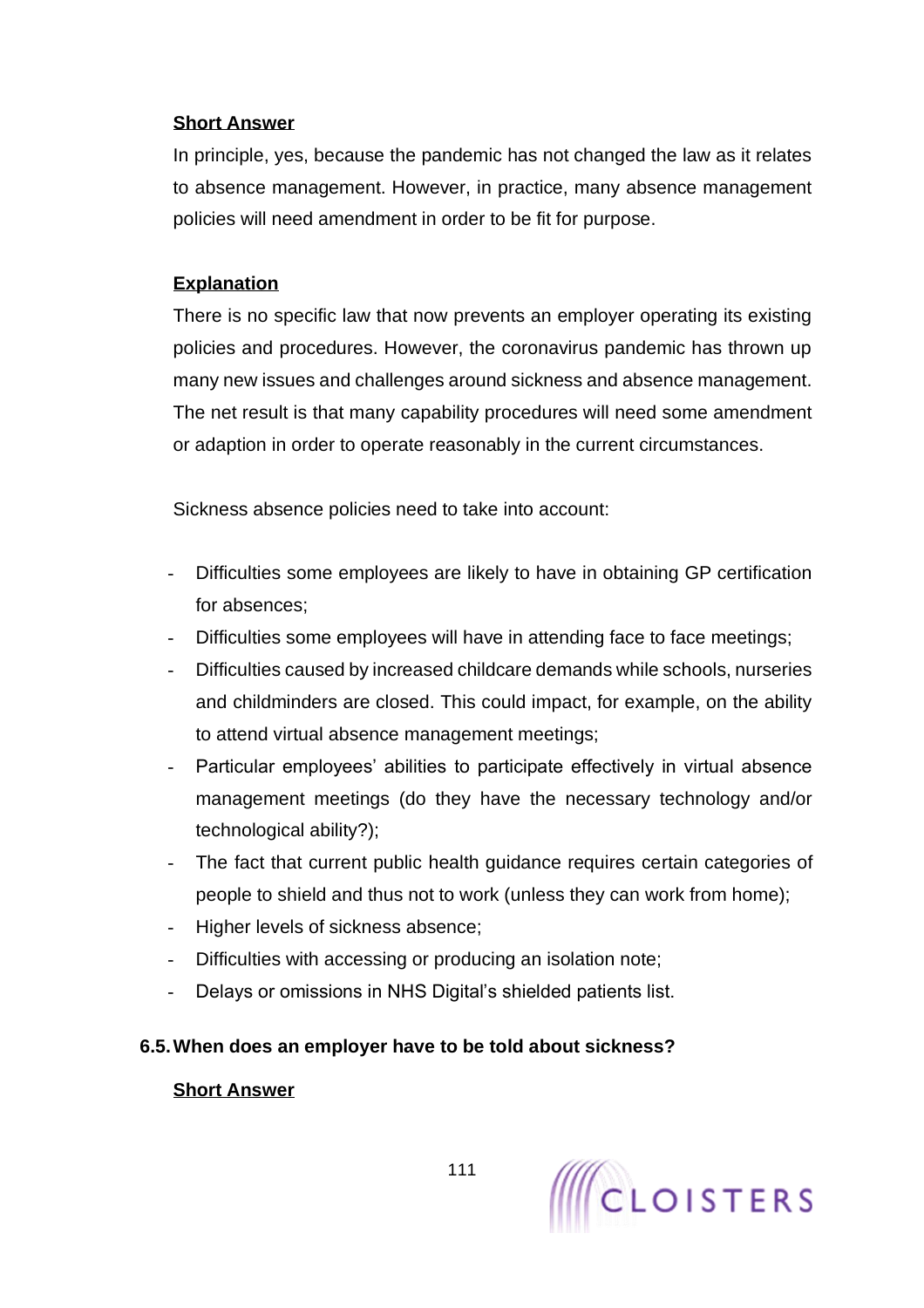**Short Answer**

In principle, yes, because the pandemic has not changed the law as it relates to absence management. However, in practice, many absence management policies will need amendment in order to be fit for purpose.

**Explanation**

There is no specific law that now prevents an employer operating its existing policies and procedures. However, the coronavirus pandemic has thrown up many new issues and challenges around sickness and absence management. The net result is that many capability procedures will need some amendment or adaption in order to operate reasonably in the current circumstances.

Sickness absence policies need to take into account:

- Difficulties some employees are likely to have in obtaining GP certification for absences;
- Difficulties some employees will have in attending face to face meetings;
- Difficulties caused by increased childcare demands while schools, nurseries and childminders are closed. This could impact, for example, on the ability to attend virtual absence management meetings;
- Particular employees' abilities to participate effectively in virtual absence management meetings (do they have the necessary technology and/or technological ability?);
- The fact that current public health guidance requires certain categories of people to shield and thus not to work (unless they can work from home);
- Higher levels of sickness absence;
- Difficulties with accessing or producing an isolation note;
- Delays or omissions in NHS Digital's shielded patients list.

### 6.5. When does an employer have to be told about sickness?

**Short Answer**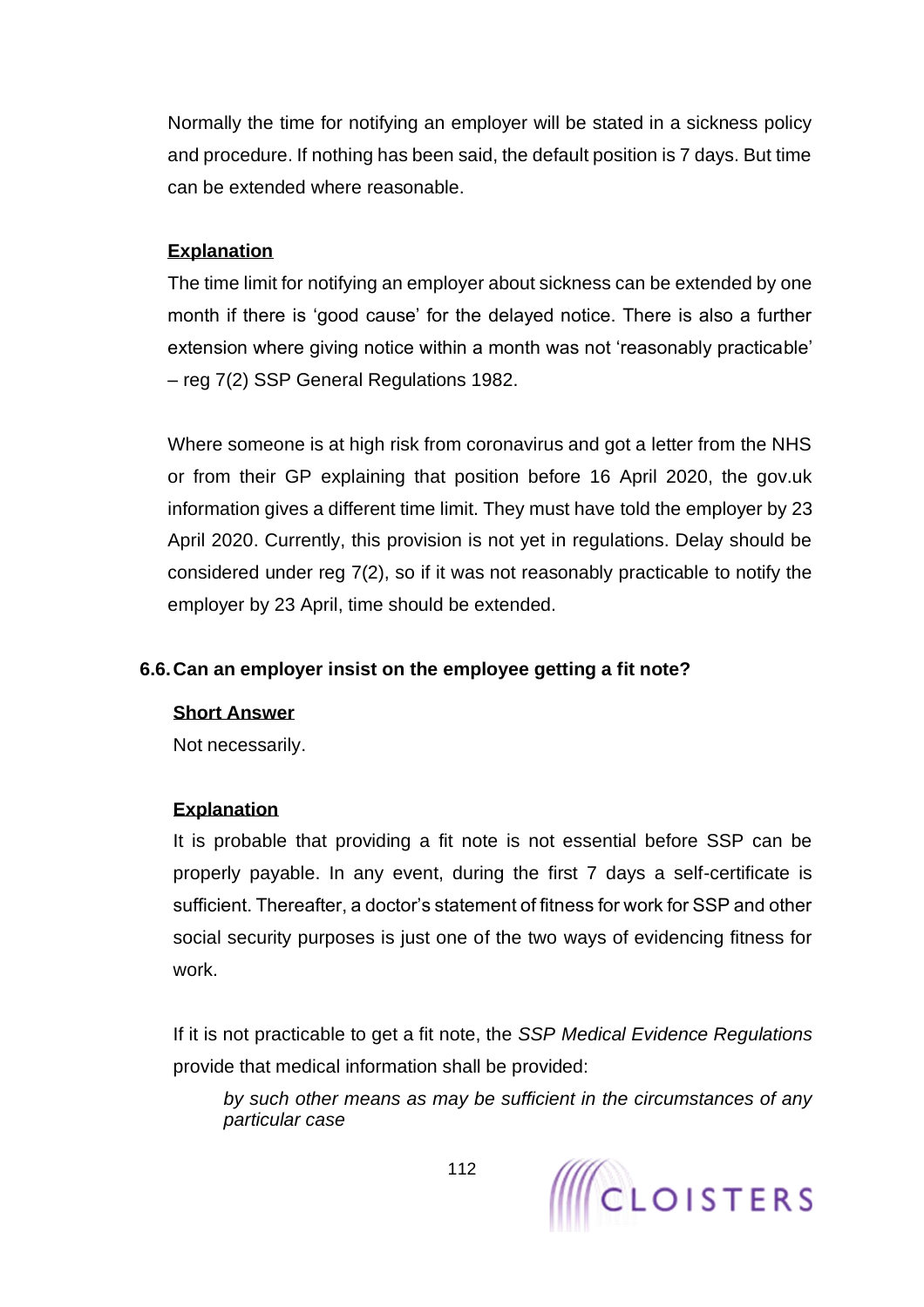Normally the time for notifying an employer will be stated in a sickness policy and procedure. If nothing has been said, the default position is 7 days. But time can be extended where reasonable.

**Explanation**

The time limit for notifying an employer about sickness can be extended by one month if there is 'good cause' for the delayed notice. There is also a further extension where giving notice within a month was not 'reasonably practicable' – reg 7(2) SSP General Regulations 1982.

Where someone is at high risk from coronavirus and got a letter from the NHS or from their GP explaining that position before 16 April 2020, the gov.uk information gives a different time limit. They must have told the employer by 23 April 2020. Currently, this provision is not yet in regulations. Delay should be considered under reg 7(2), so if it was not reasonably practicable to notify the employer by 23 April, time should be extended.

### 6.6. Can an employer insist on the employee getting a fit note?

**Short Answer**

Not necessarily.

**Explanation**

It is probable that providing a fit note is not essential before SSP can be properly payable. In any event, during the first 7 days a self-certificate is sufficient. Thereafter, a doctor's statement of fitness for work for SSP and other social security purposes is just one of the two ways of evidencing fitness for work.

If it is not practicable to get a fit note, the *SSP Medical Evidence Regulations* provide that medical information shall be provided:

> *by such other means as may be sufficient in the circumstances of any particular case*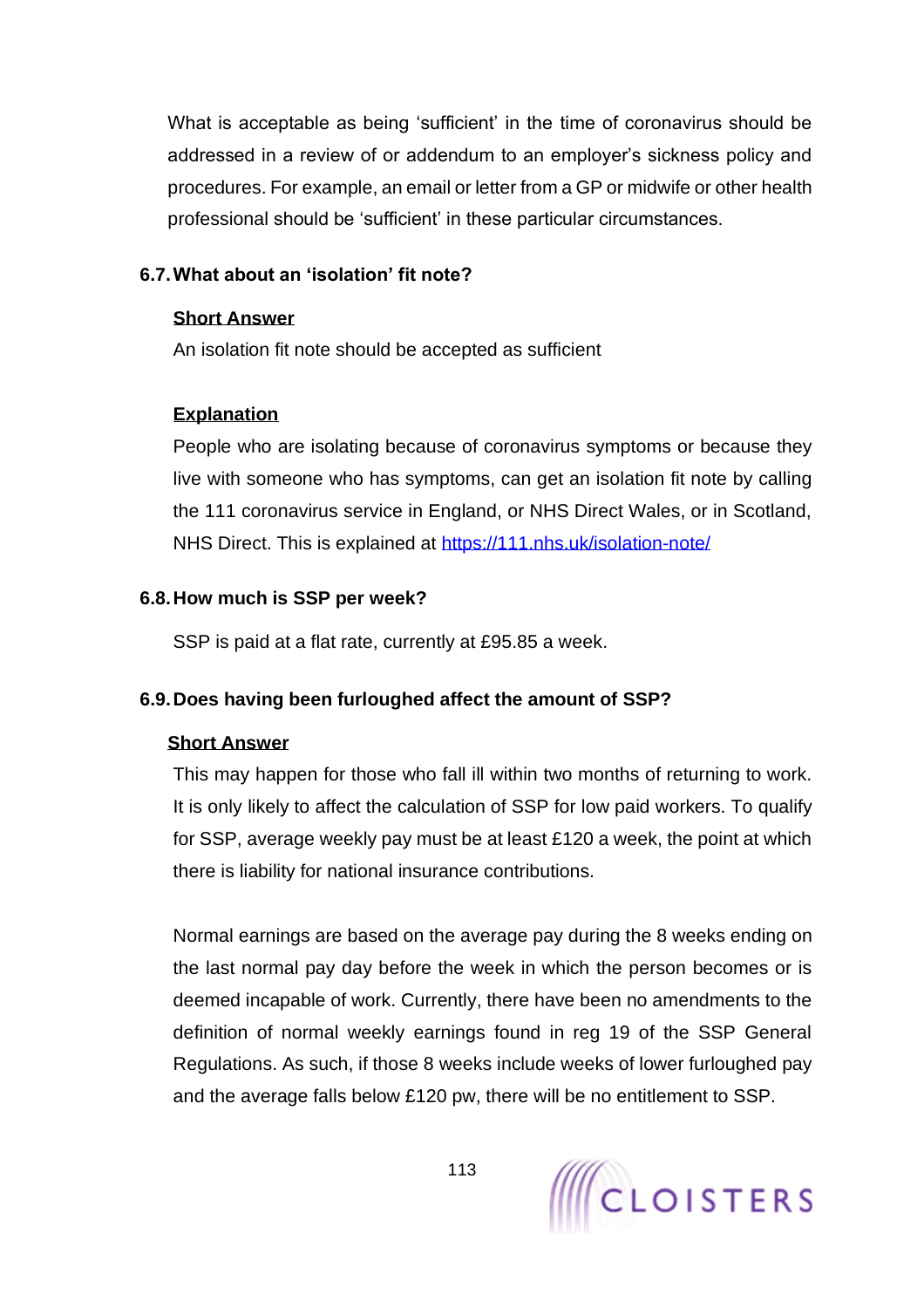What is acceptable as being 'sufficient' in the time of coronavirus should be addressed in a review of or addendum to an employer's sickness policy and procedures. For example, an email or letter from a GP or midwife or other health professional should be 'sufficient' in these particular circumstances.

### 6.7. What about an 'isolation' fit note?

**Short Answer**

An isolation fit note should be accepted as sufficient

**Explanation**

People who are isolating because of coronavirus symptoms or because they live with someone who has symptoms, can get an isolation fit note by calling the 111 coronavirus service in England, or NHS Direct Wales, or in Scotland, NHS Direct. This is explained at [https://111.nhs.uk/isolation-note/](https://111.nhs.uk/isolation-note/)

### 6.8. How much is SSP per week?

SSP is paid at a flat rate, currently at £95.85 a week.

### 6.9. Does having been furloughed affect the amount of SSP?

**Short Answer**

This may happen for those who fall ill within two months of returning to work. It is only likely to affect the calculation of SSP for low paid workers. To qualify for SSP, average weekly pay must be at least £120 a week, the point at which there is liability for national insurance contributions.

Normal earnings are based on the average pay during the 8 weeks ending on the last normal pay day before the week in which the person becomes or is deemed incapable of work. Currently, there have been no amendments to the definition of normal weekly earnings found in reg 19 of the SSP General Regulations. As such, if those 8 weeks include weeks of lower furloughed pay and the average falls below £120 pw, there will be no entitlement to SSP.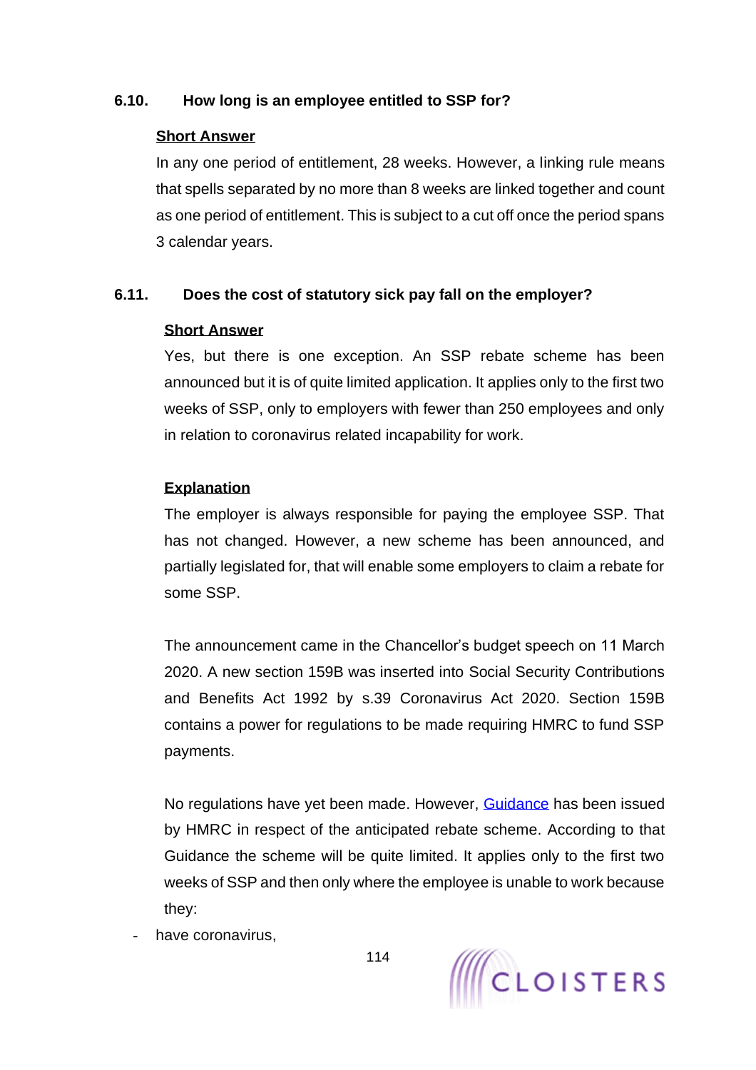### 6.10. How long is an employee entitled to SSP for?

**Short Answer**

In any one period of entitlement, 28 weeks. However, a linking rule means that spells separated by no more than 8 weeks are linked together and count as one period of entitlement. This is subject to a cut off once the period spans 3 calendar years.

### 6.11. Does the cost of statutory sick pay fall on the employer?

**Short Answer**

Yes, but there is one exception. An SSP rebate scheme has been announced but it is of quite limited application. It applies only to the first two weeks of SSP, only to employers with fewer than 250 employees and only in relation to coronavirus related incapability for work.

**Explanation**

The employer is always responsible for paying the employee SSP. That has not changed. However, a new scheme has been announced, and partially legislated for, that will enable some employers to claim a rebate for some SSP.

The announcement came in the Chancellor's budget speech on 11 March 2020. A new section 159B was inserted into Social Security Contributions and Benefits Act 1992 by s.39 Coronavirus Act 2020. Section 159B contains a power for regulations to be made requiring HMRC to fund SSP payments.

No regulations have yet been made. However, Guidance has been issued by HMRC in respect of the anticipated rebate scheme. According to that Guidance the scheme will be quite limited. It applies only to the first two weeks of SSP and then only where the employee is unable to work because they:

- have coronavirus,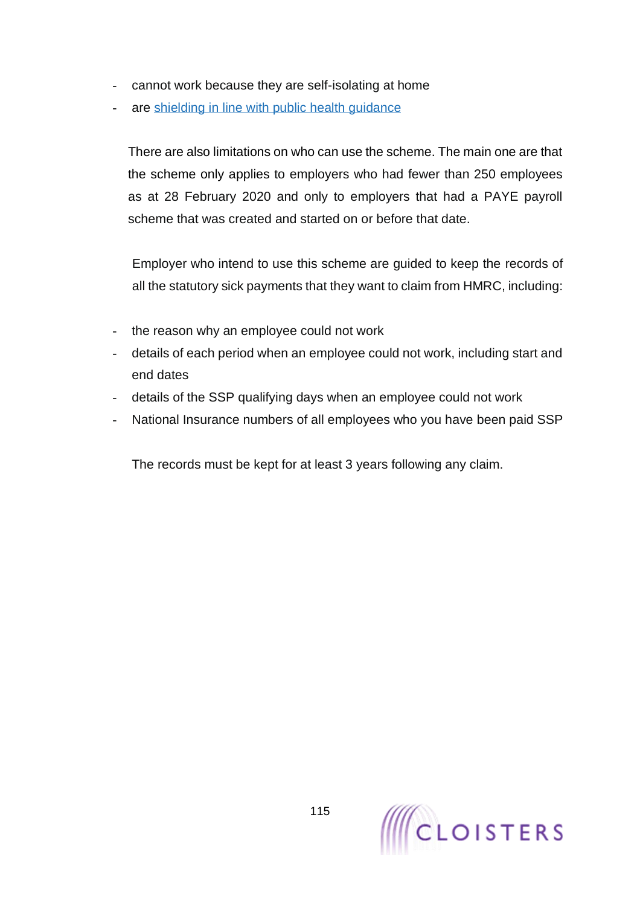- cannot work because they are self-isolating at home
- are [shielding in line with public health guidance]

There are also limitations on who can use the scheme. The main one are that the scheme only applies to employers who had fewer than 250 employees as at 28 February 2020 and only to employers that had a PAYE payroll scheme that was created and started on or before that date.

Employer who intend to use this scheme are guided to keep the records of all the statutory sick payments that they want to claim from HMRC, including:

- the reason why an employee could not work
- details of each period when an employee could not work, including start and end dates
- details of the SSP qualifying days when an employee could not work
- National Insurance numbers of all employees who you have been paid SSP

The records must be kept for at least 3 years following any claim.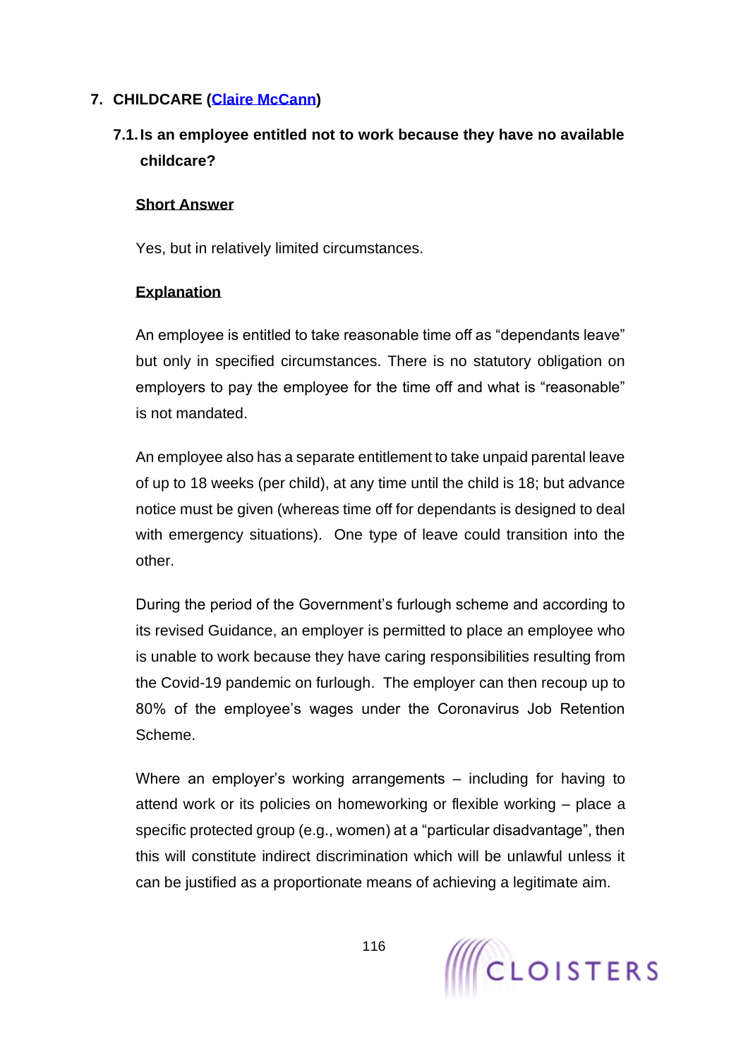## 7. CHILDCARE (Claire McCann)

### 7.1. Is an employee entitled not to work because they have no available childcare?

**Short Answer**

Yes, but in relatively limited circumstances.

**Explanation**

An employee is entitled to take reasonable time off as "dependants leave" but only in specified circumstances. There is no statutory obligation on employers to pay the employee for the time off and what is "reasonable" is not mandated.

An employee also has a separate entitlement to take unpaid parental leave of up to 18 weeks (per child), at any time until the child is 18; but advance notice must be given (whereas time off for dependants is designed to deal with emergency situations). One type of leave could transition into the other.

During the period of the Government's furlough scheme and according to its revised Guidance, an employer is permitted to place an employee who is unable to work because they have caring responsibilities resulting from the Covid-19 pandemic on furlough. The employer can then recoup up to 80% of the employee's wages under the Coronavirus Job Retention Scheme.

Where an employer's working arrangements – including for having to attend work or its policies on homeworking or flexible working – place a specific protected group (e.g., women) at a "particular disadvantage", then this will constitute indirect discrimination which will be unlawful unless it can be justified as a proportionate means of achieving a legitimate aim.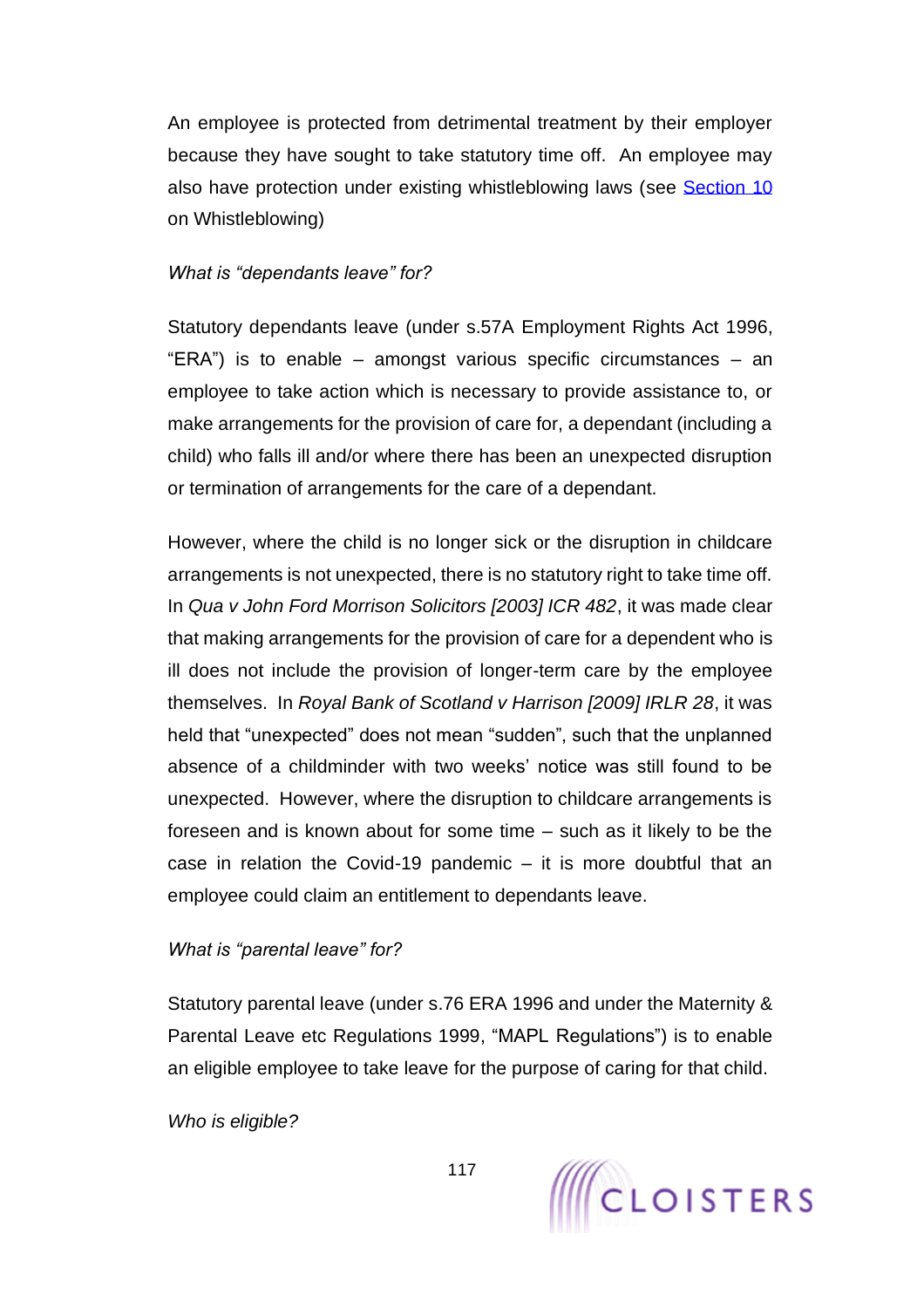An employee is protected from detrimental treatment by their employer because they have sought to take statutory time off. An employee may also have protection under existing whistleblowing laws (see [Section 10]() on Whistleblowing)

*What is "dependants leave" for?*

Statutory dependants leave (under s.57A Employment Rights Act 1996, "ERA") is to enable – amongst various specific circumstances – an employee to take action which is necessary to provide assistance to, or make arrangements for the provision of care for, a dependant (including a child) who falls ill and/or where there has been an unexpected disruption or termination of arrangements for the care of a dependant.

However, where the child is no longer sick or the disruption in childcare arrangements is not unexpected, there is no statutory right to take time off. In *Qua v John Ford Morrison Solicitors [2003] ICR 482*, it was made clear that making arrangements for the provision of care for a dependent who is ill does not include the provision of longer-term care by the employee themselves. In *Royal Bank of Scotland v Harrison [2009] IRLR 28*, it was held that "unexpected" does not mean "sudden", such that the unplanned absence of a childminder with two weeks' notice was still found to be unexpected. However, where the disruption to childcare arrangements is foreseen and is known about for some time – such as it likely to be the case in relation the Covid-19 pandemic – it is more doubtful that an employee could claim an entitlement to dependants leave.

*What is "parental leave" for?*

Statutory parental leave (under s.76 ERA 1996 and under the Maternity & Parental Leave etc Regulations 1999, "MAPL Regulations") is to enable an eligible employee to take leave for the purpose of caring for that child.

*Who is eligible?*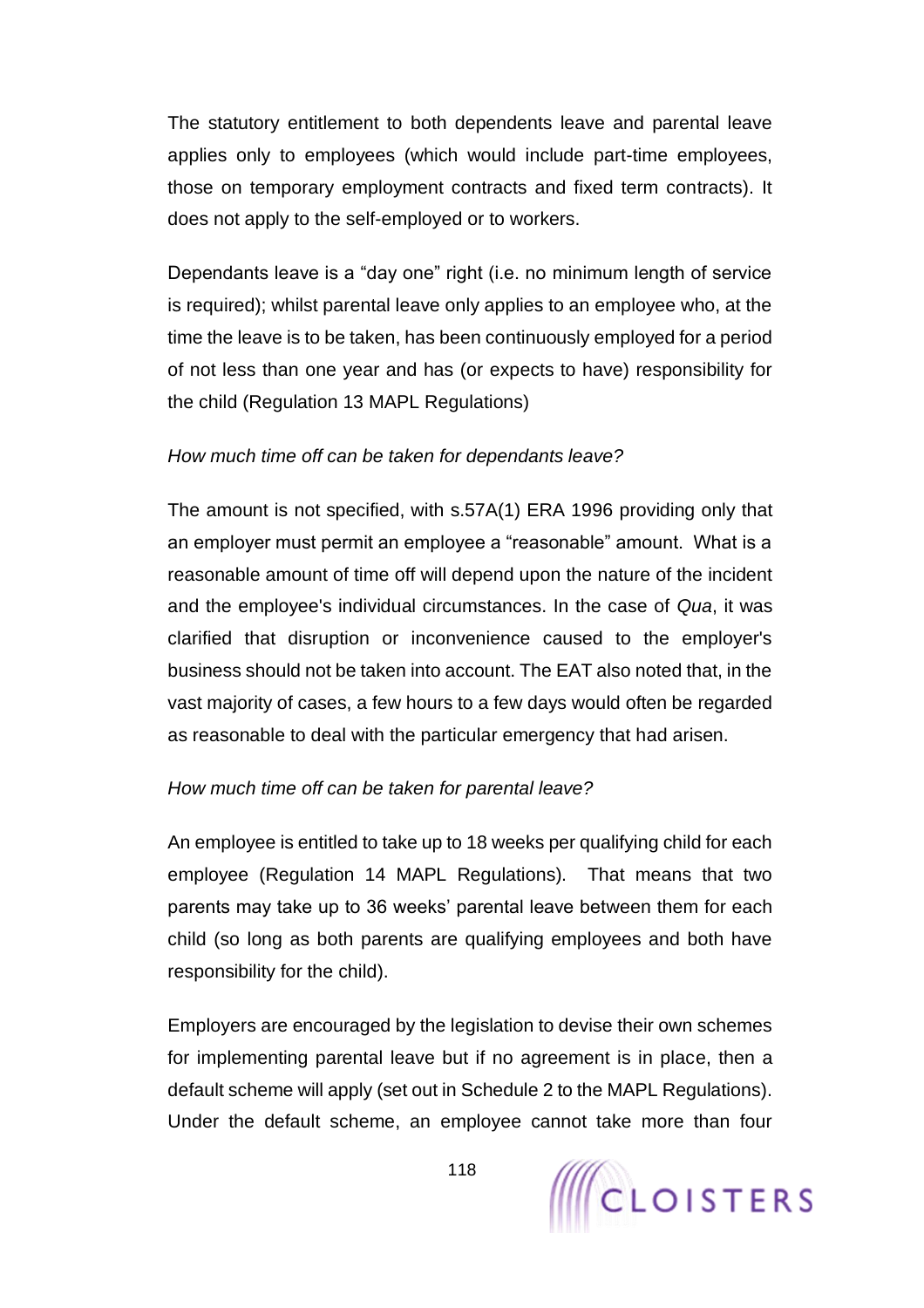The statutory entitlement to both dependents leave and parental leave applies only to employees (which would include part-time employees, those on temporary employment contracts and fixed term contracts). It does not apply to the self-employed or to workers.

Dependants leave is a "day one" right (i.e. no minimum length of service is required); whilst parental leave only applies to an employee who, at the time the leave is to be taken, has been continuously employed for a period of not less than one year and has (or expects to have) responsibility for the child (Regulation 13 MAPL Regulations)

*How much time off can be taken for dependants leave?*

The amount is not specified, with s.57A(1) ERA 1996 providing only that an employer must permit an employee a "reasonable" amount. What is a reasonable amount of time off will depend upon the nature of the incident and the employee's individual circumstances. In the case of *Qua*, it was clarified that disruption or inconvenience caused to the employer's business should not be taken into account. The EAT also noted that, in the vast majority of cases, a few hours to a few days would often be regarded as reasonable to deal with the particular emergency that had arisen.

*How much time off can be taken for parental leave?*

An employee is entitled to take up to 18 weeks per qualifying child for each employee (Regulation 14 MAPL Regulations). That means that two parents may take up to 36 weeks' parental leave between them for each child (so long as both parents are qualifying employees and both have responsibility for the child).

Employers are encouraged by the legislation to devise their own schemes for implementing parental leave but if no agreement is in place, then a default scheme will apply (set out in Schedule 2 to the MAPL Regulations). Under the default scheme, an employee cannot take more than four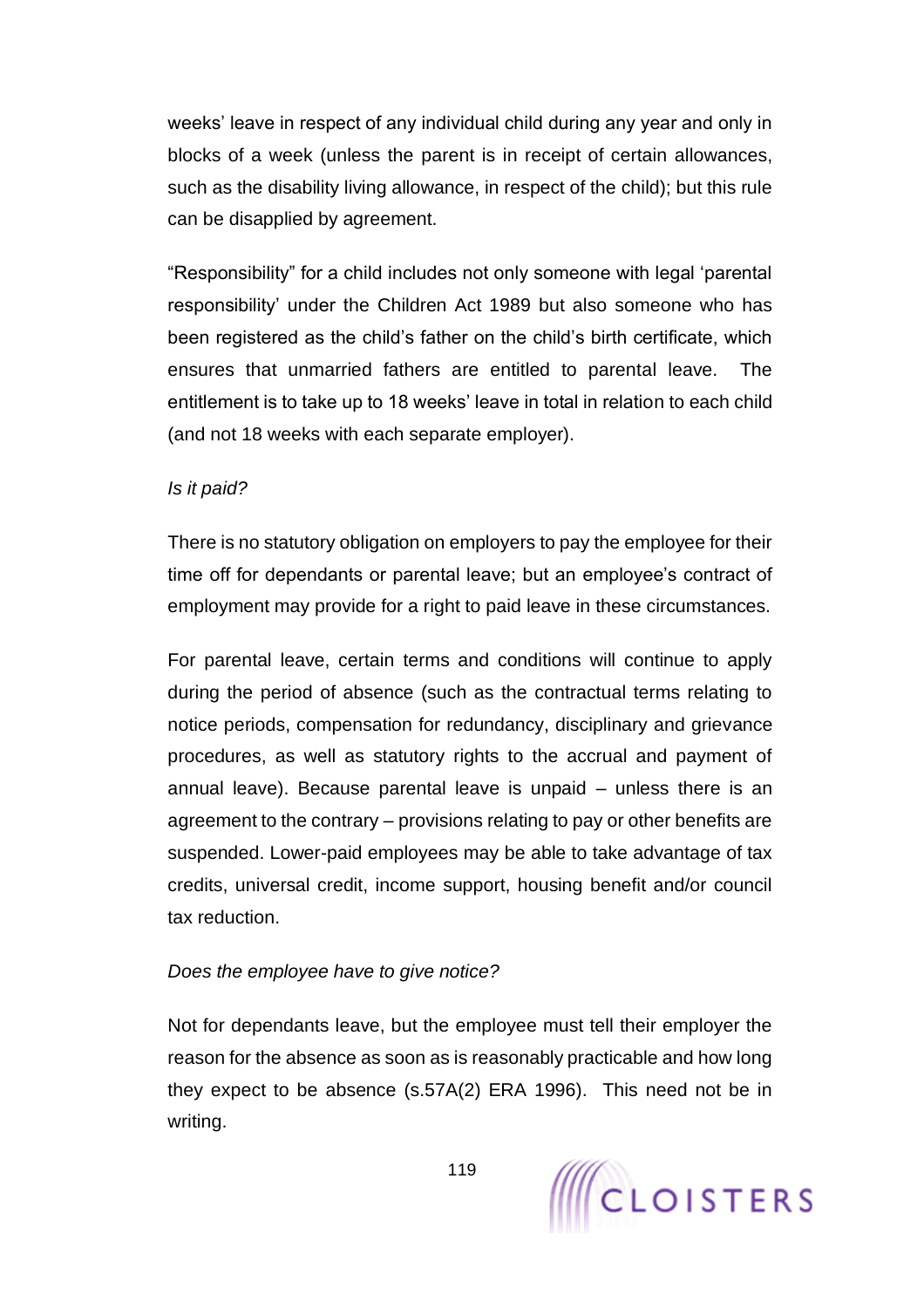weeks' leave in respect of any individual child during any year and only in blocks of a week (unless the parent is in receipt of certain allowances, such as the disability living allowance, in respect of the child); but this rule can be disapplied by agreement.

"Responsibility" for a child includes not only someone with legal 'parental responsibility' under the Children Act 1989 but also someone who has been registered as the child's father on the child's birth certificate, which ensures that unmarried fathers are entitled to parental leave. The entitlement is to take up to 18 weeks' leave in total in relation to each child (and not 18 weeks with each separate employer).

*Is it paid?*

There is no statutory obligation on employers to pay the employee for their time off for dependants or parental leave; but an employee's contract of employment may provide for a right to paid leave in these circumstances.

For parental leave, certain terms and conditions will continue to apply during the period of absence (such as the contractual terms relating to notice periods, compensation for redundancy, disciplinary and grievance procedures, as well as statutory rights to the accrual and payment of annual leave). Because parental leave is unpaid – unless there is an agreement to the contrary – provisions relating to pay or other benefits are suspended. Lower-paid employees may be able to take advantage of tax credits, universal credit, income support, housing benefit and/or council tax reduction.

*Does the employee have to give notice?*

Not for dependants leave, but the employee must tell their employer the reason for the absence as soon as is reasonably practicable and how long they expect to be absence (s.57A(2) ERA 1996). This need not be in writing.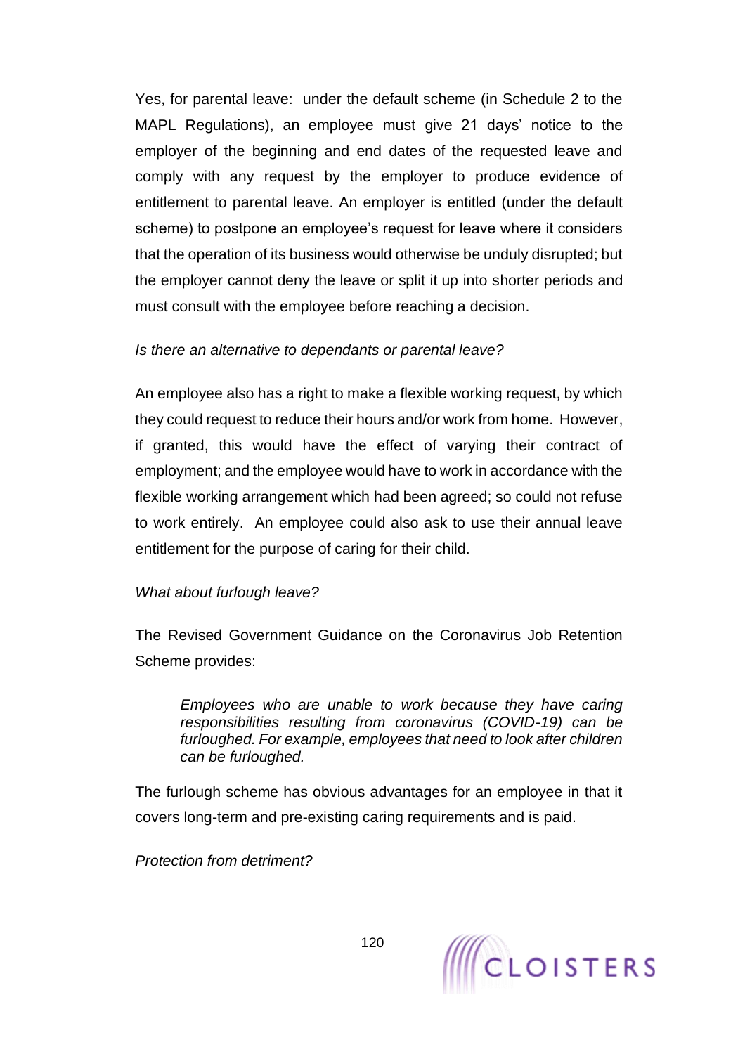Yes, for parental leave: under the default scheme (in Schedule 2 to the MAPL Regulations), an employee must give 21 days' notice to the employer of the beginning and end dates of the requested leave and comply with any request by the employer to produce evidence of entitlement to parental leave. An employer is entitled (under the default scheme) to postpone an employee's request for leave where it considers that the operation of its business would otherwise be unduly disrupted; but the employer cannot deny the leave or split it up into shorter periods and must consult with the employee before reaching a decision.

*Is there an alternative to dependants or parental leave?*

An employee also has a right to make a flexible working request, by which they could request to reduce their hours and/or work from home. However, if granted, this would have the effect of varying their contract of employment; and the employee would have to work in accordance with the flexible working arrangement which had been agreed; so could not refuse to work entirely. An employee could also ask to use their annual leave entitlement for the purpose of caring for their child.

*What about furlough leave?*

The Revised Government Guidance on the Coronavirus Job Retention Scheme provides:

> *Employees who are unable to work because they have caring responsibilities resulting from coronavirus (COVID-19) can be furloughed. For example, employees that need to look after children can be furloughed.*

The furlough scheme has obvious advantages for an employee in that it covers long-term and pre-existing caring requirements and is paid.

*Protection from detriment?*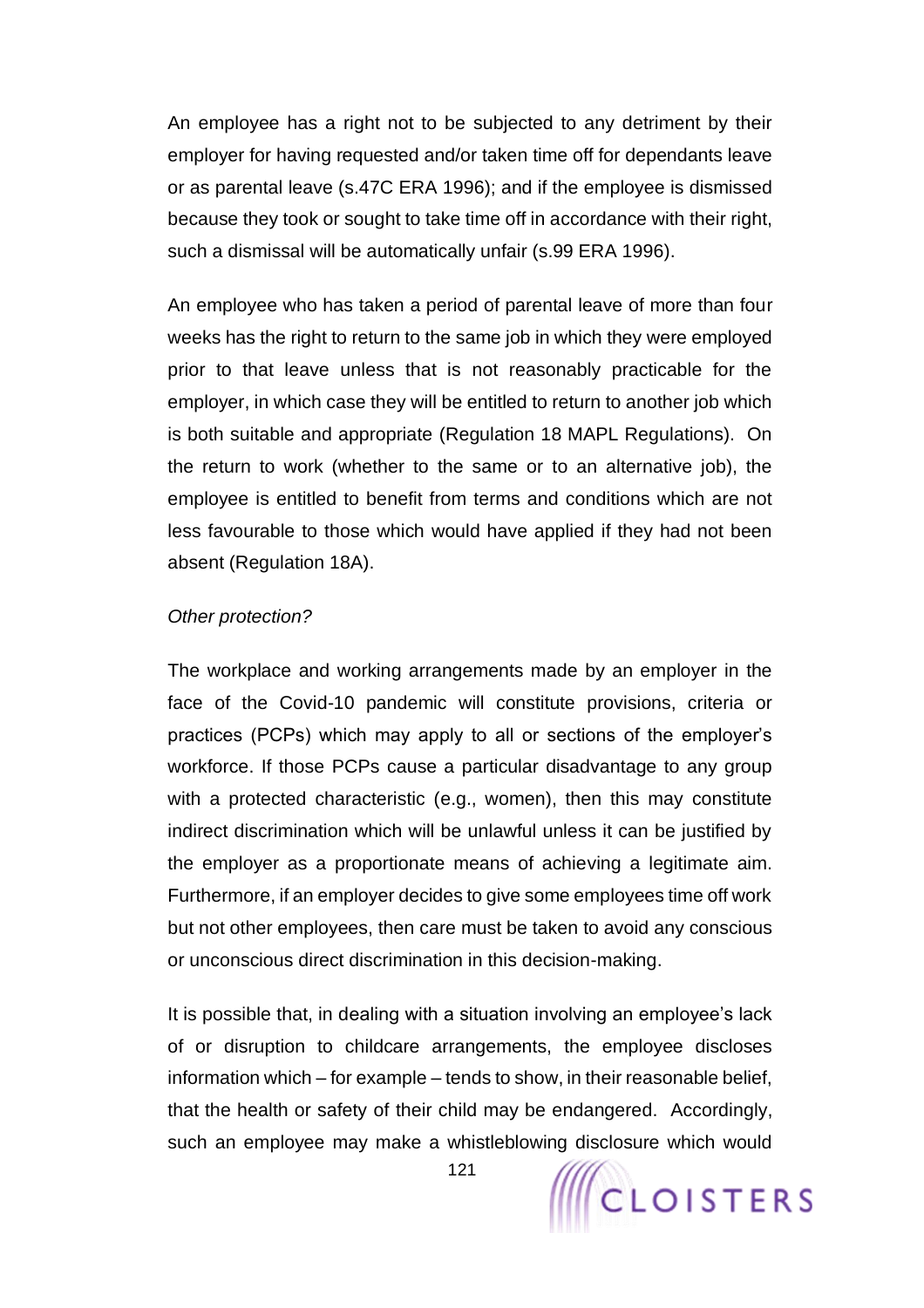An employee has a right not to be subjected to any detriment by their employer for having requested and/or taken time off for dependants leave or as parental leave (s.47C ERA 1996); and if the employee is dismissed because they took or sought to take time off in accordance with their right, such a dismissal will be automatically unfair (s.99 ERA 1996).

An employee who has taken a period of parental leave of more than four weeks has the right to return to the same job in which they were employed prior to that leave unless that is not reasonably practicable for the employer, in which case they will be entitled to return to another job which is both suitable and appropriate (Regulation 18 MAPL Regulations). On the return to work (whether to the same or to an alternative job), the employee is entitled to benefit from terms and conditions which are not less favourable to those which would have applied if they had not been absent (Regulation 18A).

*Other protection?*

The workplace and working arrangements made by an employer in the face of the Covid-10 pandemic will constitute provisions, criteria or practices (PCPs) which may apply to all or sections of the employer's workforce. If those PCPs cause a particular disadvantage to any group with a protected characteristic (e.g., women), then this may constitute indirect discrimination which will be unlawful unless it can be justified by the employer as a proportionate means of achieving a legitimate aim. Furthermore, if an employer decides to give some employees time off work but not other employees, then care must be taken to avoid any conscious or unconscious direct discrimination in this decision-making.

It is possible that, in dealing with a situation involving an employee's lack of or disruption to childcare arrangements, the employee discloses information which – for example – tends to show, in their reasonable belief, that the health or safety of their child may be endangered. Accordingly, such an employee may make a whistleblowing disclosure which would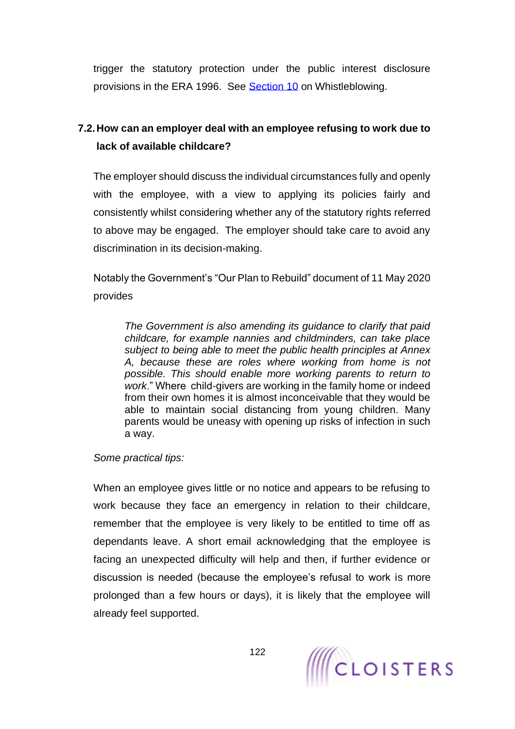trigger the statutory protection under the public interest disclosure provisions in the ERA 1996. See Section 10 on Whistleblowing.

### 7.2. How can an employer deal with an employee refusing to work due to lack of available childcare?

The employer should discuss the individual circumstances fully and openly with the employee, with a view to applying its policies fairly and consistently whilst considering whether any of the statutory rights referred to above may be engaged. The employer should take care to avoid any discrimination in its decision-making.

Notably the Government's "Our Plan to Rebuild" document of 11 May 2020 provides

> *The Government is also amending its guidance to clarify that paid childcare, for example nannies and childminders, can take place subject to being able to meet the public health principles at Annex A, because these are roles where working from home is not possible. This should enable more working parents to return to work*." Where child-givers are working in the family home or indeed from their own homes it is almost inconceivable that they would be able to maintain social distancing from young children. Many parents would be uneasy with opening up risks of infection in such a way.

*Some practical tips:*

When an employee gives little or no notice and appears to be refusing to work because they face an emergency in relation to their childcare, remember that the employee is very likely to be entitled to time off as dependants leave. A short email acknowledging that the employee is facing an unexpected difficulty will help and then, if further evidence or discussion is needed (because the employee's refusal to work is more prolonged than a few hours or days), it is likely that the employee will already feel supported.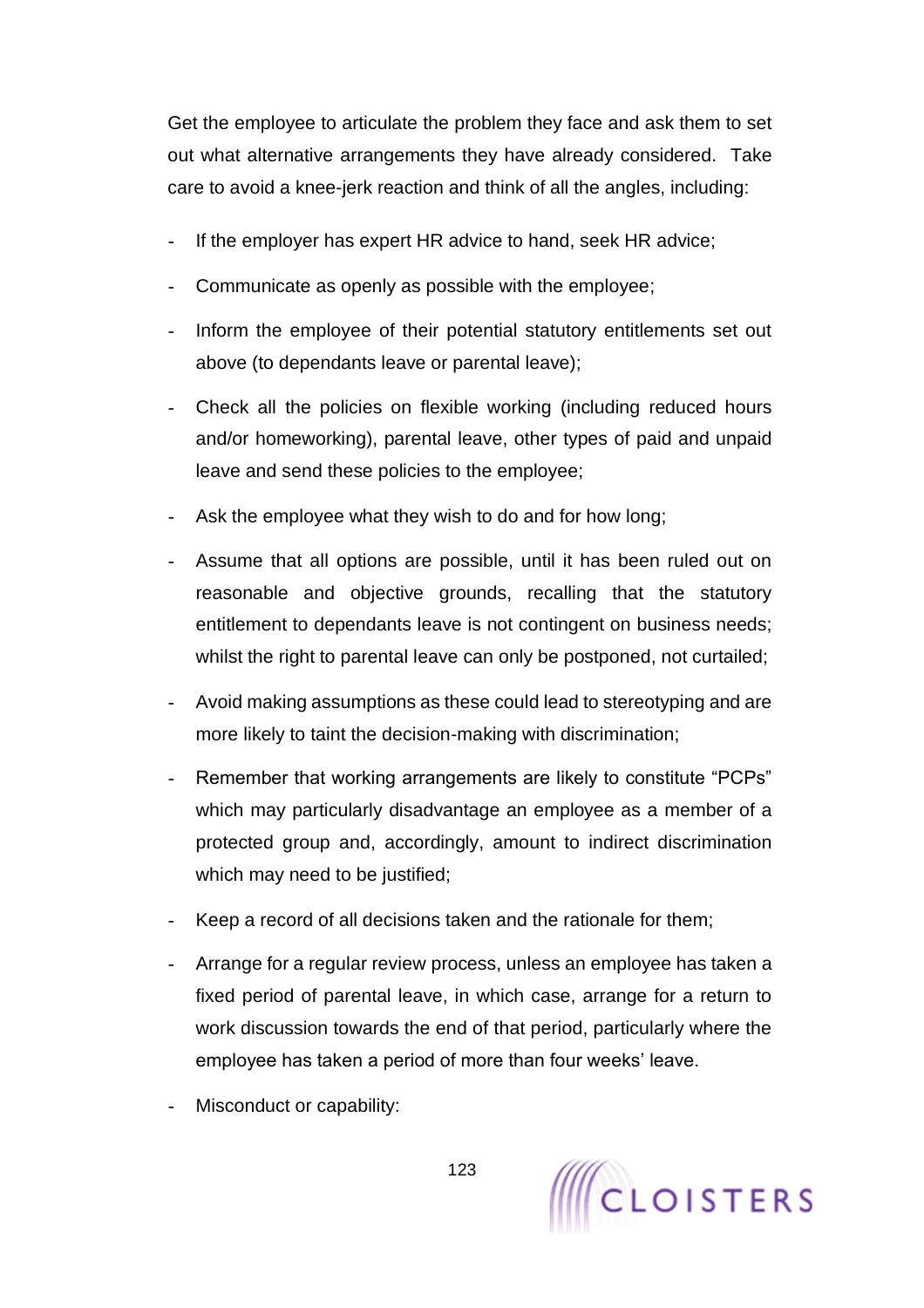Get the employee to articulate the problem they face and ask them to set out what alternative arrangements they have already considered. Take care to avoid a knee-jerk reaction and think of all the angles, including:

- If the employer has expert HR advice to hand, seek HR advice;
- Communicate as openly as possible with the employee;
- Inform the employee of their potential statutory entitlements set out above (to dependants leave or parental leave);
- Check all the policies on flexible working (including reduced hours and/or homeworking), parental leave, other types of paid and unpaid leave and send these policies to the employee;
- Ask the employee what they wish to do and for how long;
- Assume that all options are possible, until it has been ruled out on reasonable and objective grounds, recalling that the statutory entitlement to dependants leave is not contingent on business needs; whilst the right to parental leave can only be postponed, not curtailed;
- Avoid making assumptions as these could lead to stereotyping and are more likely to taint the decision-making with discrimination;
- Remember that working arrangements are likely to constitute "PCPs" which may particularly disadvantage an employee as a member of a protected group and, accordingly, amount to indirect discrimination which may need to be justified;
- Keep a record of all decisions taken and the rationale for them;
- Arrange for a regular review process, unless an employee has taken a fixed period of parental leave, in which case, arrange for a return to work discussion towards the end of that period, particularly where the employee has taken a period of more than four weeks' leave.
- Misconduct or capability: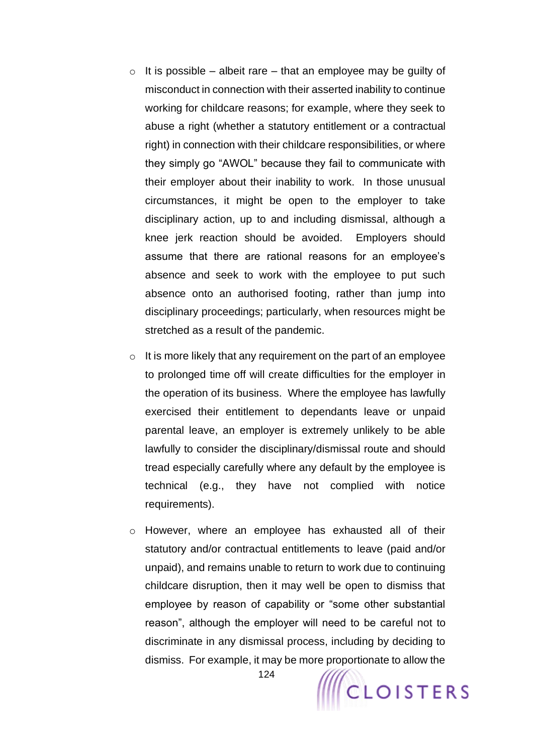- It is possible – albeit rare – that an employee may be guilty of misconduct in connection with their asserted inability to continue working for childcare reasons; for example, where they seek to abuse a right (whether a statutory entitlement or a contractual right) in connection with their childcare responsibilities, or where they simply go "AWOL" because they fail to communicate with their employer about their inability to work. In those unusual circumstances, it might be open to the employer to take disciplinary action, up to and including dismissal, although a knee jerk reaction should be avoided. Employers should assume that there are rational reasons for an employee's absence and seek to work with the employee to put such absence onto an authorised footing, rather than jump into disciplinary proceedings; particularly, when resources might be stretched as a result of the pandemic.

- It is more likely that any requirement on the part of an employee to prolonged time off will create difficulties for the employer in the operation of its business. Where the employee has lawfully exercised their entitlement to dependants leave or unpaid parental leave, an employer is extremely unlikely to be able lawfully to consider the disciplinary/dismissal route and should tread especially carefully where any default by the employee is technical (e.g., they have not complied with notice requirements).

- However, where an employee has exhausted all of their statutory and/or contractual entitlements to leave (paid and/or unpaid), and remains unable to return to work due to continuing childcare disruption, then it may well be open to dismiss that employee by reason of capability or "some other substantial reason", although the employer will need to be careful not to discriminate in any dismissal process, including by deciding to dismiss. For example, it may be more proportionate to allow the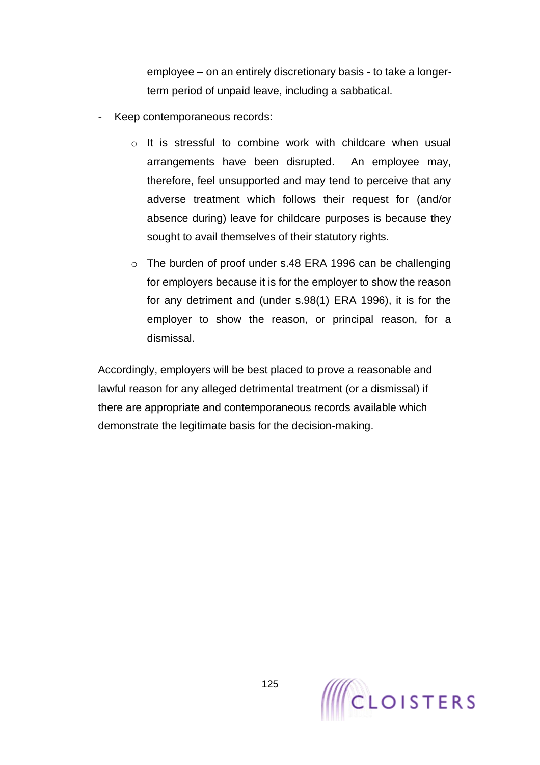employee – on an entirely discretionary basis - to take a longer-term period of unpaid leave, including a sabbatical.

- Keep contemporaneous records:
    - It is stressful to combine work with childcare when usual arrangements have been disrupted. An employee may, therefore, feel unsupported and may tend to perceive that any adverse treatment which follows their request for (and/or absence during) leave for childcare purposes is because they sought to avail themselves of their statutory rights.
    - The burden of proof under s.48 ERA 1996 can be challenging for employers because it is for the employer to show the reason for any detriment and (under s.98(1) ERA 1996), it is for the employer to show the reason, or principal reason, for a dismissal.

Accordingly, employers will be best placed to prove a reasonable and lawful reason for any alleged detrimental treatment (or a dismissal) if there are appropriate and contemporaneous records available which demonstrate the legitimate basis for the decision-making.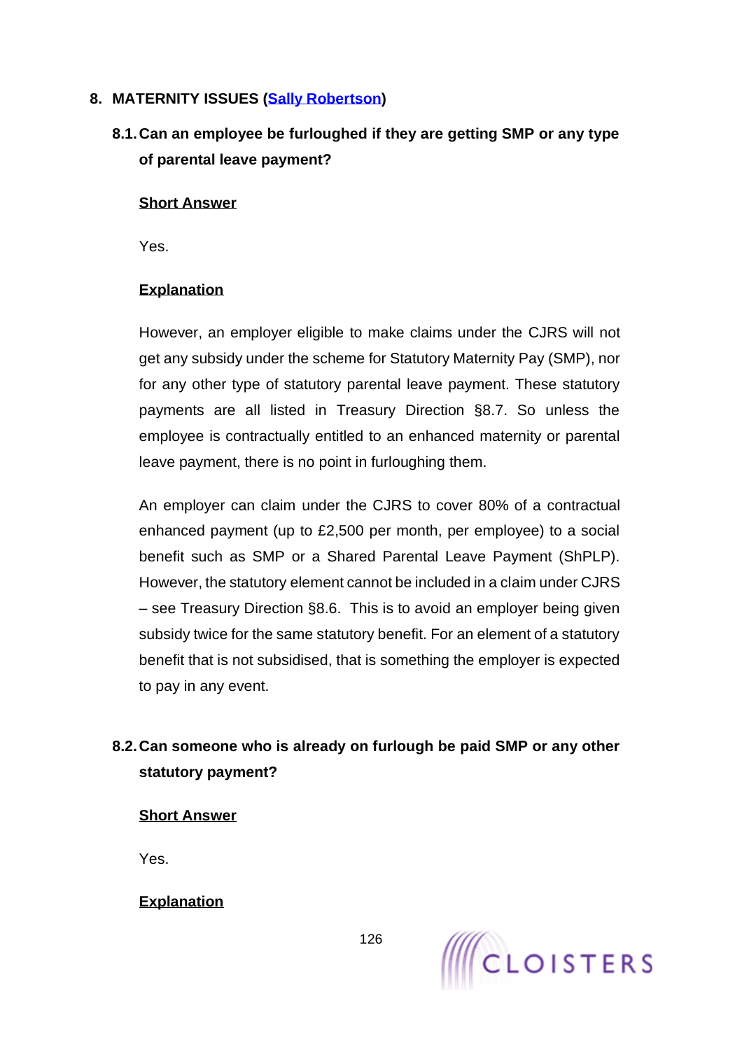## 8. MATERNITY ISSUES ([Sally Robertson]())

### 8.1. Can an employee be furloughed if they are getting SMP or any type of parental leave payment?

**<u>Short Answer</u>**

Yes.

**<u>Explanation</u>**

However, an employer eligible to make claims under the CJRS will not get any subsidy under the scheme for Statutory Maternity Pay (SMP), nor for any other type of statutory parental leave payment. These statutory payments are all listed in Treasury Direction §8.7. So unless the employee is contractually entitled to an enhanced maternity or parental leave payment, there is no point in furloughing them.

An employer can claim under the CJRS to cover 80% of a contractual enhanced payment (up to £2,500 per month, per employee) to a social benefit such as SMP or a Shared Parental Leave Payment (ShPLP). However, the statutory element cannot be included in a claim under CJRS – see Treasury Direction §8.6. This is to avoid an employer being given subsidy twice for the same statutory benefit. For an element of a statutory benefit that is not subsidised, that is something the employer is expected to pay in any event.

### 8.2. Can someone who is already on furlough be paid SMP or any other statutory payment?

**<u>Short Answer</u>**

Yes.

**<u>Explanation</u>**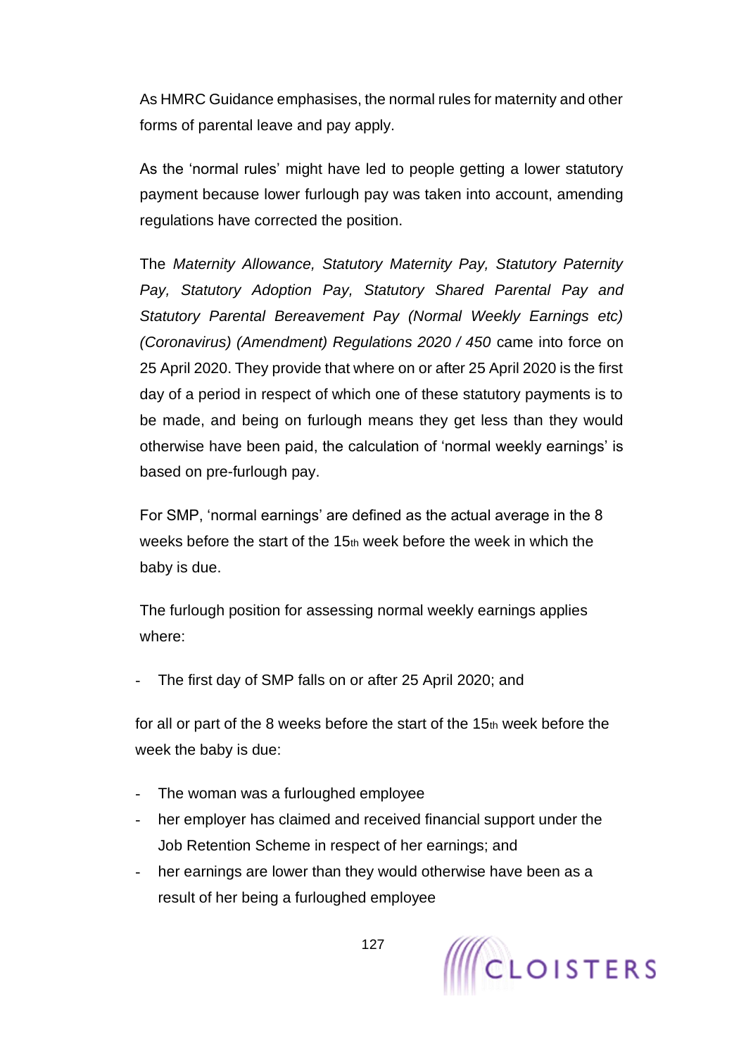As HMRC Guidance emphasises, the normal rules for maternity and other forms of parental leave and pay apply.

As the 'normal rules' might have led to people getting a lower statutory payment because lower furlough pay was taken into account, amending regulations have corrected the position.

The *Maternity Allowance, Statutory Maternity Pay, Statutory Paternity Pay, Statutory Adoption Pay, Statutory Shared Parental Pay and Statutory Parental Bereavement Pay (Normal Weekly Earnings etc) (Coronavirus) (Amendment) Regulations 2020 / 450* came into force on 25 April 2020. They provide that where on or after 25 April 2020 is the first day of a period in respect of which one of these statutory payments is to be made, and being on furlough means they get less than they would otherwise have been paid, the calculation of 'normal weekly earnings' is based on pre-furlough pay.

For SMP, 'normal earnings' are defined as the actual average in the 8 weeks before the start of the 15th week before the week in which the baby is due.

The furlough position for assessing normal weekly earnings applies where:

- The first day of SMP falls on or after 25 April 2020; and

for all or part of the 8 weeks before the start of the 15th week before the week the baby is due:

- The woman was a furloughed employee
- her employer has claimed and received financial support under the Job Retention Scheme in respect of her earnings; and
- her earnings are lower than they would otherwise have been as a result of her being a furloughed employee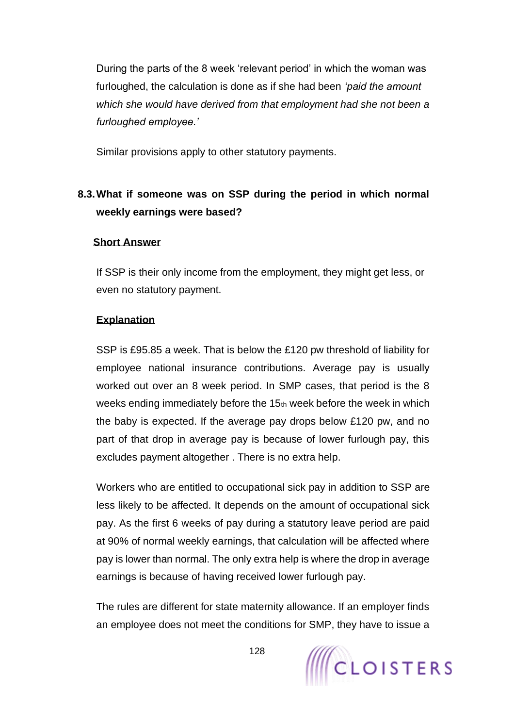During the parts of the 8 week 'relevant period' in which the woman was furloughed, the calculation is done as if she had been *'paid the amount which she would have derived from that employment had she not been a furloughed employee.'*

Similar provisions apply to other statutory payments.

### 8.3. What if someone was on SSP during the period in which normal weekly earnings were based?

**Short Answer**

If SSP is their only income from the employment, they might get less, or even no statutory payment.

**Explanation**

SSP is £95.85 a week. That is below the £120 pw threshold of liability for employee national insurance contributions. Average pay is usually worked out over an 8 week period. In SMP cases, that period is the 8 weeks ending immediately before the 15th week before the week in which the baby is expected. If the average pay drops below £120 pw, and no part of that drop in average pay is because of lower furlough pay, this excludes payment altogether . There is no extra help.

Workers who are entitled to occupational sick pay in addition to SSP are less likely to be affected. It depends on the amount of occupational sick pay. As the first 6 weeks of pay during a statutory leave period are paid at 90% of normal weekly earnings, that calculation will be affected where pay is lower than normal. The only extra help is where the drop in average earnings is because of having received lower furlough pay.

The rules are different for state maternity allowance. If an employer finds an employee does not meet the conditions for SMP, they have to issue a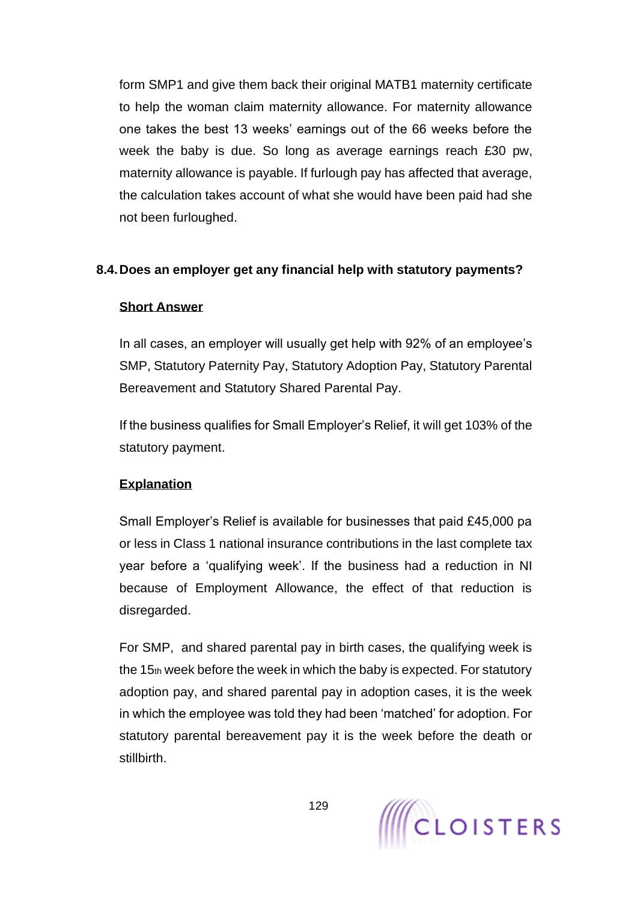form SMP1 and give them back their original MATB1 maternity certificate to help the woman claim maternity allowance. For maternity allowance one takes the best 13 weeks' earnings out of the 66 weeks before the week the baby is due. So long as average earnings reach £30 pw, maternity allowance is payable. If furlough pay has affected that average, the calculation takes account of what she would have been paid had she not been furloughed.

### 8.4. Does an employer get any financial help with statutory payments?

**Short Answer**

In all cases, an employer will usually get help with 92% of an employee's SMP, Statutory Paternity Pay, Statutory Adoption Pay, Statutory Parental Bereavement and Statutory Shared Parental Pay.

If the business qualifies for Small Employer's Relief, it will get 103% of the statutory payment.

**Explanation**

Small Employer's Relief is available for businesses that paid £45,000 pa or less in Class 1 national insurance contributions in the last complete tax year before a 'qualifying week'. If the business had a reduction in NI because of Employment Allowance, the effect of that reduction is disregarded.

For SMP, and shared parental pay in birth cases, the qualifying week is the 15th week before the week in which the baby is expected. For statutory adoption pay, and shared parental pay in adoption cases, it is the week in which the employee was told they had been 'matched' for adoption. For statutory parental bereavement pay it is the week before the death or stillbirth.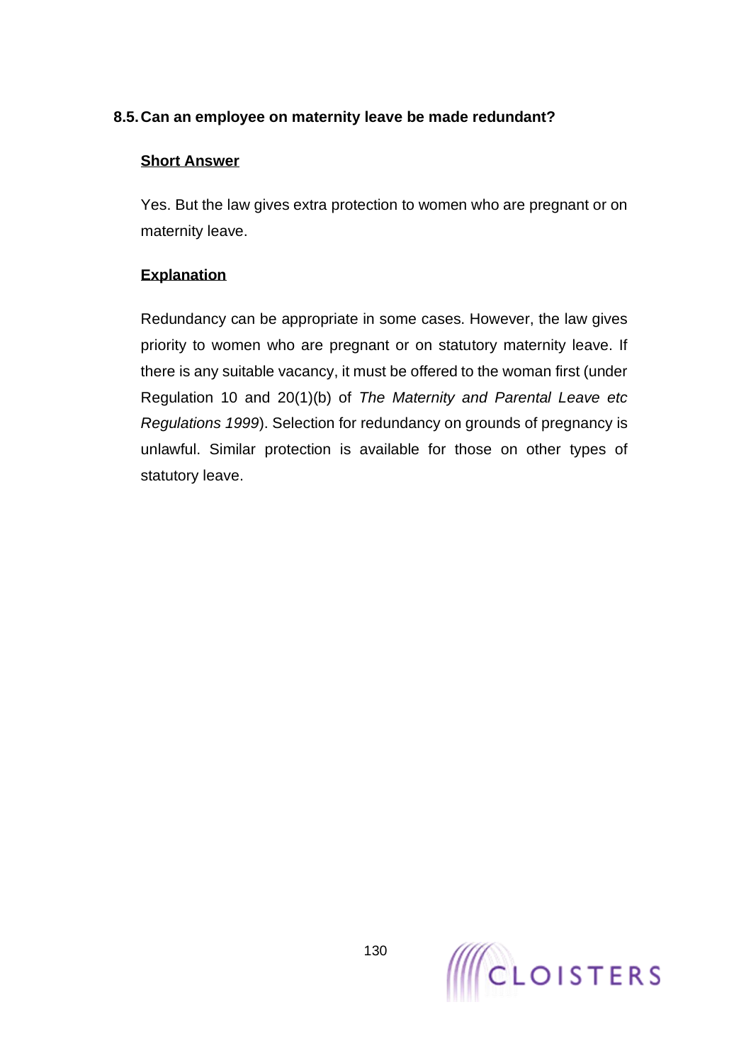### 8.5. Can an employee on maternity leave be made redundant?

**Short Answer**

Yes. But the law gives extra protection to women who are pregnant or on maternity leave.

**Explanation**

Redundancy can be appropriate in some cases. However, the law gives priority to women who are pregnant or on statutory maternity leave. If there is any suitable vacancy, it must be offered to the woman first (under Regulation 10 and 20(1)(b) of *The Maternity and Parental Leave etc Regulations 1999*). Selection for redundancy on grounds of pregnancy is unlawful. Similar protection is available for those on other types of statutory leave.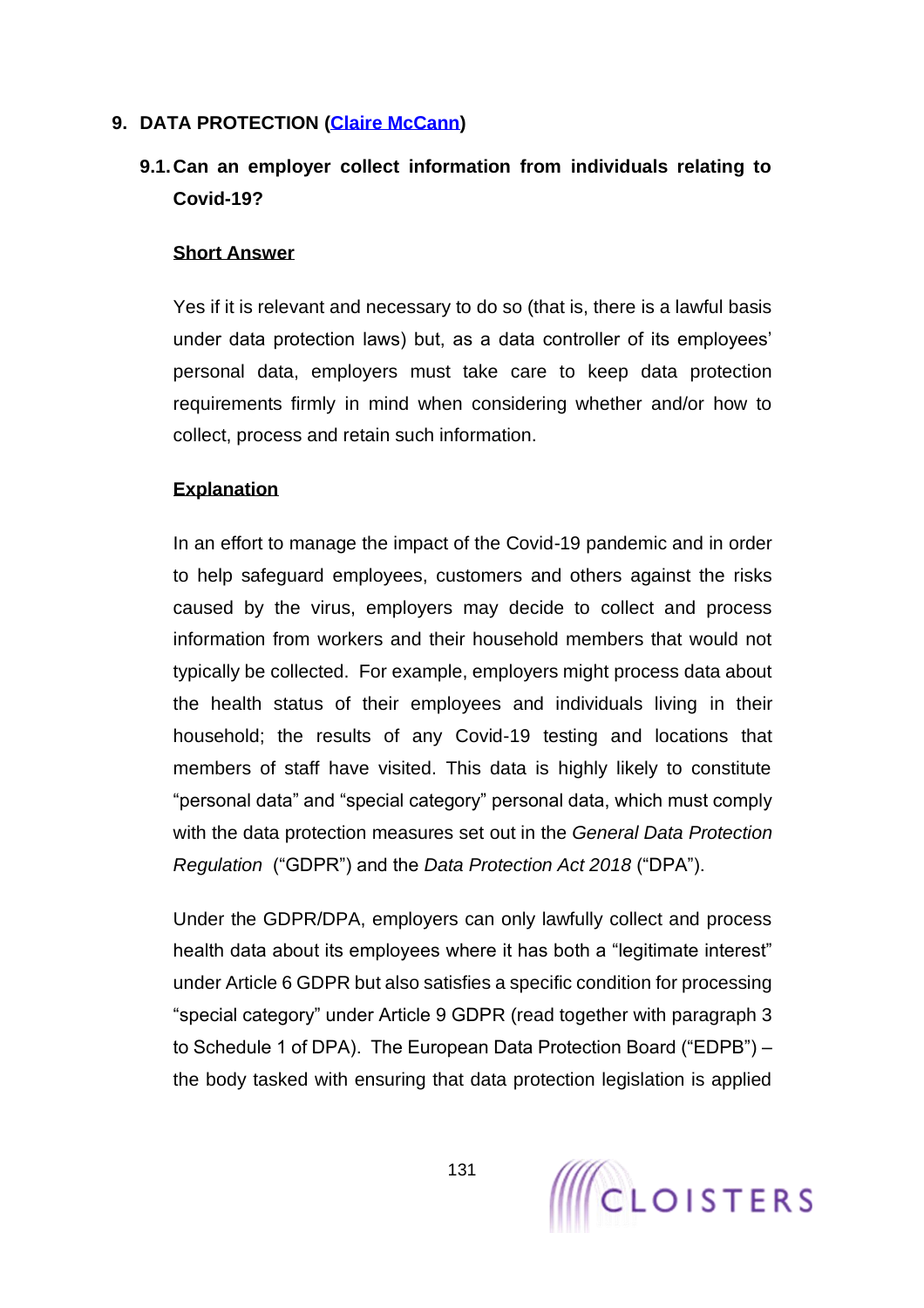## 9. DATA PROTECTION ([Claire McCann])

### 9.1. Can an employer collect information from individuals relating to Covid-19?

**Short Answer**

Yes if it is relevant and necessary to do so (that is, there is a lawful basis under data protection laws) but, as a data controller of its employees' personal data, employers must take care to keep data protection requirements firmly in mind when considering whether and/or how to collect, process and retain such information.

**Explanation**

In an effort to manage the impact of the Covid-19 pandemic and in order to help safeguard employees, customers and others against the risks caused by the virus, employers may decide to collect and process information from workers and their household members that would not typically be collected. For example, employers might process data about the health status of their employees and individuals living in their household; the results of any Covid-19 testing and locations that members of staff have visited. This data is highly likely to constitute "personal data" and "special category" personal data, which must comply with the data protection measures set out in the *General Data Protection Regulation* ("GDPR") and the *Data Protection Act 2018* ("DPA").

Under the GDPR/DPA, employers can only lawfully collect and process health data about its employees where it has both a "legitimate interest" under Article 6 GDPR but also satisfies a specific condition for processing "special category" under Article 9 GDPR (read together with paragraph 3 to Schedule 1 of DPA). The European Data Protection Board ("EDPB") – the body tasked with ensuring that data protection legislation is applied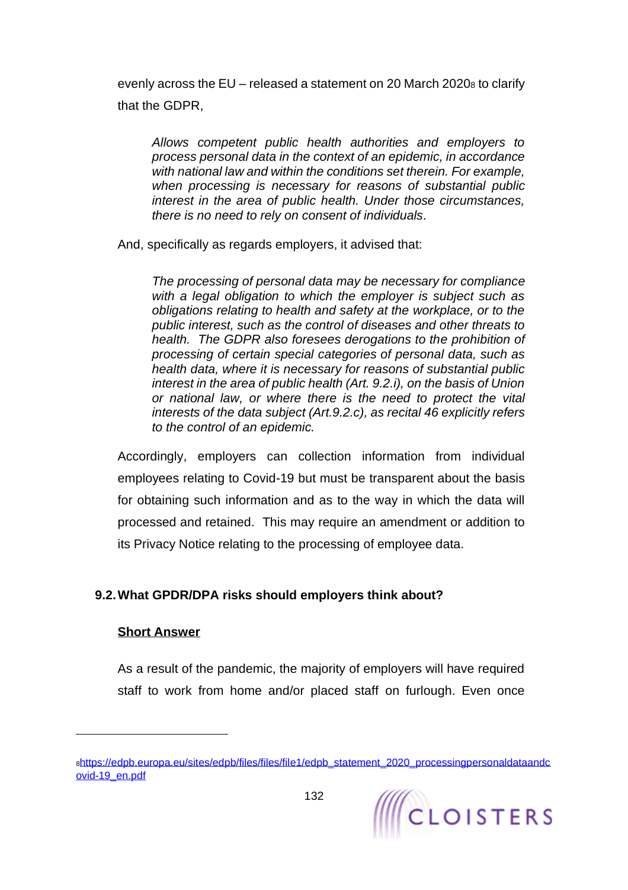evenly across the EU – released a statement on 20 March 2020[8] to clarify that the GDPR,

> *Allows competent public health authorities and employers to process personal data in the context of an epidemic, in accordance with national law and within the conditions set therein. For example, when processing is necessary for reasons of substantial public interest in the area of public health. Under those circumstances, there is no need to rely on consent of individuals*.

And, specifically as regards employers, it advised that:

> *The processing of personal data may be necessary for compliance with a legal obligation to which the employer is subject such as obligations relating to health and safety at the workplace, or to the public interest, such as the control of diseases and other threats to health. The GDPR also foresees derogations to the prohibition of processing of certain special categories of personal data, such as health data, where it is necessary for reasons of substantial public interest in the area of public health (Art. 9.2.i), on the basis of Union or national law, or where there is the need to protect the vital interests of the data subject (Art.9.2.c), as recital 46 explicitly refers to the control of an epidemic.*

Accordingly, employers can collection information from individual employees relating to Covid-19 but must be transparent about the basis for obtaining such information and as to the way in which the data will processed and retained. This may require an amendment or addition to its Privacy Notice relating to the processing of employee data.

## 9.2. What GPDR/DPA risks should employers think about?

**Short Answer**

As a result of the pandemic, the majority of employers will have required staff to work from home and/or placed staff on furlough. Even once

---

[8] https://edpb.europa.eu/sites/edpb/files/files/file1/edpb_statement_2020_processingpersonaldataandcovid-19_en.pdf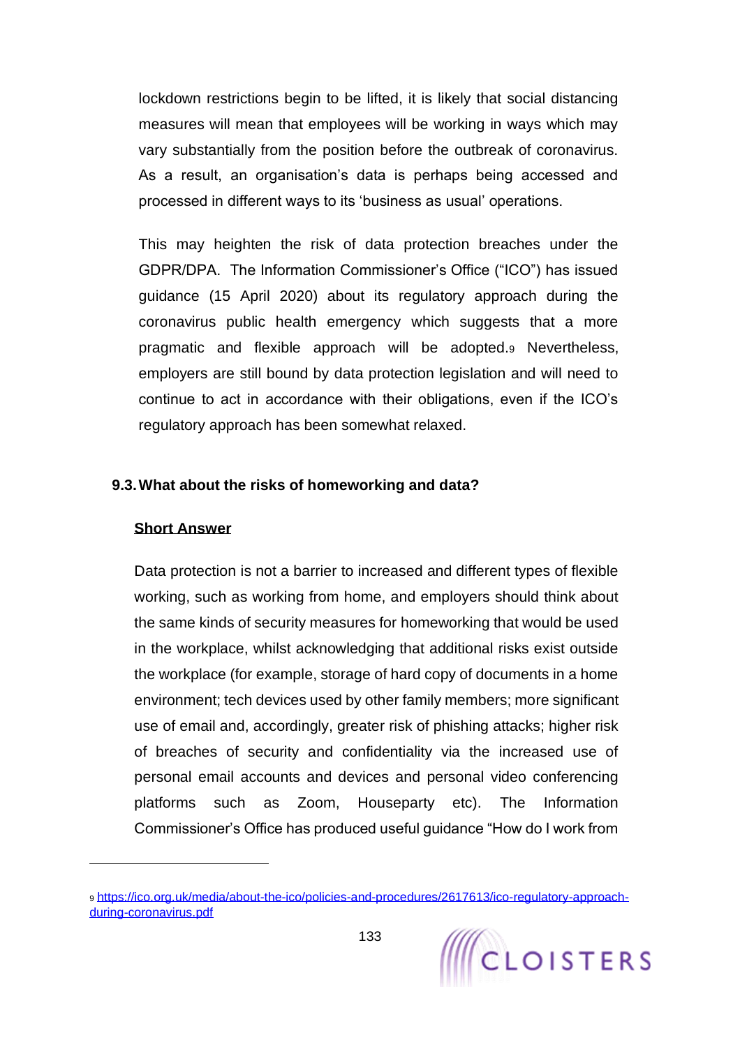lockdown restrictions begin to be lifted, it is likely that social distancing measures will mean that employees will be working in ways which may vary substantially from the position before the outbreak of coronavirus. As a result, an organisation's data is perhaps being accessed and processed in different ways to its 'business as usual' operations.

This may heighten the risk of data protection breaches under the GDPR/DPA. The Information Commissioner's Office ("ICO") has issued guidance (15 April 2020) about its regulatory approach during the coronavirus public health emergency which suggests that a more pragmatic and flexible approach will be adopted.[9] Nevertheless, employers are still bound by data protection legislation and will need to continue to act in accordance with their obligations, even if the ICO's regulatory approach has been somewhat relaxed.

### 9.3. What about the risks of homeworking and data?

**Short Answer**

Data protection is not a barrier to increased and different types of flexible working, such as working from home, and employers should think about the same kinds of security measures for homeworking that would be used in the workplace, whilst acknowledging that additional risks exist outside the workplace (for example, storage of hard copy of documents in a home environment; tech devices used by other family members; more significant use of email and, accordingly, greater risk of phishing attacks; higher risk of breaches of security and confidentiality via the increased use of personal email accounts and devices and personal video conferencing platforms such as Zoom, Houseparty etc). The Information Commissioner's Office has produced useful guidance "How do I work from

---

[9] https://ico.org.uk/media/about-the-ico/policies-and-procedures/2617613/ico-regulatory-approach-during-coronavirus.pdf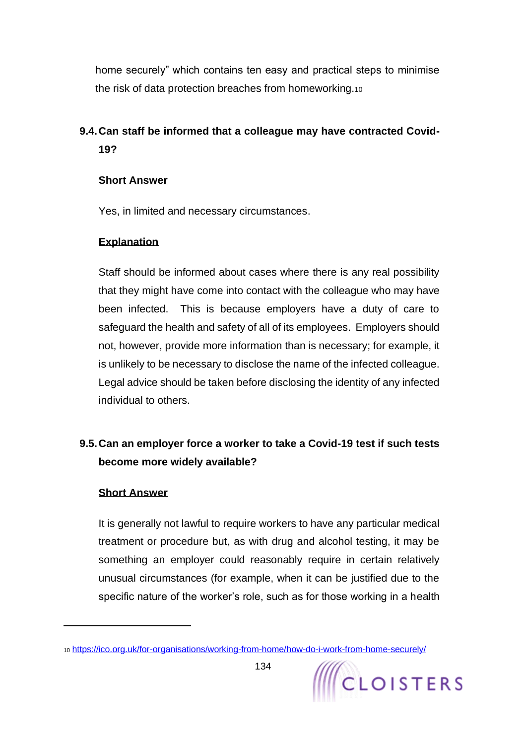home securely" which contains ten easy and practical steps to minimise the risk of data protection breaches from homeworking.[10]

### 9.4. Can staff be informed that a colleague may have contracted Covid-19?

**Short Answer**

Yes, in limited and necessary circumstances.

**Explanation**

Staff should be informed about cases where there is any real possibility that they might have come into contact with the colleague who may have been infected. This is because employers have a duty of care to safeguard the health and safety of all of its employees. Employers should not, however, provide more information than is necessary; for example, it is unlikely to be necessary to disclose the name of the infected colleague. Legal advice should be taken before disclosing the identity of any infected individual to others.

### 9.5. Can an employer force a worker to take a Covid-19 test if such tests become more widely available?

**Short Answer**

It is generally not lawful to require workers to have any particular medical treatment or procedure but, as with drug and alcohol testing, it may be something an employer could reasonably require in certain relatively unusual circumstances (for example, when it can be justified due to the specific nature of the worker's role, such as for those working in a health

---

[10] https://ico.org.uk/for-organisations/working-from-home/how-do-i-work-from-home-securely/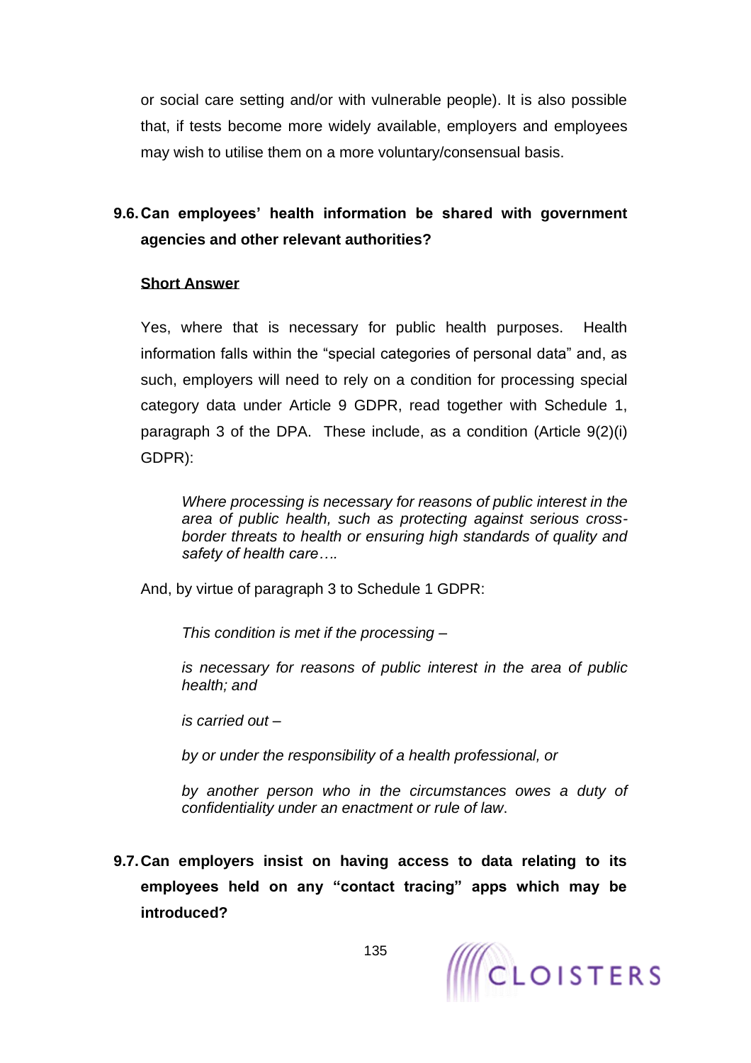or social care setting and/or with vulnerable people). It is also possible that, if tests become more widely available, employers and employees may wish to utilise them on a more voluntary/consensual basis.

### 9.6. Can employees' health information be shared with government agencies and other relevant authorities?

**Short Answer**

Yes, where that is necessary for public health purposes. Health information falls within the "special categories of personal data" and, as such, employers will need to rely on a condition for processing special category data under Article 9 GDPR, read together with Schedule 1, paragraph 3 of the DPA. These include, as a condition (Article 9(2)(i) GDPR):

> *Where processing is necessary for reasons of public interest in the area of public health, such as protecting against serious cross-border threats to health or ensuring high standards of quality and safety of health care….*

And, by virtue of paragraph 3 to Schedule 1 GDPR:

> *This condition is met if the processing –*
>
> *is necessary for reasons of public interest in the area of public health; and*
>
> *is carried out –*
>
> *by or under the responsibility of a health professional, or*
>
> *by another person who in the circumstances owes a duty of confidentiality under an enactment or rule of law.*

### 9.7. Can employers insist on having access to data relating to its employees held on any "contact tracing" apps which may be introduced?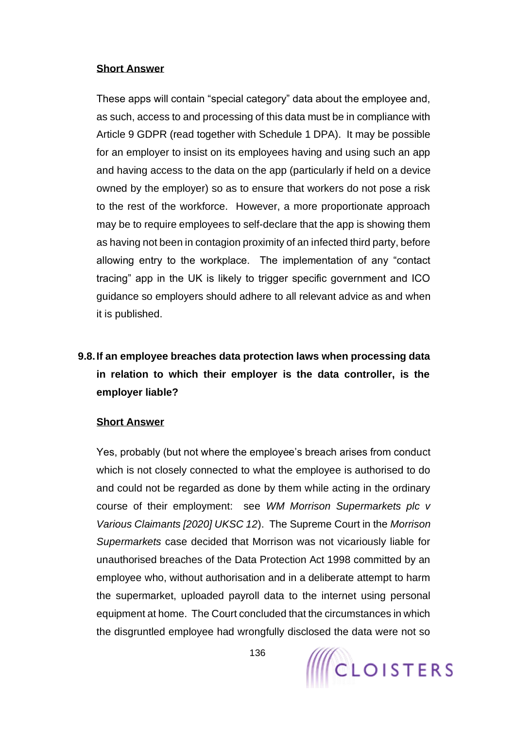**Short Answer**

These apps will contain "special category" data about the employee and, as such, access to and processing of this data must be in compliance with Article 9 GDPR (read together with Schedule 1 DPA). It may be possible for an employer to insist on its employees having and using such an app and having access to the data on the app (particularly if held on a device owned by the employer) so as to ensure that workers do not pose a risk to the rest of the workforce. However, a more proportionate approach may be to require employees to self-declare that the app is showing them as having not been in contagion proximity of an infected third party, before allowing entry to the workplace. The implementation of any "contact tracing" app in the UK is likely to trigger specific government and ICO guidance so employers should adhere to all relevant advice as and when it is published.

**9.8. If an employee breaches data protection laws when processing data in relation to which their employer is the data controller, is the employer liable?**

**Short Answer**

Yes, probably (but not where the employee's breach arises from conduct which is not closely connected to what the employee is authorised to do and could not be regarded as done by them while acting in the ordinary course of their employment: see *WM Morrison Supermarkets plc v Various Claimants [2020] UKSC 12*). The Supreme Court in the *Morrison Supermarkets* case decided that Morrison was not vicariously liable for unauthorised breaches of the Data Protection Act 1998 committed by an employee who, without authorisation and in a deliberate attempt to harm the supermarket, uploaded payroll data to the internet using personal equipment at home. The Court concluded that the circumstances in which the disgruntled employee had wrongfully disclosed the data were not so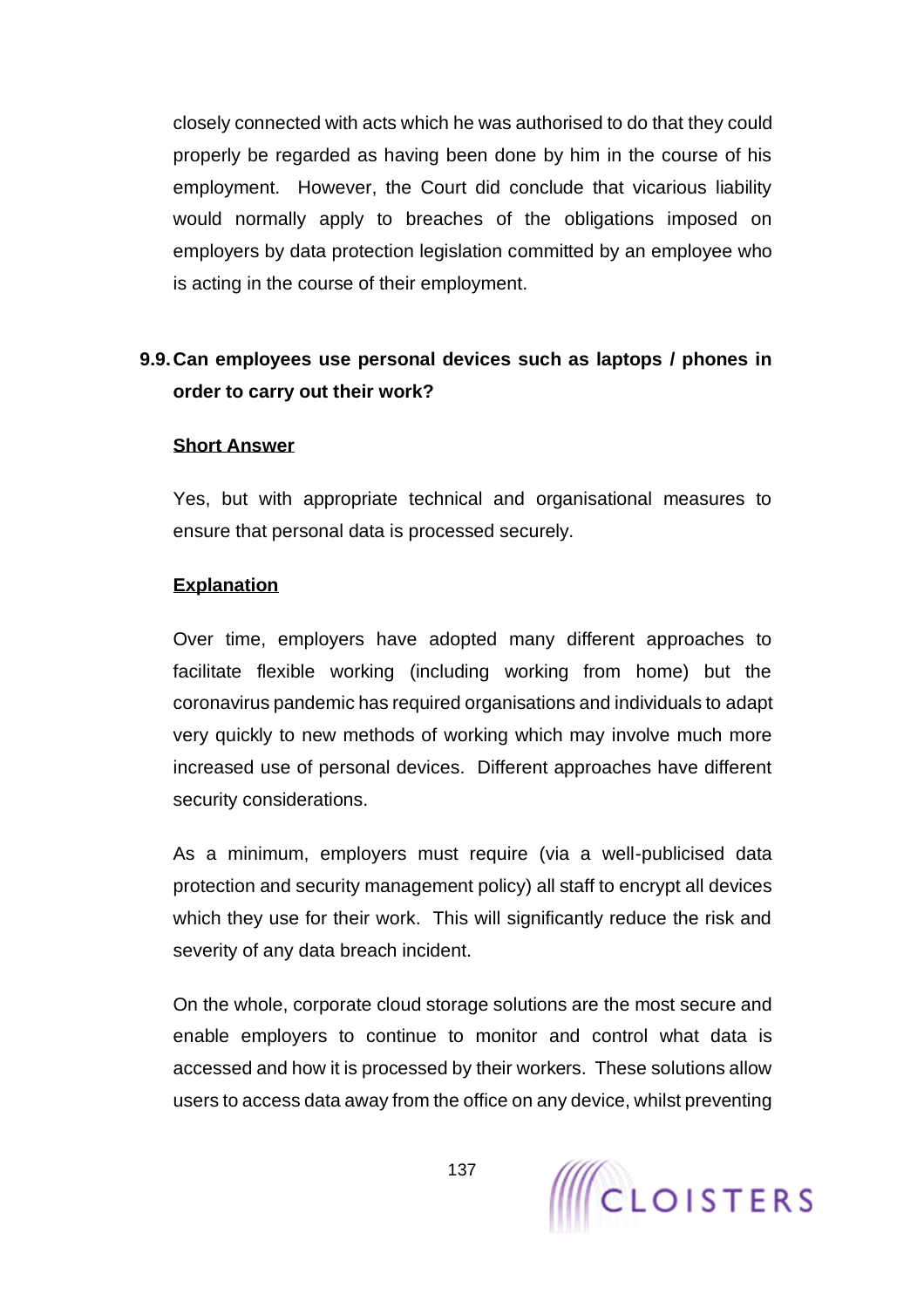closely connected with acts which he was authorised to do that they could properly be regarded as having been done by him in the course of his employment. However, the Court did conclude that vicarious liability would normally apply to breaches of the obligations imposed on employers by data protection legislation committed by an employee who is acting in the course of their employment.

### 9.9. Can employees use personal devices such as laptops / phones in order to carry out their work?

**Short Answer**

Yes, but with appropriate technical and organisational measures to ensure that personal data is processed securely.

**Explanation**

Over time, employers have adopted many different approaches to facilitate flexible working (including working from home) but the coronavirus pandemic has required organisations and individuals to adapt very quickly to new methods of working which may involve much more increased use of personal devices. Different approaches have different security considerations.

As a minimum, employers must require (via a well-publicised data protection and security management policy) all staff to encrypt all devices which they use for their work. This will significantly reduce the risk and severity of any data breach incident.

On the whole, corporate cloud storage solutions are the most secure and enable employers to continue to monitor and control what data is accessed and how it is processed by their workers. These solutions allow users to access data away from the office on any device, whilst preventing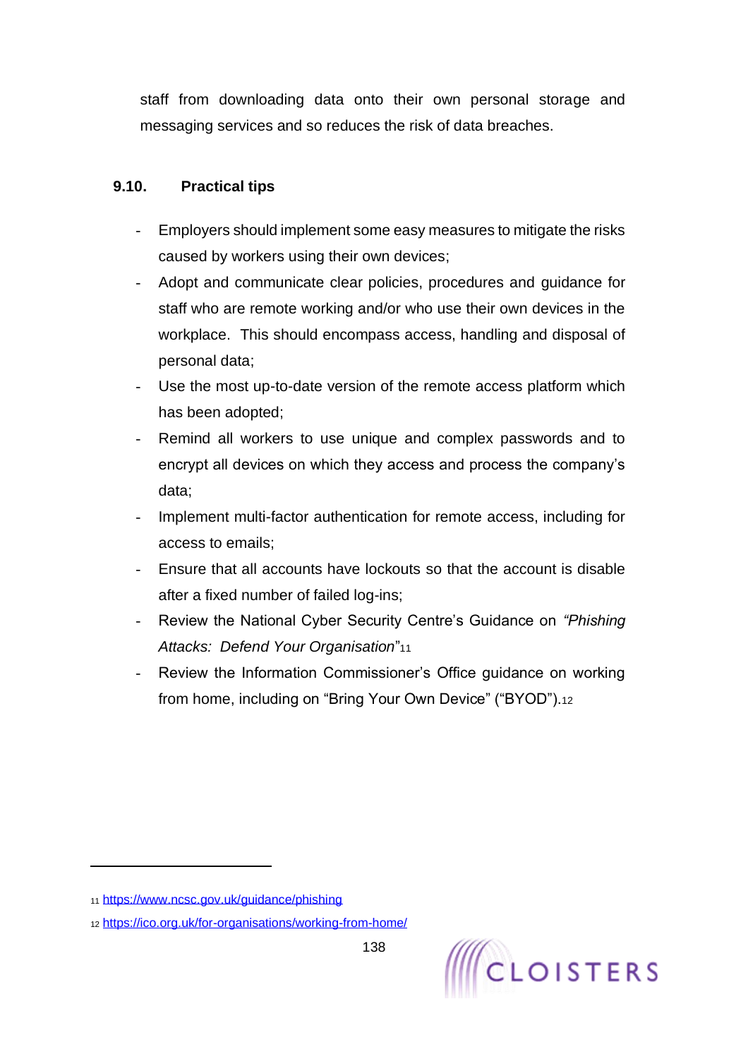staff from downloading data onto their own personal storage and messaging services and so reduces the risk of data breaches.

### 9.10. Practical tips

- Employers should implement some easy measures to mitigate the risks caused by workers using their own devices;
- Adopt and communicate clear policies, procedures and guidance for staff who are remote working and/or who use their own devices in the workplace. This should encompass access, handling and disposal of personal data;
- Use the most up-to-date version of the remote access platform which has been adopted;
- Remind all workers to use unique and complex passwords and to encrypt all devices on which they access and process the company's data;
- Implement multi-factor authentication for remote access, including for access to emails;
- Ensure that all accounts have lockouts so that the account is disable after a fixed number of failed log-ins;
- Review the National Cyber Security Centre's Guidance on *"Phishing Attacks: Defend Your Organisation*"[11]
- Review the Information Commissioner's Office guidance on working from home, including on "Bring Your Own Device" ("BYOD").[12]

---

[11] https://www.ncsc.gov.uk/guidance/phishing

[12] https://ico.org.uk/for-organisations/working-from-home/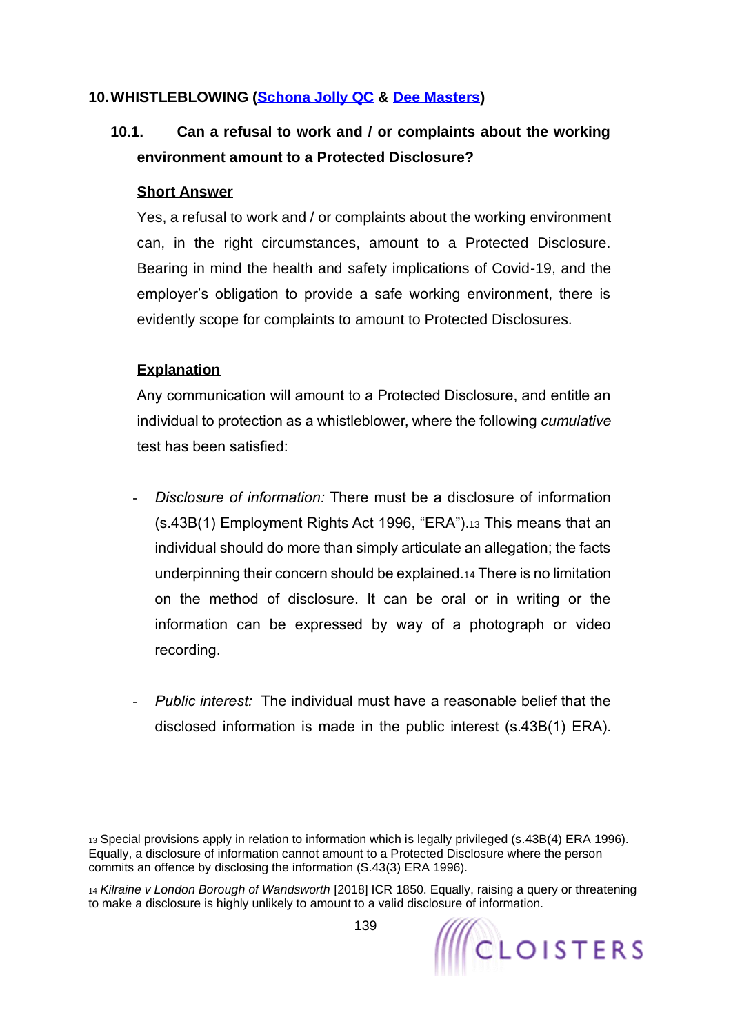## 10. WHISTLEBLOWING (Schona Jolly QC & Dee Masters)

### 10.1. Can a refusal to work and / or complaints about the working environment amount to a Protected Disclosure?

**Short Answer**

Yes, a refusal to work and / or complaints about the working environment can, in the right circumstances, amount to a Protected Disclosure. Bearing in mind the health and safety implications of Covid-19, and the employer's obligation to provide a safe working environment, there is evidently scope for complaints to amount to Protected Disclosures.

**Explanation**

Any communication will amount to a Protected Disclosure, and entitle an individual to protection as a whistleblower, where the following *cumulative* test has been satisfied:

- *Disclosure of information:* There must be a disclosure of information (s.43B(1) Employment Rights Act 1996, "ERA").[13] This means that an individual should do more than simply articulate an allegation; the facts underpinning their concern should be explained.[14] There is no limitation on the method of disclosure. It can be oral or in writing or the information can be expressed by way of a photograph or video recording.

- *Public interest:* The individual must have a reasonable belief that the disclosed information is made in the public interest (s.43B(1) ERA).

---

[13] Special provisions apply in relation to information which is legally privileged (s.43B(4) ERA 1996). Equally, a disclosure of information cannot amount to a Protected Disclosure where the person commits an offence by disclosing the information (S.43(3) ERA 1996).

[14] *Kilraine v London Borough of Wandsworth* [2018] ICR 1850. Equally, raising a query or threatening to make a disclosure is highly unlikely to amount to a valid disclosure of information.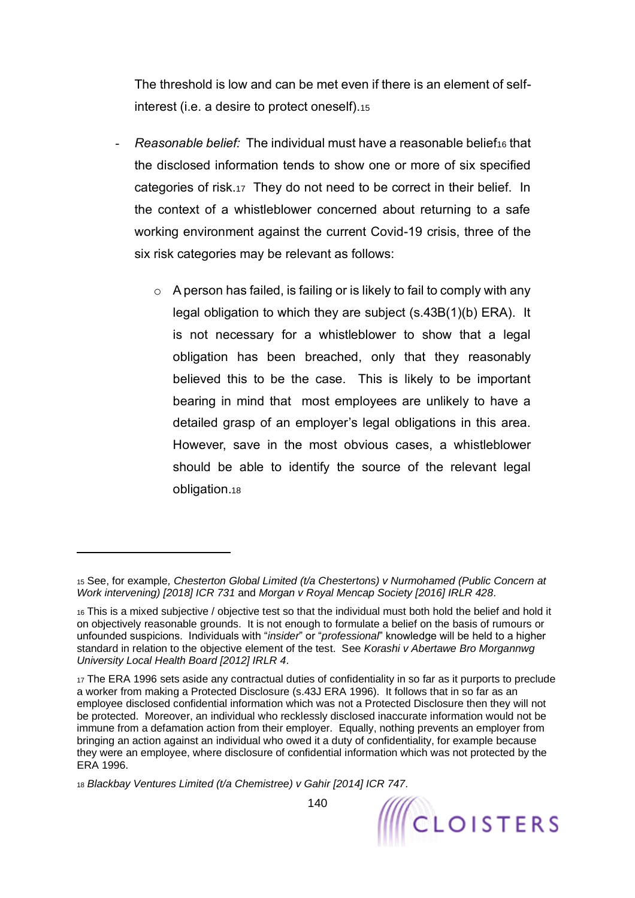The threshold is low and can be met even if there is an element of self-interest (i.e. a desire to protect oneself).[15]

- *Reasonable belief:* The individual must have a reasonable belief[16] that the disclosed information tends to show one or more of six specified categories of risk.[17] They do not need to be correct in their belief. In the context of a whistleblower concerned about returning to a safe working environment against the current Covid-19 crisis, three of the six risk categories may be relevant as follows:

  - A person has failed, is failing or is likely to fail to comply with any legal obligation to which they are subject (s.43B(1)(b) ERA). It is not necessary for a whistleblower to show that a legal obligation has been breached, only that they reasonably believed this to be the case. This is likely to be important bearing in mind that most employees are unlikely to have a detailed grasp of an employer's legal obligations in this area. However, save in the most obvious cases, a whistleblower should be able to identify the source of the relevant legal obligation.[18]

---

[15] See, for example, *Chesterton Global Limited (t/a Chestertons) v Nurmohamed (Public Concern at Work intervening) [2018] ICR 731* and *Morgan v Royal Mencap Society [2016] IRLR 428*.

[16] This is a mixed subjective / objective test so that the individual must both hold the belief and hold it on objectively reasonable grounds. It is not enough to formulate a belief on the basis of rumours or unfounded suspicions. Individuals with "*insider*" or "*professional*" knowledge will be held to a higher standard in relation to the objective element of the test. See *Korashi v Abertawe Bro Morgannwg University Local Health Board [2012] IRLR 4*.

[17] The ERA 1996 sets aside any contractual duties of confidentiality in so far as it purports to preclude a worker from making a Protected Disclosure (s.43J ERA 1996). It follows that in so far as an employee disclosed confidential information which was not a Protected Disclosure then they will not be protected. Moreover, an individual who recklessly disclosed inaccurate information would not be immune from a defamation action from their employer. Equally, nothing prevents an employer from bringing an action against an individual who owed it a duty of confidentiality, for example because they were an employee, where disclosure of confidential information which was not protected by the ERA 1996.

[18] *Blackbay Ventures Limited (t/a Chemistree) v Gahir [2014] ICR 747*.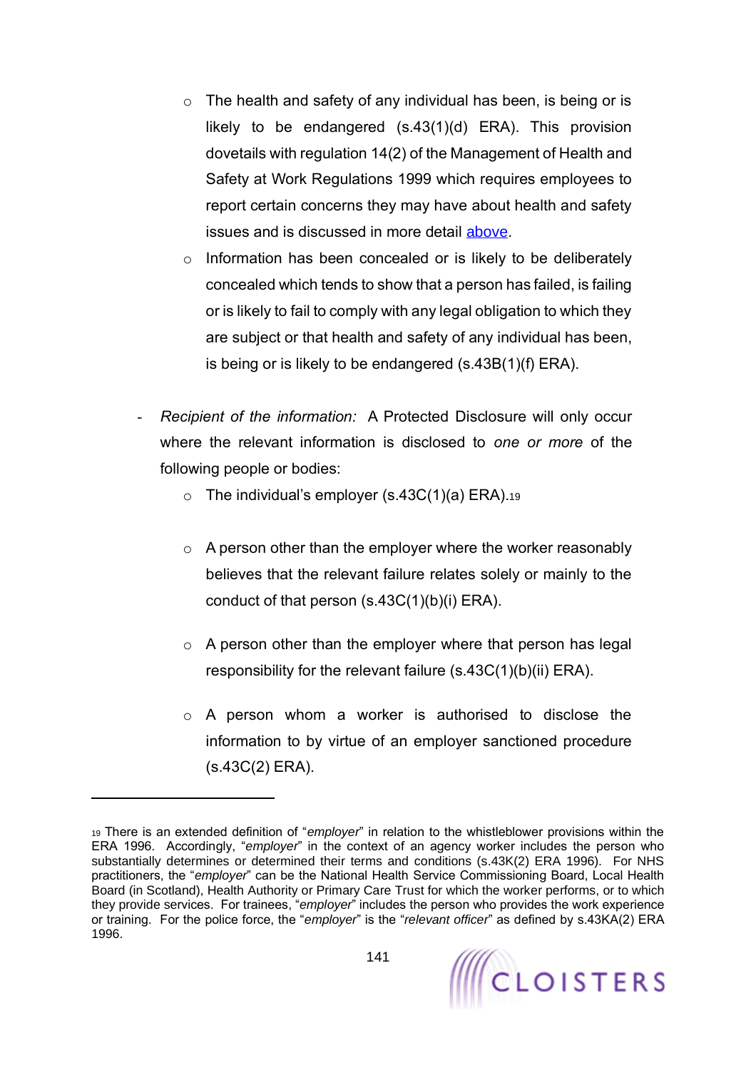- The health and safety of any individual has been, is being or is likely to be endangered (s.43(1)(d) ERA). This provision dovetails with regulation 14(2) of the Management of Health and Safety at Work Regulations 1999 which requires employees to report certain concerns they may have about health and safety issues and is discussed in more detail above.
  - Information has been concealed or is likely to be deliberately concealed which tends to show that a person has failed, is failing or is likely to fail to comply with any legal obligation to which they are subject or that health and safety of any individual has been, is being or is likely to be endangered (s.43B(1)(f) ERA).

- *Recipient of the information:* A Protected Disclosure will only occur where the relevant information is disclosed to *one or more* of the following people or bodies:
  - The individual's employer (s.43C(1)(a) ERA).[19]
  - A person other than the employer where the worker reasonably believes that the relevant failure relates solely or mainly to the conduct of that person (s.43C(1)(b)(i) ERA).
  - A person other than the employer where that person has legal responsibility for the relevant failure (s.43C(1)(b)(ii) ERA).
  - A person whom a worker is authorised to disclose the information to by virtue of an employer sanctioned procedure (s.43C(2) ERA).

---

[19] There is an extended definition of "*employer*" in relation to the whistleblower provisions within the ERA 1996. Accordingly, "*employer*" in the context of an agency worker includes the person who substantially determines or determined their terms and conditions (s.43K(2) ERA 1996). For NHS practitioners, the "*employer*" can be the National Health Service Commissioning Board, Local Health Board (in Scotland), Health Authority or Primary Care Trust for which the worker performs, or to which they provide services. For trainees, "*employer*" includes the person who provides the work experience or training. For the police force, the "*employer*" is the "*relevant officer*" as defined by s.43KA(2) ERA 1996.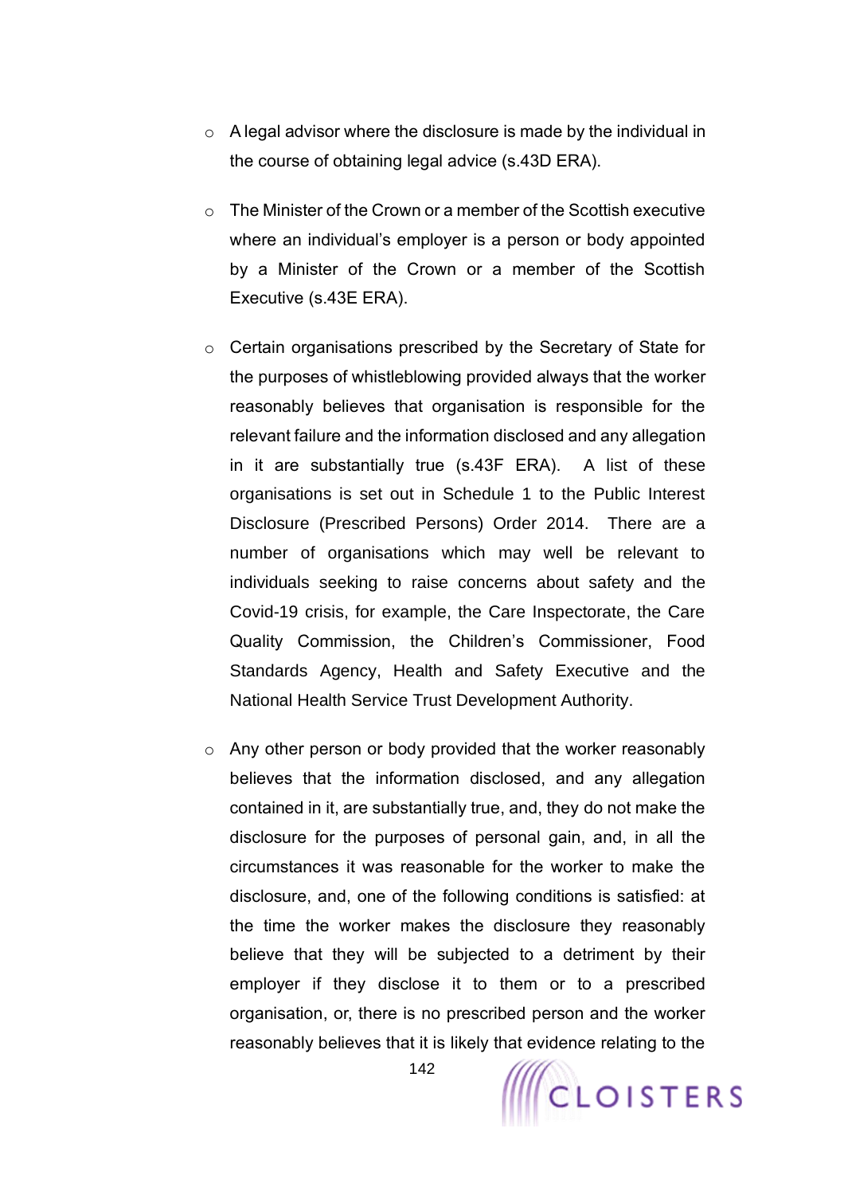- A legal advisor where the disclosure is made by the individual in the course of obtaining legal advice (s.43D ERA).

- The Minister of the Crown or a member of the Scottish executive where an individual's employer is a person or body appointed by a Minister of the Crown or a member of the Scottish Executive (s.43E ERA).

- Certain organisations prescribed by the Secretary of State for the purposes of whistleblowing provided always that the worker reasonably believes that organisation is responsible for the relevant failure and the information disclosed and any allegation in it are substantially true (s.43F ERA). A list of these organisations is set out in Schedule 1 to the Public Interest Disclosure (Prescribed Persons) Order 2014. There are a number of organisations which may well be relevant to individuals seeking to raise concerns about safety and the Covid-19 crisis, for example, the Care Inspectorate, the Care Quality Commission, the Children's Commissioner, Food Standards Agency, Health and Safety Executive and the National Health Service Trust Development Authority.

- Any other person or body provided that the worker reasonably believes that the information disclosed, and any allegation contained in it, are substantially true, and, they do not make the disclosure for the purposes of personal gain, and, in all the circumstances it was reasonable for the worker to make the disclosure, and, one of the following conditions is satisfied: at the time the worker makes the disclosure they reasonably believe that they will be subjected to a detriment by their employer if they disclose it to them or to a prescribed organisation, or, there is no prescribed person and the worker reasonably believes that it is likely that evidence relating to the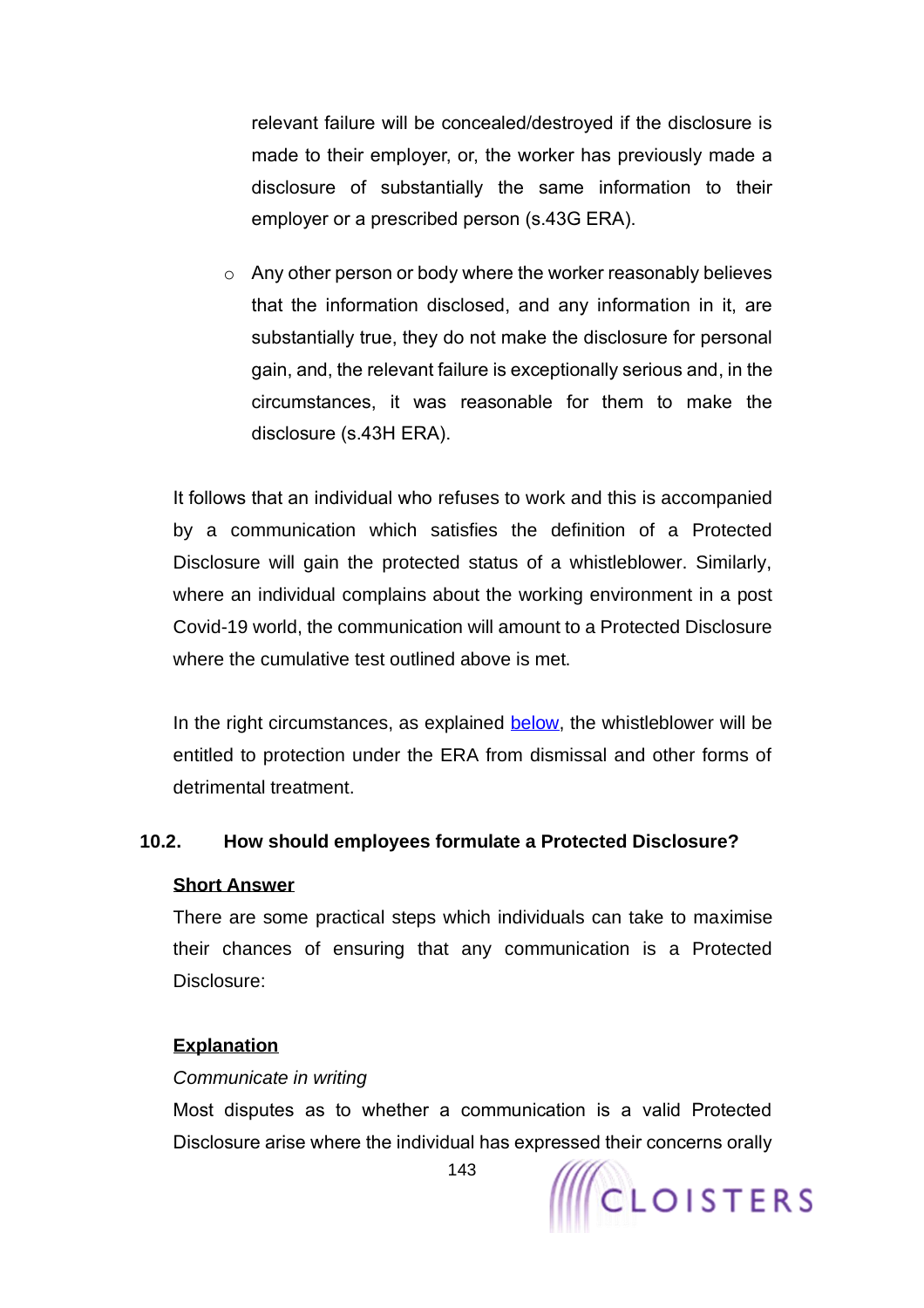relevant failure will be concealed/destroyed if the disclosure is made to their employer, or, the worker has previously made a disclosure of substantially the same information to their employer or a prescribed person (s.43G ERA).

- Any other person or body where the worker reasonably believes that the information disclosed, and any information in it, are substantially true, they do not make the disclosure for personal gain, and, the relevant failure is exceptionally serious and, in the circumstances, it was reasonable for them to make the disclosure (s.43H ERA).

It follows that an individual who refuses to work and this is accompanied by a communication which satisfies the definition of a Protected Disclosure will gain the protected status of a whistleblower. Similarly, where an individual complains about the working environment in a post Covid-19 world, the communication will amount to a Protected Disclosure where the cumulative test outlined above is met.

In the right circumstances, as explained below, the whistleblower will be entitled to protection under the ERA from dismissal and other forms of detrimental treatment.

### 10.2. How should employees formulate a Protected Disclosure?

**Short Answer**

There are some practical steps which individuals can take to maximise their chances of ensuring that any communication is a Protected Disclosure:

**Explanation**

*Communicate in writing*

Most disputes as to whether a communication is a valid Protected Disclosure arise where the individual has expressed their concerns orally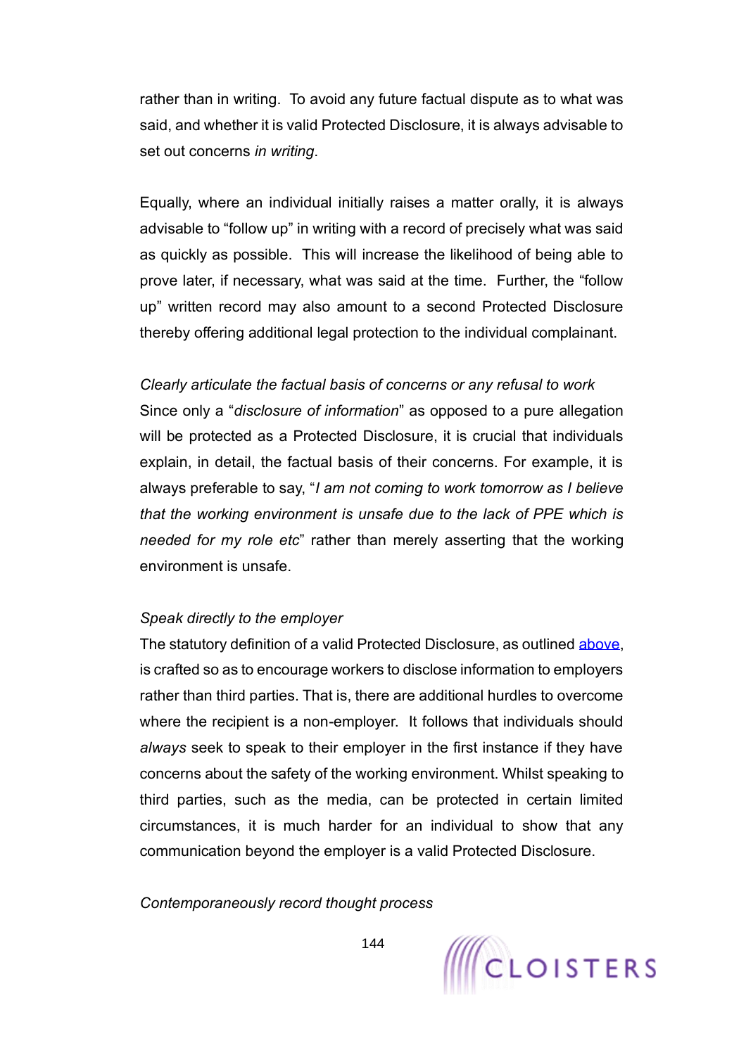rather than in writing. To avoid any future factual dispute as to what was said, and whether it is valid Protected Disclosure, it is always advisable to set out concerns *in writing*.

Equally, where an individual initially raises a matter orally, it is always advisable to "follow up" in writing with a record of precisely what was said as quickly as possible. This will increase the likelihood of being able to prove later, if necessary, what was said at the time. Further, the "follow up" written record may also amount to a second Protected Disclosure thereby offering additional legal protection to the individual complainant.

*Clearly articulate the factual basis of concerns or any refusal to work*

Since only a "*disclosure of information*" as opposed to a pure allegation will be protected as a Protected Disclosure, it is crucial that individuals explain, in detail, the factual basis of their concerns. For example, it is always preferable to say, "*I am not coming to work tomorrow as I believe that the working environment is unsafe due to the lack of PPE which is needed for my role etc*" rather than merely asserting that the working environment is unsafe.

*Speak directly to the employer*

The statutory definition of a valid Protected Disclosure, as outlined above, is crafted so as to encourage workers to disclose information to employers rather than third parties. That is, there are additional hurdles to overcome where the recipient is a non-employer. It follows that individuals should *always* seek to speak to their employer in the first instance if they have concerns about the safety of the working environment. Whilst speaking to third parties, such as the media, can be protected in certain limited circumstances, it is much harder for an individual to show that any communication beyond the employer is a valid Protected Disclosure.

*Contemporaneously record thought process*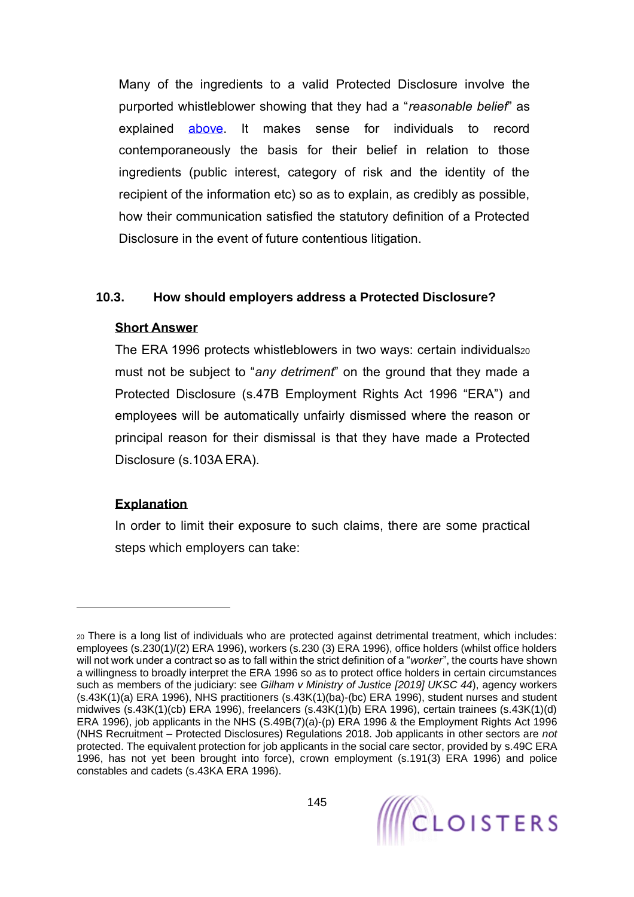Many of the ingredients to a valid Protected Disclosure involve the purported whistleblower showing that they had a "*reasonable belief*" as explained above. It makes sense for individuals to record contemporaneously the basis for their belief in relation to those ingredients (public interest, category of risk and the identity of the recipient of the information etc) so as to explain, as credibly as possible, how their communication satisfied the statutory definition of a Protected Disclosure in the event of future contentious litigation.

### 10.3. How should employers address a Protected Disclosure?

**Short Answer**

The ERA 1996 protects whistleblowers in two ways: certain individuals[20] must not be subject to "*any detriment*" on the ground that they made a Protected Disclosure (s.47B Employment Rights Act 1996 "ERA") and employees will be automatically unfairly dismissed where the reason or principal reason for their dismissal is that they have made a Protected Disclosure (s.103A ERA).

**Explanation**

In order to limit their exposure to such claims, there are some practical steps which employers can take:

---

[20] There is a long list of individuals who are protected against detrimental treatment, which includes: employees (s.230(1)/(2) ERA 1996), workers (s.230 (3) ERA 1996), office holders (whilst office holders will not work under a contract so as to fall within the strict definition of a "*worker*", the courts have shown a willingness to broadly interpret the ERA 1996 so as to protect office holders in certain circumstances such as members of the judiciary: see *Gilham v Ministry of Justice [2019] UKSC 44*), agency workers (s.43K(1)(a) ERA 1996), NHS practitioners (s.43K(1)(ba)-(bc) ERA 1996), student nurses and student midwives (s.43K(1)(cb) ERA 1996), freelancers (s.43K(1)(b) ERA 1996), certain trainees (s.43K(1)(d) ERA 1996), job applicants in the NHS (S.49B(7)(a)-(p) ERA 1996 & the Employment Rights Act 1996 (NHS Recruitment – Protected Disclosures) Regulations 2018. Job applicants in other sectors are *not* protected. The equivalent protection for job applicants in the social care sector, provided by s.49C ERA 1996, has not yet been brought into force), crown employment (s.191(3) ERA 1996) and police constables and cadets (s.43KA ERA 1996).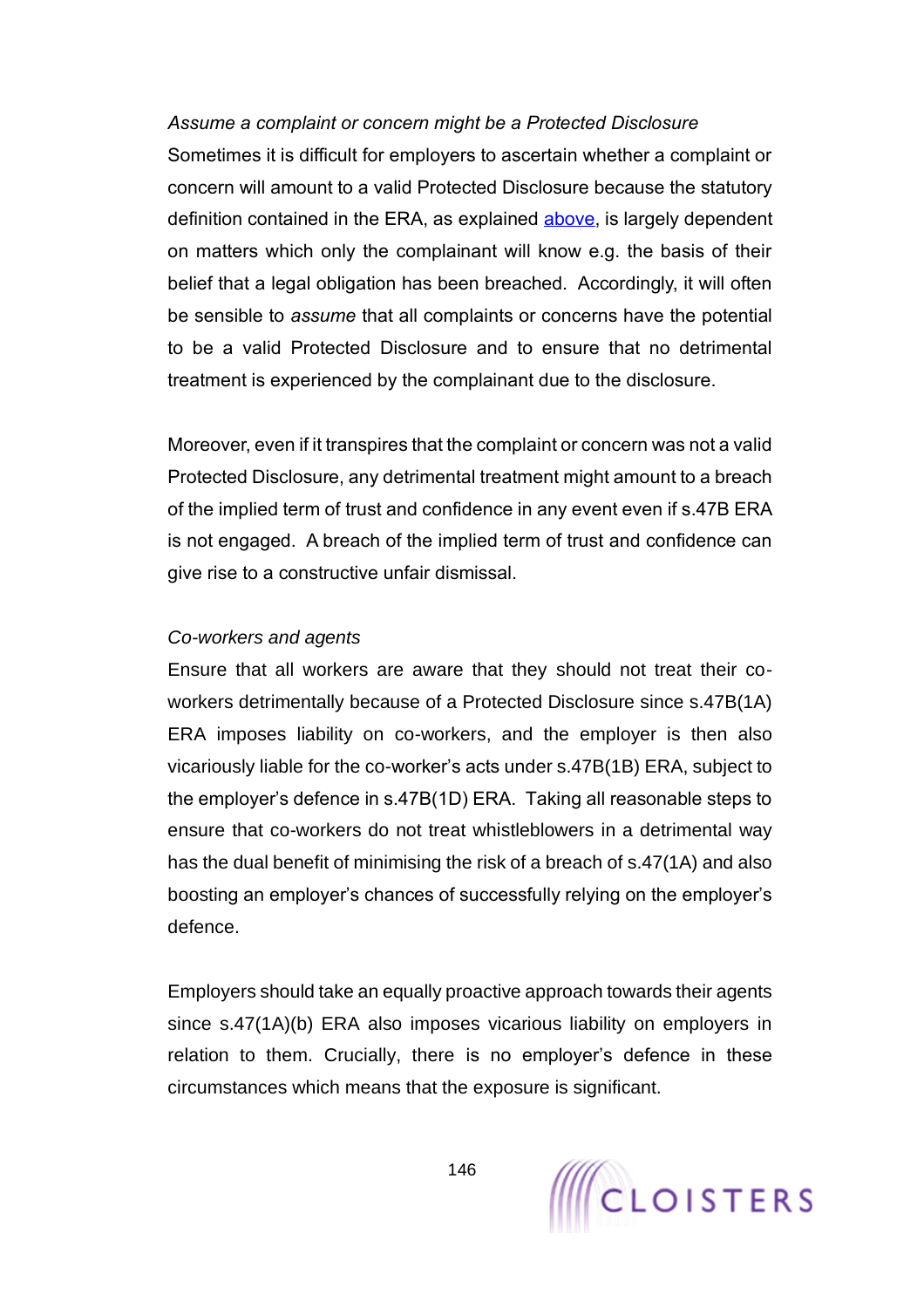*Assume a complaint or concern might be a Protected Disclosure*

Sometimes it is difficult for employers to ascertain whether a complaint or concern will amount to a valid Protected Disclosure because the statutory definition contained in the ERA, as explained [above](#), is largely dependent on matters which only the complainant will know e.g. the basis of their belief that a legal obligation has been breached. Accordingly, it will often be sensible to *assume* that all complaints or concerns have the potential to be a valid Protected Disclosure and to ensure that no detrimental treatment is experienced by the complainant due to the disclosure.

Moreover, even if it transpires that the complaint or concern was not a valid Protected Disclosure, any detrimental treatment might amount to a breach of the implied term of trust and confidence in any event even if s.47B ERA is not engaged. A breach of the implied term of trust and confidence can give rise to a constructive unfair dismissal.

*Co-workers and agents*

Ensure that all workers are aware that they should not treat their co-workers detrimentally because of a Protected Disclosure since s.47B(1A) ERA imposes liability on co-workers, and the employer is then also vicariously liable for the co-worker's acts under s.47B(1B) ERA, subject to the employer's defence in s.47B(1D) ERA. Taking all reasonable steps to ensure that co-workers do not treat whistleblowers in a detrimental way has the dual benefit of minimising the risk of a breach of s.47(1A) and also boosting an employer's chances of successfully relying on the employer's defence.

Employers should take an equally proactive approach towards their agents since s.47(1A)(b) ERA also imposes vicarious liability on employers in relation to them. Crucially, there is no employer's defence in these circumstances which means that the exposure is significant.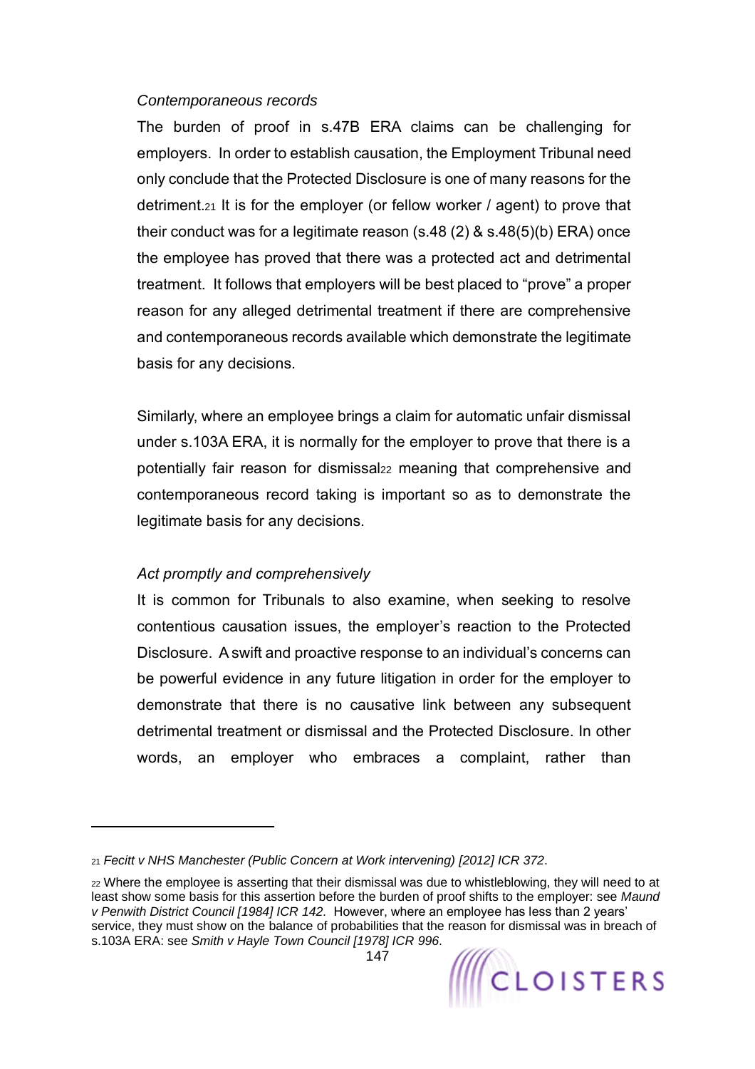*Contemporaneous records*

The burden of proof in s.47B ERA claims can be challenging for employers. In order to establish causation, the Employment Tribunal need only conclude that the Protected Disclosure is one of many reasons for the detriment.[21] It is for the employer (or fellow worker / agent) to prove that their conduct was for a legitimate reason (s.48 (2) & s.48(5)(b) ERA) once the employee has proved that there was a protected act and detrimental treatment. It follows that employers will be best placed to "prove" a proper reason for any alleged detrimental treatment if there are comprehensive and contemporaneous records available which demonstrate the legitimate basis for any decisions.

Similarly, where an employee brings a claim for automatic unfair dismissal under s.103A ERA, it is normally for the employer to prove that there is a potentially fair reason for dismissal[22] meaning that comprehensive and contemporaneous record taking is important so as to demonstrate the legitimate basis for any decisions.

*Act promptly and comprehensively*

It is common for Tribunals to also examine, when seeking to resolve contentious causation issues, the employer's reaction to the Protected Disclosure. A swift and proactive response to an individual's concerns can be powerful evidence in any future litigation in order for the employer to demonstrate that there is no causative link between any subsequent detrimental treatment or dismissal and the Protected Disclosure. In other words, an employer who embraces a complaint, rather than

---

[21] *Fecitt v NHS Manchester (Public Concern at Work intervening) [2012] ICR 372*.

[22] Where the employee is asserting that their dismissal was due to whistleblowing, they will need to at least show some basis for this assertion before the burden of proof shifts to the employer: see *Maund v Penwith District Council [1984] ICR 142*. However, where an employee has less than 2 years' service, they must show on the balance of probabilities that the reason for dismissal was in breach of s.103A ERA: see *Smith v Hayle Town Council [1978] ICR 996*.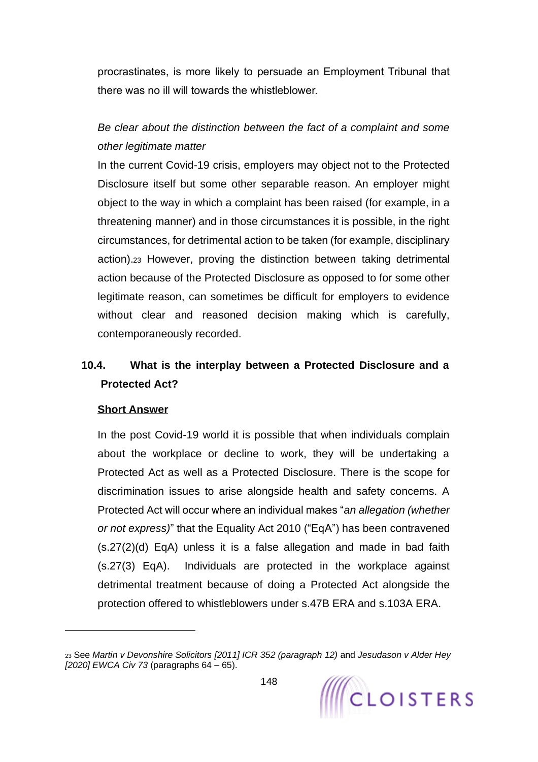procrastinates, is more likely to persuade an Employment Tribunal that there was no ill will towards the whistleblower.

*Be clear about the distinction between the fact of a complaint and some other legitimate matter*

In the current Covid-19 crisis, employers may object not to the Protected Disclosure itself but some other separable reason. An employer might object to the way in which a complaint has been raised (for example, in a threatening manner) and in those circumstances it is possible, in the right circumstances, for detrimental action to be taken (for example, disciplinary action).[23] However, proving the distinction between taking detrimental action because of the Protected Disclosure as opposed to for some other legitimate reason, can sometimes be difficult for employers to evidence without clear and reasoned decision making which is carefully, contemporaneously recorded.

## 10.4. What is the interplay between a Protected Disclosure and a Protected Act?

**<u>Short Answer</u>**

In the post Covid-19 world it is possible that when individuals complain about the workplace or decline to work, they will be undertaking a Protected Act as well as a Protected Disclosure. There is the scope for discrimination issues to arise alongside health and safety concerns. A Protected Act will occur where an individual makes "*an allegation (whether or not express)*" that the Equality Act 2010 ("EqA") has been contravened (s.27(2)(d) EqA) unless it is a false allegation and made in bad faith (s.27(3) EqA). Individuals are protected in the workplace against detrimental treatment because of doing a Protected Act alongside the protection offered to whistleblowers under s.47B ERA and s.103A ERA.

---

[23] See *Martin v Devonshire Solicitors [2011] ICR 352 (paragraph 12)* and *Jesudason v Alder Hey [2020] EWCA Civ 73* (paragraphs 64 – 65).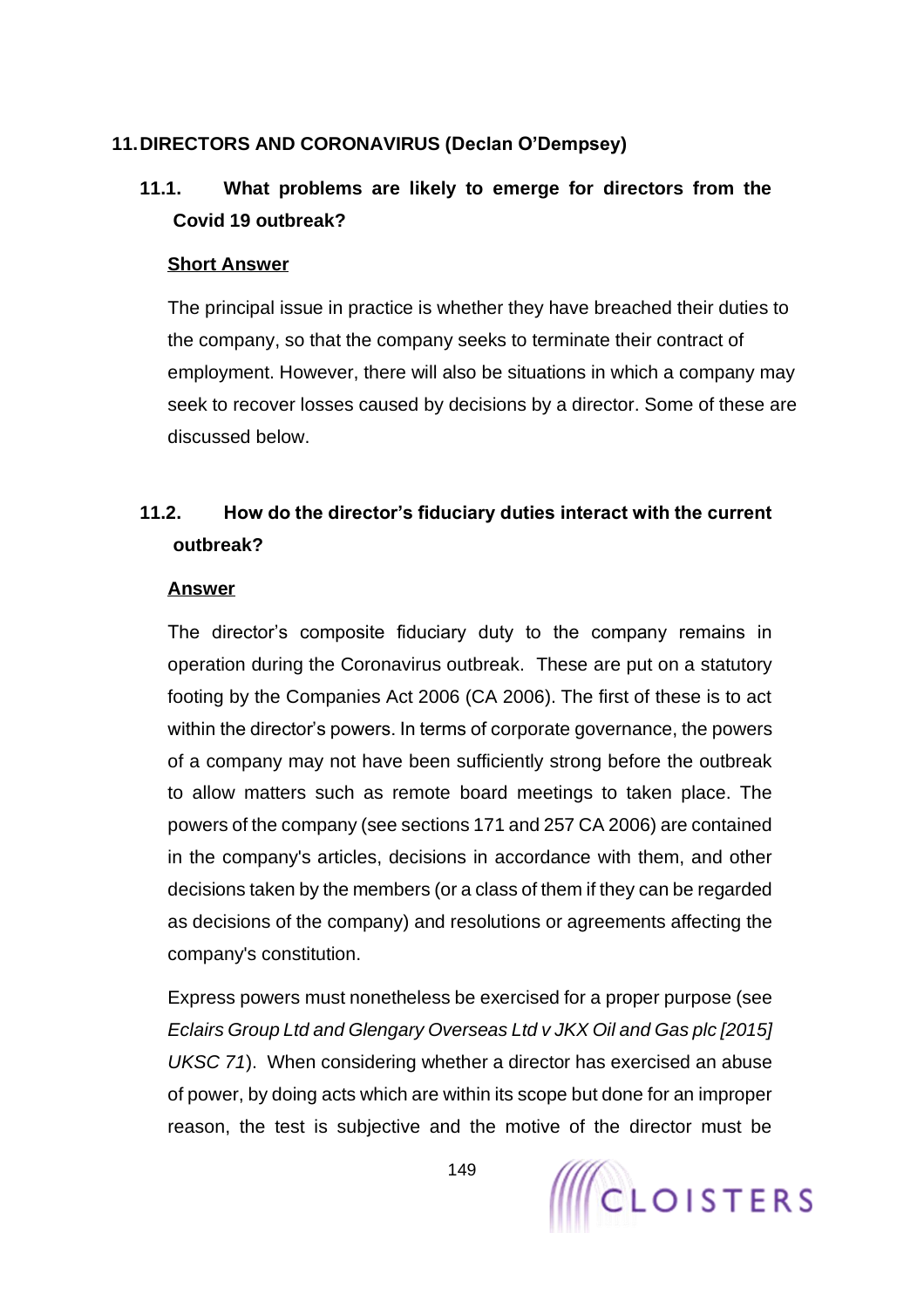## 11. DIRECTORS AND CORONAVIRUS (Declan O'Dempsey)

### 11.1. What problems are likely to emerge for directors from the Covid 19 outbreak?

**Short Answer**

The principal issue in practice is whether they have breached their duties to the company, so that the company seeks to terminate their contract of employment. However, there will also be situations in which a company may seek to recover losses caused by decisions by a director. Some of these are discussed below.

### 11.2. How do the director's fiduciary duties interact with the current outbreak?

**Answer**

The director's composite fiduciary duty to the company remains in operation during the Coronavirus outbreak. These are put on a statutory footing by the Companies Act 2006 (CA 2006). The first of these is to act within the director's powers. In terms of corporate governance, the powers of a company may not have been sufficiently strong before the outbreak to allow matters such as remote board meetings to taken place. The powers of the company (see sections 171 and 257 CA 2006) are contained in the company's articles, decisions in accordance with them, and other decisions taken by the members (or a class of them if they can be regarded as decisions of the company) and resolutions or agreements affecting the company's constitution.

Express powers must nonetheless be exercised for a proper purpose (see *Eclairs Group Ltd and Glengary Overseas Ltd v JKX Oil and Gas plc [2015] UKSC 71*). When considering whether a director has exercised an abuse of power, by doing acts which are within its scope but done for an improper reason, the test is subjective and the motive of the director must be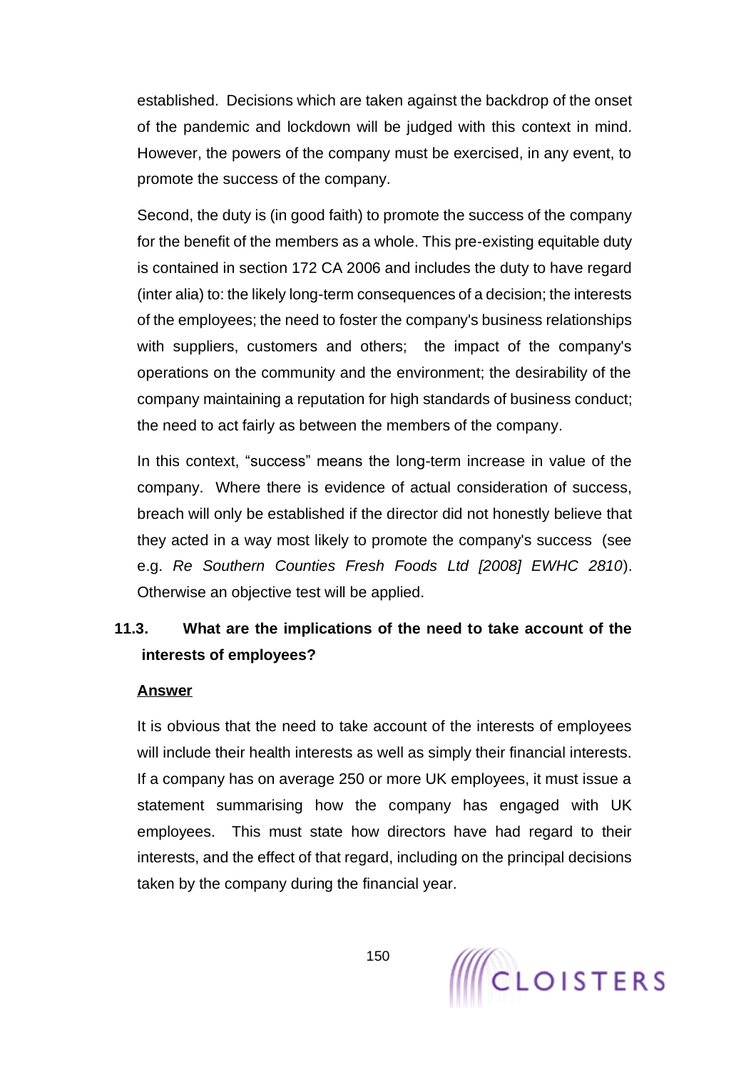established. Decisions which are taken against the backdrop of the onset of the pandemic and lockdown will be judged with this context in mind. However, the powers of the company must be exercised, in any event, to promote the success of the company.

Second, the duty is (in good faith) to promote the success of the company for the benefit of the members as a whole. This pre-existing equitable duty is contained in section 172 CA 2006 and includes the duty to have regard (inter alia) to: the likely long-term consequences of a decision; the interests of the employees; the need to foster the company's business relationships with suppliers, customers and others; the impact of the company's operations on the community and the environment; the desirability of the company maintaining a reputation for high standards of business conduct; the need to act fairly as between the members of the company.

In this context, "success" means the long-term increase in value of the company. Where there is evidence of actual consideration of success, breach will only be established if the director did not honestly believe that they acted in a way most likely to promote the company's success (see e.g. *Re Southern Counties Fresh Foods Ltd [2008] EWHC 2810*). Otherwise an objective test will be applied.

### 11.3. What are the implications of the need to take account of the interests of employees?

**Answer**

It is obvious that the need to take account of the interests of employees will include their health interests as well as simply their financial interests. If a company has on average 250 or more UK employees, it must issue a statement summarising how the company has engaged with UK employees. This must state how directors have had regard to their interests, and the effect of that regard, including on the principal decisions taken by the company during the financial year.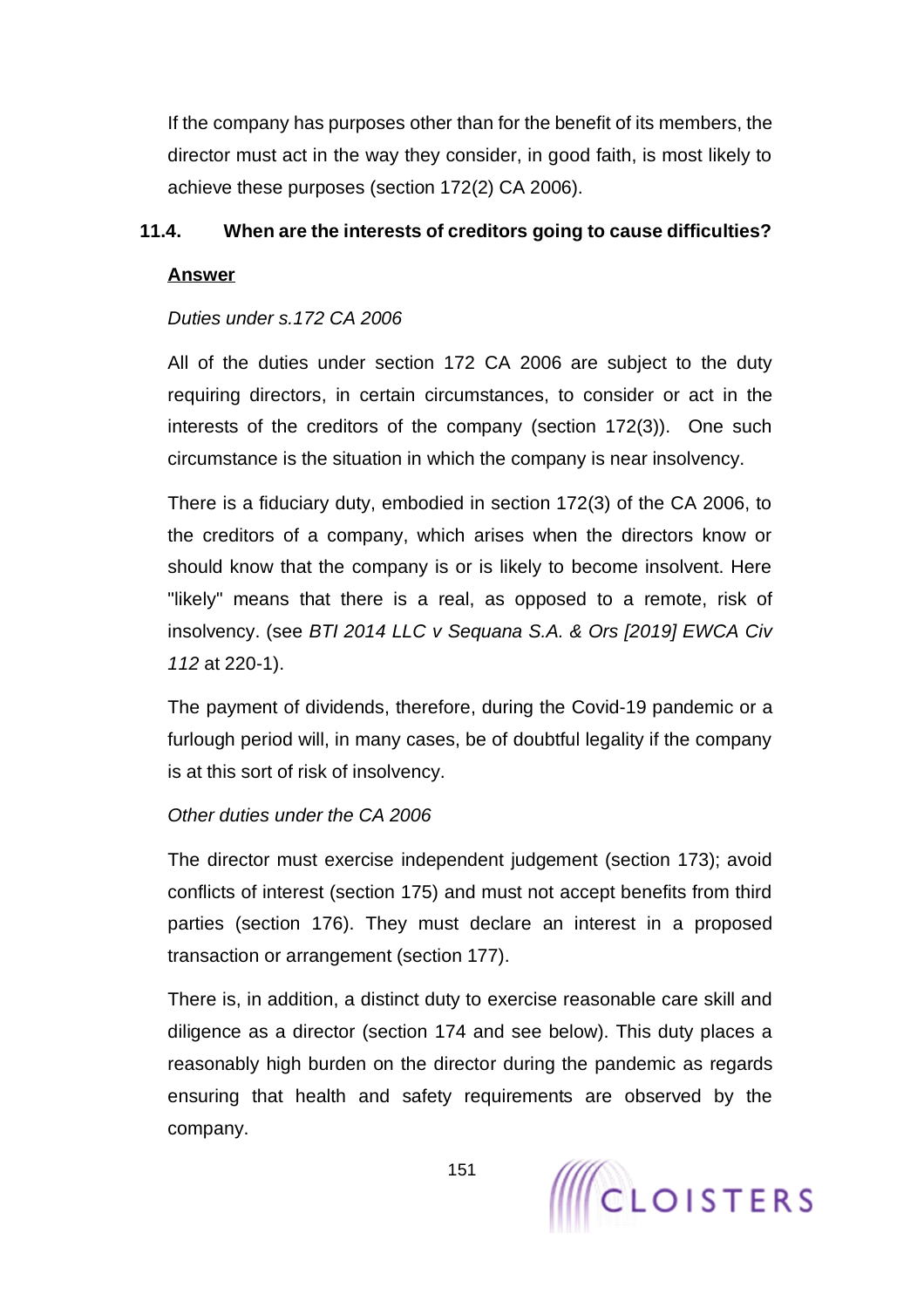If the company has purposes other than for the benefit of its members, the director must act in the way they consider, in good faith, is most likely to achieve these purposes (section 172(2) CA 2006).

### 11.4. When are the interests of creditors going to cause difficulties?

**Answer**

*Duties under s.172 CA 2006*

All of the duties under section 172 CA 2006 are subject to the duty requiring directors, in certain circumstances, to consider or act in the interests of the creditors of the company (section 172(3)). One such circumstance is the situation in which the company is near insolvency.

There is a fiduciary duty, embodied in section 172(3) of the CA 2006, to the creditors of a company, which arises when the directors know or should know that the company is or is likely to become insolvent. Here "likely" means that there is a real, as opposed to a remote, risk of insolvency. (see *BTI 2014 LLC v Sequana S.A. & Ors [2019] EWCA Civ 112* at 220-1).

The payment of dividends, therefore, during the Covid-19 pandemic or a furlough period will, in many cases, be of doubtful legality if the company is at this sort of risk of insolvency.

*Other duties under the CA 2006*

The director must exercise independent judgement (section 173); avoid conflicts of interest (section 175) and must not accept benefits from third parties (section 176). They must declare an interest in a proposed transaction or arrangement (section 177).

There is, in addition, a distinct duty to exercise reasonable care skill and diligence as a director (section 174 and see below). This duty places a reasonably high burden on the director during the pandemic as regards ensuring that health and safety requirements are observed by the company.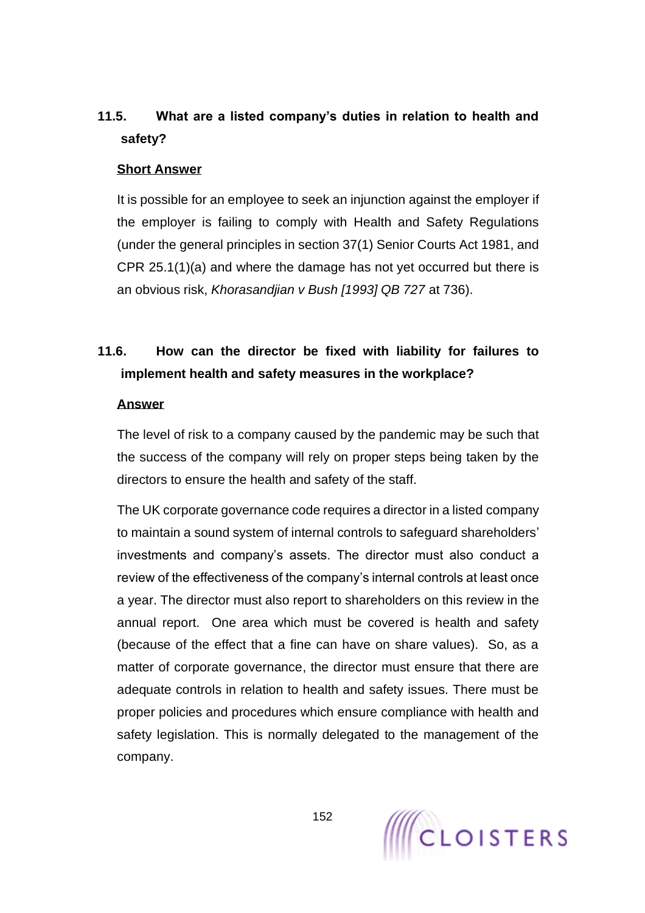### 11.5. What are a listed company's duties in relation to health and safety?

**Short Answer**

It is possible for an employee to seek an injunction against the employer if the employer is failing to comply with Health and Safety Regulations (under the general principles in section 37(1) Senior Courts Act 1981, and CPR 25.1(1)(a) and where the damage has not yet occurred but there is an obvious risk, *Khorasandjian v Bush [1993] QB 727* at 736).

### 11.6. How can the director be fixed with liability for failures to implement health and safety measures in the workplace?

**Answer**

The level of risk to a company caused by the pandemic may be such that the success of the company will rely on proper steps being taken by the directors to ensure the health and safety of the staff.

The UK corporate governance code requires a director in a listed company to maintain a sound system of internal controls to safeguard shareholders' investments and company's assets. The director must also conduct a review of the effectiveness of the company's internal controls at least once a year. The director must also report to shareholders on this review in the annual report. One area which must be covered is health and safety (because of the effect that a fine can have on share values). So, as a matter of corporate governance, the director must ensure that there are adequate controls in relation to health and safety issues. There must be proper policies and procedures which ensure compliance with health and safety legislation. This is normally delegated to the management of the company.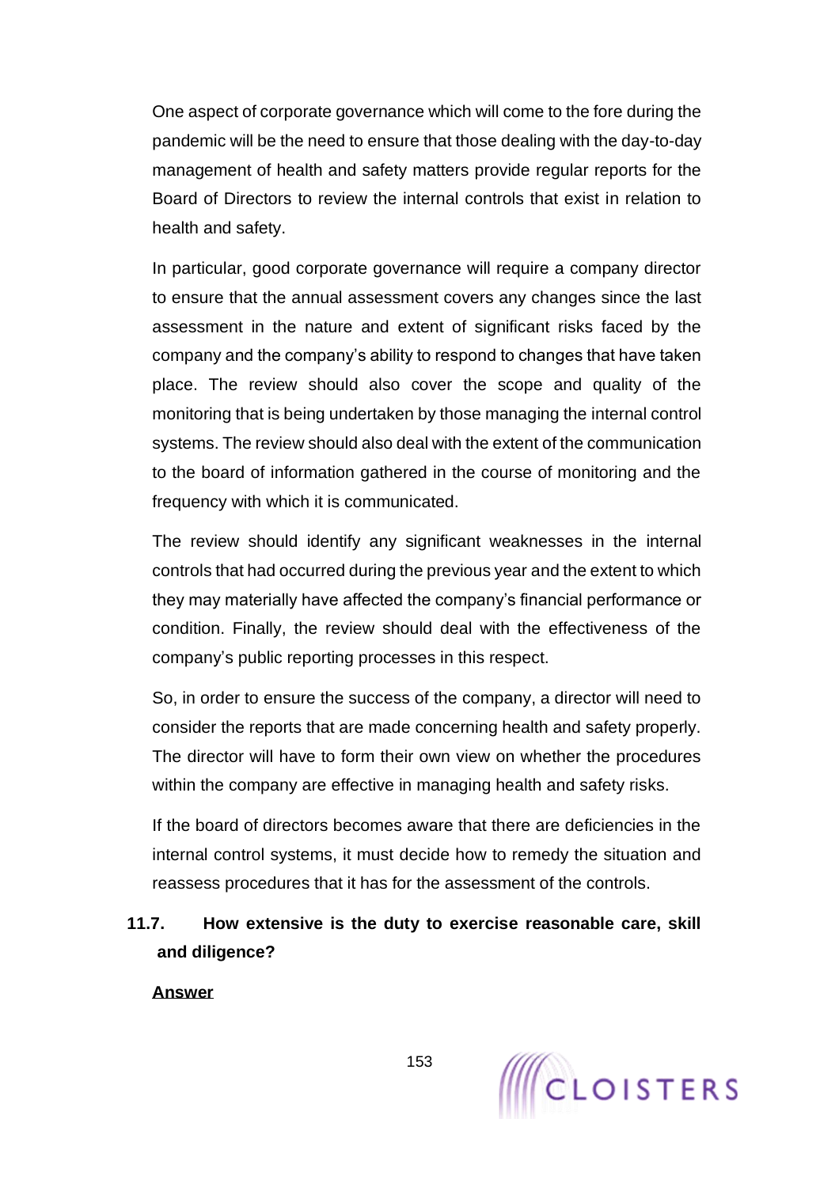One aspect of corporate governance which will come to the fore during the pandemic will be the need to ensure that those dealing with the day-to-day management of health and safety matters provide regular reports for the Board of Directors to review the internal controls that exist in relation to health and safety.

In particular, good corporate governance will require a company director to ensure that the annual assessment covers any changes since the last assessment in the nature and extent of significant risks faced by the company and the company's ability to respond to changes that have taken place. The review should also cover the scope and quality of the monitoring that is being undertaken by those managing the internal control systems. The review should also deal with the extent of the communication to the board of information gathered in the course of monitoring and the frequency with which it is communicated.

The review should identify any significant weaknesses in the internal controls that had occurred during the previous year and the extent to which they may materially have affected the company's financial performance or condition. Finally, the review should deal with the effectiveness of the company's public reporting processes in this respect.

So, in order to ensure the success of the company, a director will need to consider the reports that are made concerning health and safety properly. The director will have to form their own view on whether the procedures within the company are effective in managing health and safety risks.

If the board of directors becomes aware that there are deficiencies in the internal control systems, it must decide how to remedy the situation and reassess procedures that it has for the assessment of the controls.

### 11.7. How extensive is the duty to exercise reasonable care, skill and diligence?

**Answer**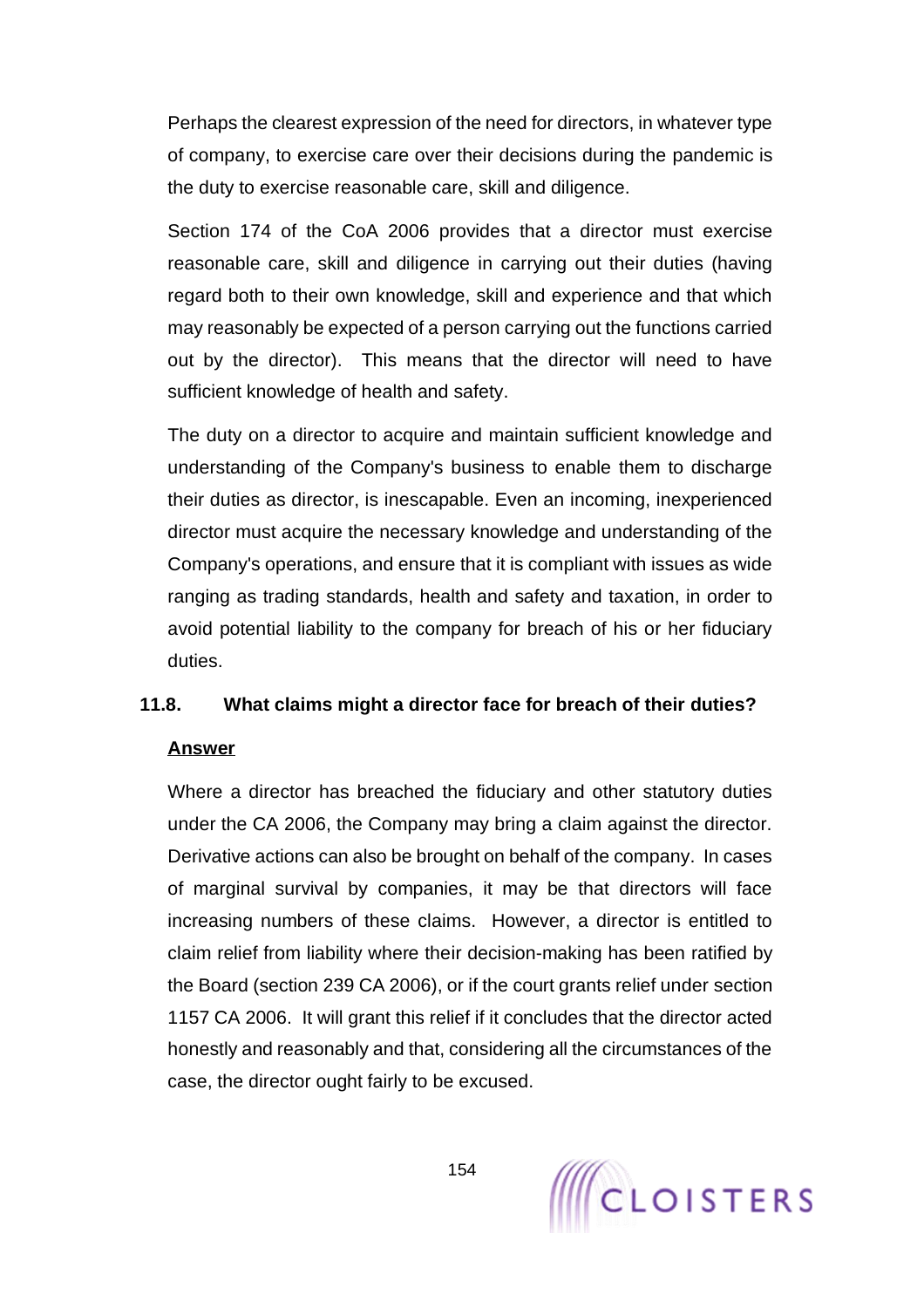Perhaps the clearest expression of the need for directors, in whatever type of company, to exercise care over their decisions during the pandemic is the duty to exercise reasonable care, skill and diligence.

Section 174 of the CoA 2006 provides that a director must exercise reasonable care, skill and diligence in carrying out their duties (having regard both to their own knowledge, skill and experience and that which may reasonably be expected of a person carrying out the functions carried out by the director). This means that the director will need to have sufficient knowledge of health and safety.

The duty on a director to acquire and maintain sufficient knowledge and understanding of the Company's business to enable them to discharge their duties as director, is inescapable. Even an incoming, inexperienced director must acquire the necessary knowledge and understanding of the Company's operations, and ensure that it is compliant with issues as wide ranging as trading standards, health and safety and taxation, in order to avoid potential liability to the company for breach of his or her fiduciary duties.

### 11.8. What claims might a director face for breach of their duties?

**Answer**

Where a director has breached the fiduciary and other statutory duties under the CA 2006, the Company may bring a claim against the director. Derivative actions can also be brought on behalf of the company. In cases of marginal survival by companies, it may be that directors will face increasing numbers of these claims. However, a director is entitled to claim relief from liability where their decision-making has been ratified by the Board (section 239 CA 2006), or if the court grants relief under section 1157 CA 2006. It will grant this relief if it concludes that the director acted honestly and reasonably and that, considering all the circumstances of the case, the director ought fairly to be excused.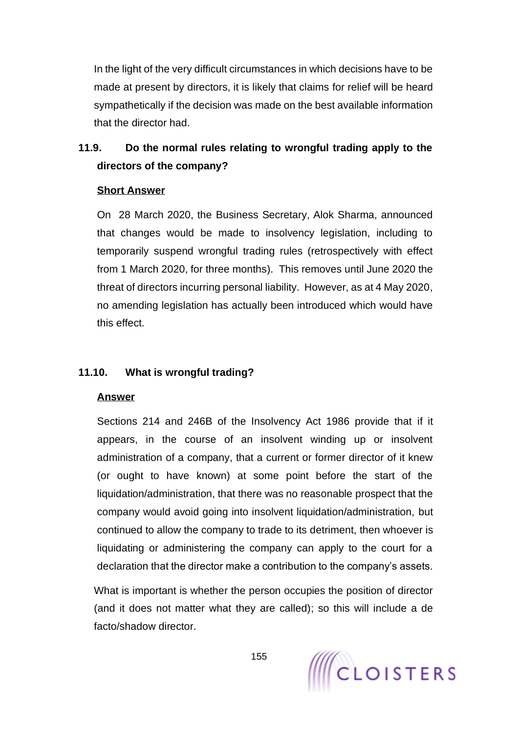In the light of the very difficult circumstances in which decisions have to be made at present by directors, it is likely that claims for relief will be heard sympathetically if the decision was made on the best available information that the director had.

### 11.9. Do the normal rules relating to wrongful trading apply to the directors of the company?

**Short Answer**

On 28 March 2020, the Business Secretary, Alok Sharma, announced that changes would be made to insolvency legislation, including to temporarily suspend wrongful trading rules (retrospectively with effect from 1 March 2020, for three months). This removes until June 2020 the threat of directors incurring personal liability. However, as at 4 May 2020, no amending legislation has actually been introduced which would have this effect.

### 11.10. What is wrongful trading?

**Answer**

Sections 214 and 246B of the Insolvency Act 1986 provide that if it appears, in the course of an insolvent winding up or insolvent administration of a company, that a current or former director of it knew (or ought to have known) at some point before the start of the liquidation/administration, that there was no reasonable prospect that the company would avoid going into insolvent liquidation/administration, but continued to allow the company to trade to its detriment, then whoever is liquidating or administering the company can apply to the court for a declaration that the director make a contribution to the company's assets.

What is important is whether the person occupies the position of director (and it does not matter what they are called); so this will include a de facto/shadow director.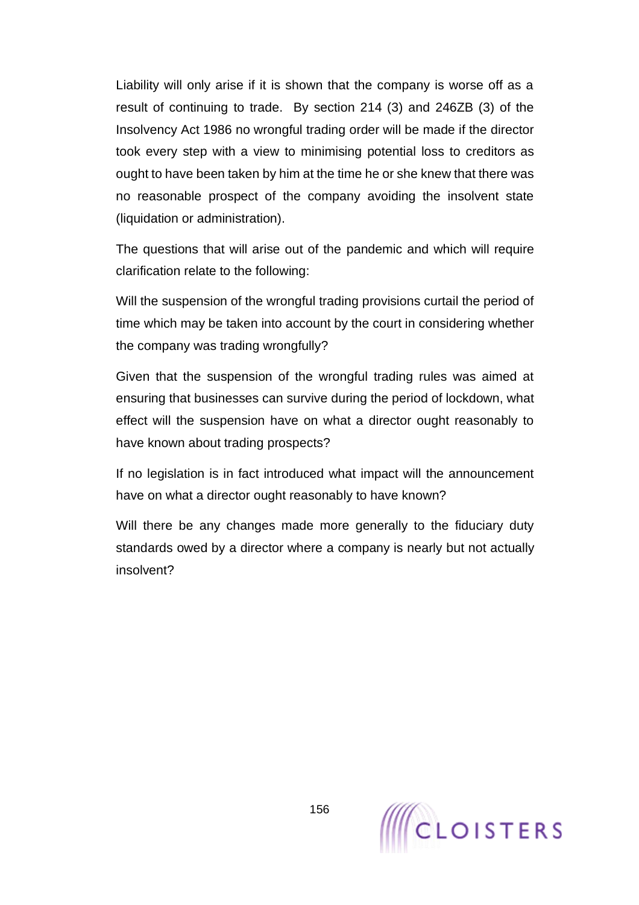Liability will only arise if it is shown that the company is worse off as a result of continuing to trade. By section 214 (3) and 246ZB (3) of the Insolvency Act 1986 no wrongful trading order will be made if the director took every step with a view to minimising potential loss to creditors as ought to have been taken by him at the time he or she knew that there was no reasonable prospect of the company avoiding the insolvent state (liquidation or administration).

The questions that will arise out of the pandemic and which will require clarification relate to the following:

Will the suspension of the wrongful trading provisions curtail the period of time which may be taken into account by the court in considering whether the company was trading wrongfully?

Given that the suspension of the wrongful trading rules was aimed at ensuring that businesses can survive during the period of lockdown, what effect will the suspension have on what a director ought reasonably to have known about trading prospects?

If no legislation is in fact introduced what impact will the announcement have on what a director ought reasonably to have known?

Will there be any changes made more generally to the fiduciary duty standards owed by a director where a company is nearly but not actually insolvent?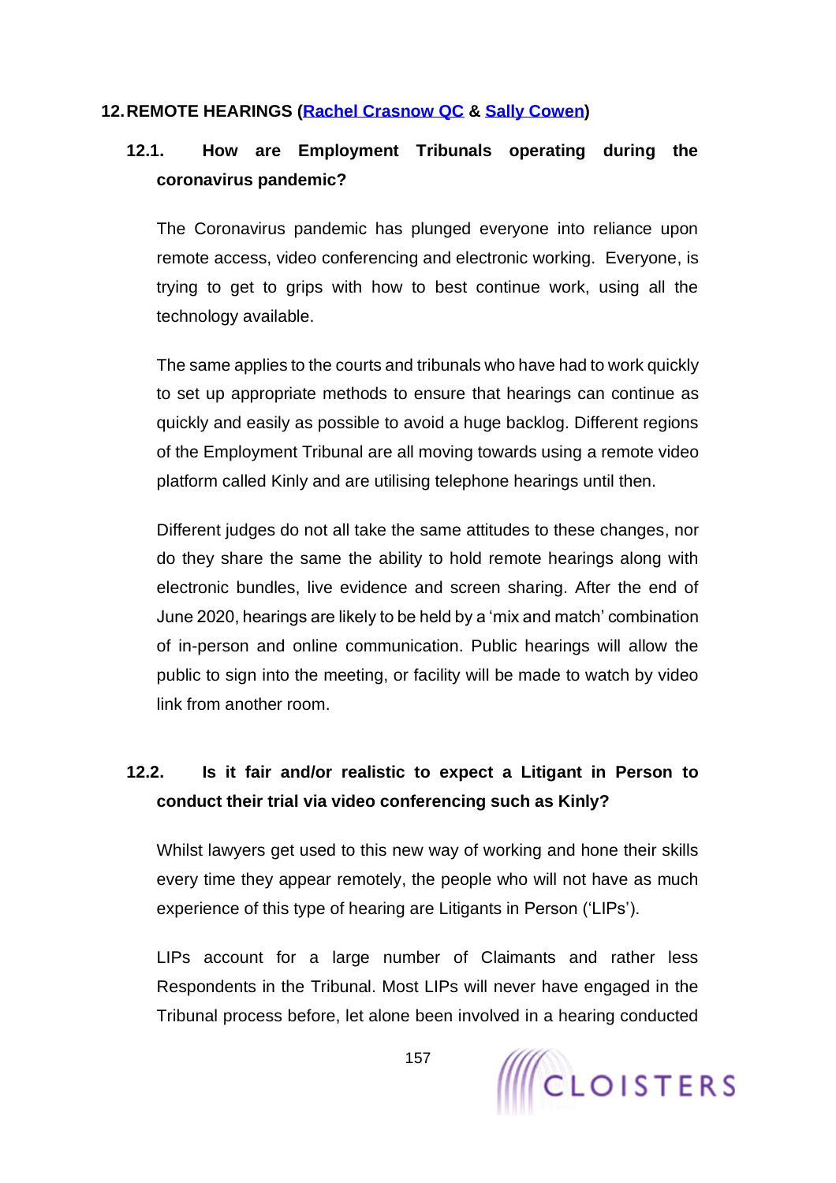## 12. REMOTE HEARINGS ([Rachel Crasnow QC](#) & [Sally Cowen](#))

### 12.1. How are Employment Tribunals operating during the coronavirus pandemic?

The Coronavirus pandemic has plunged everyone into reliance upon remote access, video conferencing and electronic working. Everyone, is trying to get to grips with how to best continue work, using all the technology available.

The same applies to the courts and tribunals who have had to work quickly to set up appropriate methods to ensure that hearings can continue as quickly and easily as possible to avoid a huge backlog. Different regions of the Employment Tribunal are all moving towards using a remote video platform called Kinly and are utilising telephone hearings until then.

Different judges do not all take the same attitudes to these changes, nor do they share the same the ability to hold remote hearings along with electronic bundles, live evidence and screen sharing. After the end of June 2020, hearings are likely to be held by a 'mix and match' combination of in-person and online communication. Public hearings will allow the public to sign into the meeting, or facility will be made to watch by video link from another room.

### 12.2. Is it fair and/or realistic to expect a Litigant in Person to conduct their trial via video conferencing such as Kinly?

Whilst lawyers get used to this new way of working and hone their skills every time they appear remotely, the people who will not have as much experience of this type of hearing are Litigants in Person ('LIPs').

LIPs account for a large number of Claimants and rather less Respondents in the Tribunal. Most LIPs will never have engaged in the Tribunal process before, let alone been involved in a hearing conducted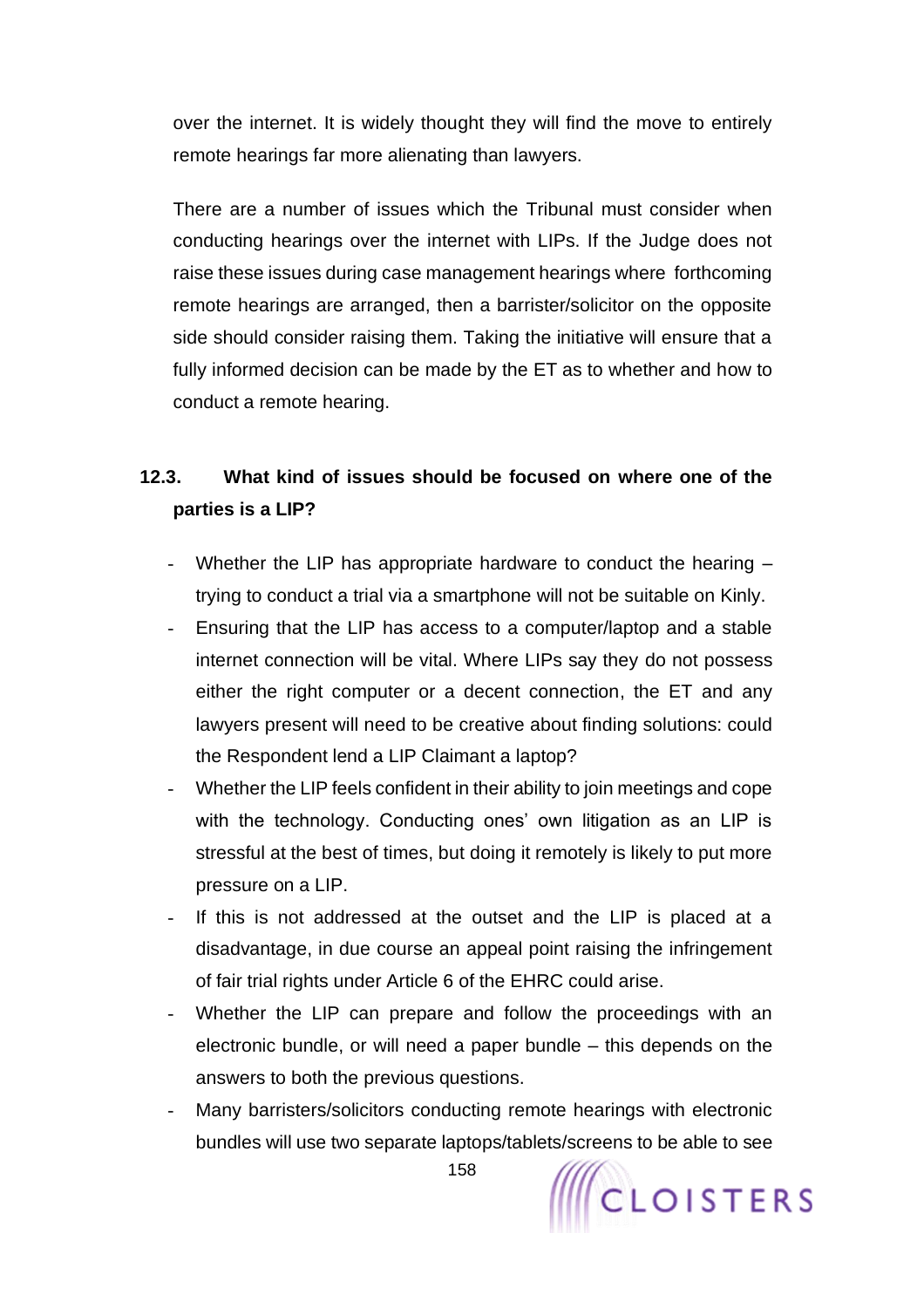over the internet. It is widely thought they will find the move to entirely remote hearings far more alienating than lawyers.

There are a number of issues which the Tribunal must consider when conducting hearings over the internet with LIPs. If the Judge does not raise these issues during case management hearings where forthcoming remote hearings are arranged, then a barrister/solicitor on the opposite side should consider raising them. Taking the initiative will ensure that a fully informed decision can be made by the ET as to whether and how to conduct a remote hearing.

### 12.3. What kind of issues should be focused on where one of the parties is a LIP?

- Whether the LIP has appropriate hardware to conduct the hearing – trying to conduct a trial via a smartphone will not be suitable on Kinly.
- Ensuring that the LIP has access to a computer/laptop and a stable internet connection will be vital. Where LIPs say they do not possess either the right computer or a decent connection, the ET and any lawyers present will need to be creative about finding solutions: could the Respondent lend a LIP Claimant a laptop?
- Whether the LIP feels confident in their ability to join meetings and cope with the technology. Conducting ones' own litigation as an LIP is stressful at the best of times, but doing it remotely is likely to put more pressure on a LIP.
- If this is not addressed at the outset and the LIP is placed at a disadvantage, in due course an appeal point raising the infringement of fair trial rights under Article 6 of the EHRC could arise.
- Whether the LIP can prepare and follow the proceedings with an electronic bundle, or will need a paper bundle – this depends on the answers to both the previous questions.
- Many barristers/solicitors conducting remote hearings with electronic bundles will use two separate laptops/tablets/screens to be able to see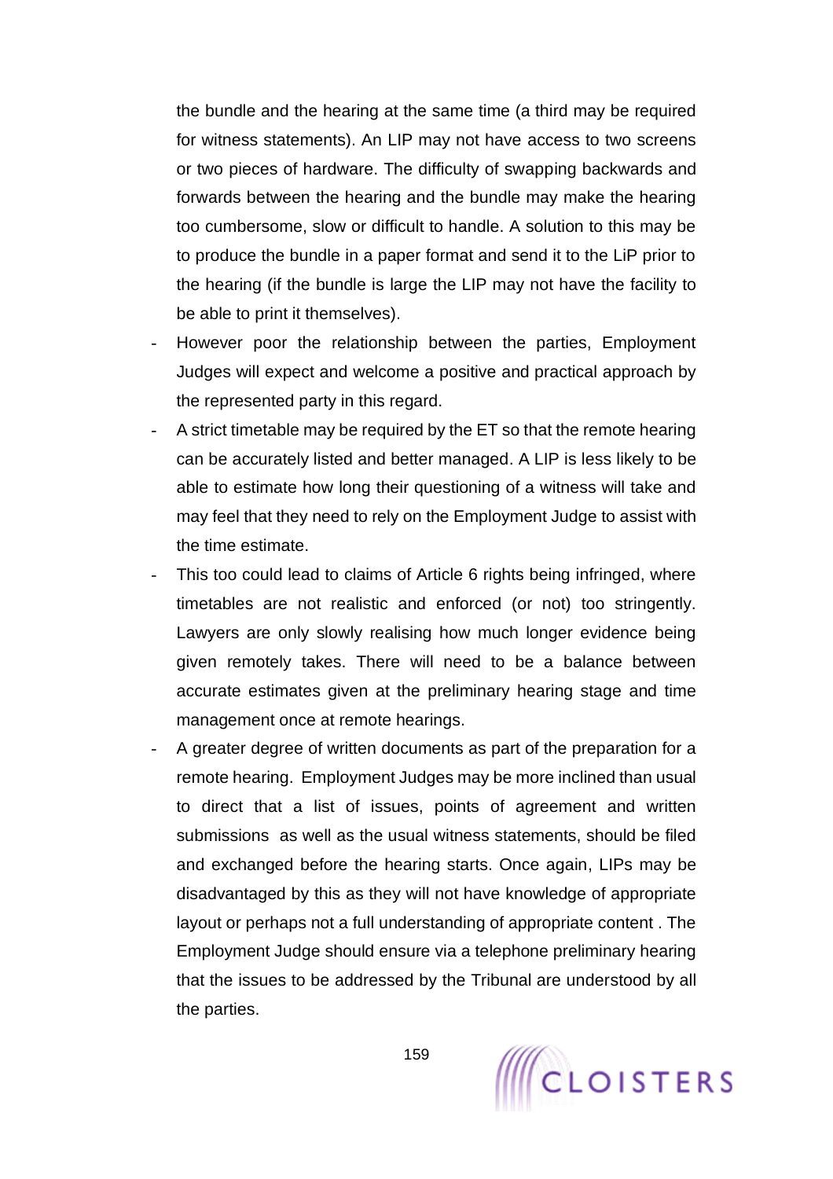the bundle and the hearing at the same time (a third may be required for witness statements). An LIP may not have access to two screens or two pieces of hardware. The difficulty of swapping backwards and forwards between the hearing and the bundle may make the hearing too cumbersome, slow or difficult to handle. A solution to this may be to produce the bundle in a paper format and send it to the LiP prior to the hearing (if the bundle is large the LIP may not have the facility to be able to print it themselves).

- However poor the relationship between the parties, Employment Judges will expect and welcome a positive and practical approach by the represented party in this regard.
- A strict timetable may be required by the ET so that the remote hearing can be accurately listed and better managed. A LIP is less likely to be able to estimate how long their questioning of a witness will take and may feel that they need to rely on the Employment Judge to assist with the time estimate.
- This too could lead to claims of Article 6 rights being infringed, where timetables are not realistic and enforced (or not) too stringently. Lawyers are only slowly realising how much longer evidence being given remotely takes. There will need to be a balance between accurate estimates given at the preliminary hearing stage and time management once at remote hearings.
- A greater degree of written documents as part of the preparation for a remote hearing. Employment Judges may be more inclined than usual to direct that a list of issues, points of agreement and written submissions as well as the usual witness statements, should be filed and exchanged before the hearing starts. Once again, LIPs may be disadvantaged by this as they will not have knowledge of appropriate layout or perhaps not a full understanding of appropriate content . The Employment Judge should ensure via a telephone preliminary hearing that the issues to be addressed by the Tribunal are understood by all the parties.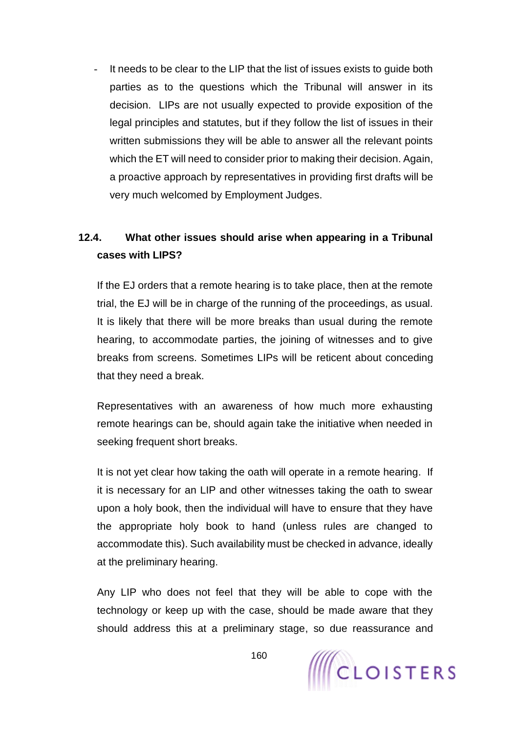- It needs to be clear to the LIP that the list of issues exists to guide both parties as to the questions which the Tribunal will answer in its decision. LIPs are not usually expected to provide exposition of the legal principles and statutes, but if they follow the list of issues in their written submissions they will be able to answer all the relevant points which the ET will need to consider prior to making their decision. Again, a proactive approach by representatives in providing first drafts will be very much welcomed by Employment Judges.

### 12.4. What other issues should arise when appearing in a Tribunal cases with LIPS?

If the EJ orders that a remote hearing is to take place, then at the remote trial, the EJ will be in charge of the running of the proceedings, as usual. It is likely that there will be more breaks than usual during the remote hearing, to accommodate parties, the joining of witnesses and to give breaks from screens. Sometimes LIPs will be reticent about conceding that they need a break.

Representatives with an awareness of how much more exhausting remote hearings can be, should again take the initiative when needed in seeking frequent short breaks.

It is not yet clear how taking the oath will operate in a remote hearing. If it is necessary for an LIP and other witnesses taking the oath to swear upon a holy book, then the individual will have to ensure that they have the appropriate holy book to hand (unless rules are changed to accommodate this). Such availability must be checked in advance, ideally at the preliminary hearing.

Any LIP who does not feel that they will be able to cope with the technology or keep up with the case, should be made aware that they should address this at a preliminary stage, so due reassurance and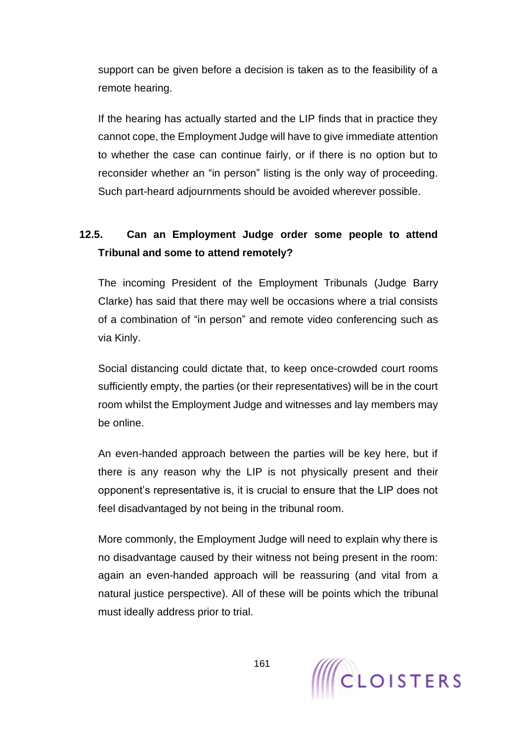support can be given before a decision is taken as to the feasibility of a remote hearing.

If the hearing has actually started and the LIP finds that in practice they cannot cope, the Employment Judge will have to give immediate attention to whether the case can continue fairly, or if there is no option but to reconsider whether an "in person" listing is the only way of proceeding. Such part-heard adjournments should be avoided wherever possible.

### 12.5. Can an Employment Judge order some people to attend Tribunal and some to attend remotely?

The incoming President of the Employment Tribunals (Judge Barry Clarke) has said that there may well be occasions where a trial consists of a combination of "in person" and remote video conferencing such as via Kinly.

Social distancing could dictate that, to keep once-crowded court rooms sufficiently empty, the parties (or their representatives) will be in the court room whilst the Employment Judge and witnesses and lay members may be online.

An even-handed approach between the parties will be key here, but if there is any reason why the LIP is not physically present and their opponent's representative is, it is crucial to ensure that the LIP does not feel disadvantaged by not being in the tribunal room.

More commonly, the Employment Judge will need to explain why there is no disadvantage caused by their witness not being present in the room: again an even-handed approach will be reassuring (and vital from a natural justice perspective). All of these will be points which the tribunal must ideally address prior to trial.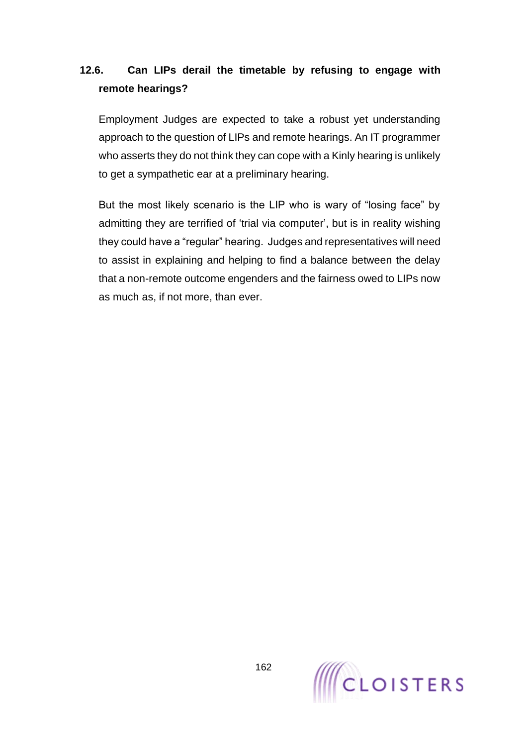### 12.6. Can LIPs derail the timetable by refusing to engage with remote hearings?

Employment Judges are expected to take a robust yet understanding approach to the question of LIPs and remote hearings. An IT programmer who asserts they do not think they can cope with a Kinly hearing is unlikely to get a sympathetic ear at a preliminary hearing.

But the most likely scenario is the LIP who is wary of "losing face" by admitting they are terrified of 'trial via computer', but is in reality wishing they could have a "regular" hearing. Judges and representatives will need to assist in explaining and helping to find a balance between the delay that a non-remote outcome engenders and the fairness owed to LIPs now as much as, if not more, than ever.